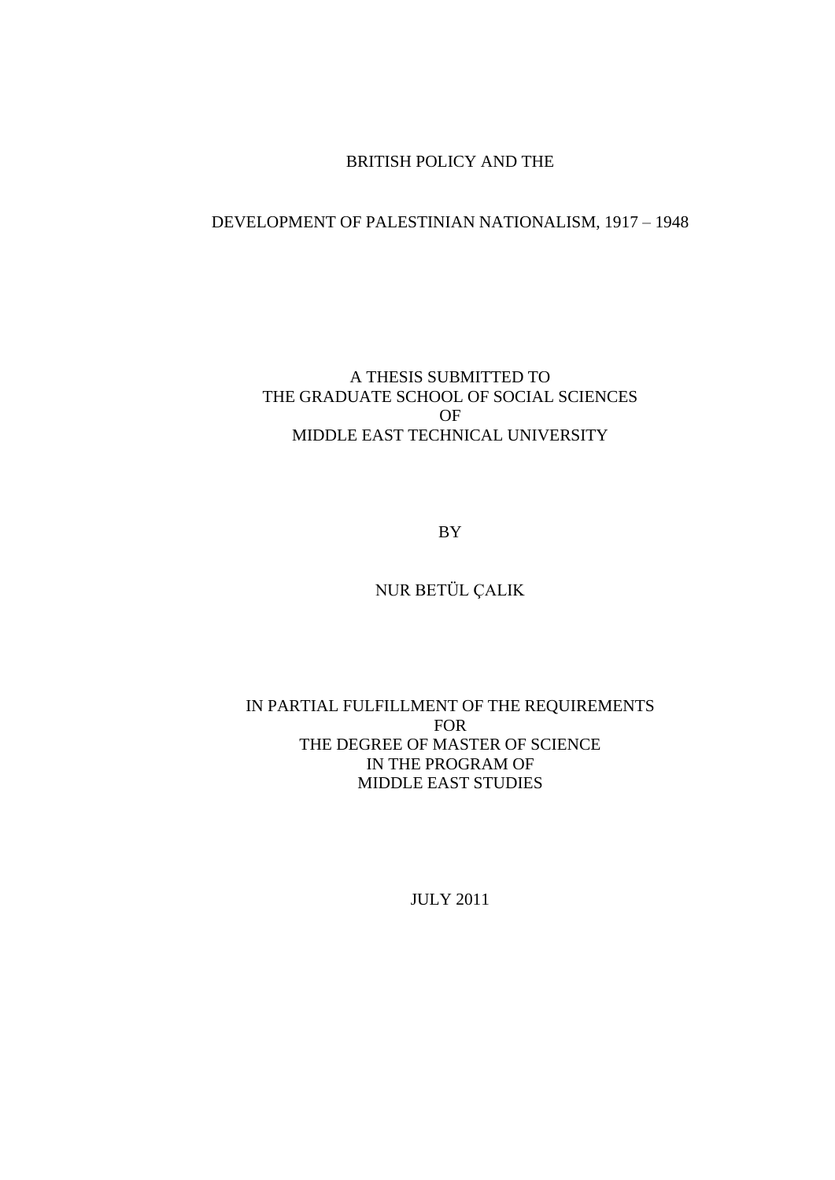# BRITISH POLICY AND THE

# DEVELOPMENT OF PALESTINIAN NATIONALISM, 1917 – 1948

A THESIS SUBMITTED TO
THE GRADUATE SCHOOL OF SOCIAL SCIENCES
OF
MIDDLE EAST TECHNICAL UNIVERSITY

BY

NUR BETÜL ÇALIK

IN PARTIAL FULFILLMENT OF THE REQUIREMENTS
FOR
THE DEGREE OF MASTER OF SCIENCE
IN THE PROGRAM OF
MIDDLE EAST STUDIES

JULY 2011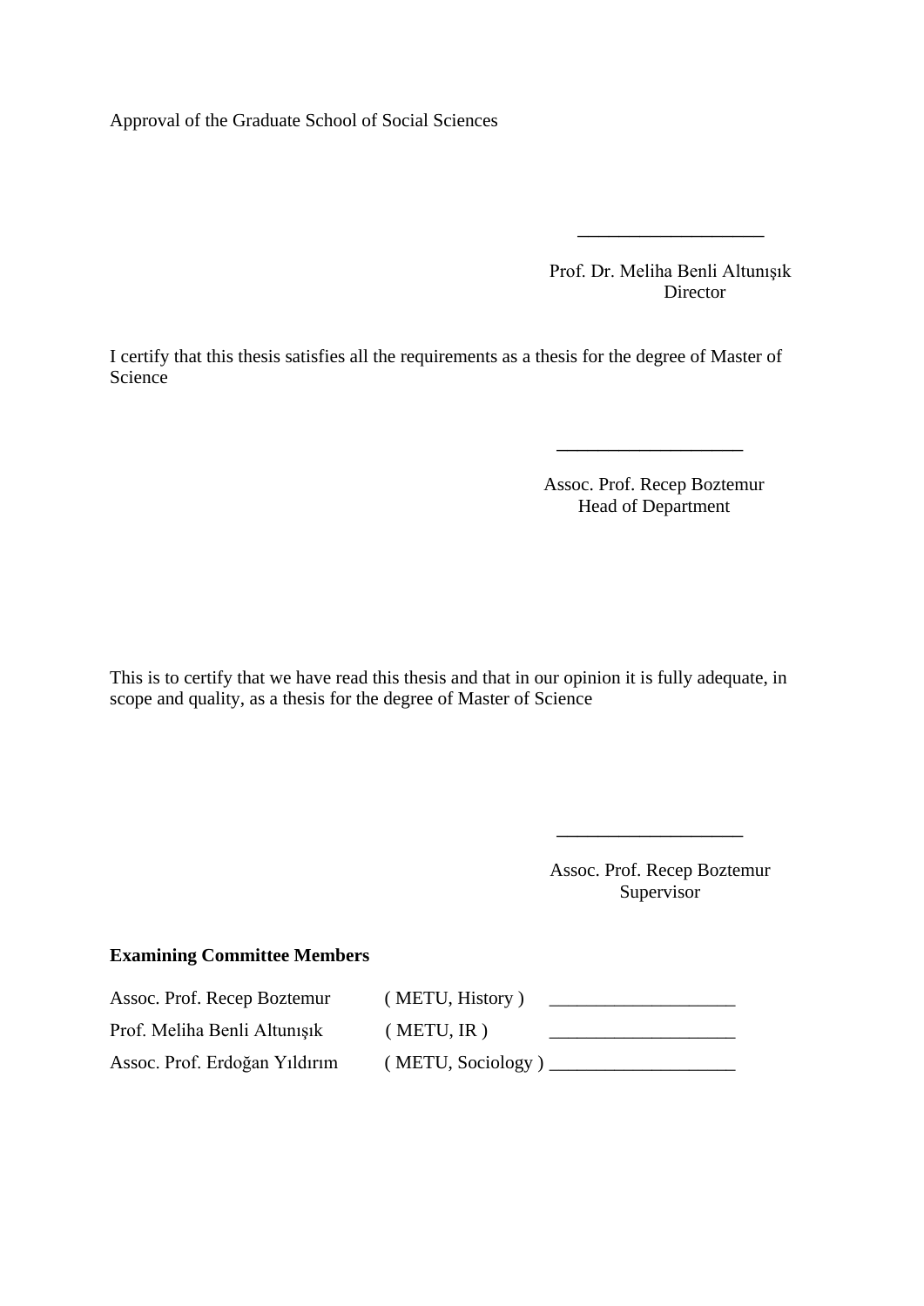Approval of the Graduate School of Social Sciences

\_\_\_\_\_\_\_\_\_\_\_\_\_\_\_\_\_\_\_\_

Prof. Dr. Meliha Benli Altunışık
Director

I certify that this thesis satisfies all the requirements as a thesis for the degree of Master of Science

\_\_\_\_\_\_\_\_\_\_\_\_\_\_\_\_\_\_\_\_

Assoc. Prof. Recep Boztemur
Head of Department

This is to certify that we have read this thesis and that in our opinion it is fully adequate, in scope and quality, as a thesis for the degree of Master of Science

\_\_\_\_\_\_\_\_\_\_\_\_\_\_\_\_\_\_\_\_

Assoc. Prof. Recep Boztemur
Supervisor

**Examining Committee Members**

| | | |
|---|---|---|
| Assoc. Prof. Recep Boztemur | ( METU, History ) | \_\_\_\_\_\_\_\_\_\_\_\_\_\_\_\_\_\_\_\_ |
| Prof. Meliha Benli Altunışık | ( METU, IR ) | \_\_\_\_\_\_\_\_\_\_\_\_\_\_\_\_\_\_\_\_ |
| Assoc. Prof. Erdoğan Yıldırım | ( METU, Sociology ) | \_\_\_\_\_\_\_\_\_\_\_\_\_\_\_\_\_\_\_\_ |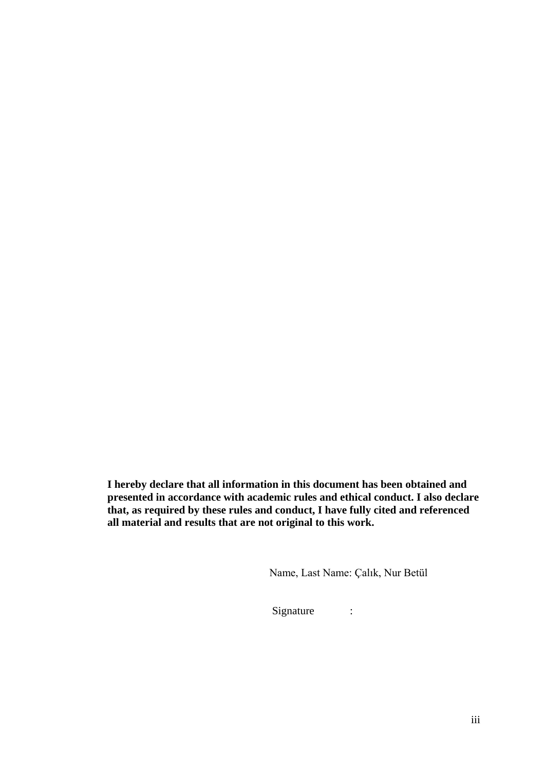**I hereby declare that all information in this document has been obtained and presented in accordance with academic rules and ethical conduct. I also declare that, as required by these rules and conduct, I have fully cited and referenced all material and results that are not original to this work.**

Name, Last Name: Çalık, Nur Betül

Signature :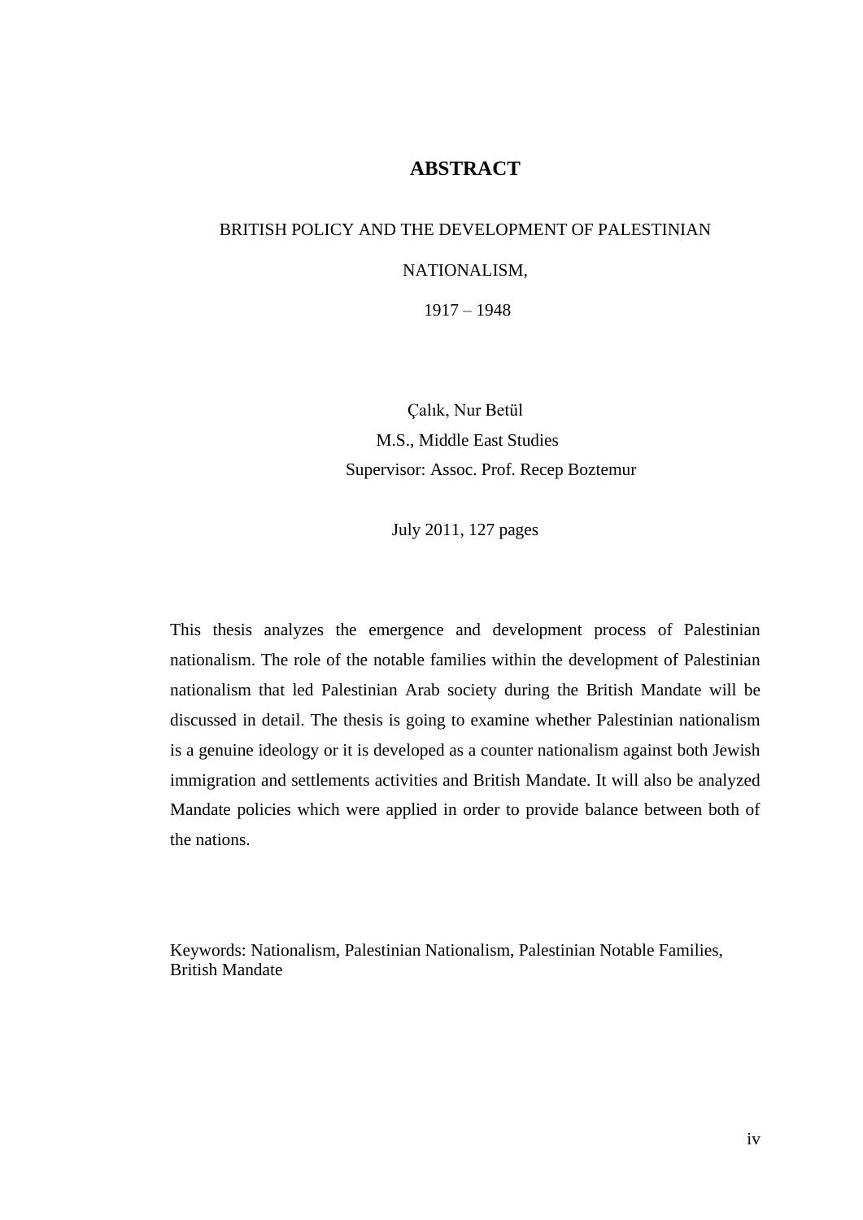# ABSTRACT

BRITISH POLICY AND THE DEVELOPMENT OF PALESTINIAN NATIONALISM,

1917 – 1948

Çalık, Nur Betül
M.S., Middle East Studies
Supervisor: Assoc. Prof. Recep Boztemur

July 2011, 127 pages

This thesis analyzes the emergence and development process of Palestinian nationalism. The role of the notable families within the development of Palestinian nationalism that led Palestinian Arab society during the British Mandate will be discussed in detail. The thesis is going to examine whether Palestinian nationalism is a genuine ideology or it is developed as a counter nationalism against both Jewish immigration and settlements activities and British Mandate. It will also be analyzed Mandate policies which were applied in order to provide balance between both of the nations.

Keywords: Nationalism, Palestinian Nationalism, Palestinian Notable Families, British Mandate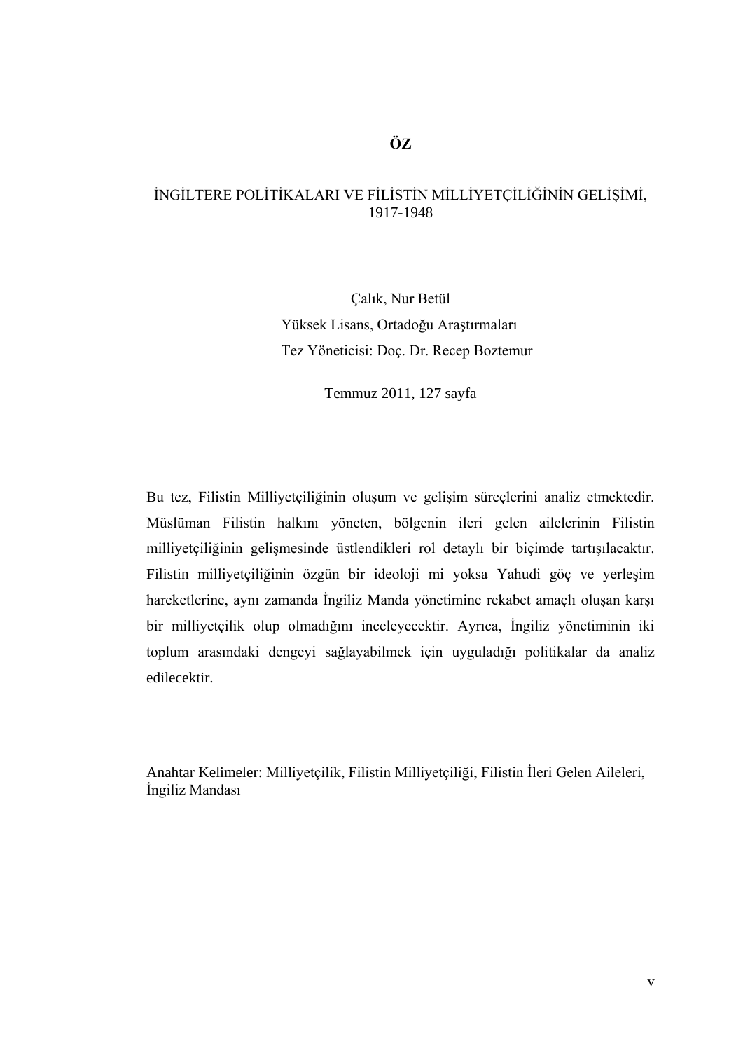# ÖZ

## İNGİLTERE POLİTİKALARI VE FİLİSTİN MİLLİYETÇİLİĞİNİN GELİŞİMİ, 1917-1948

Çalık, Nur Betül
Yüksek Lisans, Ortadoğu Araştırmaları
Tez Yöneticisi: Doç. Dr. Recep Boztemur

Temmuz 2011, 127 sayfa

Bu tez, Filistin Milliyetçiliğinin oluşum ve gelişim süreçlerini analiz etmektedir. Müslüman Filistin halkını yöneten, bölgenin ileri gelen ailelerinin Filistin milliyetçiliğinin gelişmesinde üstlendikleri rol detaylı bir biçimde tartışılacaktır. Filistin milliyetçiliğinin özgün bir ideoloji mi yoksa Yahudi göç ve yerleşim hareketlerine, aynı zamanda İngiliz Manda yönetimine rekabet amaçlı oluşan karşı bir milliyetçilik olup olmadığını inceleyecektir. Ayrıca, İngiliz yönetiminin iki toplum arasındaki dengeyi sağlayabilmek için uyguladığı politikalar da analiz edilecektir.

Anahtar Kelimeler: Milliyetçilik, Filistin Milliyetçiliği, Filistin İleri Gelen Aileleri, İngiliz Mandası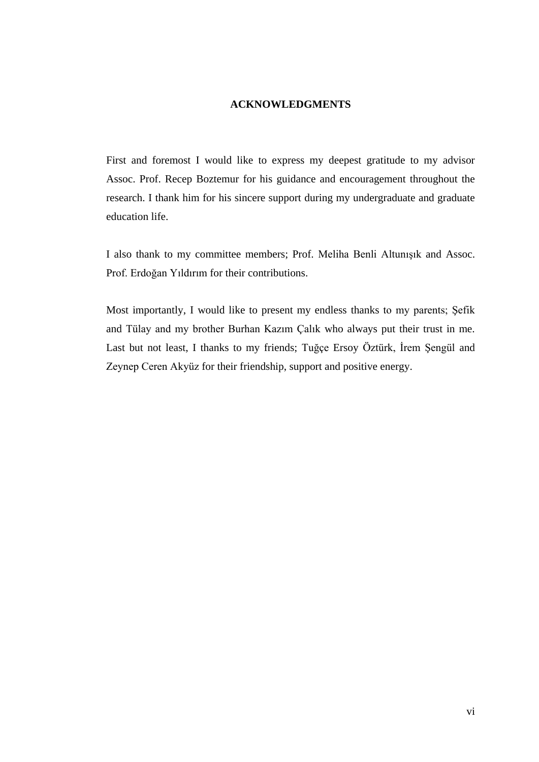# ACKNOWLEDGMENTS

First and foremost I would like to express my deepest gratitude to my advisor Assoc. Prof. Recep Boztemur for his guidance and encouragement throughout the research. I thank him for his sincere support during my undergraduate and graduate education life.

I also thank to my committee members; Prof. Meliha Benli Altunışık and Assoc. Prof. Erdoğan Yıldırım for their contributions.

Most importantly, I would like to present my endless thanks to my parents; Şefik and Tülay and my brother Burhan Kazım Çalık who always put their trust in me. Last but not least, I thanks to my friends; Tuğçe Ersoy Öztürk, İrem Şengül and Zeynep Ceren Akyüz for their friendship, support and positive energy.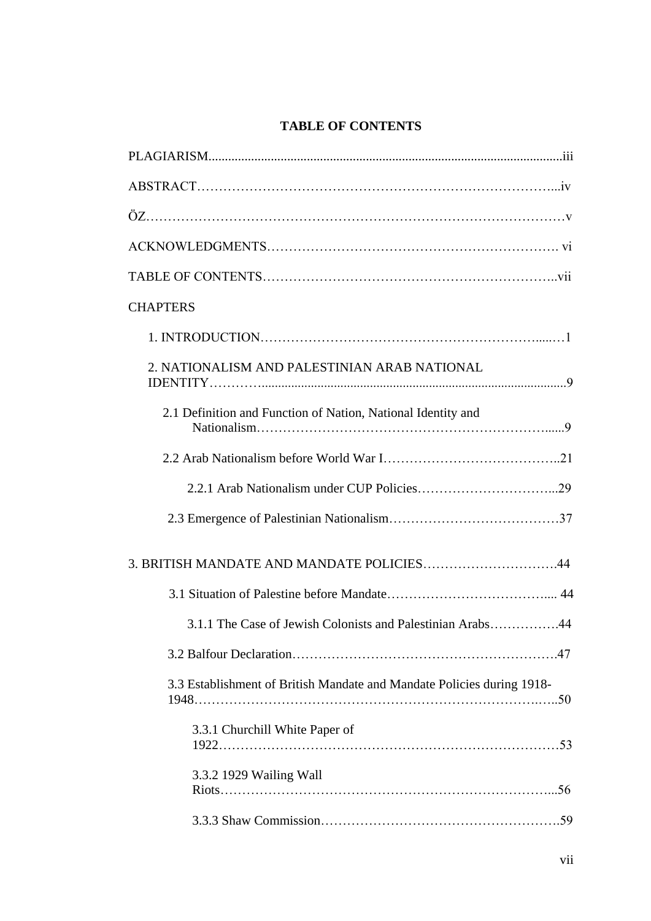# TABLE OF CONTENTS

PLAGIARISM.......................................................................................................iii

ABSTRACT……………………………………………………………………...iv

ÖZ………………………………………………………………………………v

ACKNOWLEDGMENTS…………………………………………………………. vi

TABLE OF CONTENTS………………………………………………………..vii

CHAPTERS

1. INTRODUCTION………………………………………………………......1

2. NATIONALISM AND PALESTINIAN ARAB NATIONAL IDENTITY………..............................................................................................9

 2.1 Definition and Function of Nation, National Identity and Nationalism…………………………………………………………......9

 2.2 Arab Nationalism before World War I…………………………………..21

  2.2.1 Arab Nationalism under CUP Policies…………………………...29

 2.3 Emergence of Palestinian Nationalism…………………………………37

3. BRITISH MANDATE AND MANDATE POLICIES………………………….44

 3.1 Situation of Palestine before Mandate……………………………….... 44

  3.1.1 The Case of Jewish Colonists and Palestinian Arabs…………….44

 3.2 Balfour Declaration……………………………………………………47

 3.3 Establishment of British Mandate and Mandate Policies during 1918-1948…………………………………………………………………..50

  3.3.1 Churchill White Paper of 1922…………………………………………………………………53

  3.3.2 1929 Wailing Wall Riots…………………………………………………………………...56

  3.3.3 Shaw Commission…………………………………………….59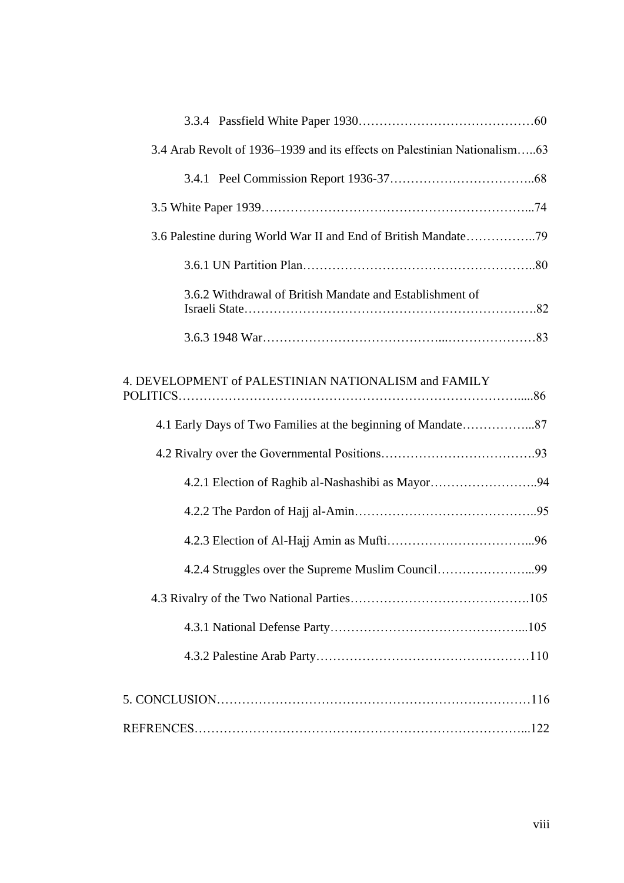3.3.4 Passfield White Paper 1930……………………………………60

3.4 Arab Revolt of 1936–1939 and its effects on Palestinian Nationalism…..63

3.4.1 Peel Commission Report 1936-37……………………………..68

3.5 White Paper 1939……………………………………………………...74

3.6 Palestine during World War II and End of British Mandate……………..79

3.6.1 UN Partition Plan……………………………………………..80

3.6.2 Withdrawal of British Mandate and Establishment of Israeli State…………………………………………………………….82

3.6.3 1948 War………………………………………...…………………83

4. DEVELOPMENT of PALESTINIAN NATIONALISM and FAMILY POLITICS…………………………………………………………………….....86

4.1 Early Days of Two Families at the beginning of Mandate……………...87

4.2 Rivalry over the Governmental Positions……………………………….93

4.2.1 Election of Raghib al-Nashashibi as Mayor……………………..94

4.2.2 The Pardon of Hajj al-Amin……………………………………..95

4.2.3 Election of Al-Hajj Amin as Mufti……………………………...96

4.2.4 Struggles over the Supreme Muslim Council…………………...99

4.3 Rivalry of the Two National Parties…………………………………….105

4.3.1 National Defense Party………………………………………...105

4.3.2 Palestine Arab Party……………………………………………110

5. CONCLUSION…………………………………………………………………116

REFRENCES……………………………………………………………………...122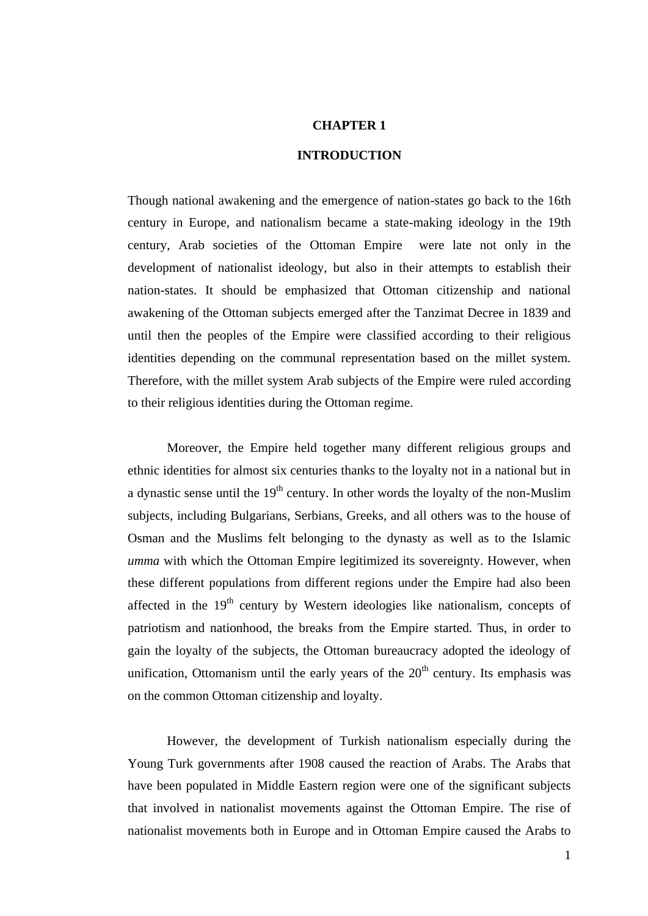# CHAPTER 1

# INTRODUCTION

Though national awakening and the emergence of nation-states go back to the 16th century in Europe, and nationalism became a state-making ideology in the 19th century, Arab societies of the Ottoman Empire were late not only in the development of nationalist ideology, but also in their attempts to establish their nation-states. It should be emphasized that Ottoman citizenship and national awakening of the Ottoman subjects emerged after the Tanzimat Decree in 1839 and until then the peoples of the Empire were classified according to their religious identities depending on the communal representation based on the millet system. Therefore, with the millet system Arab subjects of the Empire were ruled according to their religious identities during the Ottoman regime.

Moreover, the Empire held together many different religious groups and ethnic identities for almost six centuries thanks to the loyalty not in a national but in a dynastic sense until the 19th century. In other words the loyalty of the non-Muslim subjects, including Bulgarians, Serbians, Greeks, and all others was to the house of Osman and the Muslims felt belonging to the dynasty as well as to the Islamic *umma* with which the Ottoman Empire legitimized its sovereignty. However, when these different populations from different regions under the Empire had also been affected in the 19th century by Western ideologies like nationalism, concepts of patriotism and nationhood, the breaks from the Empire started. Thus, in order to gain the loyalty of the subjects, the Ottoman bureaucracy adopted the ideology of unification, Ottomanism until the early years of the 20th century. Its emphasis was on the common Ottoman citizenship and loyalty.

However, the development of Turkish nationalism especially during the Young Turk governments after 1908 caused the reaction of Arabs. The Arabs that have been populated in Middle Eastern region were one of the significant subjects that involved in nationalist movements against the Ottoman Empire. The rise of nationalist movements both in Europe and in Ottoman Empire caused the Arabs to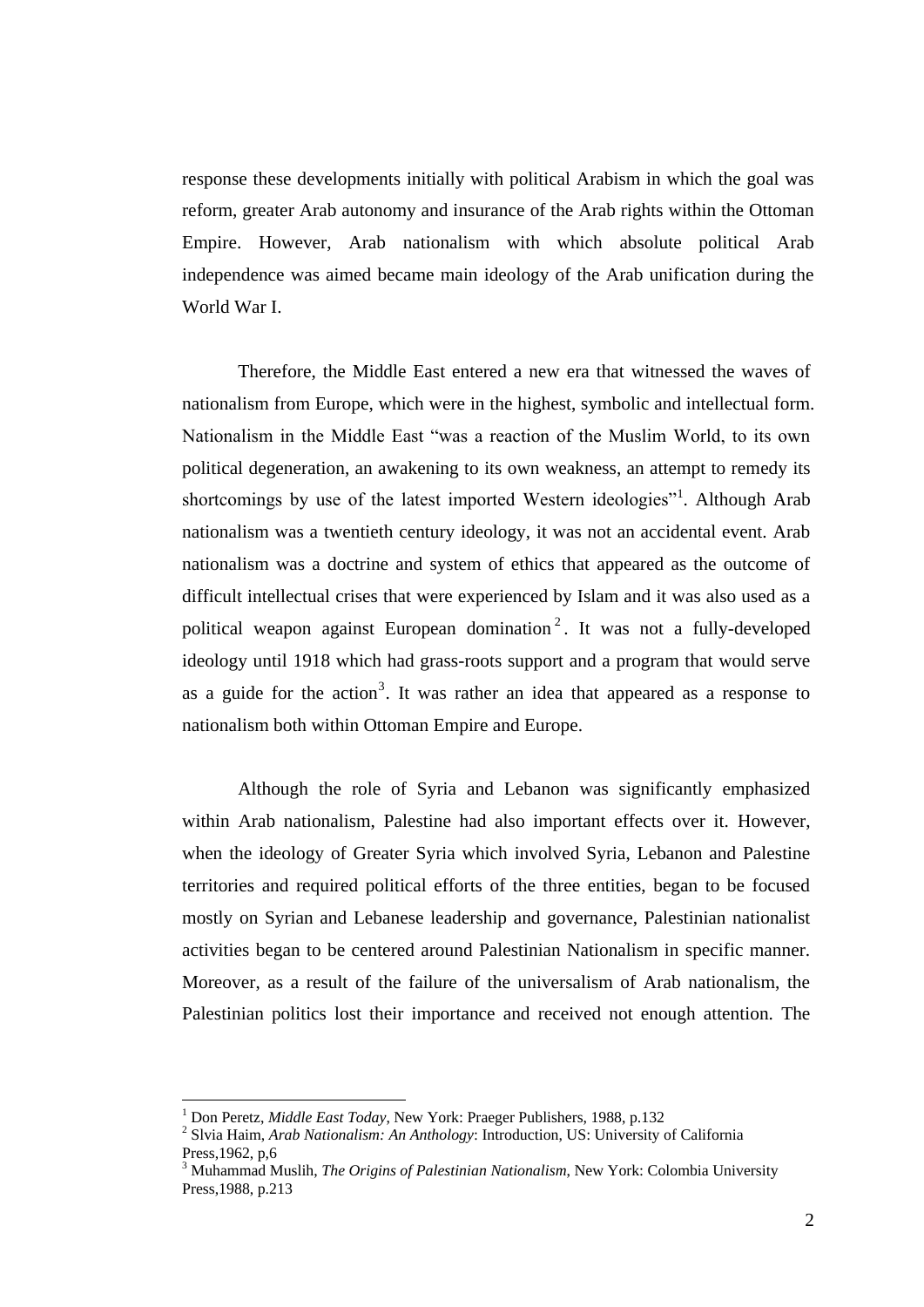response these developments initially with political Arabism in which the goal was reform, greater Arab autonomy and insurance of the Arab rights within the Ottoman Empire. However, Arab nationalism with which absolute political Arab independence was aimed became main ideology of the Arab unification during the World War I.

Therefore, the Middle East entered a new era that witnessed the waves of nationalism from Europe, which were in the highest, symbolic and intellectual form. Nationalism in the Middle East "was a reaction of the Muslim World, to its own political degeneration, an awakening to its own weakness, an attempt to remedy its shortcomings by use of the latest imported Western ideologies"[1]. Although Arab nationalism was a twentieth century ideology, it was not an accidental event. Arab nationalism was a doctrine and system of ethics that appeared as the outcome of difficult intellectual crises that were experienced by Islam and it was also used as a political weapon against European domination[2]. It was not a fully-developed ideology until 1918 which had grass-roots support and a program that would serve as a guide for the action[3]. It was rather an idea that appeared as a response to nationalism both within Ottoman Empire and Europe.

Although the role of Syria and Lebanon was significantly emphasized within Arab nationalism, Palestine had also important effects over it. However, when the ideology of Greater Syria which involved Syria, Lebanon and Palestine territories and required political efforts of the three entities, began to be focused mostly on Syrian and Lebanese leadership and governance, Palestinian nationalist activities began to be centered around Palestinian Nationalism in specific manner. Moreover, as a result of the failure of the universalism of Arab nationalism, the Palestinian politics lost their importance and received not enough attention. The

---

[1] Don Peretz, *Middle East Today*, New York: Praeger Publishers, 1988, p.132

[2] Slvia Haim, *Arab Nationalism: An Anthology*: Introduction, US: University of California Press,1962, p,6

[3] Muhammad Muslih, *The Origins of Palestinian Nationalism*, New York: Colombia University Press,1988, p.213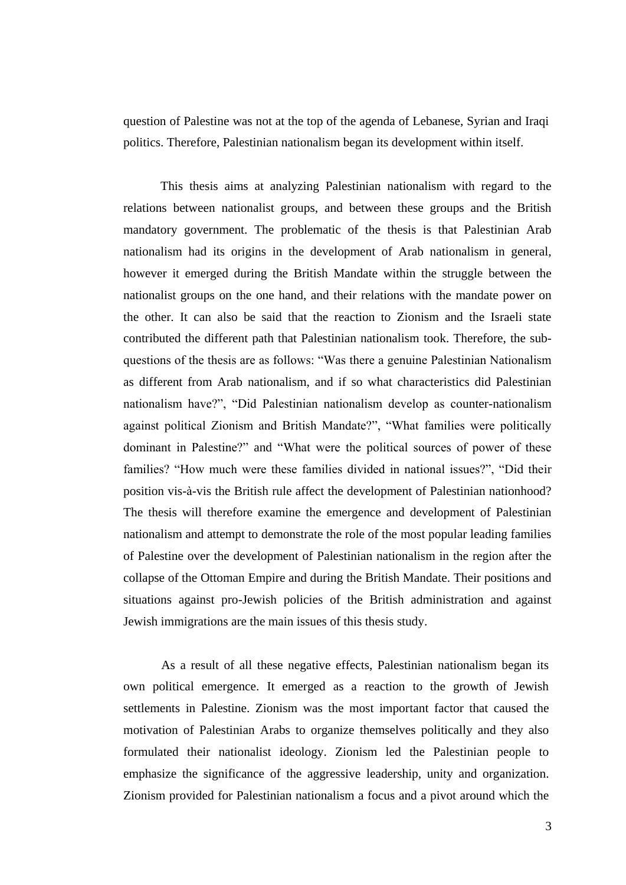question of Palestine was not at the top of the agenda of Lebanese, Syrian and Iraqi politics. Therefore, Palestinian nationalism began its development within itself.

This thesis aims at analyzing Palestinian nationalism with regard to the relations between nationalist groups, and between these groups and the British mandatory government. The problematic of the thesis is that Palestinian Arab nationalism had its origins in the development of Arab nationalism in general, however it emerged during the British Mandate within the struggle between the nationalist groups on the one hand, and their relations with the mandate power on the other. It can also be said that the reaction to Zionism and the Israeli state contributed the different path that Palestinian nationalism took. Therefore, the sub-questions of the thesis are as follows: "Was there a genuine Palestinian Nationalism as different from Arab nationalism, and if so what characteristics did Palestinian nationalism have?", "Did Palestinian nationalism develop as counter-nationalism against political Zionism and British Mandate?", "What families were politically dominant in Palestine?" and "What were the political sources of power of these families? "How much were these families divided in national issues?", "Did their position vis-à-vis the British rule affect the development of Palestinian nationhood? The thesis will therefore examine the emergence and development of Palestinian nationalism and attempt to demonstrate the role of the most popular leading families of Palestine over the development of Palestinian nationalism in the region after the collapse of the Ottoman Empire and during the British Mandate. Their positions and situations against pro-Jewish policies of the British administration and against Jewish immigrations are the main issues of this thesis study.

As a result of all these negative effects, Palestinian nationalism began its own political emergence. It emerged as a reaction to the growth of Jewish settlements in Palestine. Zionism was the most important factor that caused the motivation of Palestinian Arabs to organize themselves politically and they also formulated their nationalist ideology. Zionism led the Palestinian people to emphasize the significance of the aggressive leadership, unity and organization. Zionism provided for Palestinian nationalism a focus and a pivot around which the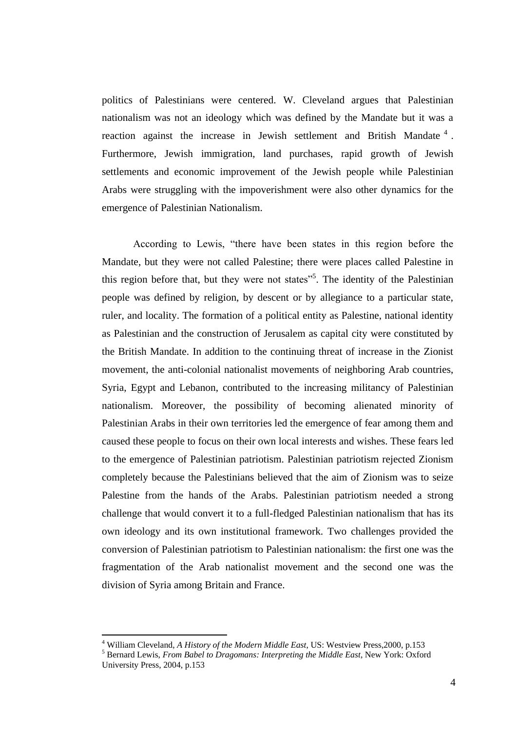politics of Palestinians were centered. W. Cleveland argues that Palestinian nationalism was not an ideology which was defined by the Mandate but it was a reaction against the increase in Jewish settlement and British Mandate [4]. Furthermore, Jewish immigration, land purchases, rapid growth of Jewish settlements and economic improvement of the Jewish people while Palestinian Arabs were struggling with the impoverishment were also other dynamics for the emergence of Palestinian Nationalism.

According to Lewis, "there have been states in this region before the Mandate, but they were not called Palestine; there were places called Palestine in this region before that, but they were not states"[5]. The identity of the Palestinian people was defined by religion, by descent or by allegiance to a particular state, ruler, and locality. The formation of a political entity as Palestine, national identity as Palestinian and the construction of Jerusalem as capital city were constituted by the British Mandate. In addition to the continuing threat of increase in the Zionist movement, the anti-colonial nationalist movements of neighboring Arab countries, Syria, Egypt and Lebanon, contributed to the increasing militancy of Palestinian nationalism. Moreover, the possibility of becoming alienated minority of Palestinian Arabs in their own territories led the emergence of fear among them and caused these people to focus on their own local interests and wishes. These fears led to the emergence of Palestinian patriotism. Palestinian patriotism rejected Zionism completely because the Palestinians believed that the aim of Zionism was to seize Palestine from the hands of the Arabs. Palestinian patriotism needed a strong challenge that would convert it to a full-fledged Palestinian nationalism that has its own ideology and its own institutional framework. Two challenges provided the conversion of Palestinian patriotism to Palestinian nationalism: the first one was the fragmentation of the Arab nationalist movement and the second one was the division of Syria among Britain and France.

---

[4] William Cleveland, *A History of the Modern Middle East*, US: Westview Press,2000, p.153

[5] Bernard Lewis, *From Babel to Dragomans: Interpreting the Middle East*, New York: Oxford University Press, 2004, p.153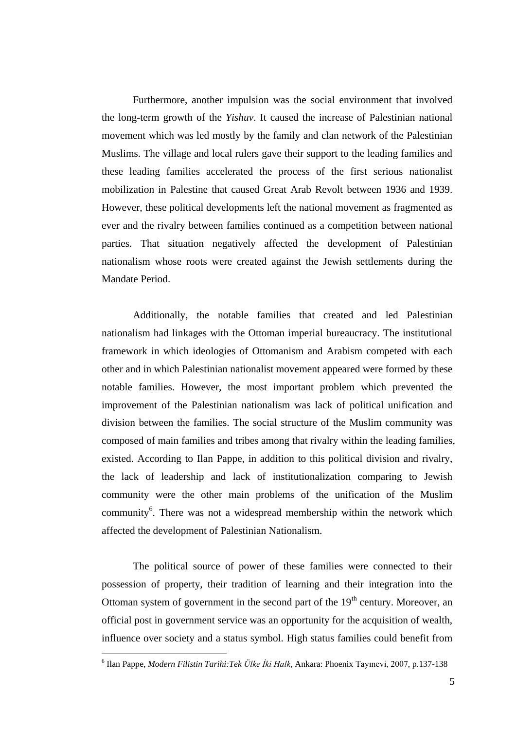Furthermore, another impulsion was the social environment that involved the long-term growth of the *Yishuv*. It caused the increase of Palestinian national movement which was led mostly by the family and clan network of the Palestinian Muslims. The village and local rulers gave their support to the leading families and these leading families accelerated the process of the first serious nationalist mobilization in Palestine that caused Great Arab Revolt between 1936 and 1939. However, these political developments left the national movement as fragmented as ever and the rivalry between families continued as a competition between national parties. That situation negatively affected the development of Palestinian nationalism whose roots were created against the Jewish settlements during the Mandate Period.

Additionally, the notable families that created and led Palestinian nationalism had linkages with the Ottoman imperial bureaucracy. The institutional framework in which ideologies of Ottomanism and Arabism competed with each other and in which Palestinian nationalist movement appeared were formed by these notable families. However, the most important problem which prevented the improvement of the Palestinian nationalism was lack of political unification and division between the families. The social structure of the Muslim community was composed of main families and tribes among that rivalry within the leading families, existed. According to Ilan Pappe, in addition to this political division and rivalry, the lack of leadership and lack of institutionalization comparing to Jewish community were the other main problems of the unification of the Muslim community[6]. There was not a widespread membership within the network which affected the development of Palestinian Nationalism.

The political source of power of these families were connected to their possession of property, their tradition of learning and their integration into the Ottoman system of government in the second part of the 19th century. Moreover, an official post in government service was an opportunity for the acquisition of wealth, influence over society and a status symbol. High status families could benefit from

---

[6] Ilan Pappe, *Modern Filistin Tarihi:Tek Ülke İki Halk*, Ankara: Phoenix Tayınevi, 2007, p.137-138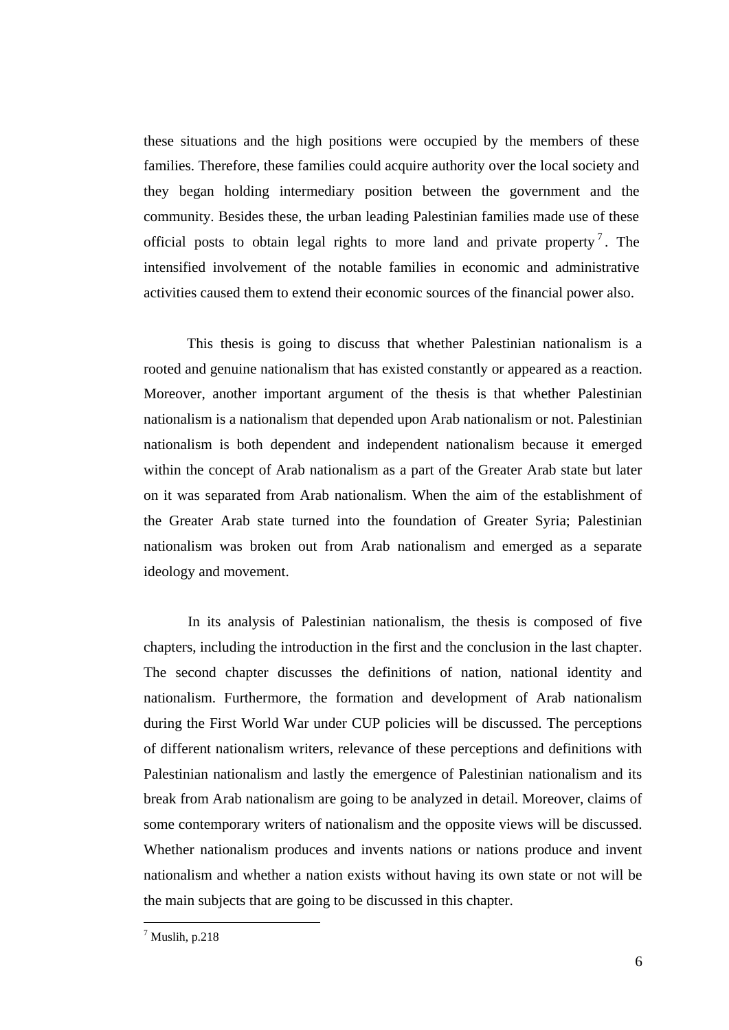these situations and the high positions were occupied by the members of these families. Therefore, these families could acquire authority over the local society and they began holding intermediary position between the government and the community. Besides these, the urban leading Palestinian families made use of these official posts to obtain legal rights to more land and private property[7]. The intensified involvement of the notable families in economic and administrative activities caused them to extend their economic sources of the financial power also.

This thesis is going to discuss that whether Palestinian nationalism is a rooted and genuine nationalism that has existed constantly or appeared as a reaction. Moreover, another important argument of the thesis is that whether Palestinian nationalism is a nationalism that depended upon Arab nationalism or not. Palestinian nationalism is both dependent and independent nationalism because it emerged within the concept of Arab nationalism as a part of the Greater Arab state but later on it was separated from Arab nationalism. When the aim of the establishment of the Greater Arab state turned into the foundation of Greater Syria; Palestinian nationalism was broken out from Arab nationalism and emerged as a separate ideology and movement.

In its analysis of Palestinian nationalism, the thesis is composed of five chapters, including the introduction in the first and the conclusion in the last chapter. The second chapter discusses the definitions of nation, national identity and nationalism. Furthermore, the formation and development of Arab nationalism during the First World War under CUP policies will be discussed. The perceptions of different nationalism writers, relevance of these perceptions and definitions with Palestinian nationalism and lastly the emergence of Palestinian nationalism and its break from Arab nationalism are going to be analyzed in detail. Moreover, claims of some contemporary writers of nationalism and the opposite views will be discussed. Whether nationalism produces and invents nations or nations produce and invent nationalism and whether a nation exists without having its own state or not will be the main subjects that are going to be discussed in this chapter.

---

[7] Muslih, p.218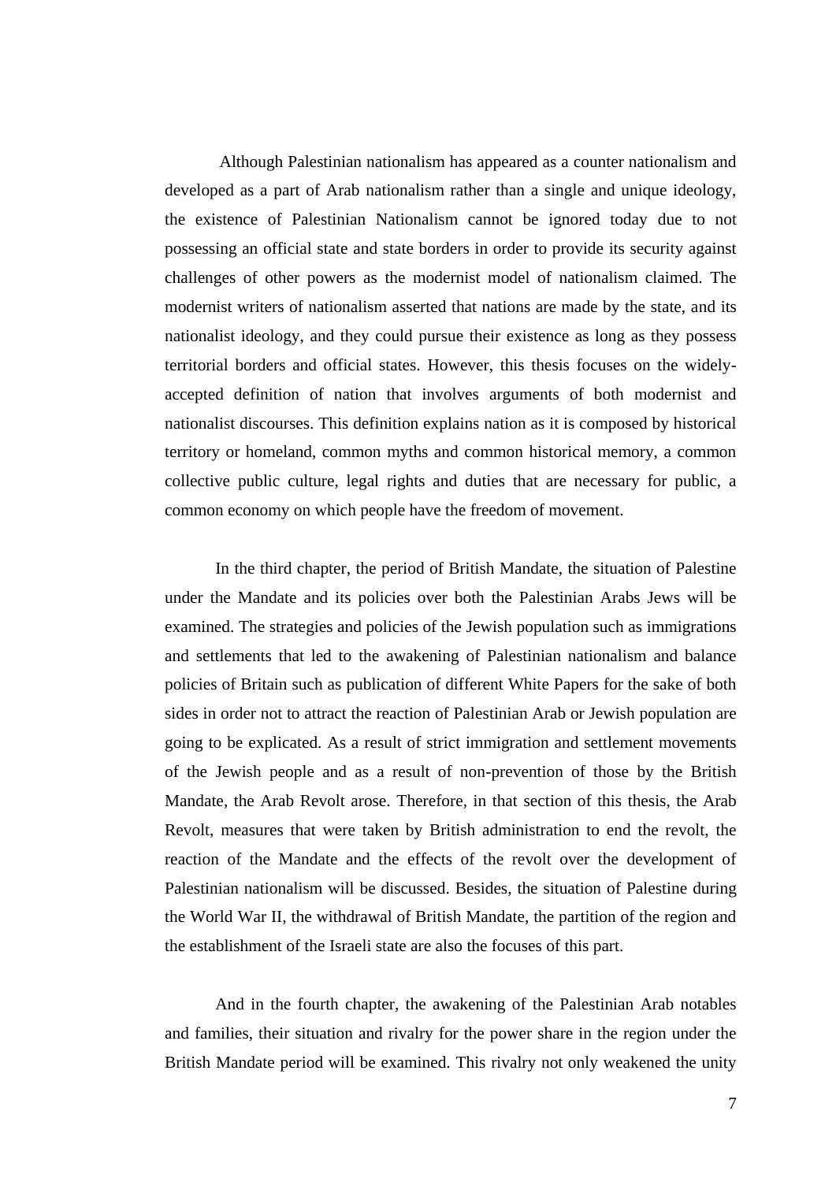Although Palestinian nationalism has appeared as a counter nationalism and developed as a part of Arab nationalism rather than a single and unique ideology, the existence of Palestinian Nationalism cannot be ignored today due to not possessing an official state and state borders in order to provide its security against challenges of other powers as the modernist model of nationalism claimed. The modernist writers of nationalism asserted that nations are made by the state, and its nationalist ideology, and they could pursue their existence as long as they possess territorial borders and official states. However, this thesis focuses on the widely-accepted definition of nation that involves arguments of both modernist and nationalist discourses. This definition explains nation as it is composed by historical territory or homeland, common myths and common historical memory, a common collective public culture, legal rights and duties that are necessary for public, a common economy on which people have the freedom of movement.

In the third chapter, the period of British Mandate, the situation of Palestine under the Mandate and its policies over both the Palestinian Arabs Jews will be examined. The strategies and policies of the Jewish population such as immigrations and settlements that led to the awakening of Palestinian nationalism and balance policies of Britain such as publication of different White Papers for the sake of both sides in order not to attract the reaction of Palestinian Arab or Jewish population are going to be explicated. As a result of strict immigration and settlement movements of the Jewish people and as a result of non-prevention of those by the British Mandate, the Arab Revolt arose. Therefore, in that section of this thesis, the Arab Revolt, measures that were taken by British administration to end the revolt, the reaction of the Mandate and the effects of the revolt over the development of Palestinian nationalism will be discussed. Besides, the situation of Palestine during the World War II, the withdrawal of British Mandate, the partition of the region and the establishment of the Israeli state are also the focuses of this part.

And in the fourth chapter, the awakening of the Palestinian Arab notables and families, their situation and rivalry for the power share in the region under the British Mandate period will be examined. This rivalry not only weakened the unity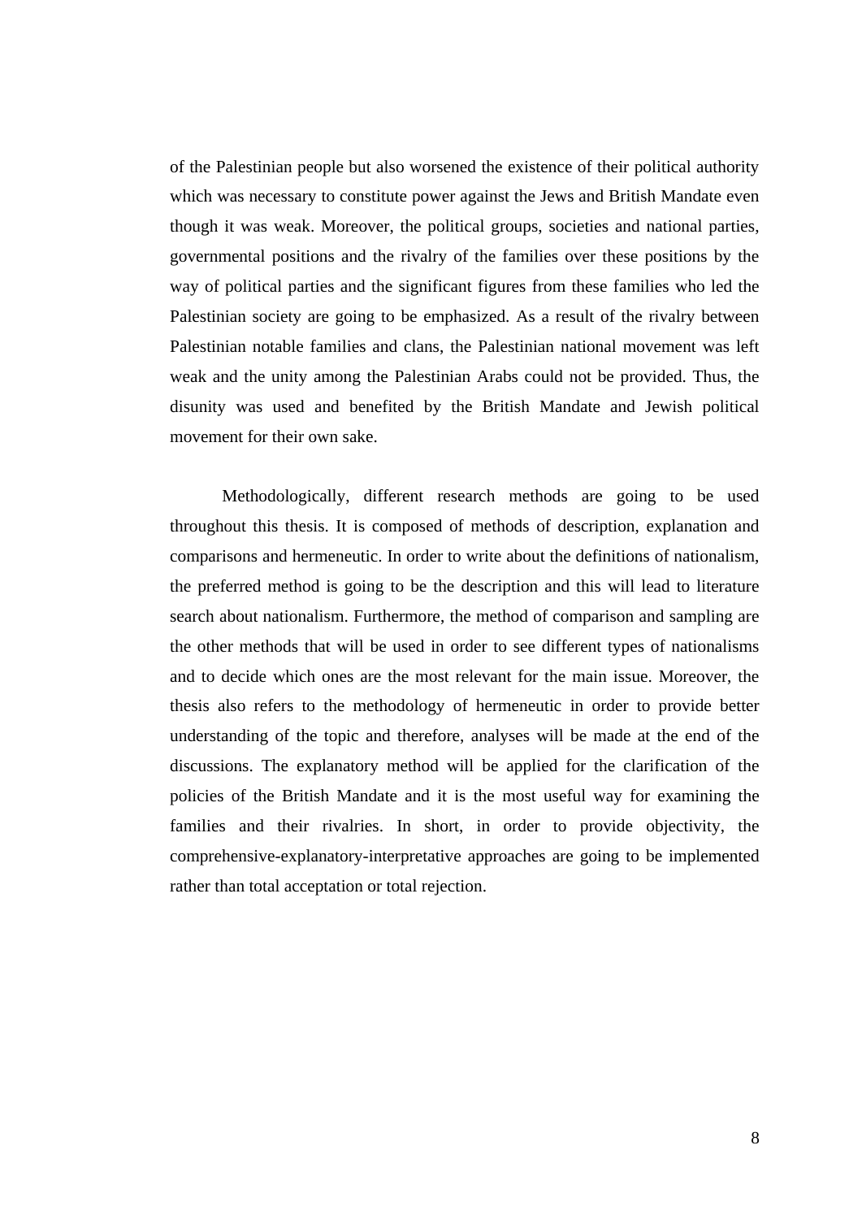of the Palestinian people but also worsened the existence of their political authority which was necessary to constitute power against the Jews and British Mandate even though it was weak. Moreover, the political groups, societies and national parties, governmental positions and the rivalry of the families over these positions by the way of political parties and the significant figures from these families who led the Palestinian society are going to be emphasized. As a result of the rivalry between Palestinian notable families and clans, the Palestinian national movement was left weak and the unity among the Palestinian Arabs could not be provided. Thus, the disunity was used and benefited by the British Mandate and Jewish political movement for their own sake.

Methodologically, different research methods are going to be used throughout this thesis. It is composed of methods of description, explanation and comparisons and hermeneutic. In order to write about the definitions of nationalism, the preferred method is going to be the description and this will lead to literature search about nationalism. Furthermore, the method of comparison and sampling are the other methods that will be used in order to see different types of nationalisms and to decide which ones are the most relevant for the main issue. Moreover, the thesis also refers to the methodology of hermeneutic in order to provide better understanding of the topic and therefore, analyses will be made at the end of the discussions. The explanatory method will be applied for the clarification of the policies of the British Mandate and it is the most useful way for examining the families and their rivalries. In short, in order to provide objectivity, the comprehensive-explanatory-interpretative approaches are going to be implemented rather than total acceptation or total rejection.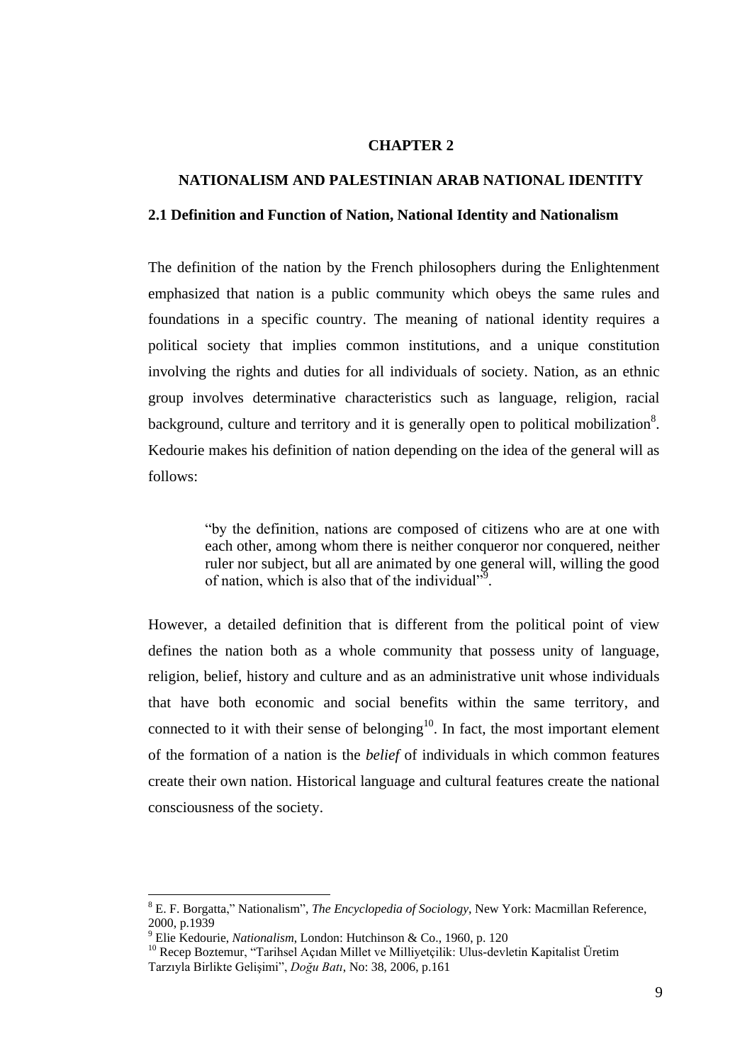# CHAPTER 2

# NATIONALISM AND PALESTINIAN ARAB NATIONAL IDENTITY

## 2.1 Definition and Function of Nation, National Identity and Nationalism

The definition of the nation by the French philosophers during the Enlightenment emphasized that nation is a public community which obeys the same rules and foundations in a specific country. The meaning of national identity requires a political society that implies common institutions, and a unique constitution involving the rights and duties for all individuals of society. Nation, as an ethnic group involves determinative characteristics such as language, religion, racial background, culture and territory and it is generally open to political mobilization[8]. Kedourie makes his definition of nation depending on the idea of the general will as follows:

> "by the definition, nations are composed of citizens who are at one with each other, among whom there is neither conqueror nor conquered, neither ruler nor subject, but all are animated by one general will, willing the good of nation, which is also that of the individual"[9].

However, a detailed definition that is different from the political point of view defines the nation both as a whole community that possess unity of language, religion, belief, history and culture and as an administrative unit whose individuals that have both economic and social benefits within the same territory, and connected to it with their sense of belonging[10]. In fact, the most important element of the formation of a nation is the *belief* of individuals in which common features create their own nation. Historical language and cultural features create the national consciousness of the society.

---

[8] E. F. Borgatta," Nationalism", *The Encyclopedia of Sociology*, New York: Macmillan Reference, 2000, p.1939

[9] Elie Kedourie, *Nationalism*, London: Hutchinson & Co., 1960, p. 120

[10] Recep Boztemur, "Tarihsel Açıdan Millet ve Milliyetçilik: Ulus-devletin Kapitalist Üretim Tarzıyla Birlikte Gelişimi", *Doğu Batı*, No: 38, 2006, p.161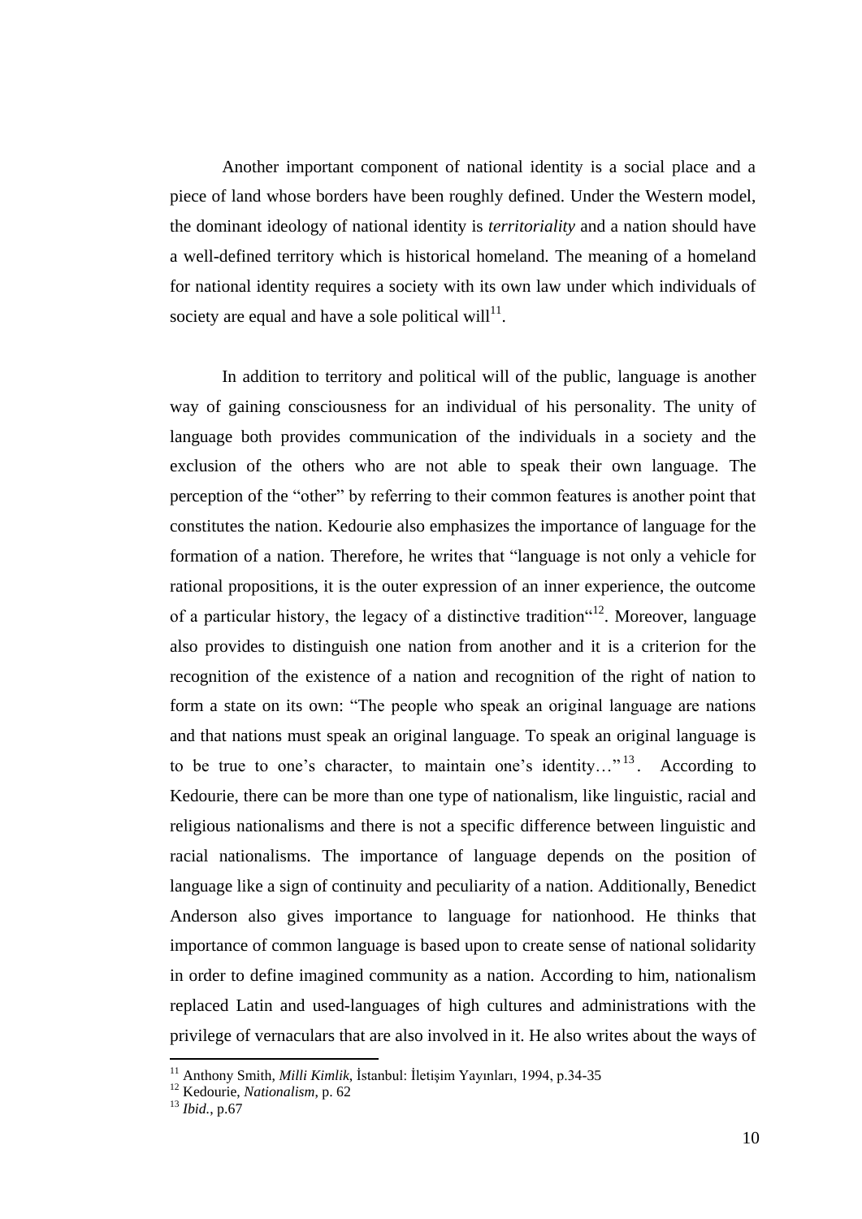Another important component of national identity is a social place and a piece of land whose borders have been roughly defined. Under the Western model, the dominant ideology of national identity is *territoriality* and a nation should have a well-defined territory which is historical homeland. The meaning of a homeland for national identity requires a society with its own law under which individuals of society are equal and have a sole political will[11].

In addition to territory and political will of the public, language is another way of gaining consciousness for an individual of his personality. The unity of language both provides communication of the individuals in a society and the exclusion of the others who are not able to speak their own language. The perception of the "other" by referring to their common features is another point that constitutes the nation. Kedourie also emphasizes the importance of language for the formation of a nation. Therefore, he writes that "language is not only a vehicle for rational propositions, it is the outer expression of an inner experience, the outcome of a particular history, the legacy of a distinctive tradition"[12]. Moreover, language also provides to distinguish one nation from another and it is a criterion for the recognition of the existence of a nation and recognition of the right of nation to form a state on its own: "The people who speak an original language are nations and that nations must speak an original language. To speak an original language is to be true to one's character, to maintain one's identity…"[13]. According to Kedourie, there can be more than one type of nationalism, like linguistic, racial and religious nationalisms and there is not a specific difference between linguistic and racial nationalisms. The importance of language depends on the position of language like a sign of continuity and peculiarity of a nation. Additionally, Benedict Anderson also gives importance to language for nationhood. He thinks that importance of common language is based upon to create sense of national solidarity in order to define imagined community as a nation. According to him, nationalism replaced Latin and used-languages of high cultures and administrations with the privilege of vernaculars that are also involved in it. He also writes about the ways of

---

[11] Anthony Smith, *Milli Kimlik*, İstanbul: İletişim Yayınları, 1994, p.34-35

[12] Kedourie, *Nationalism*, p. 62

[13] *Ibid.*, p.67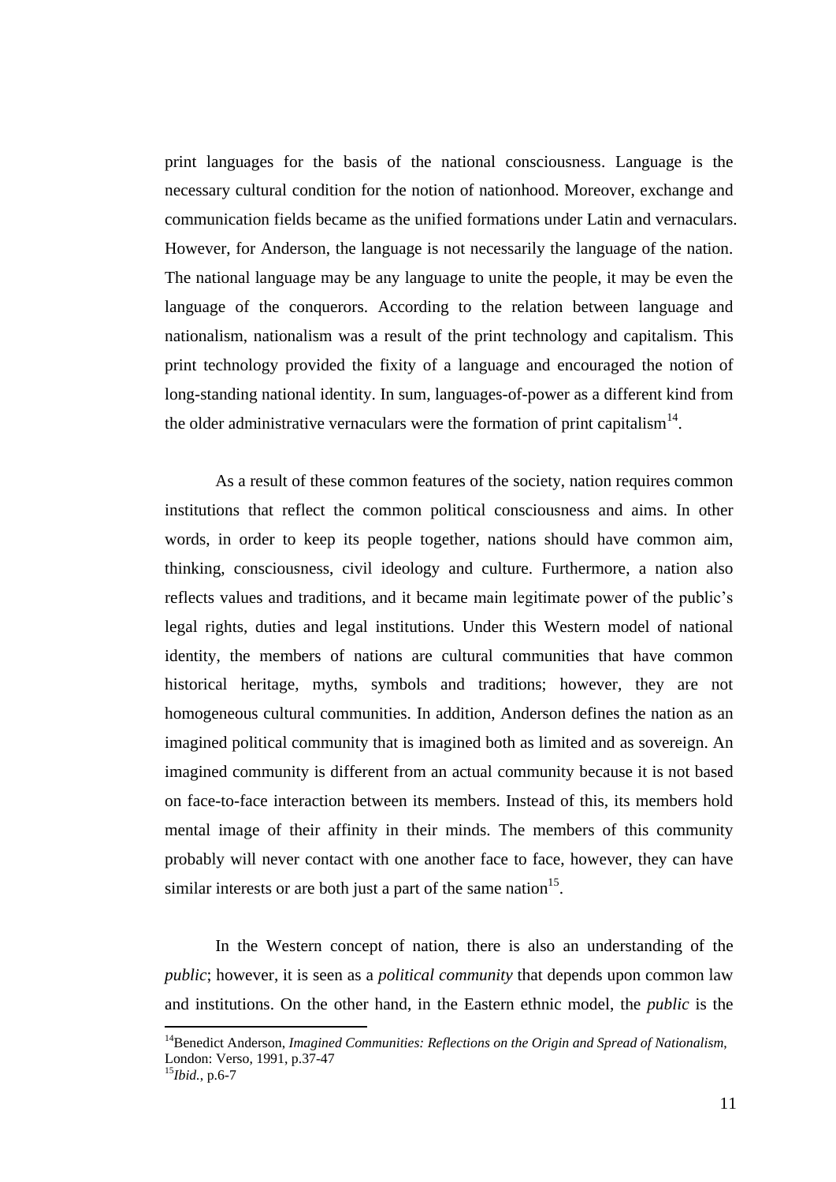print languages for the basis of the national consciousness. Language is the necessary cultural condition for the notion of nationhood. Moreover, exchange and communication fields became as the unified formations under Latin and vernaculars. However, for Anderson, the language is not necessarily the language of the nation. The national language may be any language to unite the people, it may be even the language of the conquerors. According to the relation between language and nationalism, nationalism was a result of the print technology and capitalism. This print technology provided the fixity of a language and encouraged the notion of long-standing national identity. In sum, languages-of-power as a different kind from the older administrative vernaculars were the formation of print capitalism[14].

As a result of these common features of the society, nation requires common institutions that reflect the common political consciousness and aims. In other words, in order to keep its people together, nations should have common aim, thinking, consciousness, civil ideology and culture. Furthermore, a nation also reflects values and traditions, and it became main legitimate power of the public's legal rights, duties and legal institutions. Under this Western model of national identity, the members of nations are cultural communities that have common historical heritage, myths, symbols and traditions; however, they are not homogeneous cultural communities. In addition, Anderson defines the nation as an imagined political community that is imagined both as limited and as sovereign. An imagined community is different from an actual community because it is not based on face-to-face interaction between its members. Instead of this, its members hold mental image of their affinity in their minds. The members of this community probably will never contact with one another face to face, however, they can have similar interests or are both just a part of the same nation[15].

In the Western concept of nation, there is also an understanding of the *public*; however, it is seen as a *political community* that depends upon common law and institutions. On the other hand, in the Eastern ethnic model, the *public* is the

---

[14]Benedict Anderson, *Imagined Communities: Reflections on the Origin and Spread of Nationalism*, London: Verso, 1991, p.37-47

[15]*Ibid.*, p.6-7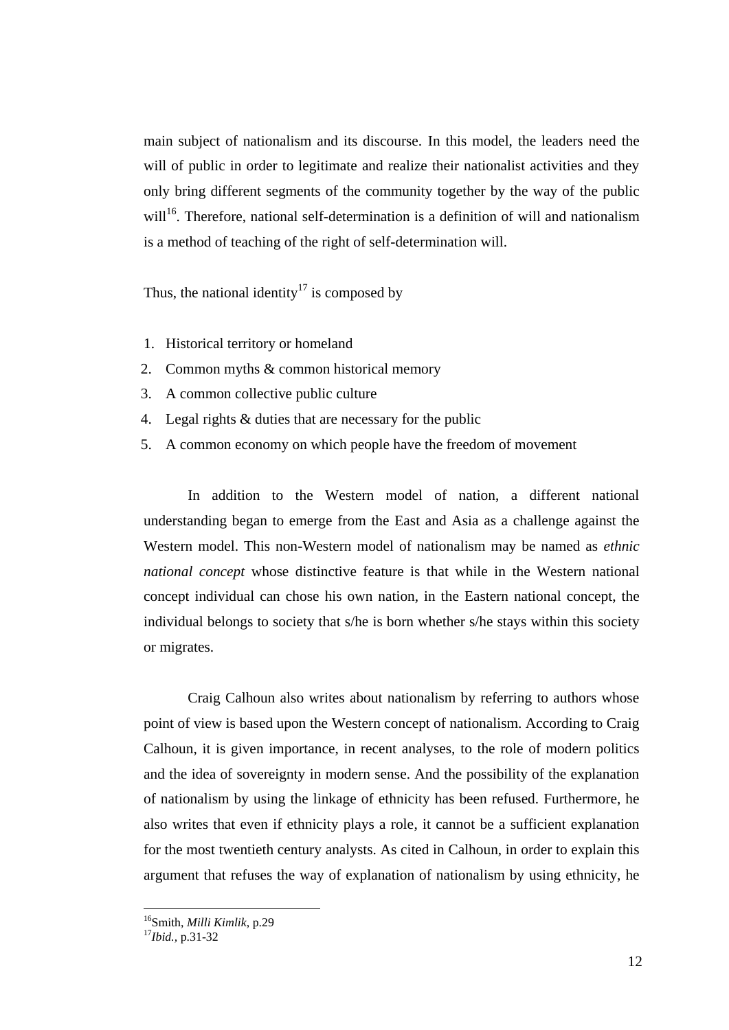main subject of nationalism and its discourse. In this model, the leaders need the will of public in order to legitimate and realize their nationalist activities and they only bring different segments of the community together by the way of the public will[16]. Therefore, national self-determination is a definition of will and nationalism is a method of teaching of the right of self-determination will.

Thus, the national identity[17] is composed by

1. Historical territory or homeland
2. Common myths & common historical memory
3. A common collective public culture
4. Legal rights & duties that are necessary for the public
5. A common economy on which people have the freedom of movement

In addition to the Western model of nation, a different national understanding began to emerge from the East and Asia as a challenge against the Western model. This non-Western model of nationalism may be named as *ethnic national concept* whose distinctive feature is that while in the Western national concept individual can chose his own nation, in the Eastern national concept, the individual belongs to society that s/he is born whether s/he stays within this society or migrates.

Craig Calhoun also writes about nationalism by referring to authors whose point of view is based upon the Western concept of nationalism. According to Craig Calhoun, it is given importance, in recent analyses, to the role of modern politics and the idea of sovereignty in modern sense. And the possibility of the explanation of nationalism by using the linkage of ethnicity has been refused. Furthermore, he also writes that even if ethnicity plays a role, it cannot be a sufficient explanation for the most twentieth century analysts. As cited in Calhoun, in order to explain this argument that refuses the way of explanation of nationalism by using ethnicity, he

---

[16] Smith, *Milli Kimlik*, p.29
[17] *Ibid.*, p.31-32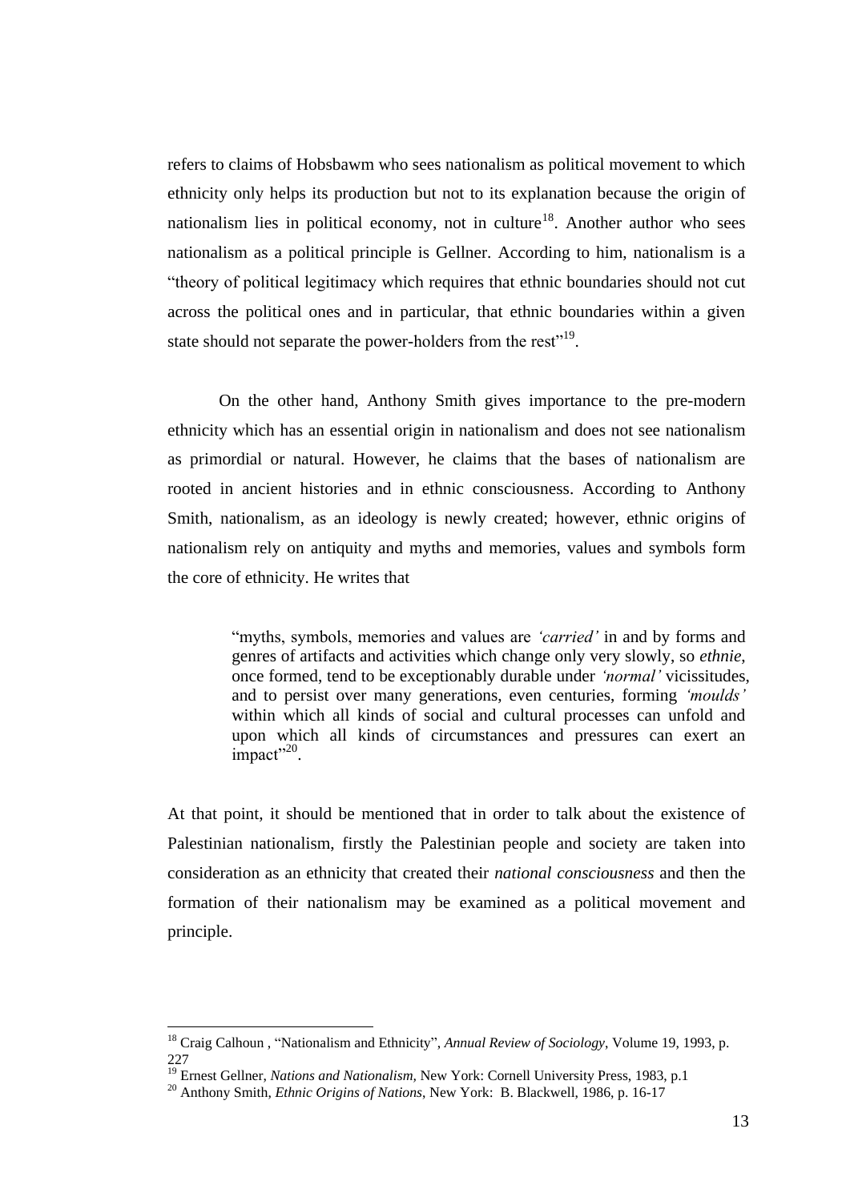refers to claims of Hobsbawm who sees nationalism as political movement to which ethnicity only helps its production but not to its explanation because the origin of nationalism lies in political economy, not in culture[18]. Another author who sees nationalism as a political principle is Gellner. According to him, nationalism is a "theory of political legitimacy which requires that ethnic boundaries should not cut across the political ones and in particular, that ethnic boundaries within a given state should not separate the power-holders from the rest"[19].

On the other hand, Anthony Smith gives importance to the pre-modern ethnicity which has an essential origin in nationalism and does not see nationalism as primordial or natural. However, he claims that the bases of nationalism are rooted in ancient histories and in ethnic consciousness. According to Anthony Smith, nationalism, as an ideology is newly created; however, ethnic origins of nationalism rely on antiquity and myths and memories, values and symbols form the core of ethnicity. He writes that

> "myths, symbols, memories and values are *'carried'* in and by forms and genres of artifacts and activities which change only very slowly, so *ethnie*, once formed, tend to be exceptionably durable under *'normal'* vicissitudes, and to persist over many generations, even centuries, forming *'moulds'* within which all kinds of social and cultural processes can unfold and upon which all kinds of circumstances and pressures can exert an impact"[20].

At that point, it should be mentioned that in order to talk about the existence of Palestinian nationalism, firstly the Palestinian people and society are taken into consideration as an ethnicity that created their *national consciousness* and then the formation of their nationalism may be examined as a political movement and principle.

---

[18] Craig Calhoun , "Nationalism and Ethnicity", *Annual Review of Sociology*, Volume 19, 1993, p. 227

[19] Ernest Gellner, *Nations and Nationalism*, New York: Cornell University Press, 1983, p.1

[20] Anthony Smith, *Ethnic Origins of Nations*, New York: B. Blackwell, 1986, p. 16-17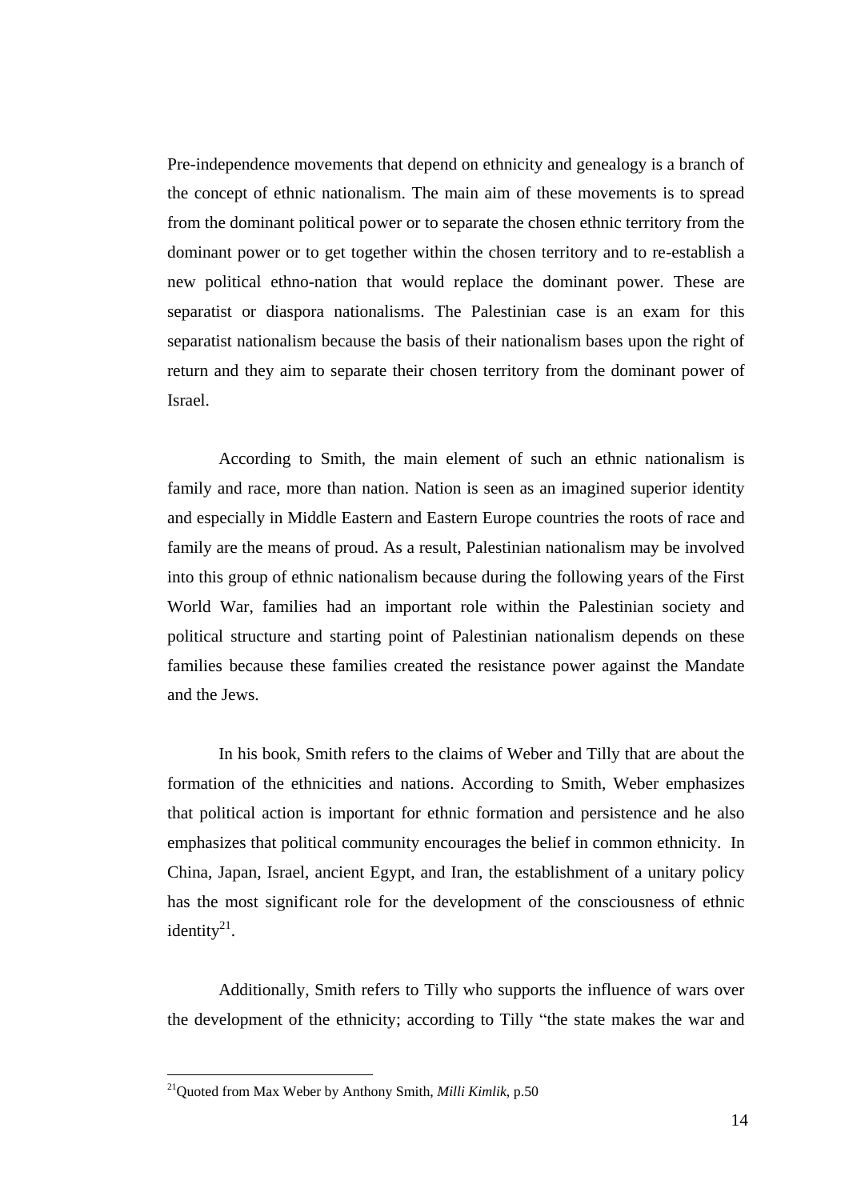Pre-independence movements that depend on ethnicity and genealogy is a branch of the concept of ethnic nationalism. The main aim of these movements is to spread from the dominant political power or to separate the chosen ethnic territory from the dominant power or to get together within the chosen territory and to re-establish a new political ethno-nation that would replace the dominant power. These are separatist or diaspora nationalisms. The Palestinian case is an exam for this separatist nationalism because the basis of their nationalism bases upon the right of return and they aim to separate their chosen territory from the dominant power of Israel.

According to Smith, the main element of such an ethnic nationalism is family and race, more than nation. Nation is seen as an imagined superior identity and especially in Middle Eastern and Eastern Europe countries the roots of race and family are the means of proud. As a result, Palestinian nationalism may be involved into this group of ethnic nationalism because during the following years of the First World War, families had an important role within the Palestinian society and political structure and starting point of Palestinian nationalism depends on these families because these families created the resistance power against the Mandate and the Jews.

In his book, Smith refers to the claims of Weber and Tilly that are about the formation of the ethnicities and nations. According to Smith, Weber emphasizes that political action is important for ethnic formation and persistence and he also emphasizes that political community encourages the belief in common ethnicity. In China, Japan, Israel, ancient Egypt, and Iran, the establishment of a unitary policy has the most significant role for the development of the consciousness of ethnic identity[21].

Additionally, Smith refers to Tilly who supports the influence of wars over the development of the ethnicity; according to Tilly "the state makes the war and

---

[21] Quoted from Max Weber by Anthony Smith, *Milli Kimlik*, p.50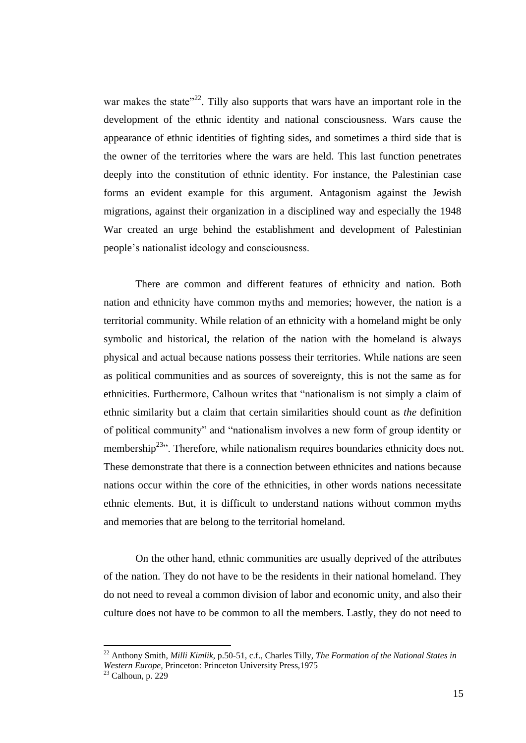war makes the state"[22]. Tilly also supports that wars have an important role in the development of the ethnic identity and national consciousness. Wars cause the appearance of ethnic identities of fighting sides, and sometimes a third side that is the owner of the territories where the wars are held. This last function penetrates deeply into the constitution of ethnic identity. For instance, the Palestinian case forms an evident example for this argument. Antagonism against the Jewish migrations, against their organization in a disciplined way and especially the 1948 War created an urge behind the establishment and development of Palestinian people's nationalist ideology and consciousness.

There are common and different features of ethnicity and nation. Both nation and ethnicity have common myths and memories; however, the nation is a territorial community. While relation of an ethnicity with a homeland might be only symbolic and historical, the relation of the nation with the homeland is always physical and actual because nations possess their territories. While nations are seen as political communities and as sources of sovereignty, this is not the same as for ethnicities. Furthermore, Calhoun writes that "nationalism is not simply a claim of ethnic similarity but a claim that certain similarities should count as *the* definition of political community" and "nationalism involves a new form of group identity or membership[23]". Therefore, while nationalism requires boundaries ethnicity does not. These demonstrate that there is a connection between ethnicites and nations because nations occur within the core of the ethnicities, in other words nations necessitate ethnic elements. But, it is difficult to understand nations without common myths and memories that are belong to the territorial homeland.

On the other hand, ethnic communities are usually deprived of the attributes of the nation. They do not have to be the residents in their national homeland. They do not need to reveal a common division of labor and economic unity, and also their culture does not have to be common to all the members. Lastly, they do not need to

---

[22] Anthony Smith, *Milli Kimlik*, p.50-51, c.f., Charles Tilly, *The Formation of the National States in Western Europe*, Princeton: Princeton University Press,1975

[23] Calhoun, p. 229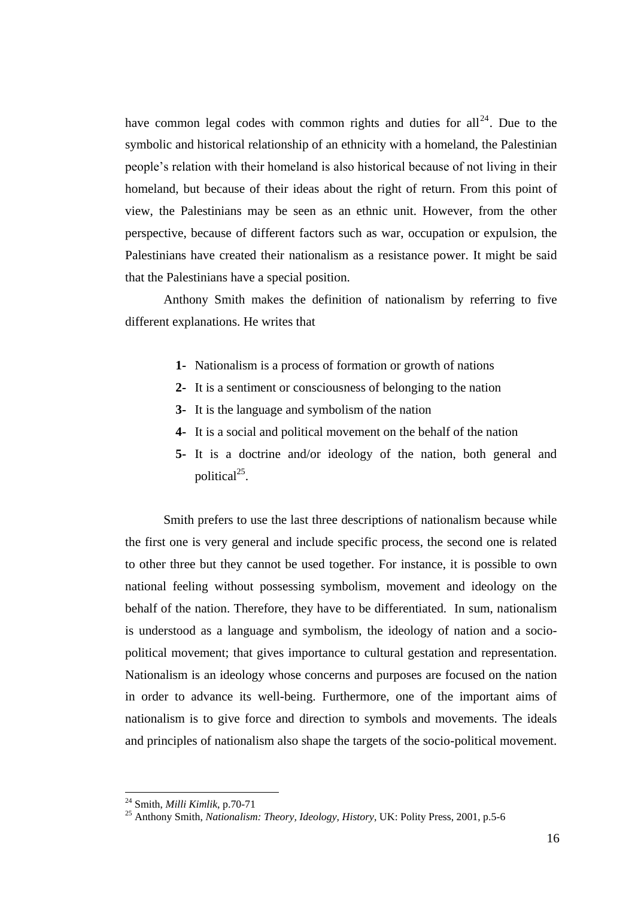have common legal codes with common rights and duties for all[24]. Due to the symbolic and historical relationship of an ethnicity with a homeland, the Palestinian people's relation with their homeland is also historical because of not living in their homeland, but because of their ideas about the right of return. From this point of view, the Palestinians may be seen as an ethnic unit. However, from the other perspective, because of different factors such as war, occupation or expulsion, the Palestinians have created their nationalism as a resistance power. It might be said that the Palestinians have a special position.

Anthony Smith makes the definition of nationalism by referring to five different explanations. He writes that

**1-** Nationalism is a process of formation or growth of nations

**2-** It is a sentiment or consciousness of belonging to the nation

**3-** It is the language and symbolism of the nation

**4-** It is a social and political movement on the behalf of the nation

**5-** It is a doctrine and/or ideology of the nation, both general and political[25].

Smith prefers to use the last three descriptions of nationalism because while the first one is very general and include specific process, the second one is related to other three but they cannot be used together. For instance, it is possible to own national feeling without possessing symbolism, movement and ideology on the behalf of the nation. Therefore, they have to be differentiated. In sum, nationalism is understood as a language and symbolism, the ideology of nation and a socio-political movement; that gives importance to cultural gestation and representation. Nationalism is an ideology whose concerns and purposes are focused on the nation in order to advance its well-being. Furthermore, one of the important aims of nationalism is to give force and direction to symbols and movements. The ideals and principles of nationalism also shape the targets of the socio-political movement.

[24] Smith, *Milli Kimlik*, p.70-71

[25] Anthony Smith, *Nationalism: Theory, Ideology, History*, UK: Polity Press, 2001, p.5-6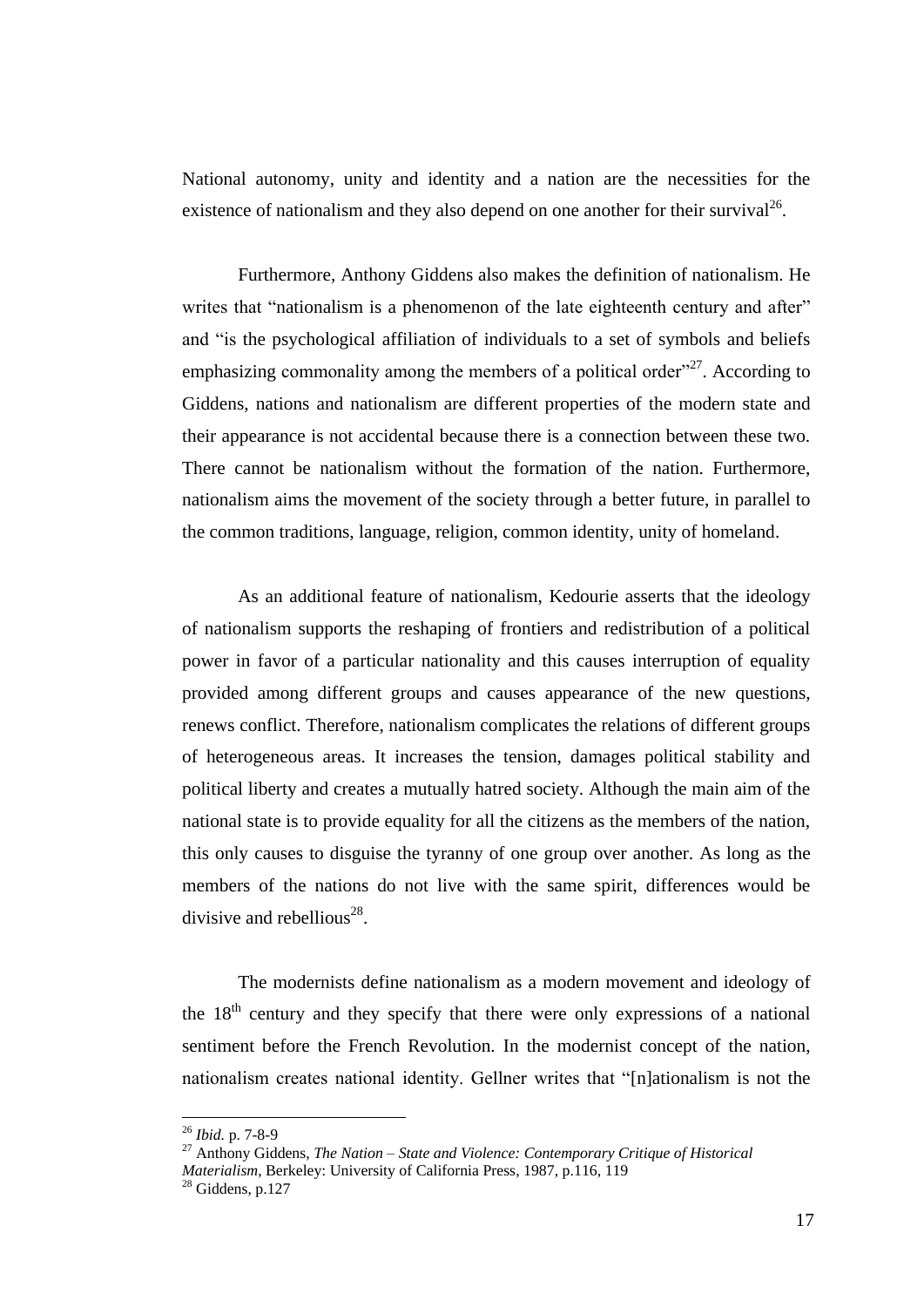National autonomy, unity and identity and a nation are the necessities for the existence of nationalism and they also depend on one another for their survival[26].

Furthermore, Anthony Giddens also makes the definition of nationalism. He writes that "nationalism is a phenomenon of the late eighteenth century and after" and "is the psychological affiliation of individuals to a set of symbols and beliefs emphasizing commonality among the members of a political order"[27]. According to Giddens, nations and nationalism are different properties of the modern state and their appearance is not accidental because there is a connection between these two. There cannot be nationalism without the formation of the nation. Furthermore, nationalism aims the movement of the society through a better future, in parallel to the common traditions, language, religion, common identity, unity of homeland.

As an additional feature of nationalism, Kedourie asserts that the ideology of nationalism supports the reshaping of frontiers and redistribution of a political power in favor of a particular nationality and this causes interruption of equality provided among different groups and causes appearance of the new questions, renews conflict. Therefore, nationalism complicates the relations of different groups of heterogeneous areas. It increases the tension, damages political stability and political liberty and creates a mutually hatred society. Although the main aim of the national state is to provide equality for all the citizens as the members of the nation, this only causes to disguise the tyranny of one group over another. As long as the members of the nations do not live with the same spirit, differences would be divisive and rebellious[28].

The modernists define nationalism as a modern movement and ideology of the 18th century and they specify that there were only expressions of a national sentiment before the French Revolution. In the modernist concept of the nation, nationalism creates national identity. Gellner writes that "[n]ationalism is not the

---

[26] *Ibid.* p. 7-8-9

[27] Anthony Giddens, *The Nation – State and Violence: Contemporary Critique of Historical Materialism*, Berkeley: University of California Press, 1987, p.116, 119

[28] Giddens, p.127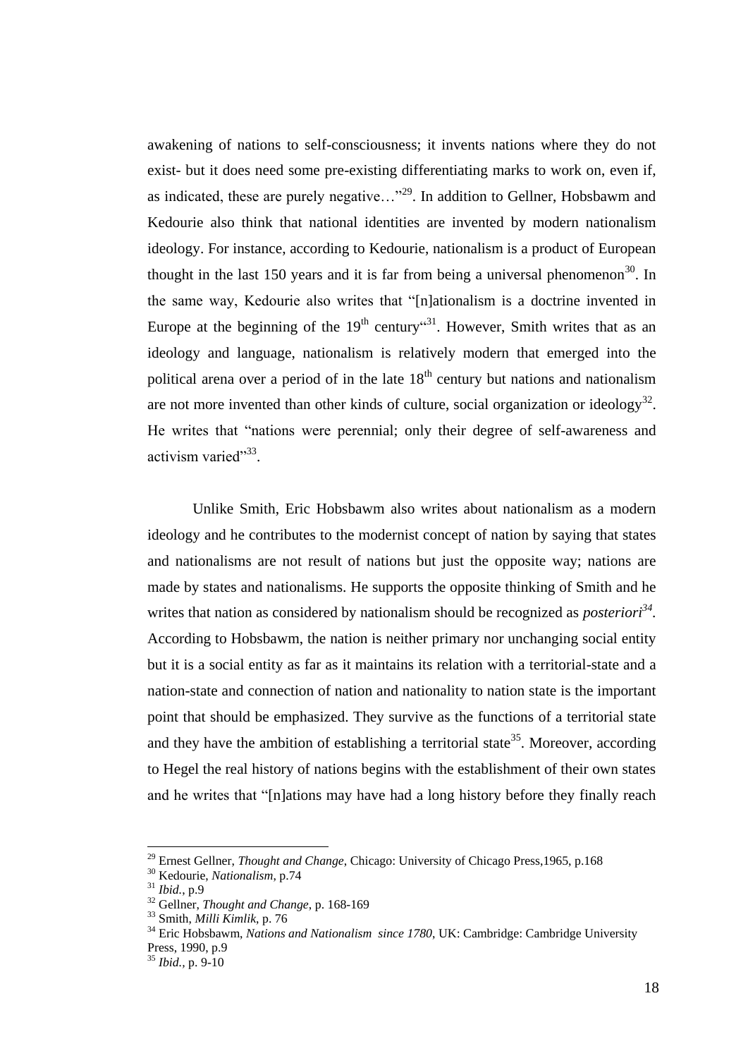awakening of nations to self-consciousness; it invents nations where they do not exist- but it does need some pre-existing differentiating marks to work on, even if, as indicated, these are purely negative…"[29]. In addition to Gellner, Hobsbawm and Kedourie also think that national identities are invented by modern nationalism ideology. For instance, according to Kedourie, nationalism is a product of European thought in the last 150 years and it is far from being a universal phenomenon[30]. In the same way, Kedourie also writes that "[n]ationalism is a doctrine invented in Europe at the beginning of the 19th century"[31]. However, Smith writes that as an ideology and language, nationalism is relatively modern that emerged into the political arena over a period of in the late 18th century but nations and nationalism are not more invented than other kinds of culture, social organization or ideology[32]. He writes that "nations were perennial; only their degree of self-awareness and activism varied"[33].

Unlike Smith, Eric Hobsbawm also writes about nationalism as a modern ideology and he contributes to the modernist concept of nation by saying that states and nationalisms are not result of nations but just the opposite way; nations are made by states and nationalisms. He supports the opposite thinking of Smith and he writes that nation as considered by nationalism should be recognized as *posteriori*[34]. According to Hobsbawm, the nation is neither primary nor unchanging social entity but it is a social entity as far as it maintains its relation with a territorial-state and a nation-state and connection of nation and nationality to nation state is the important point that should be emphasized. They survive as the functions of a territorial state and they have the ambition of establishing a territorial state[35]. Moreover, according to Hegel the real history of nations begins with the establishment of their own states and he writes that "[n]ations may have had a long history before they finally reach

---

[29] Ernest Gellner, *Thought and Change*, Chicago: University of Chicago Press,1965, p.168

[30] Kedourie, *Nationalism*, p.74

[31] *Ibid.*, p.9

[32] Gellner, *Thought and Change*, p. 168-169

[33] Smith, *Milli Kimlik*, p. 76

[34] Eric Hobsbawm, *Nations and Nationalism since 1780*, UK: Cambridge: Cambridge University Press, 1990, p.9

[35] *Ibid.*, p. 9-10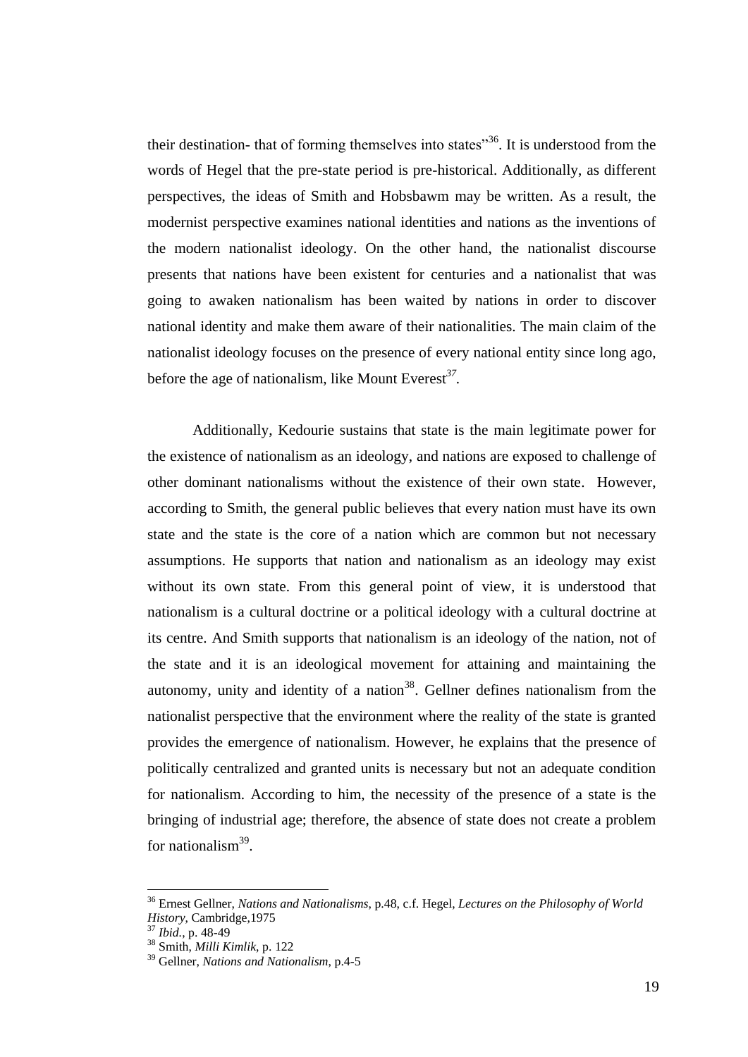their destination- that of forming themselves into states"[36]. It is understood from the words of Hegel that the pre-state period is pre-historical. Additionally, as different perspectives, the ideas of Smith and Hobsbawm may be written. As a result, the modernist perspective examines national identities and nations as the inventions of the modern nationalist ideology. On the other hand, the nationalist discourse presents that nations have been existent for centuries and a nationalist that was going to awaken nationalism has been waited by nations in order to discover national identity and make them aware of their nationalities. The main claim of the nationalist ideology focuses on the presence of every national entity since long ago, before the age of nationalism, like Mount Everest[37].

Additionally, Kedourie sustains that state is the main legitimate power for the existence of nationalism as an ideology, and nations are exposed to challenge of other dominant nationalisms without the existence of their own state. However, according to Smith, the general public believes that every nation must have its own state and the state is the core of a nation which are common but not necessary assumptions. He supports that nation and nationalism as an ideology may exist without its own state. From this general point of view, it is understood that nationalism is a cultural doctrine or a political ideology with a cultural doctrine at its centre. And Smith supports that nationalism is an ideology of the nation, not of the state and it is an ideological movement for attaining and maintaining the autonomy, unity and identity of a nation[38]. Gellner defines nationalism from the nationalist perspective that the environment where the reality of the state is granted provides the emergence of nationalism. However, he explains that the presence of politically centralized and granted units is necessary but not an adequate condition for nationalism. According to him, the necessity of the presence of a state is the bringing of industrial age; therefore, the absence of state does not create a problem for nationalism[39].

---

[36] Ernest Gellner, *Nations and Nationalisms*, p.48, c.f. Hegel, *Lectures on the Philosophy of World History*, Cambridge,1975

[37] *Ibid.*, p. 48-49

[38] Smith, *Milli Kimlik*, p. 122

[39] Gellner, *Nations and Nationalism*, p.4-5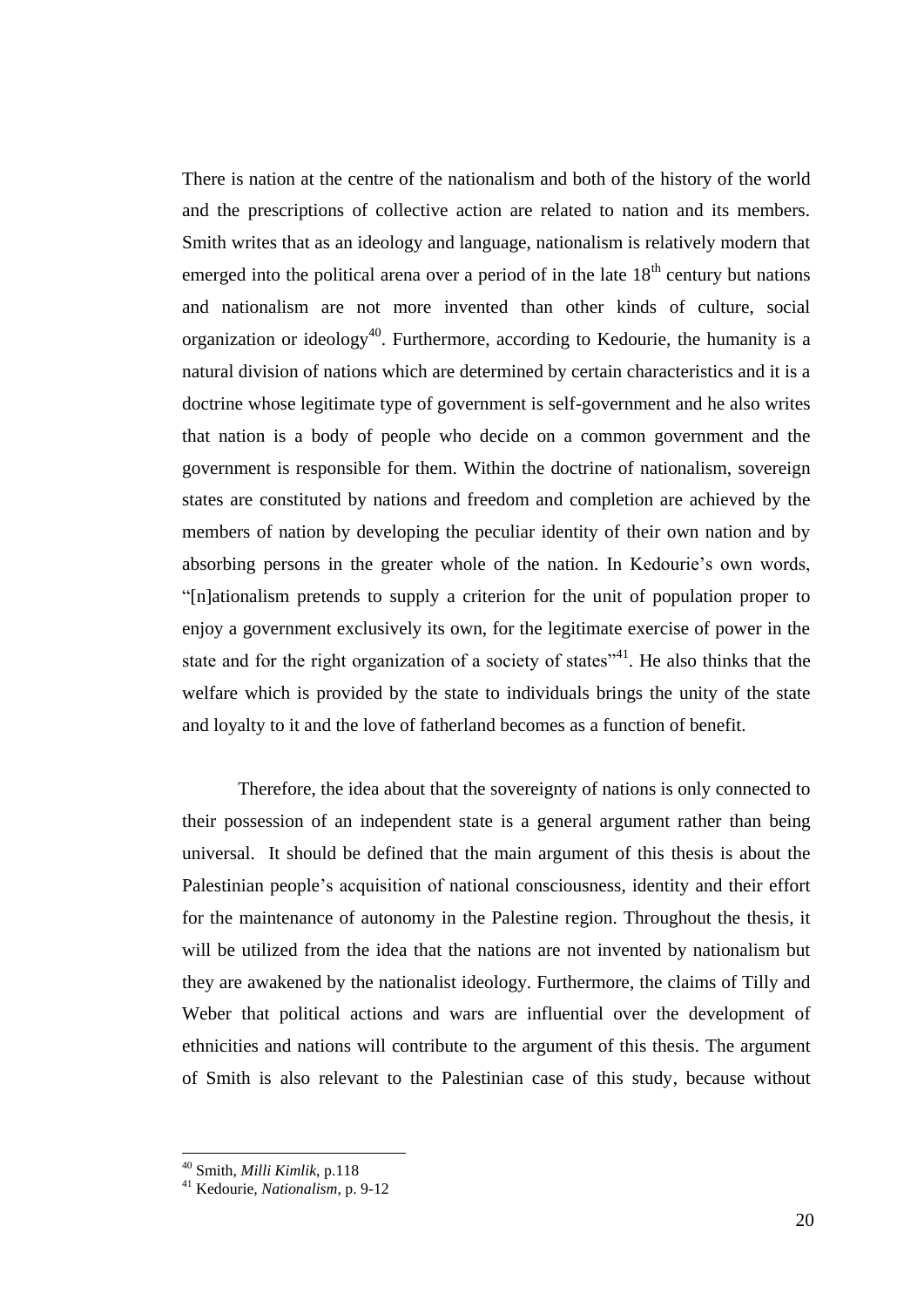There is nation at the centre of the nationalism and both of the history of the world and the prescriptions of collective action are related to nation and its members. Smith writes that as an ideology and language, nationalism is relatively modern that emerged into the political arena over a period of in the late $18^{th}$ century but nations and nationalism are not more invented than other kinds of culture, social organization or ideology[40]. Furthermore, according to Kedourie, the humanity is a natural division of nations which are determined by certain characteristics and it is a doctrine whose legitimate type of government is self-government and he also writes that nation is a body of people who decide on a common government and the government is responsible for them. Within the doctrine of nationalism, sovereign states are constituted by nations and freedom and completion are achieved by the members of nation by developing the peculiar identity of their own nation and by absorbing persons in the greater whole of the nation. In Kedourie's own words, "[n]ationalism pretends to supply a criterion for the unit of population proper to enjoy a government exclusively its own, for the legitimate exercise of power in the state and for the right organization of a society of states"[41]. He also thinks that the welfare which is provided by the state to individuals brings the unity of the state and loyalty to it and the love of fatherland becomes as a function of benefit.

Therefore, the idea about that the sovereignty of nations is only connected to their possession of an independent state is a general argument rather than being universal. It should be defined that the main argument of this thesis is about the Palestinian people's acquisition of national consciousness, identity and their effort for the maintenance of autonomy in the Palestine region. Throughout the thesis, it will be utilized from the idea that the nations are not invented by nationalism but they are awakened by the nationalist ideology. Furthermore, the claims of Tilly and Weber that political actions and wars are influential over the development of ethnicities and nations will contribute to the argument of this thesis. The argument of Smith is also relevant to the Palestinian case of this study, because without

---

[40] Smith, *Milli Kimlik*, p.118

[41] Kedourie, *Nationalism*, p. 9-12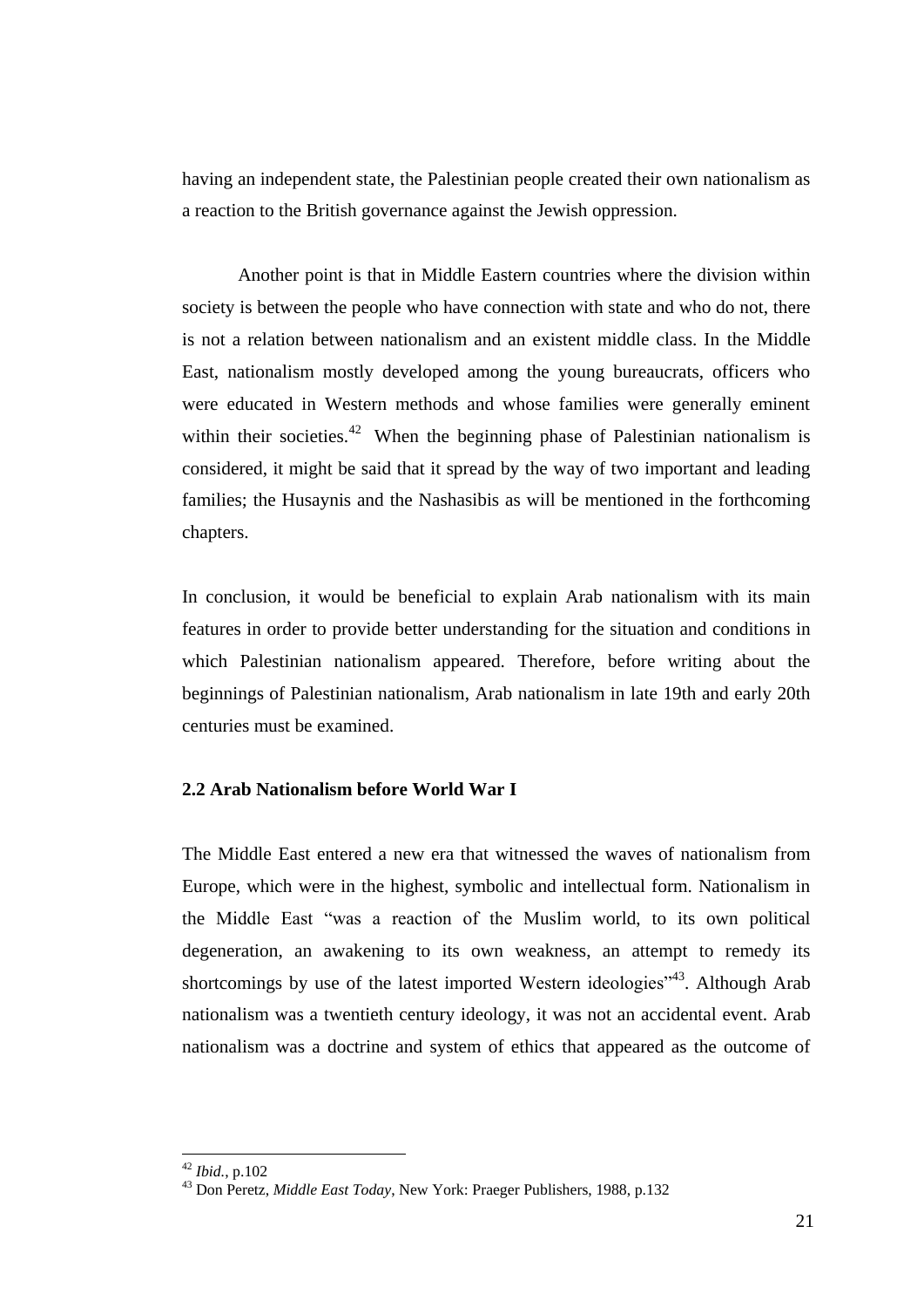having an independent state, the Palestinian people created their own nationalism as a reaction to the British governance against the Jewish oppression.

Another point is that in Middle Eastern countries where the division within society is between the people who have connection with state and who do not, there is not a relation between nationalism and an existent middle class. In the Middle East, nationalism mostly developed among the young bureaucrats, officers who were educated in Western methods and whose families were generally eminent within their societies.[42] When the beginning phase of Palestinian nationalism is considered, it might be said that it spread by the way of two important and leading families; the Husaynis and the Nashasibis as will be mentioned in the forthcoming chapters.

In conclusion, it would be beneficial to explain Arab nationalism with its main features in order to provide better understanding for the situation and conditions in which Palestinian nationalism appeared. Therefore, before writing about the beginnings of Palestinian nationalism, Arab nationalism in late 19th and early 20th centuries must be examined.

### 2.2 Arab Nationalism before World War I

The Middle East entered a new era that witnessed the waves of nationalism from Europe, which were in the highest, symbolic and intellectual form. Nationalism in the Middle East "was a reaction of the Muslim world, to its own political degeneration, an awakening to its own weakness, an attempt to remedy its shortcomings by use of the latest imported Western ideologies"[43]. Although Arab nationalism was a twentieth century ideology, it was not an accidental event. Arab nationalism was a doctrine and system of ethics that appeared as the outcome of

---

[42] *Ibid.*, p.102

[43] Don Peretz, *Middle East Today*, New York: Praeger Publishers, 1988, p.132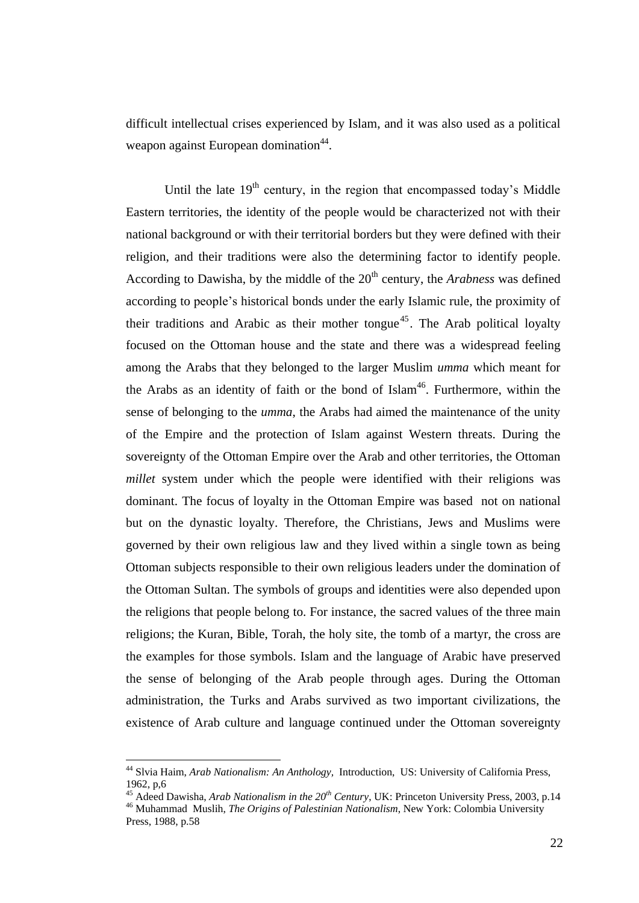difficult intellectual crises experienced by Islam, and it was also used as a political weapon against European domination[44].

Until the late $19^{th}$ century, in the region that encompassed today's Middle Eastern territories, the identity of the people would be characterized not with their national background or with their territorial borders but they were defined with their religion, and their traditions were also the determining factor to identify people. According to Dawisha, by the middle of the $20^{th}$ century, the *Arabness* was defined according to people's historical bonds under the early Islamic rule, the proximity of their traditions and Arabic as their mother tongue[45]. The Arab political loyalty focused on the Ottoman house and the state and there was a widespread feeling among the Arabs that they belonged to the larger Muslim *umma* which meant for the Arabs as an identity of faith or the bond of Islam[46]. Furthermore, within the sense of belonging to the *umma*, the Arabs had aimed the maintenance of the unity of the Empire and the protection of Islam against Western threats. During the sovereignty of the Ottoman Empire over the Arab and other territories, the Ottoman *millet* system under which the people were identified with their religions was dominant. The focus of loyalty in the Ottoman Empire was based not on national but on the dynastic loyalty. Therefore, the Christians, Jews and Muslims were governed by their own religious law and they lived within a single town as being Ottoman subjects responsible to their own religious leaders under the domination of the Ottoman Sultan. The symbols of groups and identities were also depended upon the religions that people belong to. For instance, the sacred values of the three main religions; the Kuran, Bible, Torah, the holy site, the tomb of a martyr, the cross are the examples for those symbols. Islam and the language of Arabic have preserved the sense of belonging of the Arab people through ages. During the Ottoman administration, the Turks and Arabs survived as two important civilizations, the existence of Arab culture and language continued under the Ottoman sovereignty

---

[44] Slvia Haim, *Arab Nationalism: An Anthology,* Introduction, US: University of California Press, 1962, p,6

[45] Adeed Dawisha, *Arab Nationalism in the $20^{th}$ Century*, UK: Princeton University Press, 2003, p.14

[46] Muhammad Muslih, *The Origins of Palestinian Nationalism*, New York: Colombia University Press, 1988, p.58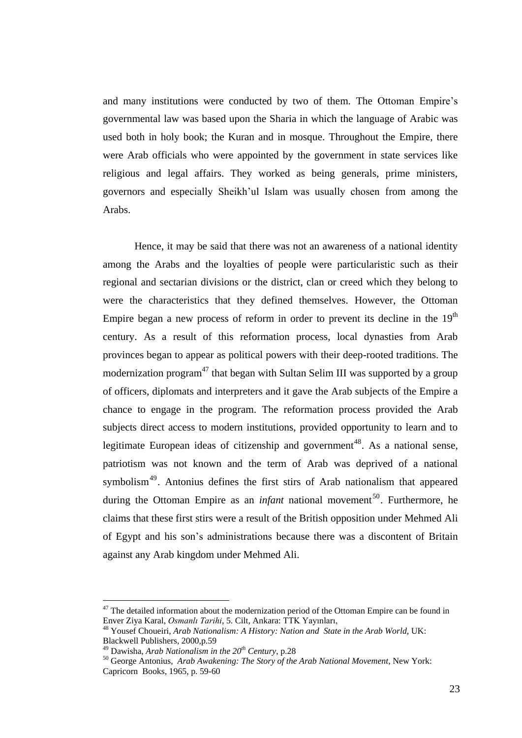and many institutions were conducted by two of them. The Ottoman Empire's governmental law was based upon the Sharia in which the language of Arabic was used both in holy book; the Kuran and in mosque. Throughout the Empire, there were Arab officials who were appointed by the government in state services like religious and legal affairs. They worked as being generals, prime ministers, governors and especially Sheikh'ul Islam was usually chosen from among the Arabs.

Hence, it may be said that there was not an awareness of a national identity among the Arabs and the loyalties of people were particularistic such as their regional and sectarian divisions or the district, clan or creed which they belong to were the characteristics that they defined themselves. However, the Ottoman Empire began a new process of reform in order to prevent its decline in the 19th century. As a result of this reformation process, local dynasties from Arab provinces began to appear as political powers with their deep-rooted traditions. The modernization program[47] that began with Sultan Selim III was supported by a group of officers, diplomats and interpreters and it gave the Arab subjects of the Empire a chance to engage in the program. The reformation process provided the Arab subjects direct access to modern institutions, provided opportunity to learn and to legitimate European ideas of citizenship and government[48]. As a national sense, patriotism was not known and the term of Arab was deprived of a national symbolism[49]. Antonius defines the first stirs of Arab nationalism that appeared during the Ottoman Empire as an *infant* national movement[50]. Furthermore, he claims that these first stirs were a result of the British opposition under Mehmed Ali of Egypt and his son's administrations because there was a discontent of Britain against any Arab kingdom under Mehmed Ali.

---

[47] The detailed information about the modernization period of the Ottoman Empire can be found in Enver Ziya Karal, *Osmanlı Tarihi*, 5. Cilt, Ankara: TTK Yayınları,

[48] Yousef Choueiri, *Arab Nationalism: A History: Nation and State in the Arab World*, UK: Blackwell Publishers, 2000,p.59

[49] Dawisha, *Arab Nationalism in the 20th Century*, p.28

[50] George Antonius, *Arab Awakening: The Story of the Arab National Movement*, New York: Capricorn Books, 1965, p. 59-60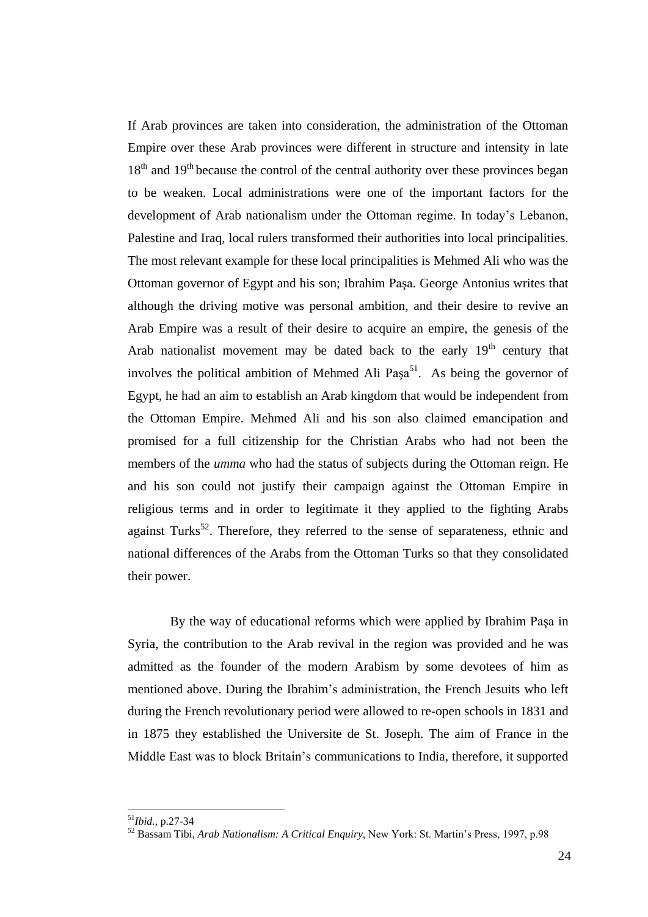If Arab provinces are taken into consideration, the administration of the Ottoman Empire over these Arab provinces were different in structure and intensity in late 18th and 19th because the control of the central authority over these provinces began to be weaken. Local administrations were one of the important factors for the development of Arab nationalism under the Ottoman regime. In today's Lebanon, Palestine and Iraq, local rulers transformed their authorities into local principalities. The most relevant example for these local principalities is Mehmed Ali who was the Ottoman governor of Egypt and his son; Ibrahim Paşa. George Antonius writes that although the driving motive was personal ambition, and their desire to revive an Arab Empire was a result of their desire to acquire an empire, the genesis of the Arab nationalist movement may be dated back to the early 19th century that involves the political ambition of Mehmed Ali Paşa[51]. As being the governor of Egypt, he had an aim to establish an Arab kingdom that would be independent from the Ottoman Empire. Mehmed Ali and his son also claimed emancipation and promised for a full citizenship for the Christian Arabs who had not been the members of the *umma* who had the status of subjects during the Ottoman reign. He and his son could not justify their campaign against the Ottoman Empire in religious terms and in order to legitimate it they applied to the fighting Arabs against Turks[52]. Therefore, they referred to the sense of separateness, ethnic and national differences of the Arabs from the Ottoman Turks so that they consolidated their power.

By the way of educational reforms which were applied by Ibrahim Paşa in Syria, the contribution to the Arab revival in the region was provided and he was admitted as the founder of the modern Arabism by some devotees of him as mentioned above. During the Ibrahim's administration, the French Jesuits who left during the French revolutionary period were allowed to re-open schools in 1831 and in 1875 they established the Universite de St. Joseph. The aim of France in the Middle East was to block Britain's communications to India, therefore, it supported

---

[51] *Ibid.*, p.27-34

[52] Bassam Tibi, *Arab Nationalism: A Critical Enquiry*, New York: St. Martin's Press, 1997, p.98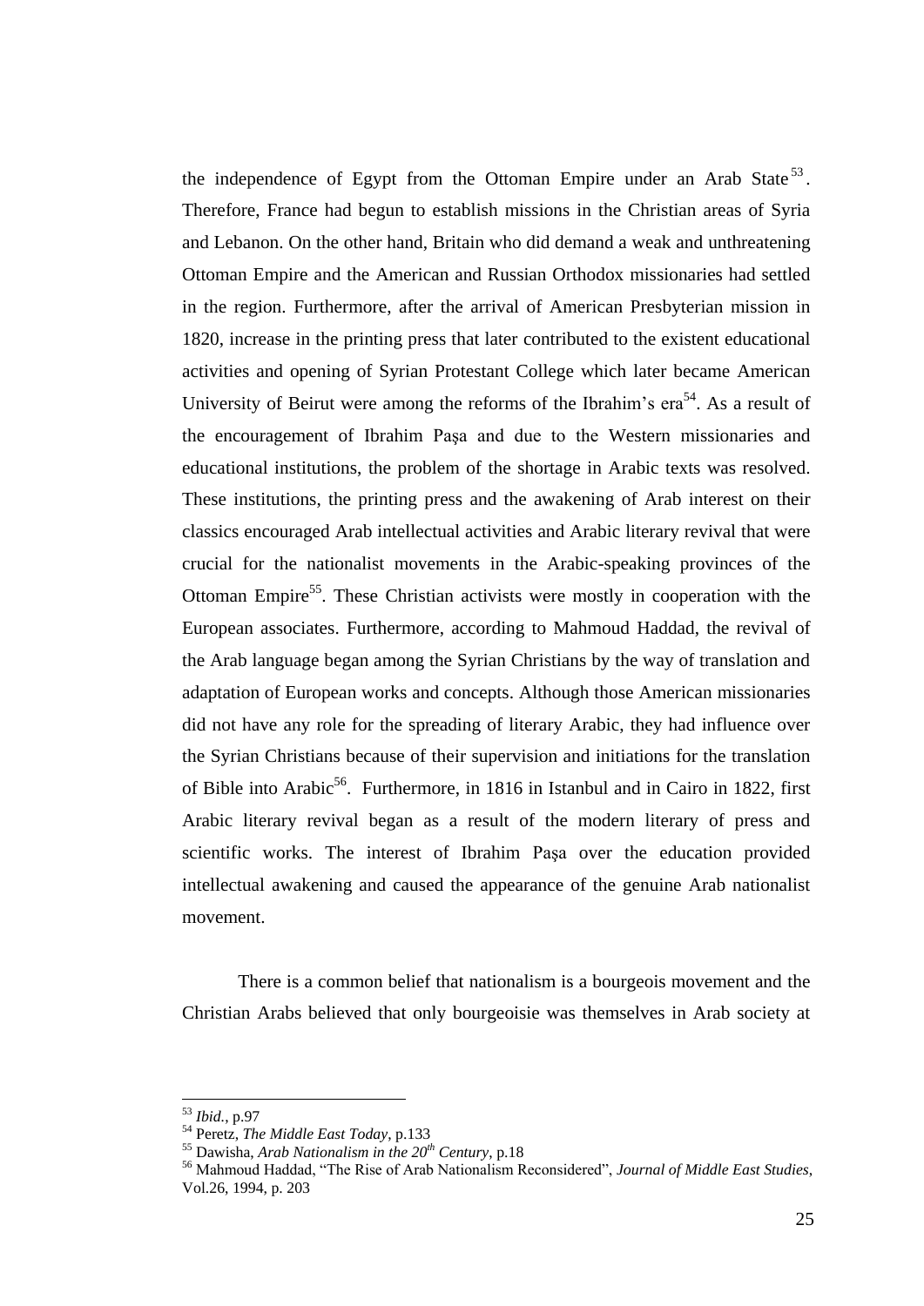the independence of Egypt from the Ottoman Empire under an Arab State[53]. Therefore, France had begun to establish missions in the Christian areas of Syria and Lebanon. On the other hand, Britain who did demand a weak and unthreatening Ottoman Empire and the American and Russian Orthodox missionaries had settled in the region. Furthermore, after the arrival of American Presbyterian mission in 1820, increase in the printing press that later contributed to the existent educational activities and opening of Syrian Protestant College which later became American University of Beirut were among the reforms of the Ibrahim's era[54]. As a result of the encouragement of Ibrahim Paşa and due to the Western missionaries and educational institutions, the problem of the shortage in Arabic texts was resolved. These institutions, the printing press and the awakening of Arab interest on their classics encouraged Arab intellectual activities and Arabic literary revival that were crucial for the nationalist movements in the Arabic-speaking provinces of the Ottoman Empire[55]. These Christian activists were mostly in cooperation with the European associates. Furthermore, according to Mahmoud Haddad, the revival of the Arab language began among the Syrian Christians by the way of translation and adaptation of European works and concepts. Although those American missionaries did not have any role for the spreading of literary Arabic, they had influence over the Syrian Christians because of their supervision and initiations for the translation of Bible into Arabic[56]. Furthermore, in 1816 in Istanbul and in Cairo in 1822, first Arabic literary revival began as a result of the modern literary of press and scientific works. The interest of Ibrahim Paşa over the education provided intellectual awakening and caused the appearance of the genuine Arab nationalist movement.

There is a common belief that nationalism is a bourgeois movement and the Christian Arabs believed that only bourgeoisie was themselves in Arab society at

---

[53] *Ibid.*, p.97

[54] Peretz, *The Middle East Today*, p.133

[55] Dawisha, *Arab Nationalism in the 20th Century*, p.18

[56] Mahmoud Haddad, "The Rise of Arab Nationalism Reconsidered", *Journal of Middle East Studies*, Vol.26, 1994, p. 203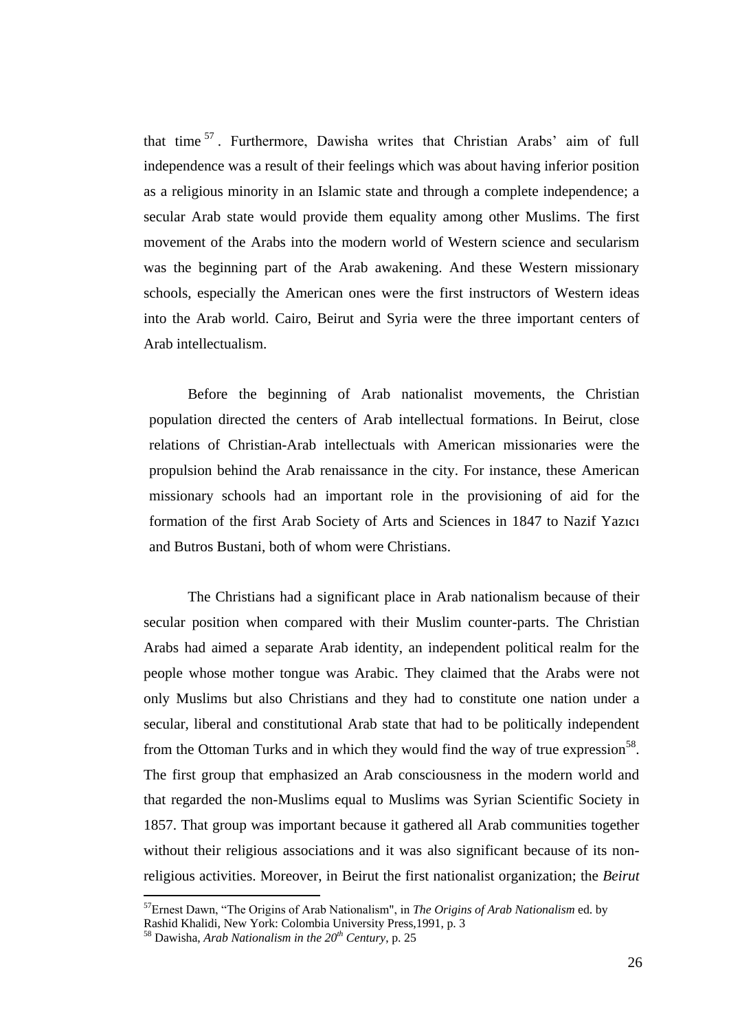that time [57]. Furthermore, Dawisha writes that Christian Arabs' aim of full independence was a result of their feelings which was about having inferior position as a religious minority in an Islamic state and through a complete independence; a secular Arab state would provide them equality among other Muslims. The first movement of the Arabs into the modern world of Western science and secularism was the beginning part of the Arab awakening. And these Western missionary schools, especially the American ones were the first instructors of Western ideas into the Arab world. Cairo, Beirut and Syria were the three important centers of Arab intellectualism.

Before the beginning of Arab nationalist movements, the Christian population directed the centers of Arab intellectual formations. In Beirut, close relations of Christian-Arab intellectuals with American missionaries were the propulsion behind the Arab renaissance in the city. For instance, these American missionary schools had an important role in the provisioning of aid for the formation of the first Arab Society of Arts and Sciences in 1847 to Nazif Yazıcı and Butros Bustani, both of whom were Christians.

The Christians had a significant place in Arab nationalism because of their secular position when compared with their Muslim counter-parts. The Christian Arabs had aimed a separate Arab identity, an independent political realm for the people whose mother tongue was Arabic. They claimed that the Arabs were not only Muslims but also Christians and they had to constitute one nation under a secular, liberal and constitutional Arab state that had to be politically independent from the Ottoman Turks and in which they would find the way of true expression[58]. The first group that emphasized an Arab consciousness in the modern world and that regarded the non-Muslims equal to Muslims was Syrian Scientific Society in 1857. That group was important because it gathered all Arab communities together without their religious associations and it was also significant because of its non-religious activities. Moreover, in Beirut the first nationalist organization; the *Beirut*

---

[57] Ernest Dawn, "The Origins of Arab Nationalism", in *The Origins of Arab Nationalism* ed. by Rashid Khalidi, New York: Colombia University Press,1991, p. 3

[58] Dawisha, *Arab Nationalism in the 20th Century*, p. 25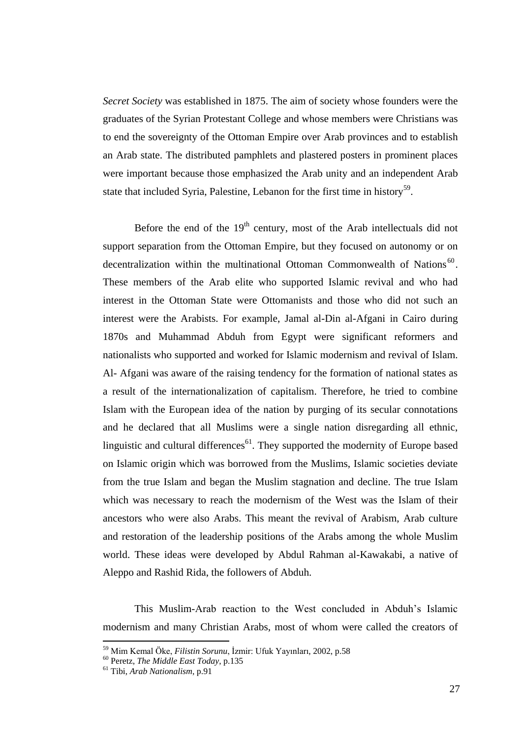*Secret Society* was established in 1875. The aim of society whose founders were the graduates of the Syrian Protestant College and whose members were Christians was to end the sovereignty of the Ottoman Empire over Arab provinces and to establish an Arab state. The distributed pamphlets and plastered posters in prominent places were important because those emphasized the Arab unity and an independent Arab state that included Syria, Palestine, Lebanon for the first time in history[59].

Before the end of the 19th century, most of the Arab intellectuals did not support separation from the Ottoman Empire, but they focused on autonomy or on decentralization within the multinational Ottoman Commonwealth of Nations[60]. These members of the Arab elite who supported Islamic revival and who had interest in the Ottoman State were Ottomanists and those who did not such an interest were the Arabists. For example, Jamal al-Din al-Afgani in Cairo during 1870s and Muhammad Abduh from Egypt were significant reformers and nationalists who supported and worked for Islamic modernism and revival of Islam. Al- Afgani was aware of the raising tendency for the formation of national states as a result of the internationalization of capitalism. Therefore, he tried to combine Islam with the European idea of the nation by purging of its secular connotations and he declared that all Muslims were a single nation disregarding all ethnic, linguistic and cultural differences[61]. They supported the modernity of Europe based on Islamic origin which was borrowed from the Muslims, Islamic societies deviate from the true Islam and began the Muslim stagnation and decline. The true Islam which was necessary to reach the modernism of the West was the Islam of their ancestors who were also Arabs. This meant the revival of Arabism, Arab culture and restoration of the leadership positions of the Arabs among the whole Muslim world. These ideas were developed by Abdul Rahman al-Kawakabi, a native of Aleppo and Rashid Rida, the followers of Abduh.

This Muslim-Arab reaction to the West concluded in Abduh's Islamic modernism and many Christian Arabs, most of whom were called the creators of

---

[59] Mim Kemal Öke, *Filistin Sorunu*, İzmir: Ufuk Yayınları, 2002, p.58

[60] Peretz, *The Middle East Today*, p.135

[61] Tibi, *Arab Nationalism*, p.91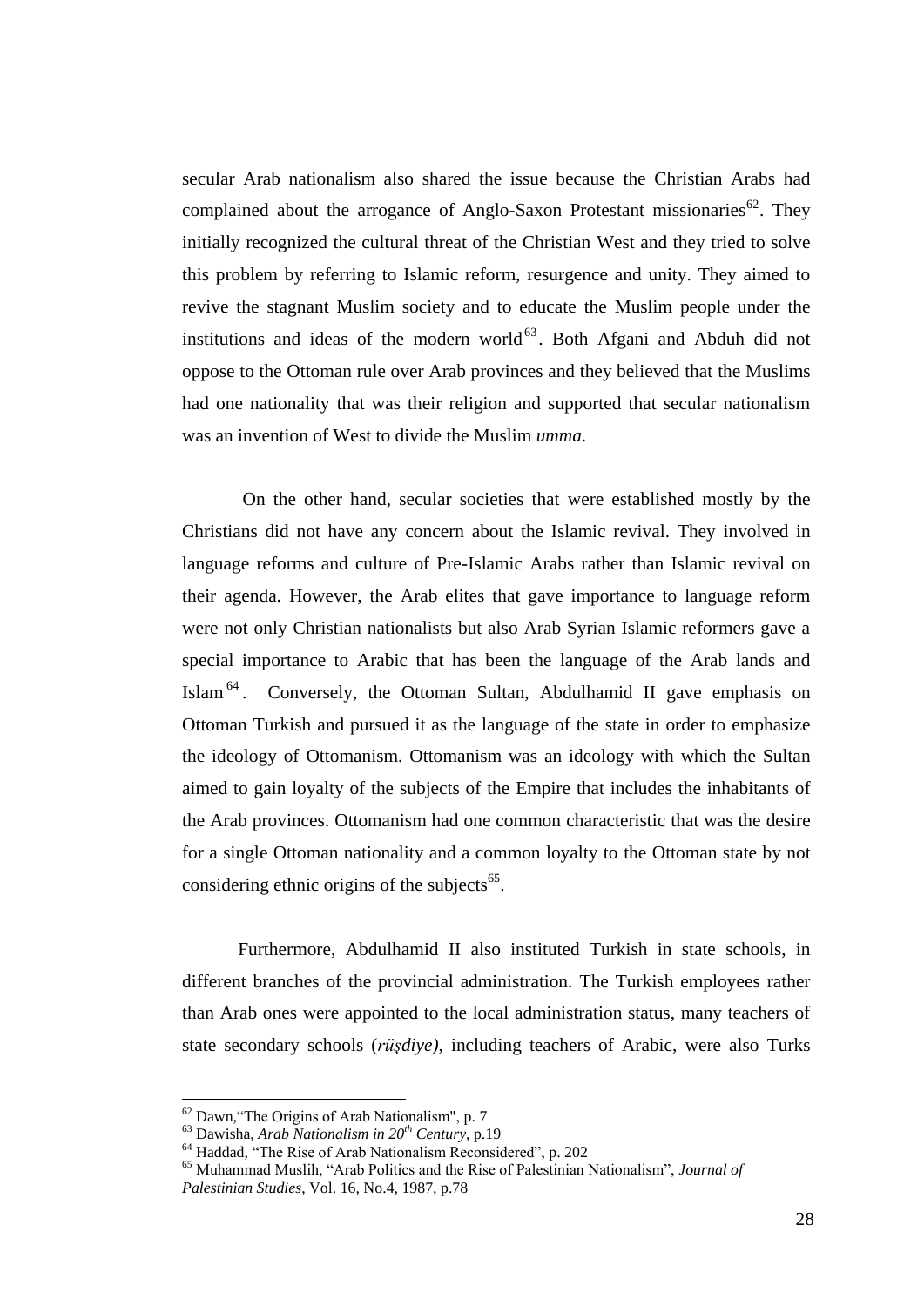secular Arab nationalism also shared the issue because the Christian Arabs had complained about the arrogance of Anglo-Saxon Protestant missionaries[62]. They initially recognized the cultural threat of the Christian West and they tried to solve this problem by referring to Islamic reform, resurgence and unity. They aimed to revive the stagnant Muslim society and to educate the Muslim people under the institutions and ideas of the modern world[63]. Both Afgani and Abduh did not oppose to the Ottoman rule over Arab provinces and they believed that the Muslims had one nationality that was their religion and supported that secular nationalism was an invention of West to divide the Muslim *umma*.

On the other hand, secular societies that were established mostly by the Christians did not have any concern about the Islamic revival. They involved in language reforms and culture of Pre-Islamic Arabs rather than Islamic revival on their agenda. However, the Arab elites that gave importance to language reform were not only Christian nationalists but also Arab Syrian Islamic reformers gave a special importance to Arabic that has been the language of the Arab lands and Islam[64]. Conversely, the Ottoman Sultan, Abdulhamid II gave emphasis on Ottoman Turkish and pursued it as the language of the state in order to emphasize the ideology of Ottomanism. Ottomanism was an ideology with which the Sultan aimed to gain loyalty of the subjects of the Empire that includes the inhabitants of the Arab provinces. Ottomanism had one common characteristic that was the desire for a single Ottoman nationality and a common loyalty to the Ottoman state by not considering ethnic origins of the subjects[65].

Furthermore, Abdulhamid II also instituted Turkish in state schools, in different branches of the provincial administration. The Turkish employees rather than Arab ones were appointed to the local administration status, many teachers of state secondary schools (*rüşdiye)*, including teachers of Arabic, were also Turks

---

[62] Dawn,"The Origins of Arab Nationalism", p. 7

[63] Dawisha, *Arab Nationalism in 20th Century*, p.19

[64] Haddad, "The Rise of Arab Nationalism Reconsidered", p. 202

[65] Muhammad Muslih, "Arab Politics and the Rise of Palestinian Nationalism", *Journal of Palestinian Studies*, Vol. 16, No.4, 1987, p.78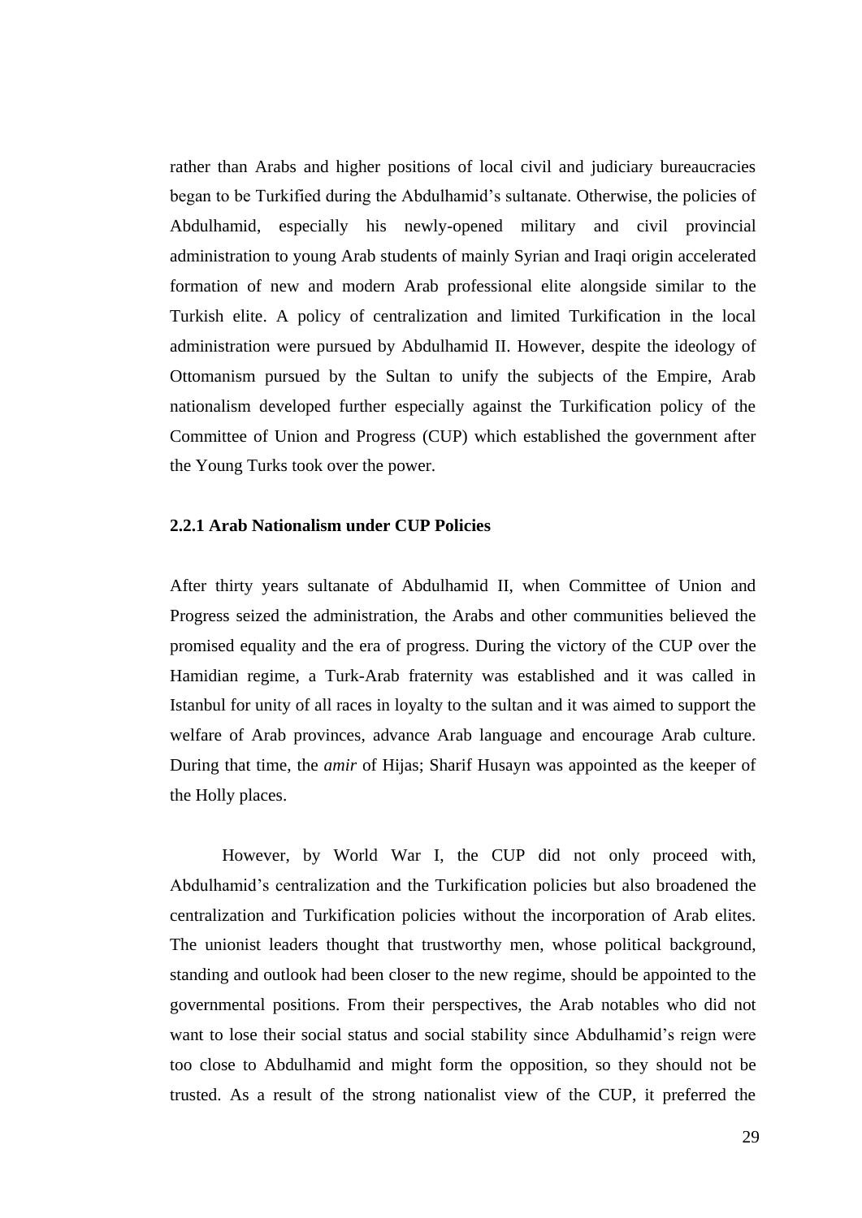rather than Arabs and higher positions of local civil and judiciary bureaucracies began to be Turkified during the Abdulhamid's sultanate. Otherwise, the policies of Abdulhamid, especially his newly-opened military and civil provincial administration to young Arab students of mainly Syrian and Iraqi origin accelerated formation of new and modern Arab professional elite alongside similar to the Turkish elite. A policy of centralization and limited Turkification in the local administration were pursued by Abdulhamid II. However, despite the ideology of Ottomanism pursued by the Sultan to unify the subjects of the Empire, Arab nationalism developed further especially against the Turkification policy of the Committee of Union and Progress (CUP) which established the government after the Young Turks took over the power.

### 2.2.1 Arab Nationalism under CUP Policies

After thirty years sultanate of Abdulhamid II, when Committee of Union and Progress seized the administration, the Arabs and other communities believed the promised equality and the era of progress. During the victory of the CUP over the Hamidian regime, a Turk-Arab fraternity was established and it was called in Istanbul for unity of all races in loyalty to the sultan and it was aimed to support the welfare of Arab provinces, advance Arab language and encourage Arab culture. During that time, the *amir* of Hijas; Sharif Husayn was appointed as the keeper of the Holly places.

However, by World War I, the CUP did not only proceed with, Abdulhamid's centralization and the Turkification policies but also broadened the centralization and Turkification policies without the incorporation of Arab elites. The unionist leaders thought that trustworthy men, whose political background, standing and outlook had been closer to the new regime, should be appointed to the governmental positions. From their perspectives, the Arab notables who did not want to lose their social status and social stability since Abdulhamid's reign were too close to Abdulhamid and might form the opposition, so they should not be trusted. As a result of the strong nationalist view of the CUP, it preferred the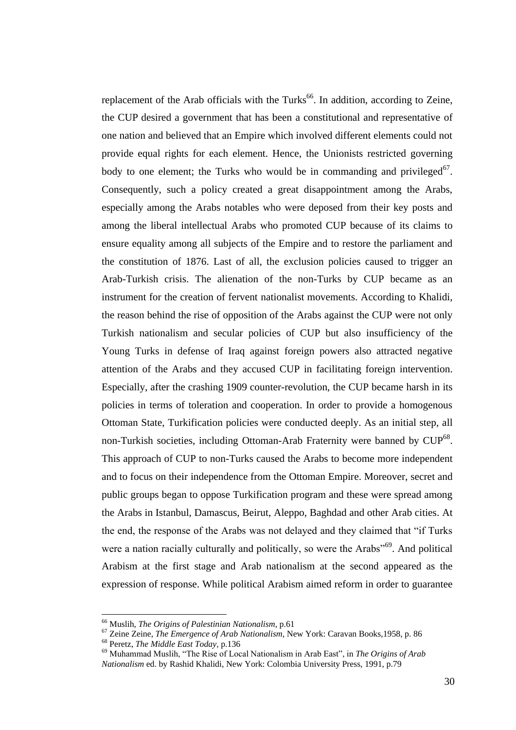replacement of the Arab officials with the Turks[66]. In addition, according to Zeine, the CUP desired a government that has been a constitutional and representative of one nation and believed that an Empire which involved different elements could not provide equal rights for each element. Hence, the Unionists restricted governing body to one element; the Turks who would be in commanding and privileged[67]. Consequently, such a policy created a great disappointment among the Arabs, especially among the Arabs notables who were deposed from their key posts and among the liberal intellectual Arabs who promoted CUP because of its claims to ensure equality among all subjects of the Empire and to restore the parliament and the constitution of 1876. Last of all, the exclusion policies caused to trigger an Arab-Turkish crisis. The alienation of the non-Turks by CUP became as an instrument for the creation of fervent nationalist movements. According to Khalidi, the reason behind the rise of opposition of the Arabs against the CUP were not only Turkish nationalism and secular policies of CUP but also insufficiency of the Young Turks in defense of Iraq against foreign powers also attracted negative attention of the Arabs and they accused CUP in facilitating foreign intervention. Especially, after the crashing 1909 counter-revolution, the CUP became harsh in its policies in terms of toleration and cooperation. In order to provide a homogenous Ottoman State, Turkification policies were conducted deeply. As an initial step, all non-Turkish societies, including Ottoman-Arab Fraternity were banned by CUP[68]. This approach of CUP to non-Turks caused the Arabs to become more independent and to focus on their independence from the Ottoman Empire. Moreover, secret and public groups began to oppose Turkification program and these were spread among the Arabs in Istanbul, Damascus, Beirut, Aleppo, Baghdad and other Arab cities. At the end, the response of the Arabs was not delayed and they claimed that "if Turks were a nation racially culturally and politically, so were the Arabs"[69]. And political Arabism at the first stage and Arab nationalism at the second appeared as the expression of response. While political Arabism aimed reform in order to guarantee

---

[66] Muslih, *The Origins of Palestinian Nationalism*, p.61

[67] Zeine Zeine, *The Emergence of Arab Nationalism*, New York: Caravan Books,1958, p. 86

[68] Peretz, *The Middle East Today*, p.136

[69] Muhammad Muslih, "The Rise of Local Nationalism in Arab East", in *The Origins of Arab Nationalism* ed. by Rashid Khalidi, New York: Colombia University Press, 1991, p.79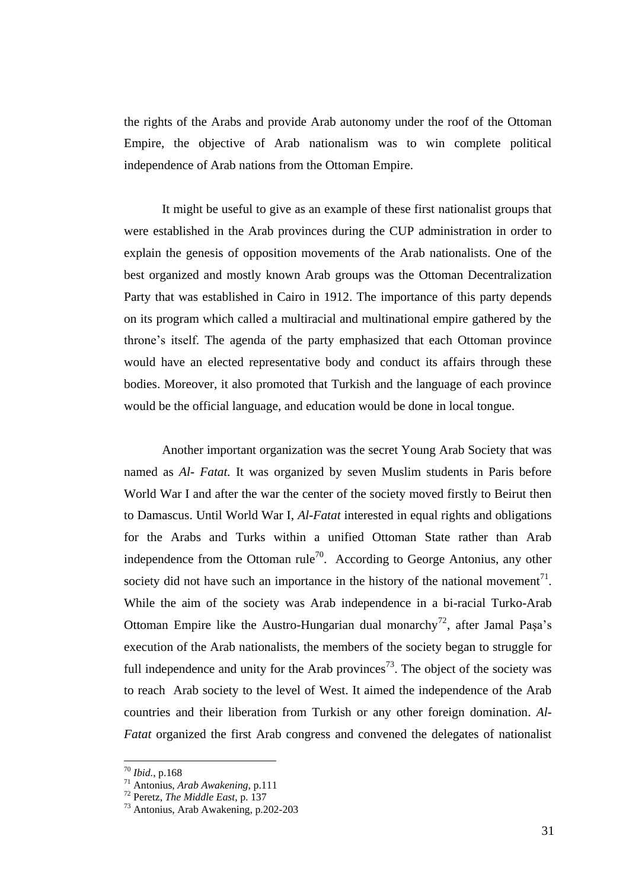the rights of the Arabs and provide Arab autonomy under the roof of the Ottoman Empire, the objective of Arab nationalism was to win complete political independence of Arab nations from the Ottoman Empire.

It might be useful to give as an example of these first nationalist groups that were established in the Arab provinces during the CUP administration in order to explain the genesis of opposition movements of the Arab nationalists. One of the best organized and mostly known Arab groups was the Ottoman Decentralization Party that was established in Cairo in 1912. The importance of this party depends on its program which called a multiracial and multinational empire gathered by the throne's itself. The agenda of the party emphasized that each Ottoman province would have an elected representative body and conduct its affairs through these bodies. Moreover, it also promoted that Turkish and the language of each province would be the official language, and education would be done in local tongue.

Another important organization was the secret Young Arab Society that was named as *Al- Fatat.* It was organized by seven Muslim students in Paris before World War I and after the war the center of the society moved firstly to Beirut then to Damascus. Until World War I, *Al-Fatat* interested in equal rights and obligations for the Arabs and Turks within a unified Ottoman State rather than Arab independence from the Ottoman rule[70]. According to George Antonius, any other society did not have such an importance in the history of the national movement[71]. While the aim of the society was Arab independence in a bi-racial Turko-Arab Ottoman Empire like the Austro-Hungarian dual monarchy[72], after Jamal Paşa's execution of the Arab nationalists, the members of the society began to struggle for full independence and unity for the Arab provinces[73]. The object of the society was to reach Arab society to the level of West. It aimed the independence of the Arab countries and their liberation from Turkish or any other foreign domination. *Al-Fatat* organized the first Arab congress and convened the delegates of nationalist

---

[70] *Ibid.*, p.168

[71] Antonius, *Arab Awakening,* p.111

[72] Peretz, *The Middle East*, p. 137

[73] Antonius, Arab Awakening, p.202-203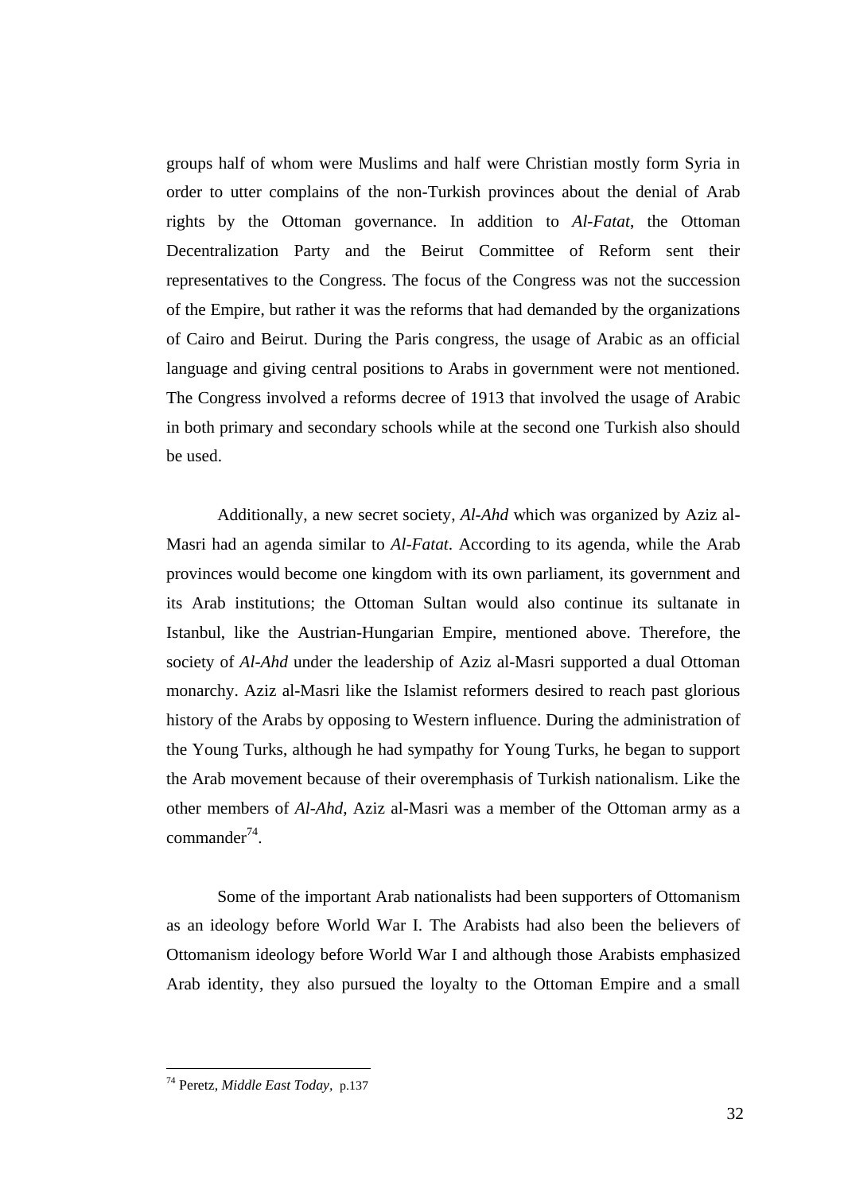groups half of whom were Muslims and half were Christian mostly form Syria in order to utter complains of the non-Turkish provinces about the denial of Arab rights by the Ottoman governance. In addition to *Al-Fatat*, the Ottoman Decentralization Party and the Beirut Committee of Reform sent their representatives to the Congress. The focus of the Congress was not the succession of the Empire, but rather it was the reforms that had demanded by the organizations of Cairo and Beirut. During the Paris congress, the usage of Arabic as an official language and giving central positions to Arabs in government were not mentioned. The Congress involved a reforms decree of 1913 that involved the usage of Arabic in both primary and secondary schools while at the second one Turkish also should be used.

Additionally, a new secret society, *Al-Ahd* which was organized by Aziz al-Masri had an agenda similar to *Al-Fatat*. According to its agenda, while the Arab provinces would become one kingdom with its own parliament, its government and its Arab institutions; the Ottoman Sultan would also continue its sultanate in Istanbul, like the Austrian-Hungarian Empire, mentioned above. Therefore, the society of *Al-Ahd* under the leadership of Aziz al-Masri supported a dual Ottoman monarchy. Aziz al-Masri like the Islamist reformers desired to reach past glorious history of the Arabs by opposing to Western influence. During the administration of the Young Turks, although he had sympathy for Young Turks, he began to support the Arab movement because of their overemphasis of Turkish nationalism. Like the other members of *Al-Ahd*, Aziz al-Masri was a member of the Ottoman army as a commander[74].

Some of the important Arab nationalists had been supporters of Ottomanism as an ideology before World War I. The Arabists had also been the believers of Ottomanism ideology before World War I and although those Arabists emphasized Arab identity, they also pursued the loyalty to the Ottoman Empire and a small

[74] Peretz, *Middle East Today*, p.137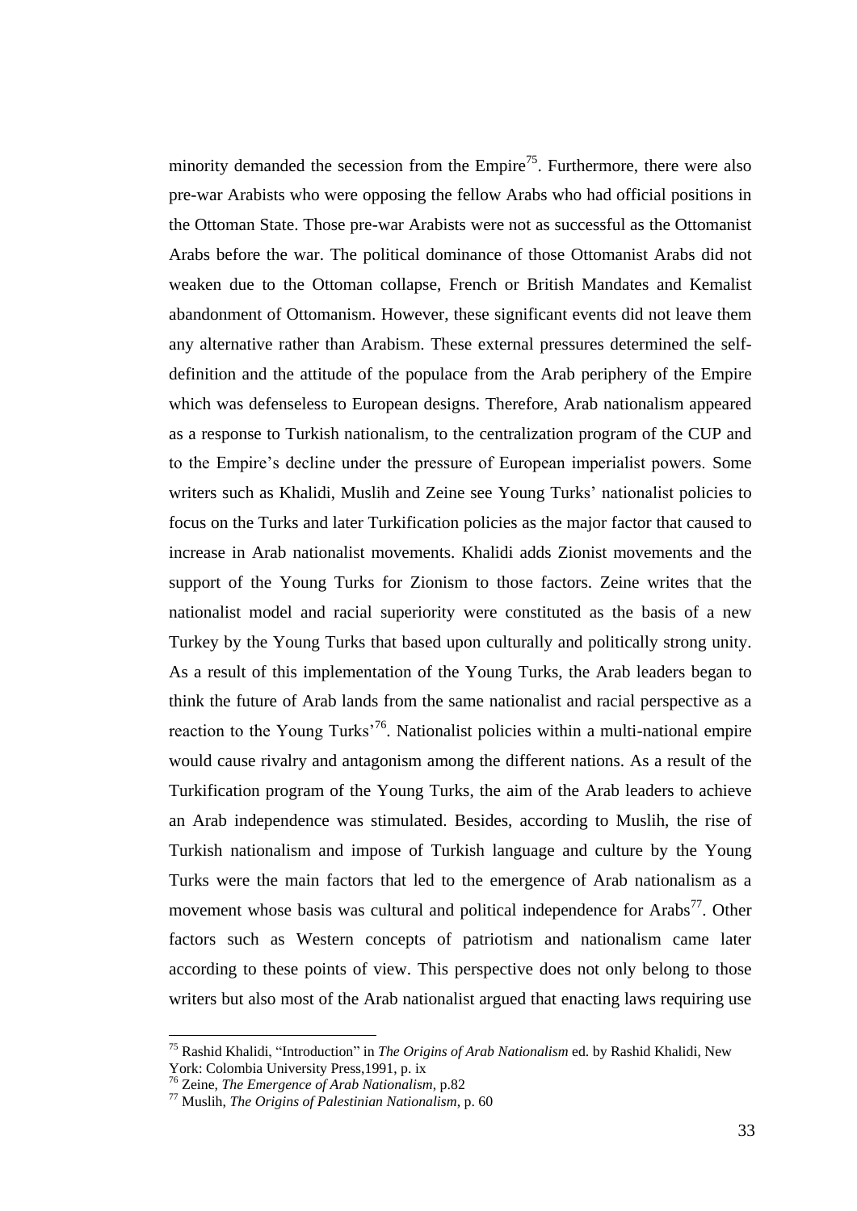minority demanded the secession from the Empire[75]. Furthermore, there were also pre-war Arabists who were opposing the fellow Arabs who had official positions in the Ottoman State. Those pre-war Arabists were not as successful as the Ottomanist Arabs before the war. The political dominance of those Ottomanist Arabs did not weaken due to the Ottoman collapse, French or British Mandates and Kemalist abandonment of Ottomanism. However, these significant events did not leave them any alternative rather than Arabism. These external pressures determined the self-definition and the attitude of the populace from the Arab periphery of the Empire which was defenseless to European designs. Therefore, Arab nationalism appeared as a response to Turkish nationalism, to the centralization program of the CUP and to the Empire's decline under the pressure of European imperialist powers. Some writers such as Khalidi, Muslih and Zeine see Young Turks' nationalist policies to focus on the Turks and later Turkification policies as the major factor that caused to increase in Arab nationalist movements. Khalidi adds Zionist movements and the support of the Young Turks for Zionism to those factors. Zeine writes that the nationalist model and racial superiority were constituted as the basis of a new Turkey by the Young Turks that based upon culturally and politically strong unity. As a result of this implementation of the Young Turks, the Arab leaders began to think the future of Arab lands from the same nationalist and racial perspective as a reaction to the Young Turks'[76]. Nationalist policies within a multi-national empire would cause rivalry and antagonism among the different nations. As a result of the Turkification program of the Young Turks, the aim of the Arab leaders to achieve an Arab independence was stimulated. Besides, according to Muslih, the rise of Turkish nationalism and impose of Turkish language and culture by the Young Turks were the main factors that led to the emergence of Arab nationalism as a movement whose basis was cultural and political independence for Arabs[77]. Other factors such as Western concepts of patriotism and nationalism came later according to these points of view. This perspective does not only belong to those writers but also most of the Arab nationalist argued that enacting laws requiring use

---

[75] Rashid Khalidi, "Introduction" in *The Origins of Arab Nationalism* ed. by Rashid Khalidi, New York: Colombia University Press,1991, p. ix

[76] Zeine, *The Emergence of Arab Nationalism*, p.82

[77] Muslih, *The Origins of Palestinian Nationalism*, p. 60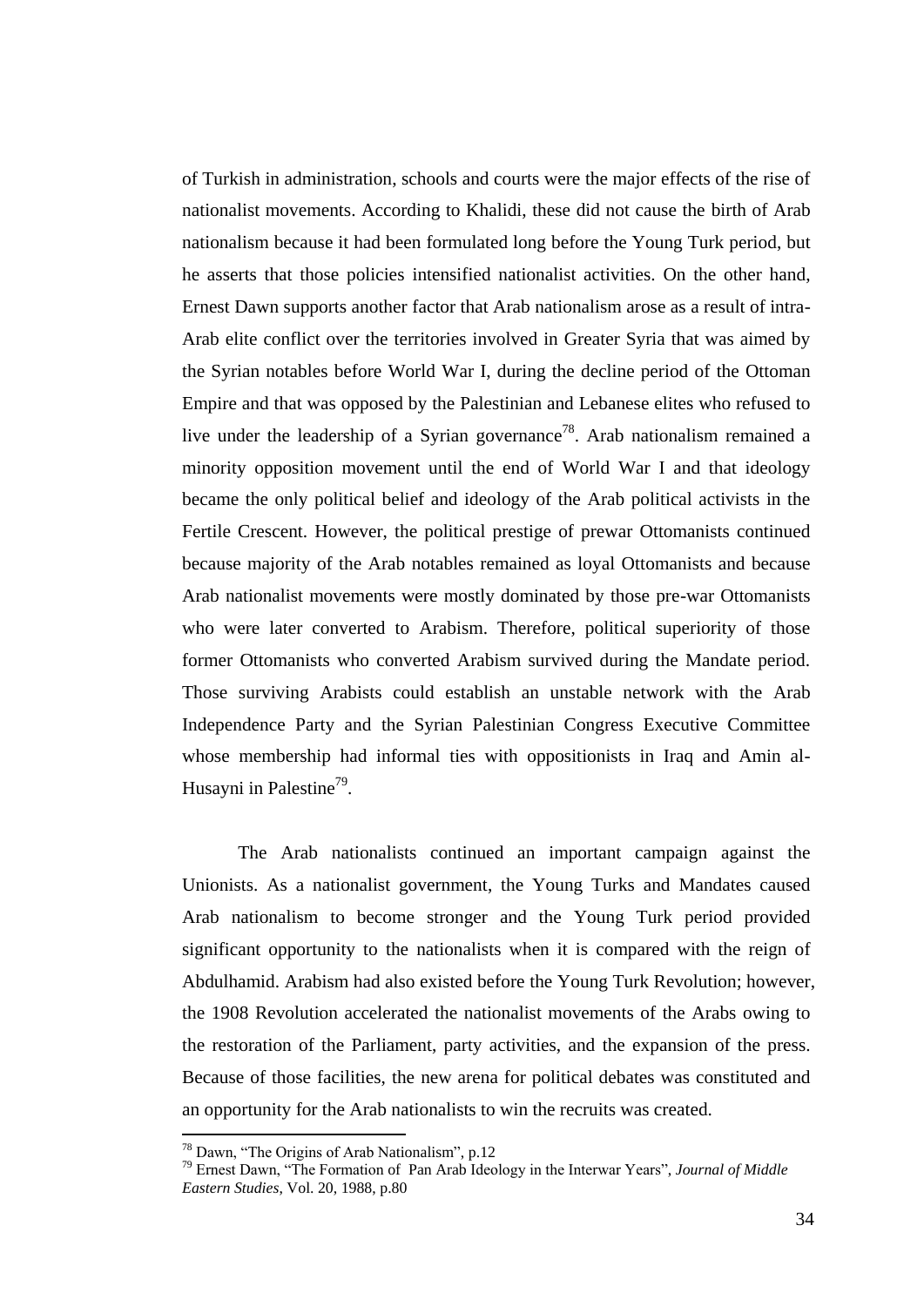of Turkish in administration, schools and courts were the major effects of the rise of nationalist movements. According to Khalidi, these did not cause the birth of Arab nationalism because it had been formulated long before the Young Turk period, but he asserts that those policies intensified nationalist activities. On the other hand, Ernest Dawn supports another factor that Arab nationalism arose as a result of intra-Arab elite conflict over the territories involved in Greater Syria that was aimed by the Syrian notables before World War I, during the decline period of the Ottoman Empire and that was opposed by the Palestinian and Lebanese elites who refused to live under the leadership of a Syrian governance[78]. Arab nationalism remained a minority opposition movement until the end of World War I and that ideology became the only political belief and ideology of the Arab political activists in the Fertile Crescent. However, the political prestige of prewar Ottomanists continued because majority of the Arab notables remained as loyal Ottomanists and because Arab nationalist movements were mostly dominated by those pre-war Ottomanists who were later converted to Arabism. Therefore, political superiority of those former Ottomanists who converted Arabism survived during the Mandate period. Those surviving Arabists could establish an unstable network with the Arab Independence Party and the Syrian Palestinian Congress Executive Committee whose membership had informal ties with oppositionists in Iraq and Amin al-Husayni in Palestine[79].

The Arab nationalists continued an important campaign against the Unionists. As a nationalist government, the Young Turks and Mandates caused Arab nationalism to become stronger and the Young Turk period provided significant opportunity to the nationalists when it is compared with the reign of Abdulhamid. Arabism had also existed before the Young Turk Revolution; however, the 1908 Revolution accelerated the nationalist movements of the Arabs owing to the restoration of the Parliament, party activities, and the expansion of the press. Because of those facilities, the new arena for political debates was constituted and an opportunity for the Arab nationalists to win the recruits was created.

---

[78] Dawn, "The Origins of Arab Nationalism", p.12

[79] Ernest Dawn, "The Formation of Pan Arab Ideology in the Interwar Years", *Journal of Middle Eastern Studies*, Vol. 20, 1988, p.80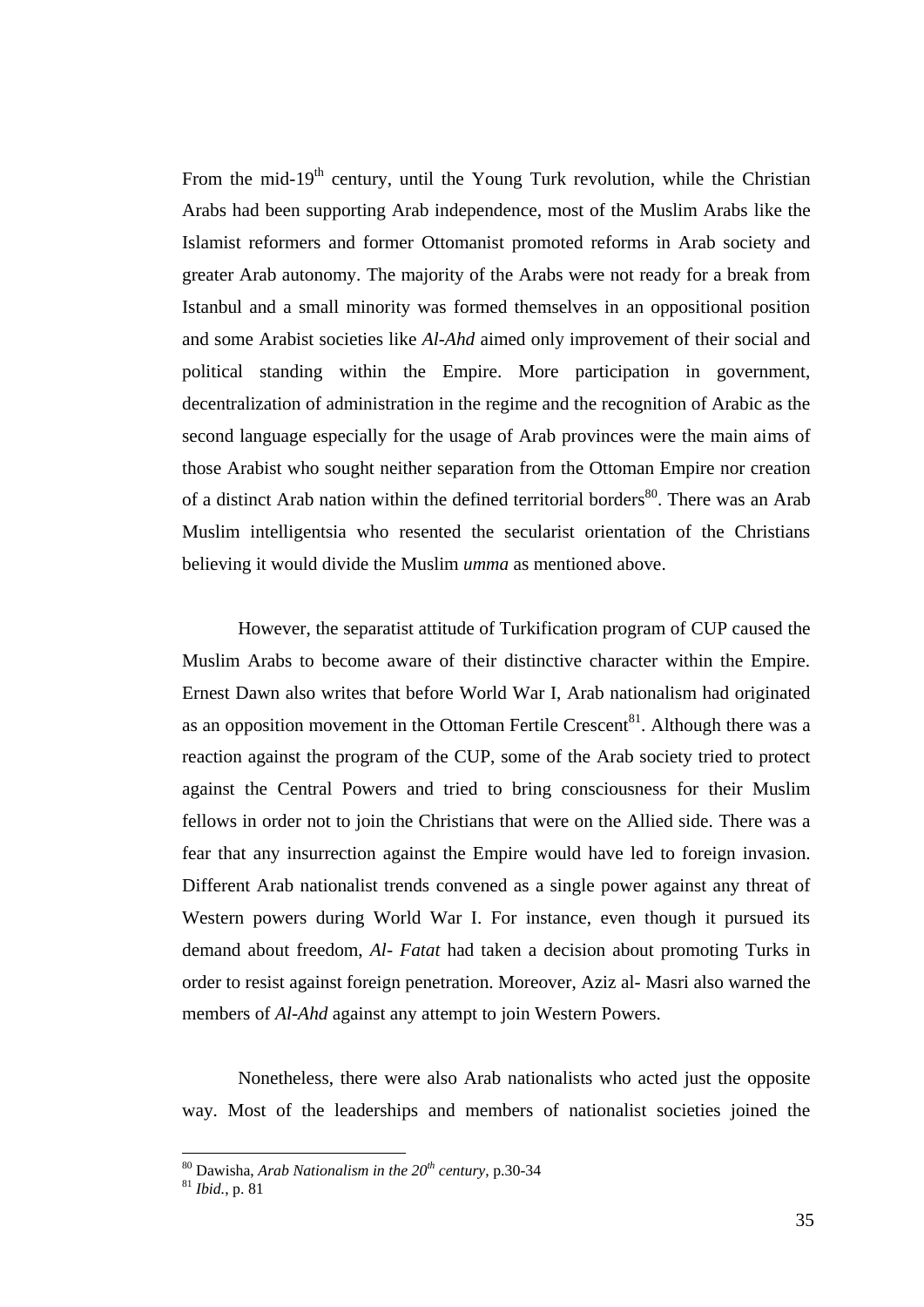From the mid-19th century, until the Young Turk revolution, while the Christian Arabs had been supporting Arab independence, most of the Muslim Arabs like the Islamist reformers and former Ottomanist promoted reforms in Arab society and greater Arab autonomy. The majority of the Arabs were not ready for a break from Istanbul and a small minority was formed themselves in an oppositional position and some Arabist societies like *Al-Ahd* aimed only improvement of their social and political standing within the Empire. More participation in government, decentralization of administration in the regime and the recognition of Arabic as the second language especially for the usage of Arab provinces were the main aims of those Arabist who sought neither separation from the Ottoman Empire nor creation of a distinct Arab nation within the defined territorial borders[80]. There was an Arab Muslim intelligentsia who resented the secularist orientation of the Christians believing it would divide the Muslim *umma* as mentioned above.

However, the separatist attitude of Turkification program of CUP caused the Muslim Arabs to become aware of their distinctive character within the Empire. Ernest Dawn also writes that before World War I, Arab nationalism had originated as an opposition movement in the Ottoman Fertile Crescent[81]. Although there was a reaction against the program of the CUP, some of the Arab society tried to protect against the Central Powers and tried to bring consciousness for their Muslim fellows in order not to join the Christians that were on the Allied side. There was a fear that any insurrection against the Empire would have led to foreign invasion. Different Arab nationalist trends convened as a single power against any threat of Western powers during World War I. For instance, even though it pursued its demand about freedom, *Al- Fatat* had taken a decision about promoting Turks in order to resist against foreign penetration. Moreover, Aziz al- Masri also warned the members of *Al-Ahd* against any attempt to join Western Powers.

Nonetheless, there were also Arab nationalists who acted just the opposite way. Most of the leaderships and members of nationalist societies joined the

---

[80] Dawisha, *Arab Nationalism in the 20th century*, p.30-34

[81] *Ibid.*, p. 81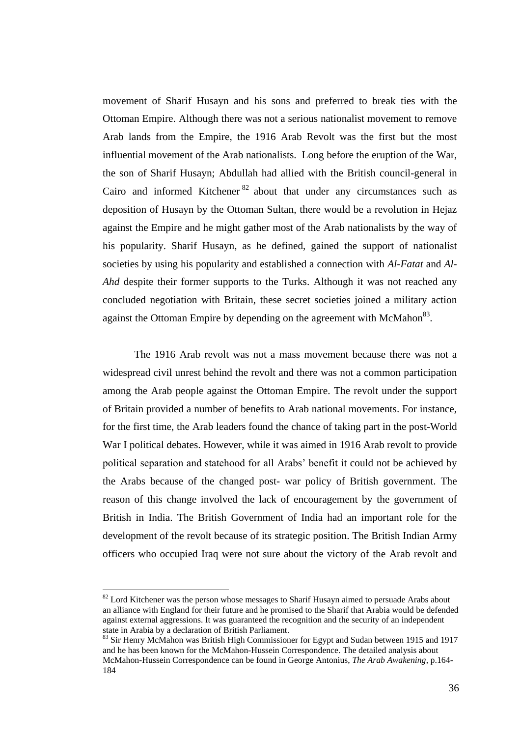movement of Sharif Husayn and his sons and preferred to break ties with the Ottoman Empire. Although there was not a serious nationalist movement to remove Arab lands from the Empire, the 1916 Arab Revolt was the first but the most influential movement of the Arab nationalists. Long before the eruption of the War, the son of Sharif Husayn; Abdullah had allied with the British council-general in Cairo and informed Kitchener[82] about that under any circumstances such as deposition of Husayn by the Ottoman Sultan, there would be a revolution in Hejaz against the Empire and he might gather most of the Arab nationalists by the way of his popularity. Sharif Husayn, as he defined, gained the support of nationalist societies by using his popularity and established a connection with *Al-Fatat* and *Al-Ahd* despite their former supports to the Turks. Although it was not reached any concluded negotiation with Britain, these secret societies joined a military action against the Ottoman Empire by depending on the agreement with McMahon[83].

The 1916 Arab revolt was not a mass movement because there was not a widespread civil unrest behind the revolt and there was not a common participation among the Arab people against the Ottoman Empire. The revolt under the support of Britain provided a number of benefits to Arab national movements. For instance, for the first time, the Arab leaders found the chance of taking part in the post-World War I political debates. However, while it was aimed in 1916 Arab revolt to provide political separation and statehood for all Arabs' benefit it could not be achieved by the Arabs because of the changed post- war policy of British government. The reason of this change involved the lack of encouragement by the government of British in India. The British Government of India had an important role for the development of the revolt because of its strategic position. The British Indian Army officers who occupied Iraq were not sure about the victory of the Arab revolt and

---

[82] Lord Kitchener was the person whose messages to Sharif Husayn aimed to persuade Arabs about an alliance with England for their future and he promised to the Sharif that Arabia would be defended against external aggressions. It was guaranteed the recognition and the security of an independent state in Arabia by a declaration of British Parliament.

[83] Sir Henry McMahon was British High Commissioner for Egypt and Sudan between 1915 and 1917 and he has been known for the McMahon-Hussein Correspondence. The detailed analysis about McMahon-Hussein Correspondence can be found in George Antonius, *The Arab Awakening*, p.164-184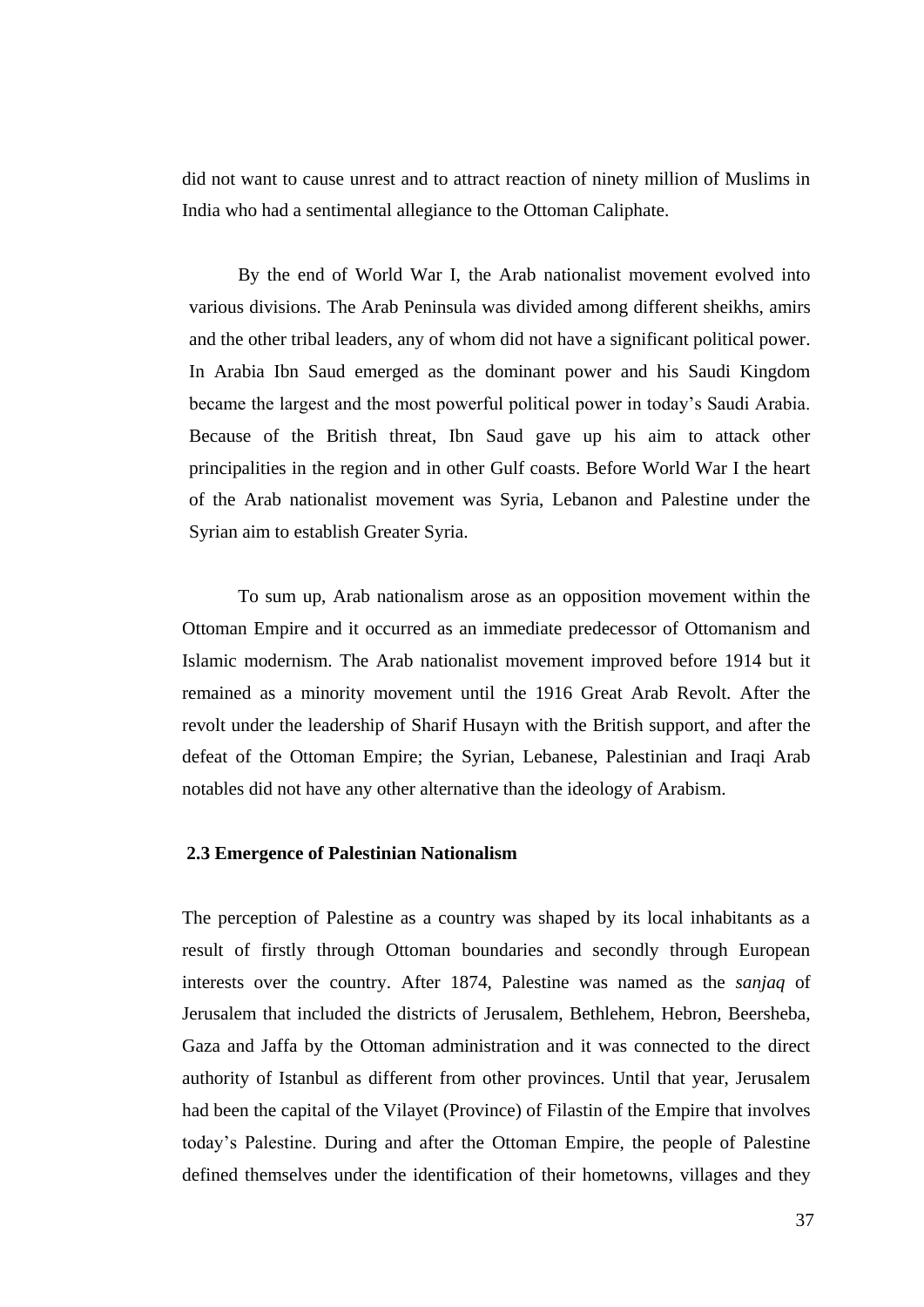did not want to cause unrest and to attract reaction of ninety million of Muslims in India who had a sentimental allegiance to the Ottoman Caliphate.

By the end of World War I, the Arab nationalist movement evolved into various divisions. The Arab Peninsula was divided among different sheikhs, amirs and the other tribal leaders, any of whom did not have a significant political power. In Arabia Ibn Saud emerged as the dominant power and his Saudi Kingdom became the largest and the most powerful political power in today's Saudi Arabia. Because of the British threat, Ibn Saud gave up his aim to attack other principalities in the region and in other Gulf coasts. Before World War I the heart of the Arab nationalist movement was Syria, Lebanon and Palestine under the Syrian aim to establish Greater Syria.

To sum up, Arab nationalism arose as an opposition movement within the Ottoman Empire and it occurred as an immediate predecessor of Ottomanism and Islamic modernism. The Arab nationalist movement improved before 1914 but it remained as a minority movement until the 1916 Great Arab Revolt. After the revolt under the leadership of Sharif Husayn with the British support, and after the defeat of the Ottoman Empire; the Syrian, Lebanese, Palestinian and Iraqi Arab notables did not have any other alternative than the ideology of Arabism.

### 2.3 Emergence of Palestinian Nationalism

The perception of Palestine as a country was shaped by its local inhabitants as a result of firstly through Ottoman boundaries and secondly through European interests over the country. After 1874, Palestine was named as the *sanjaq* of Jerusalem that included the districts of Jerusalem, Bethlehem, Hebron, Beersheba, Gaza and Jaffa by the Ottoman administration and it was connected to the direct authority of Istanbul as different from other provinces. Until that year, Jerusalem had been the capital of the Vilayet (Province) of Filastin of the Empire that involves today's Palestine. During and after the Ottoman Empire, the people of Palestine defined themselves under the identification of their hometowns, villages and they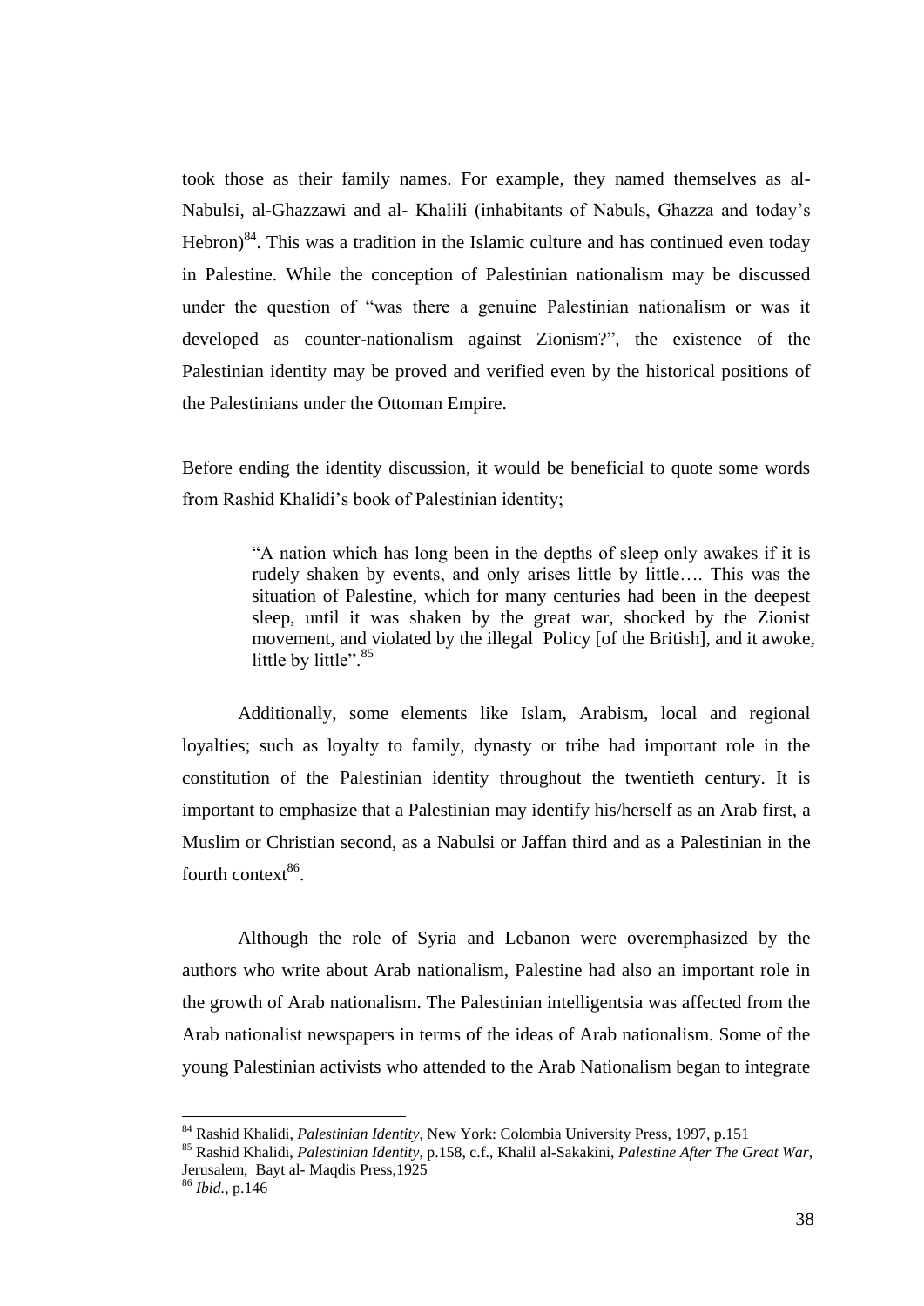took those as their family names. For example, they named themselves as al-Nabulsi, al-Ghazzawi and al- Khalili (inhabitants of Nabuls, Ghazza and today's Hebron)[84]. This was a tradition in the Islamic culture and has continued even today in Palestine. While the conception of Palestinian nationalism may be discussed under the question of "was there a genuine Palestinian nationalism or was it developed as counter-nationalism against Zionism?", the existence of the Palestinian identity may be proved and verified even by the historical positions of the Palestinians under the Ottoman Empire.

Before ending the identity discussion, it would be beneficial to quote some words from Rashid Khalidi's book of Palestinian identity;

> "A nation which has long been in the depths of sleep only awakes if it is rudely shaken by events, and only arises little by little…. This was the situation of Palestine, which for many centuries had been in the deepest sleep, until it was shaken by the great war, shocked by the Zionist movement, and violated by the illegal Policy [of the British], and it awoke, little by little".[85]

Additionally, some elements like Islam, Arabism, local and regional loyalties; such as loyalty to family, dynasty or tribe had important role in the constitution of the Palestinian identity throughout the twentieth century. It is important to emphasize that a Palestinian may identify his/herself as an Arab first, a Muslim or Christian second, as a Nabulsi or Jaffan third and as a Palestinian in the fourth context[86].

Although the role of Syria and Lebanon were overemphasized by the authors who write about Arab nationalism, Palestine had also an important role in the growth of Arab nationalism. The Palestinian intelligentsia was affected from the Arab nationalist newspapers in terms of the ideas of Arab nationalism. Some of the young Palestinian activists who attended to the Arab Nationalism began to integrate

---

[84] Rashid Khalidi, *Palestinian Identity*, New York: Colombia University Press, 1997, p.151

[85] Rashid Khalidi, *Palestinian Identity*, p.158, c.f., Khalil al-Sakakini, *Palestine After The Great War*, Jerusalem, Bayt al- Maqdis Press,1925

[86] *Ibid.*, p.146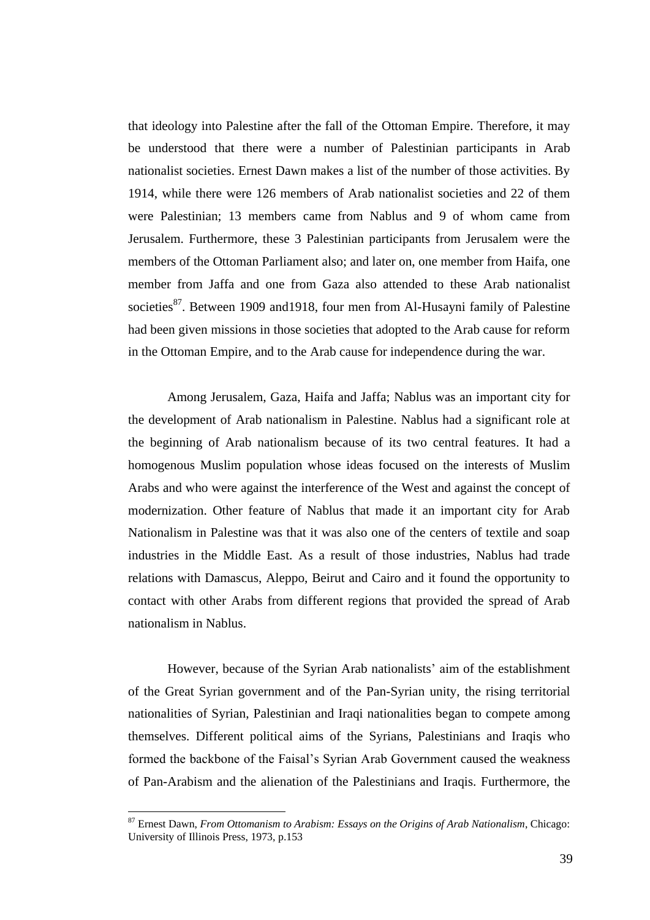that ideology into Palestine after the fall of the Ottoman Empire. Therefore, it may be understood that there were a number of Palestinian participants in Arab nationalist societies. Ernest Dawn makes a list of the number of those activities. By 1914, while there were 126 members of Arab nationalist societies and 22 of them were Palestinian; 13 members came from Nablus and 9 of whom came from Jerusalem. Furthermore, these 3 Palestinian participants from Jerusalem were the members of the Ottoman Parliament also; and later on, one member from Haifa, one member from Jaffa and one from Gaza also attended to these Arab nationalist societies[87]. Between 1909 and1918, four men from Al-Husayni family of Palestine had been given missions in those societies that adopted to the Arab cause for reform in the Ottoman Empire, and to the Arab cause for independence during the war.

Among Jerusalem, Gaza, Haifa and Jaffa; Nablus was an important city for the development of Arab nationalism in Palestine. Nablus had a significant role at the beginning of Arab nationalism because of its two central features. It had a homogenous Muslim population whose ideas focused on the interests of Muslim Arabs and who were against the interference of the West and against the concept of modernization. Other feature of Nablus that made it an important city for Arab Nationalism in Palestine was that it was also one of the centers of textile and soap industries in the Middle East. As a result of those industries, Nablus had trade relations with Damascus, Aleppo, Beirut and Cairo and it found the opportunity to contact with other Arabs from different regions that provided the spread of Arab nationalism in Nablus.

However, because of the Syrian Arab nationalists' aim of the establishment of the Great Syrian government and of the Pan-Syrian unity, the rising territorial nationalities of Syrian, Palestinian and Iraqi nationalities began to compete among themselves. Different political aims of the Syrians, Palestinians and Iraqis who formed the backbone of the Faisal's Syrian Arab Government caused the weakness of Pan-Arabism and the alienation of the Palestinians and Iraqis. Furthermore, the

[87] Ernest Dawn, *From Ottomanism to Arabism: Essays on the Origins of Arab Nationalism*, Chicago: University of Illinois Press, 1973, p.153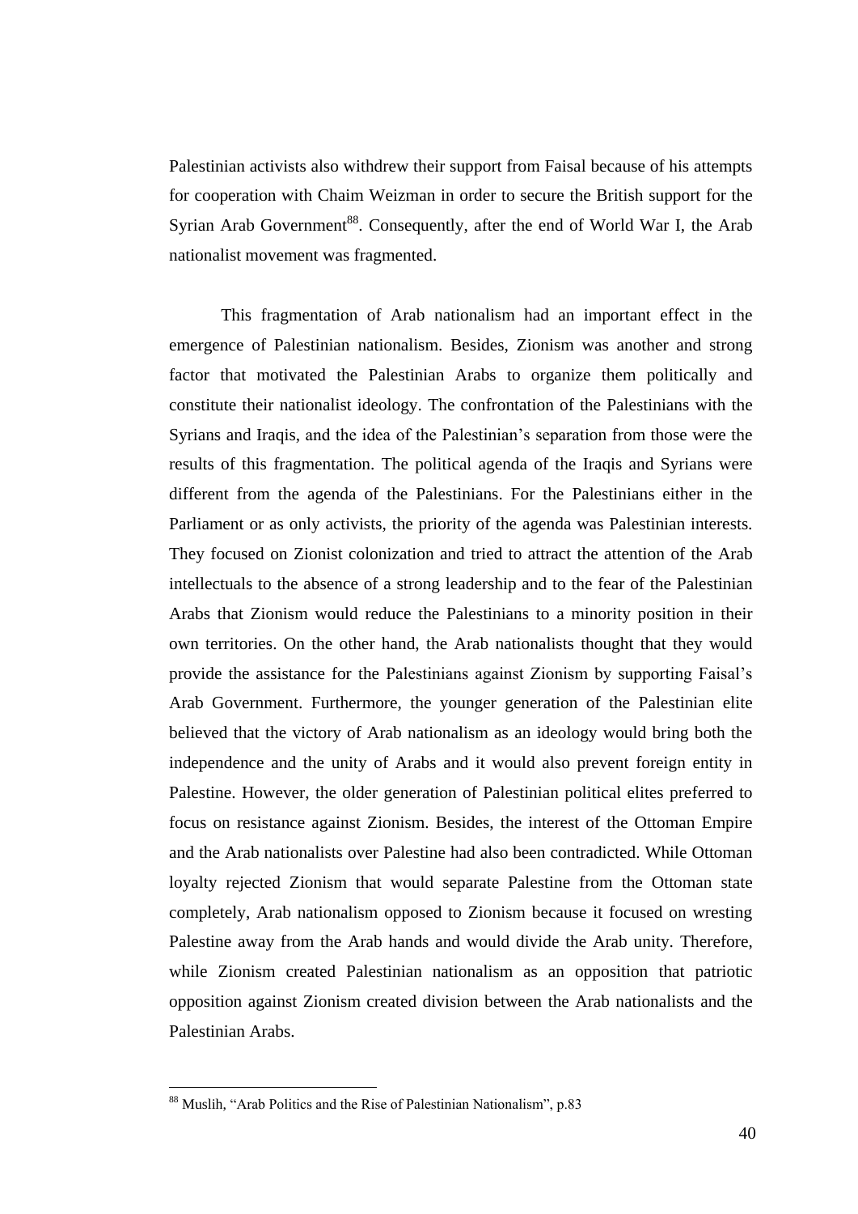Palestinian activists also withdrew their support from Faisal because of his attempts for cooperation with Chaim Weizman in order to secure the British support for the Syrian Arab Government[88]. Consequently, after the end of World War I, the Arab nationalist movement was fragmented.

This fragmentation of Arab nationalism had an important effect in the emergence of Palestinian nationalism. Besides, Zionism was another and strong factor that motivated the Palestinian Arabs to organize them politically and constitute their nationalist ideology. The confrontation of the Palestinians with the Syrians and Iraqis, and the idea of the Palestinian's separation from those were the results of this fragmentation. The political agenda of the Iraqis and Syrians were different from the agenda of the Palestinians. For the Palestinians either in the Parliament or as only activists, the priority of the agenda was Palestinian interests. They focused on Zionist colonization and tried to attract the attention of the Arab intellectuals to the absence of a strong leadership and to the fear of the Palestinian Arabs that Zionism would reduce the Palestinians to a minority position in their own territories. On the other hand, the Arab nationalists thought that they would provide the assistance for the Palestinians against Zionism by supporting Faisal's Arab Government. Furthermore, the younger generation of the Palestinian elite believed that the victory of Arab nationalism as an ideology would bring both the independence and the unity of Arabs and it would also prevent foreign entity in Palestine. However, the older generation of Palestinian political elites preferred to focus on resistance against Zionism. Besides, the interest of the Ottoman Empire and the Arab nationalists over Palestine had also been contradicted. While Ottoman loyalty rejected Zionism that would separate Palestine from the Ottoman state completely, Arab nationalism opposed to Zionism because it focused on wresting Palestine away from the Arab hands and would divide the Arab unity. Therefore, while Zionism created Palestinian nationalism as an opposition that patriotic opposition against Zionism created division between the Arab nationalists and the Palestinian Arabs.

---

[88] Muslih, "Arab Politics and the Rise of Palestinian Nationalism", p.83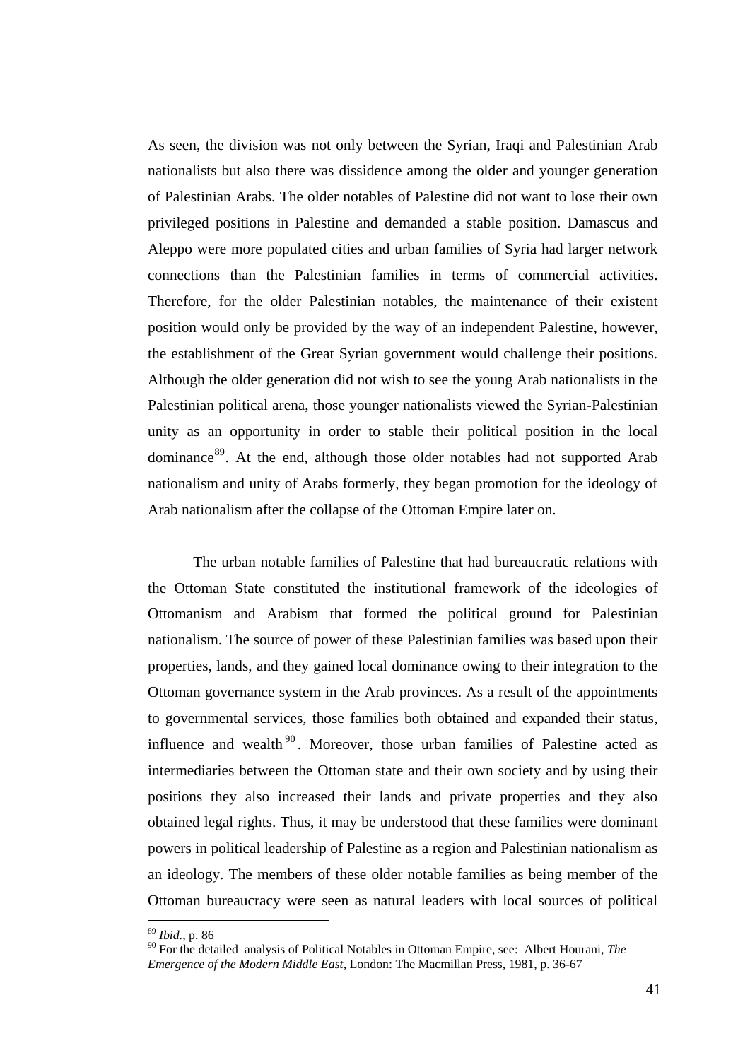As seen, the division was not only between the Syrian, Iraqi and Palestinian Arab nationalists but also there was dissidence among the older and younger generation of Palestinian Arabs. The older notables of Palestine did not want to lose their own privileged positions in Palestine and demanded a stable position. Damascus and Aleppo were more populated cities and urban families of Syria had larger network connections than the Palestinian families in terms of commercial activities. Therefore, for the older Palestinian notables, the maintenance of their existent position would only be provided by the way of an independent Palestine, however, the establishment of the Great Syrian government would challenge their positions. Although the older generation did not wish to see the young Arab nationalists in the Palestinian political arena, those younger nationalists viewed the Syrian-Palestinian unity as an opportunity in order to stable their political position in the local dominance[89]. At the end, although those older notables had not supported Arab nationalism and unity of Arabs formerly, they began promotion for the ideology of Arab nationalism after the collapse of the Ottoman Empire later on.

The urban notable families of Palestine that had bureaucratic relations with the Ottoman State constituted the institutional framework of the ideologies of Ottomanism and Arabism that formed the political ground for Palestinian nationalism. The source of power of these Palestinian families was based upon their properties, lands, and they gained local dominance owing to their integration to the Ottoman governance system in the Arab provinces. As a result of the appointments to governmental services, those families both obtained and expanded their status, influence and wealth[90]. Moreover, those urban families of Palestine acted as intermediaries between the Ottoman state and their own society and by using their positions they also increased their lands and private properties and they also obtained legal rights. Thus, it may be understood that these families were dominant powers in political leadership of Palestine as a region and Palestinian nationalism as an ideology. The members of these older notable families as being member of the Ottoman bureaucracy were seen as natural leaders with local sources of political

---

[89] *Ibid.*, p. 86

[90] For the detailed analysis of Political Notables in Ottoman Empire, see: Albert Hourani, *The Emergence of the Modern Middle East*, London: The Macmillan Press, 1981, p. 36-67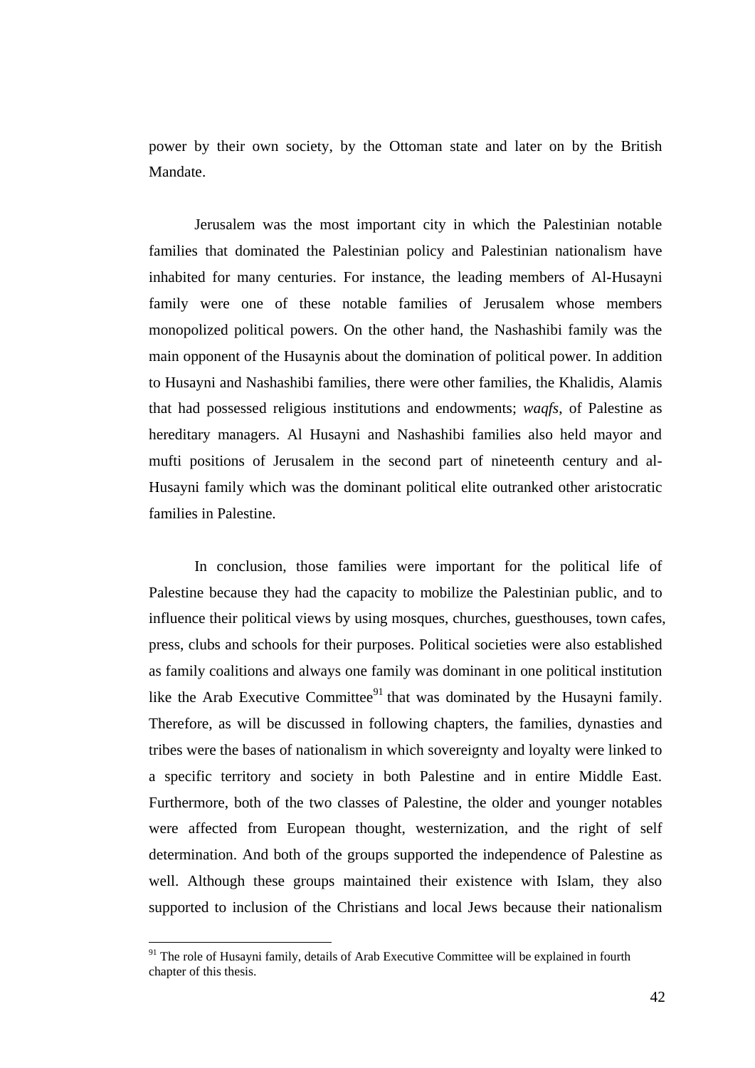power by their own society, by the Ottoman state and later on by the British Mandate.

Jerusalem was the most important city in which the Palestinian notable families that dominated the Palestinian policy and Palestinian nationalism have inhabited for many centuries. For instance, the leading members of Al-Husayni family were one of these notable families of Jerusalem whose members monopolized political powers. On the other hand, the Nashashibi family was the main opponent of the Husaynis about the domination of political power. In addition to Husayni and Nashashibi families, there were other families, the Khalidis, Alamis that had possessed religious institutions and endowments; *waqfs*, of Palestine as hereditary managers. Al Husayni and Nashashibi families also held mayor and mufti positions of Jerusalem in the second part of nineteenth century and al-Husayni family which was the dominant political elite outranked other aristocratic families in Palestine.

In conclusion, those families were important for the political life of Palestine because they had the capacity to mobilize the Palestinian public, and to influence their political views by using mosques, churches, guesthouses, town cafes, press, clubs and schools for their purposes. Political societies were also established as family coalitions and always one family was dominant in one political institution like the Arab Executive Committee[91] that was dominated by the Husayni family. Therefore, as will be discussed in following chapters, the families, dynasties and tribes were the bases of nationalism in which sovereignty and loyalty were linked to a specific territory and society in both Palestine and in entire Middle East. Furthermore, both of the two classes of Palestine, the older and younger notables were affected from European thought, westernization, and the right of self determination. And both of the groups supported the independence of Palestine as well. Although these groups maintained their existence with Islam, they also supported to inclusion of the Christians and local Jews because their nationalism

[91] The role of Husayni family, details of Arab Executive Committee will be explained in fourth chapter of this thesis.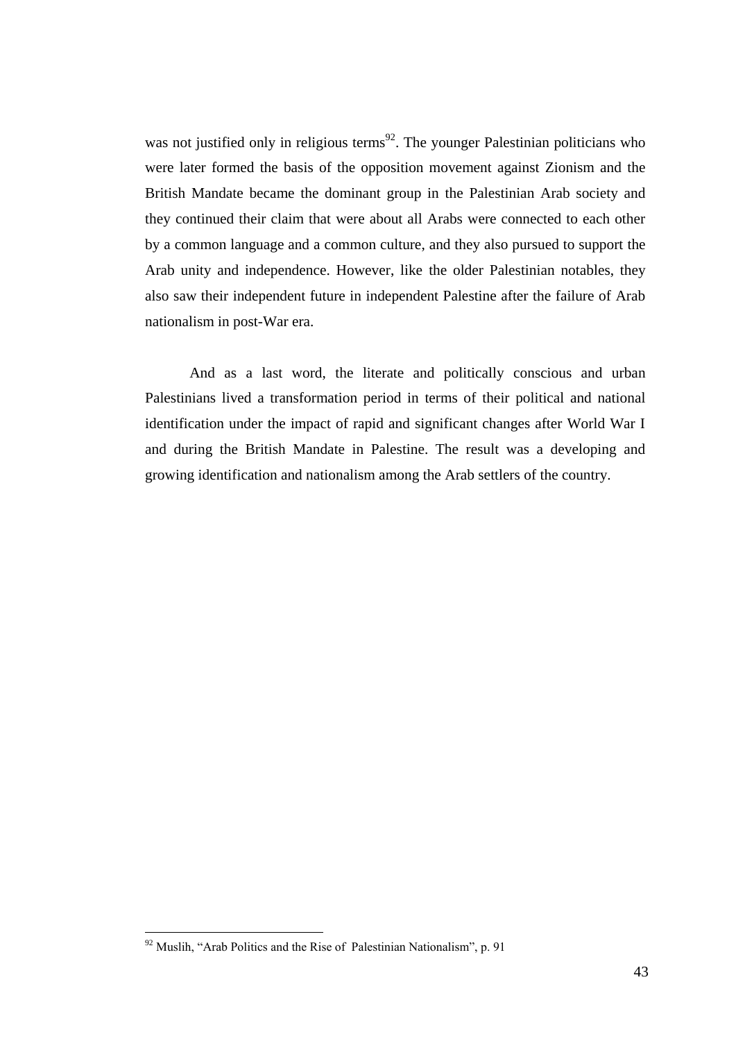was not justified only in religious terms[92]. The younger Palestinian politicians who were later formed the basis of the opposition movement against Zionism and the British Mandate became the dominant group in the Palestinian Arab society and they continued their claim that were about all Arabs were connected to each other by a common language and a common culture, and they also pursued to support the Arab unity and independence. However, like the older Palestinian notables, they also saw their independent future in independent Palestine after the failure of Arab nationalism in post-War era.

And as a last word, the literate and politically conscious and urban Palestinians lived a transformation period in terms of their political and national identification under the impact of rapid and significant changes after World War I and during the British Mandate in Palestine. The result was a developing and growing identification and nationalism among the Arab settlers of the country.

---

[92] Muslih, "Arab Politics and the Rise of Palestinian Nationalism", p. 91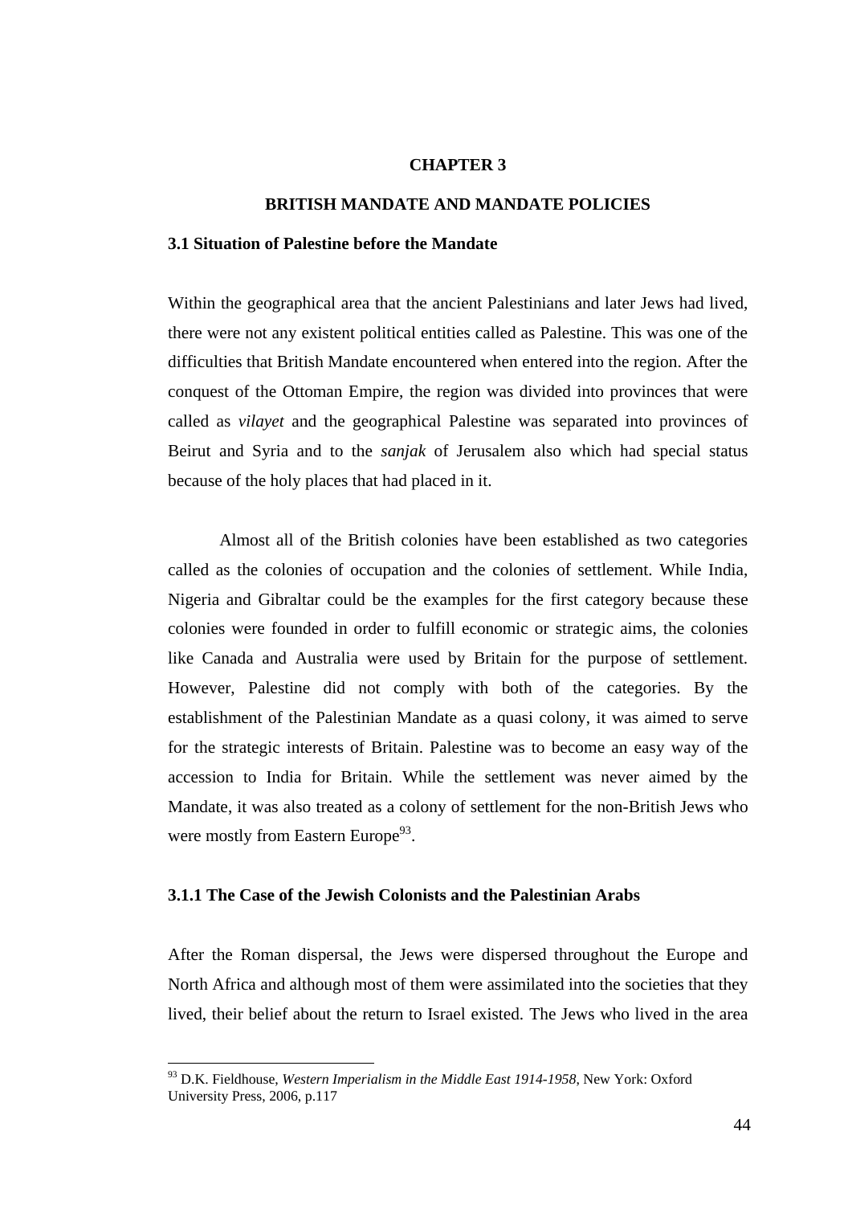# CHAPTER 3

# BRITISH MANDATE AND MANDATE POLICIES

## 3.1 Situation of Palestine before the Mandate

Within the geographical area that the ancient Palestinians and later Jews had lived, there were not any existent political entities called as Palestine. This was one of the difficulties that British Mandate encountered when entered into the region. After the conquest of the Ottoman Empire, the region was divided into provinces that were called as *vilayet* and the geographical Palestine was separated into provinces of Beirut and Syria and to the *sanjak* of Jerusalem also which had special status because of the holy places that had placed in it.

Almost all of the British colonies have been established as two categories called as the colonies of occupation and the colonies of settlement. While India, Nigeria and Gibraltar could be the examples for the first category because these colonies were founded in order to fulfill economic or strategic aims, the colonies like Canada and Australia were used by Britain for the purpose of settlement. However, Palestine did not comply with both of the categories. By the establishment of the Palestinian Mandate as a quasi colony, it was aimed to serve for the strategic interests of Britain. Palestine was to become an easy way of the accession to India for Britain. While the settlement was never aimed by the Mandate, it was also treated as a colony of settlement for the non-British Jews who were mostly from Eastern Europe[93].

### 3.1.1 The Case of the Jewish Colonists and the Palestinian Arabs

After the Roman dispersal, the Jews were dispersed throughout the Europe and North Africa and although most of them were assimilated into the societies that they lived, their belief about the return to Israel existed. The Jews who lived in the area

[93] D.K. Fieldhouse, *Western Imperialism in the Middle East 1914-1958*, New York: Oxford University Press, 2006, p.117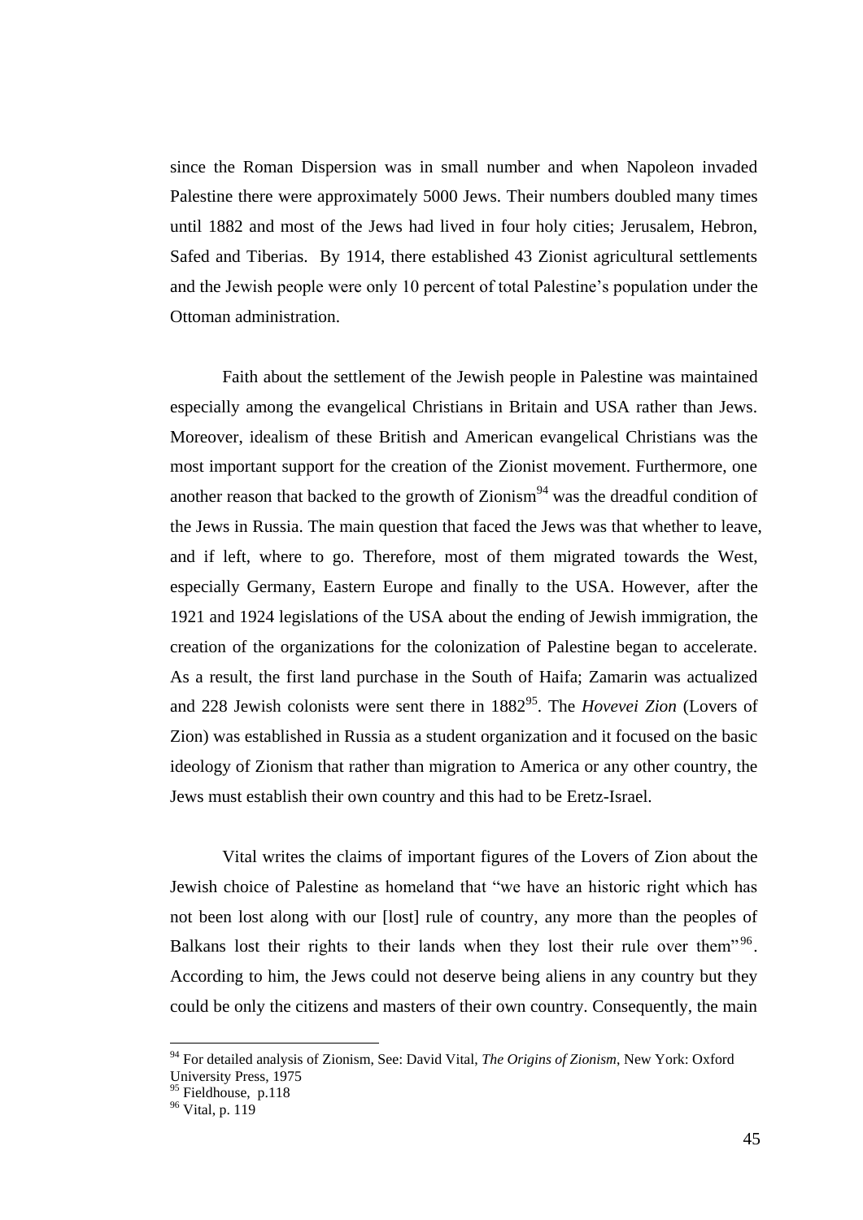since the Roman Dispersion was in small number and when Napoleon invaded Palestine there were approximately 5000 Jews. Their numbers doubled many times until 1882 and most of the Jews had lived in four holy cities; Jerusalem, Hebron, Safed and Tiberias. By 1914, there established 43 Zionist agricultural settlements and the Jewish people were only 10 percent of total Palestine's population under the Ottoman administration.

Faith about the settlement of the Jewish people in Palestine was maintained especially among the evangelical Christians in Britain and USA rather than Jews. Moreover, idealism of these British and American evangelical Christians was the most important support for the creation of the Zionist movement. Furthermore, one another reason that backed to the growth of Zionism[94] was the dreadful condition of the Jews in Russia. The main question that faced the Jews was that whether to leave, and if left, where to go. Therefore, most of them migrated towards the West, especially Germany, Eastern Europe and finally to the USA. However, after the 1921 and 1924 legislations of the USA about the ending of Jewish immigration, the creation of the organizations for the colonization of Palestine began to accelerate. As a result, the first land purchase in the South of Haifa; Zamarin was actualized and 228 Jewish colonists were sent there in 1882[95]. The *Hovevei Zion* (Lovers of Zion) was established in Russia as a student organization and it focused on the basic ideology of Zionism that rather than migration to America or any other country, the Jews must establish their own country and this had to be Eretz-Israel.

Vital writes the claims of important figures of the Lovers of Zion about the Jewish choice of Palestine as homeland that "we have an historic right which has not been lost along with our [lost] rule of country, any more than the peoples of Balkans lost their rights to their lands when they lost their rule over them"[96]. According to him, the Jews could not deserve being aliens in any country but they could be only the citizens and masters of their own country. Consequently, the main

---

[94] For detailed analysis of Zionism, See: David Vital, *The Origins of Zionism*, New York: Oxford University Press, 1975

[95] Fieldhouse, p.118

[96] Vital, p. 119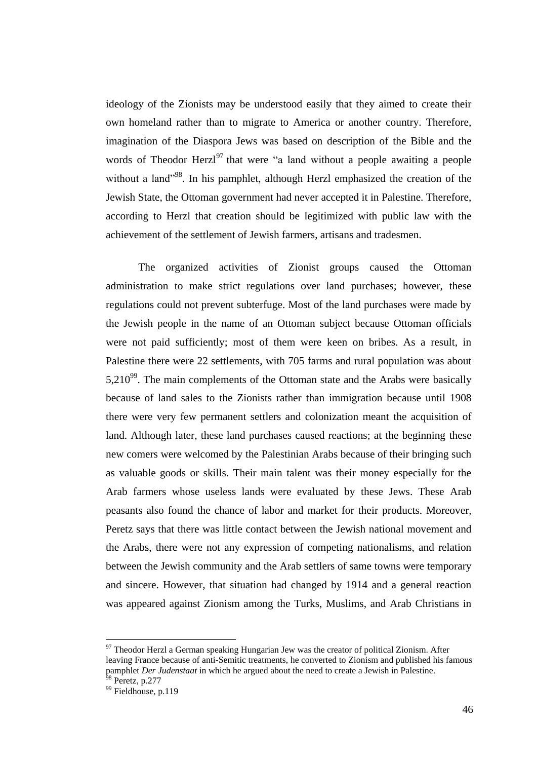ideology of the Zionists may be understood easily that they aimed to create their own homeland rather than to migrate to America or another country. Therefore, imagination of the Diaspora Jews was based on description of the Bible and the words of Theodor Herzl[97] that were "a land without a people awaiting a people without a land"[98]. In his pamphlet, although Herzl emphasized the creation of the Jewish State, the Ottoman government had never accepted it in Palestine. Therefore, according to Herzl that creation should be legitimized with public law with the achievement of the settlement of Jewish farmers, artisans and tradesmen.

The organized activities of Zionist groups caused the Ottoman administration to make strict regulations over land purchases; however, these regulations could not prevent subterfuge. Most of the land purchases were made by the Jewish people in the name of an Ottoman subject because Ottoman officials were not paid sufficiently; most of them were keen on bribes. As a result, in Palestine there were 22 settlements, with 705 farms and rural population was about 5,210[99]. The main complements of the Ottoman state and the Arabs were basically because of land sales to the Zionists rather than immigration because until 1908 there were very few permanent settlers and colonization meant the acquisition of land. Although later, these land purchases caused reactions; at the beginning these new comers were welcomed by the Palestinian Arabs because of their bringing such as valuable goods or skills. Their main talent was their money especially for the Arab farmers whose useless lands were evaluated by these Jews. These Arab peasants also found the chance of labor and market for their products. Moreover, Peretz says that there was little contact between the Jewish national movement and the Arabs, there were not any expression of competing nationalisms, and relation between the Jewish community and the Arab settlers of same towns were temporary and sincere. However, that situation had changed by 1914 and a general reaction was appeared against Zionism among the Turks, Muslims, and Arab Christians in

---

[97] Theodor Herzl a German speaking Hungarian Jew was the creator of political Zionism. After leaving France because of anti-Semitic treatments, he converted to Zionism and published his famous pamphlet *Der Judenstaat* in which he argued about the need to create a Jewish in Palestine.

[98] Peretz, p.277

[99] Fieldhouse, p.119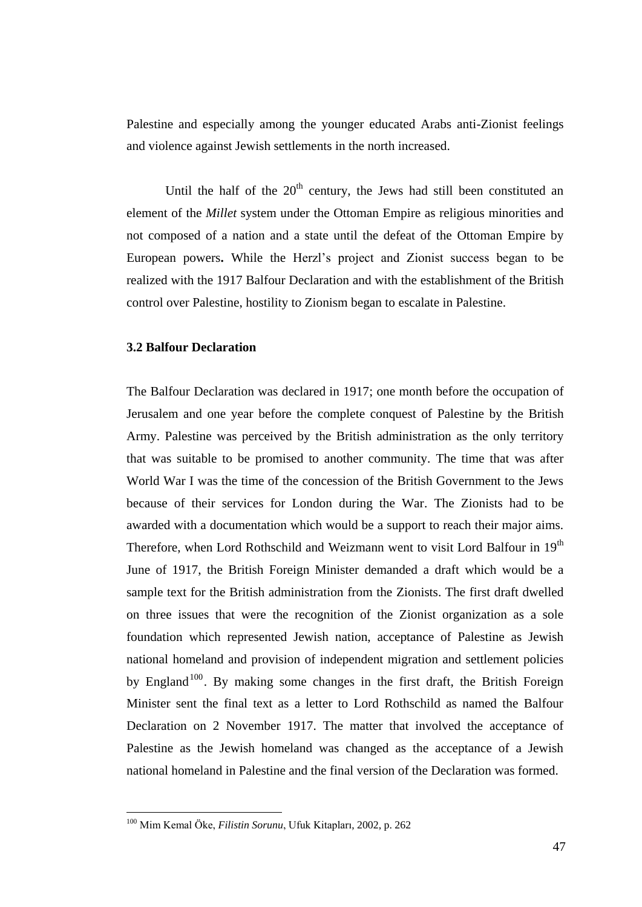Palestine and especially among the younger educated Arabs anti-Zionist feelings and violence against Jewish settlements in the north increased.

Until the half of the 20th century, the Jews had still been constituted an element of the *Millet* system under the Ottoman Empire as religious minorities and not composed of a nation and a state until the defeat of the Ottoman Empire by European powers**.** While the Herzl's project and Zionist success began to be realized with the 1917 Balfour Declaration and with the establishment of the British control over Palestine, hostility to Zionism began to escalate in Palestine.

### 3.2 Balfour Declaration

The Balfour Declaration was declared in 1917; one month before the occupation of Jerusalem and one year before the complete conquest of Palestine by the British Army. Palestine was perceived by the British administration as the only territory that was suitable to be promised to another community. The time that was after World War I was the time of the concession of the British Government to the Jews because of their services for London during the War. The Zionists had to be awarded with a documentation which would be a support to reach their major aims. Therefore, when Lord Rothschild and Weizmann went to visit Lord Balfour in 19th June of 1917, the British Foreign Minister demanded a draft which would be a sample text for the British administration from the Zionists. The first draft dwelled on three issues that were the recognition of the Zionist organization as a sole foundation which represented Jewish nation, acceptance of Palestine as Jewish national homeland and provision of independent migration and settlement policies by England[100]. By making some changes in the first draft, the British Foreign Minister sent the final text as a letter to Lord Rothschild as named the Balfour Declaration on 2 November 1917. The matter that involved the acceptance of Palestine as the Jewish homeland was changed as the acceptance of a Jewish national homeland in Palestine and the final version of the Declaration was formed.

---

[100] Mim Kemal Öke, *Filistin Sorunu*, Ufuk Kitapları, 2002, p. 262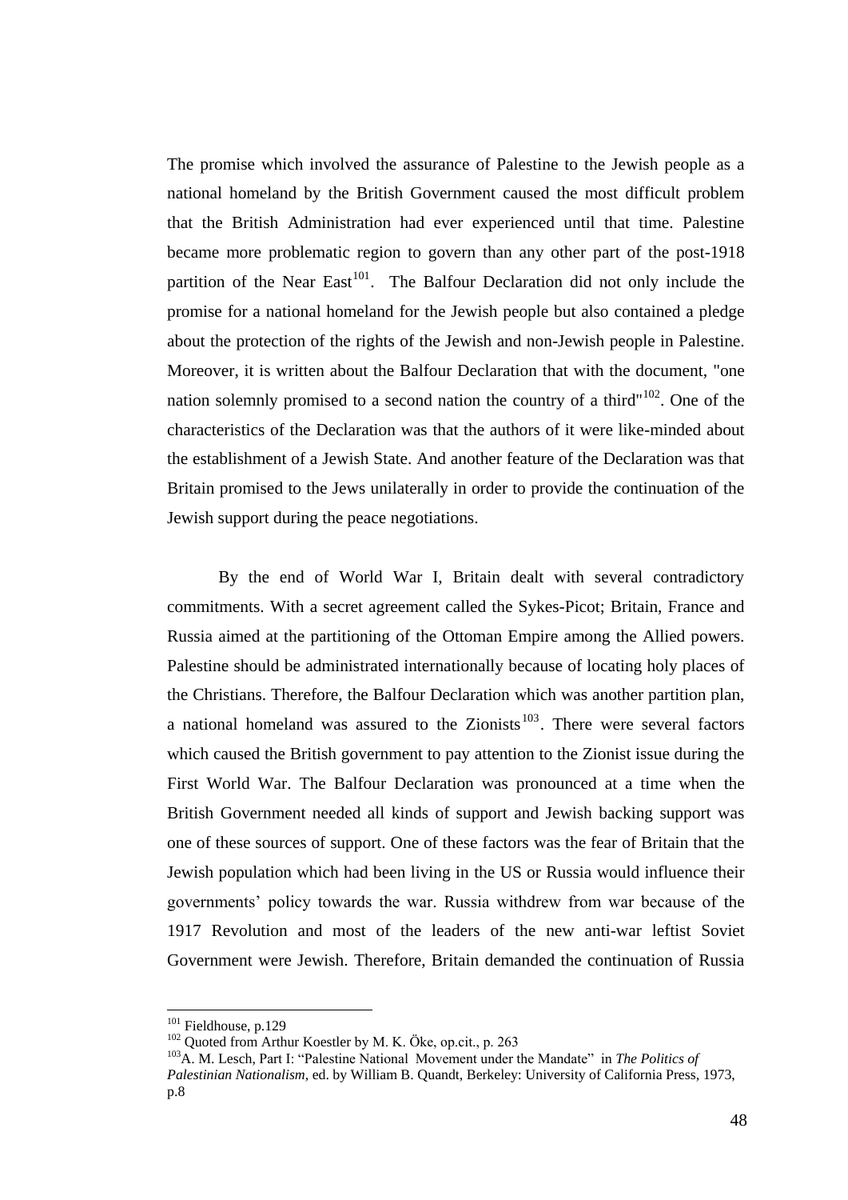The promise which involved the assurance of Palestine to the Jewish people as a national homeland by the British Government caused the most difficult problem that the British Administration had ever experienced until that time. Palestine became more problematic region to govern than any other part of the post-1918 partition of the Near East[101]. The Balfour Declaration did not only include the promise for a national homeland for the Jewish people but also contained a pledge about the protection of the rights of the Jewish and non-Jewish people in Palestine. Moreover, it is written about the Balfour Declaration that with the document, "one nation solemnly promised to a second nation the country of a third"[102]. One of the characteristics of the Declaration was that the authors of it were like-minded about the establishment of a Jewish State. And another feature of the Declaration was that Britain promised to the Jews unilaterally in order to provide the continuation of the Jewish support during the peace negotiations.

By the end of World War I, Britain dealt with several contradictory commitments. With a secret agreement called the Sykes-Picot; Britain, France and Russia aimed at the partitioning of the Ottoman Empire among the Allied powers. Palestine should be administrated internationally because of locating holy places of the Christians. Therefore, the Balfour Declaration which was another partition plan, a national homeland was assured to the Zionists[103]. There were several factors which caused the British government to pay attention to the Zionist issue during the First World War. The Balfour Declaration was pronounced at a time when the British Government needed all kinds of support and Jewish backing support was one of these sources of support. One of these factors was the fear of Britain that the Jewish population which had been living in the US or Russia would influence their governments' policy towards the war. Russia withdrew from war because of the 1917 Revolution and most of the leaders of the new anti-war leftist Soviet Government were Jewish. Therefore, Britain demanded the continuation of Russia

---

[101] Fieldhouse, p.129

[102] Quoted from Arthur Koestler by M. K. Öke, op.cit., p. 263

[103] A. M. Lesch, Part I: "Palestine National Movement under the Mandate" in *The Politics of Palestinian Nationalism,* ed. by William B. Quandt, Berkeley: University of California Press, 1973, p.8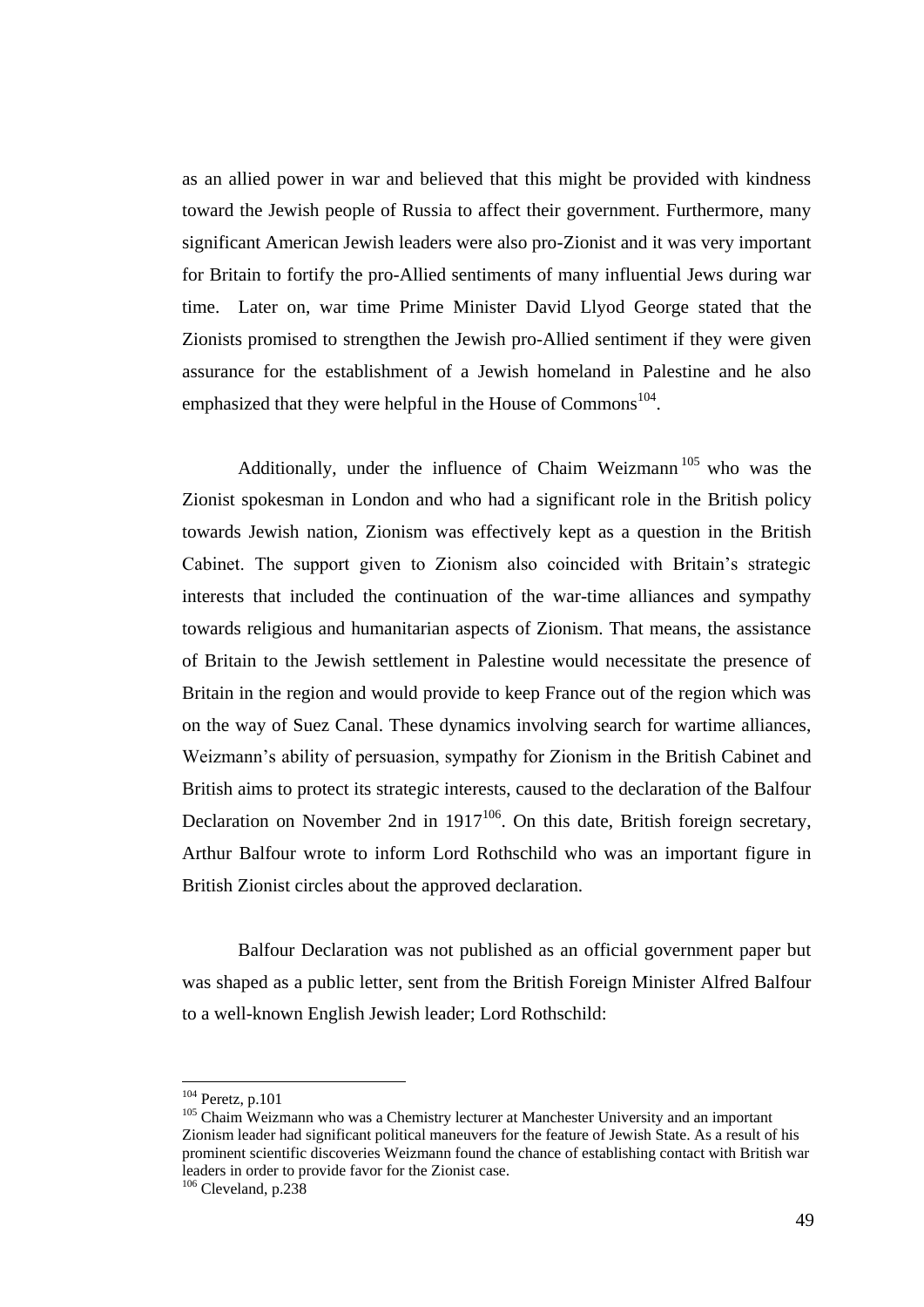as an allied power in war and believed that this might be provided with kindness toward the Jewish people of Russia to affect their government. Furthermore, many significant American Jewish leaders were also pro-Zionist and it was very important for Britain to fortify the pro-Allied sentiments of many influential Jews during war time. Later on, war time Prime Minister David Llyod George stated that the Zionists promised to strengthen the Jewish pro-Allied sentiment if they were given assurance for the establishment of a Jewish homeland in Palestine and he also emphasized that they were helpful in the House of Commons[104].

Additionally, under the influence of Chaim Weizmann[105] who was the Zionist spokesman in London and who had a significant role in the British policy towards Jewish nation, Zionism was effectively kept as a question in the British Cabinet. The support given to Zionism also coincided with Britain's strategic interests that included the continuation of the war-time alliances and sympathy towards religious and humanitarian aspects of Zionism. That means, the assistance of Britain to the Jewish settlement in Palestine would necessitate the presence of Britain in the region and would provide to keep France out of the region which was on the way of Suez Canal. These dynamics involving search for wartime alliances, Weizmann's ability of persuasion, sympathy for Zionism in the British Cabinet and British aims to protect its strategic interests, caused to the declaration of the Balfour Declaration on November 2nd in 1917[106]. On this date, British foreign secretary, Arthur Balfour wrote to inform Lord Rothschild who was an important figure in British Zionist circles about the approved declaration.

Balfour Declaration was not published as an official government paper but was shaped as a public letter, sent from the British Foreign Minister Alfred Balfour to a well-known English Jewish leader; Lord Rothschild:

---

[104] Peretz, p.101

[105] Chaim Weizmann who was a Chemistry lecturer at Manchester University and an important Zionism leader had significant political maneuvers for the feature of Jewish State. As a result of his prominent scientific discoveries Weizmann found the chance of establishing contact with British war leaders in order to provide favor for the Zionist case.

[106] Cleveland, p.238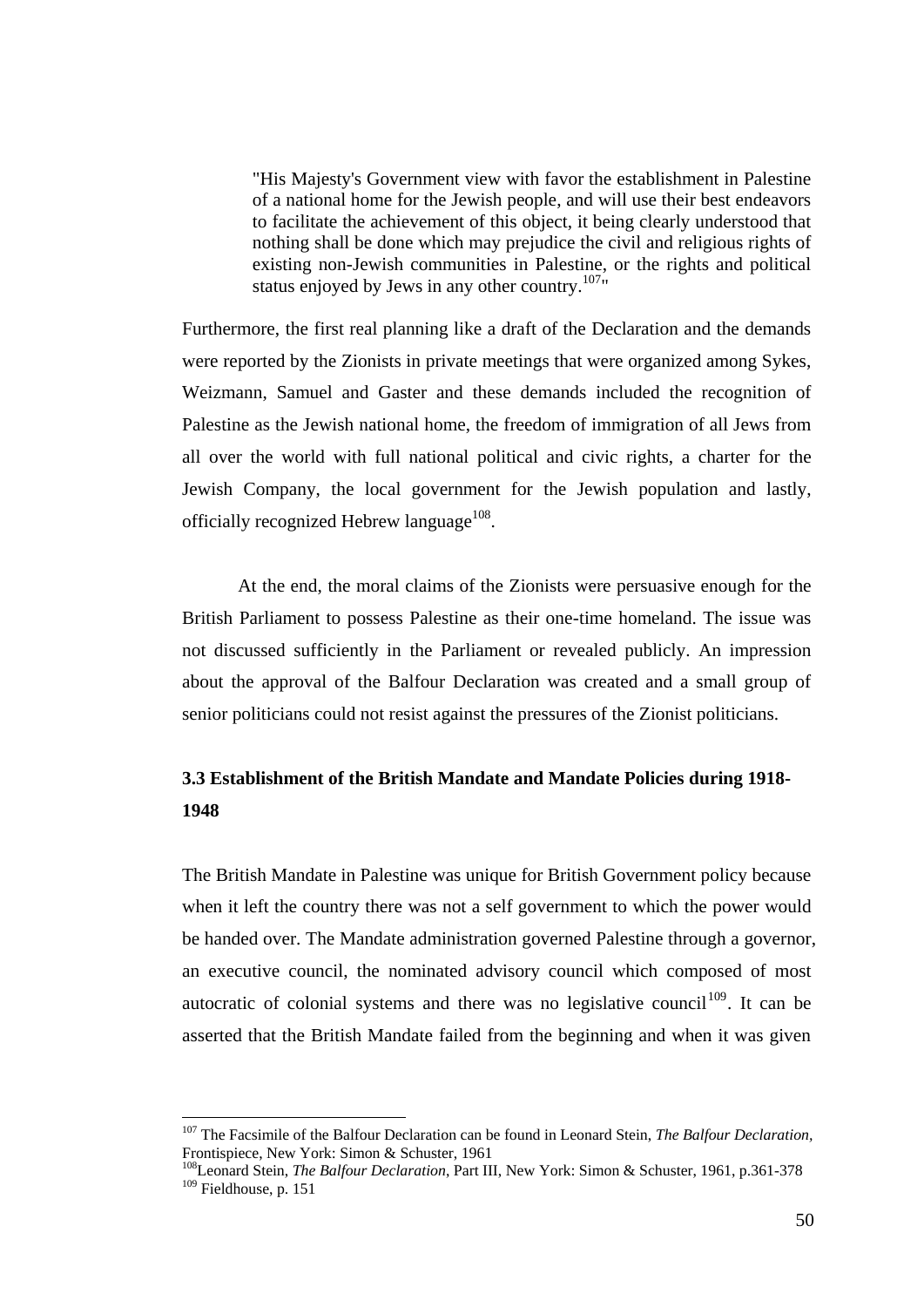> "His Majesty's Government view with favor the establishment in Palestine of a national home for the Jewish people, and will use their best endeavors to facilitate the achievement of this object, it being clearly understood that nothing shall be done which may prejudice the civil and religious rights of existing non-Jewish communities in Palestine, or the rights and political status enjoyed by Jews in any other country.[107]"

Furthermore, the first real planning like a draft of the Declaration and the demands were reported by the Zionists in private meetings that were organized among Sykes, Weizmann, Samuel and Gaster and these demands included the recognition of Palestine as the Jewish national home, the freedom of immigration of all Jews from all over the world with full national political and civic rights, a charter for the Jewish Company, the local government for the Jewish population and lastly, officially recognized Hebrew language[108].

At the end, the moral claims of the Zionists were persuasive enough for the British Parliament to possess Palestine as their one-time homeland. The issue was not discussed sufficiently in the Parliament or revealed publicly. An impression about the approval of the Balfour Declaration was created and a small group of senior politicians could not resist against the pressures of the Zionist politicians.

### 3.3 Establishment of the British Mandate and Mandate Policies during 1918-1948

The British Mandate in Palestine was unique for British Government policy because when it left the country there was not a self government to which the power would be handed over. The Mandate administration governed Palestine through a governor, an executive council, the nominated advisory council which composed of most autocratic of colonial systems and there was no legislative council[109]. It can be asserted that the British Mandate failed from the beginning and when it was given

---

[107] The Facsimile of the Balfour Declaration can be found in Leonard Stein, *The Balfour Declaration*, Frontispiece, New York: Simon & Schuster, 1961

[108] Leonard Stein, *The Balfour Declaration*, Part III, New York: Simon & Schuster, 1961, p.361-378

[109] Fieldhouse, p. 151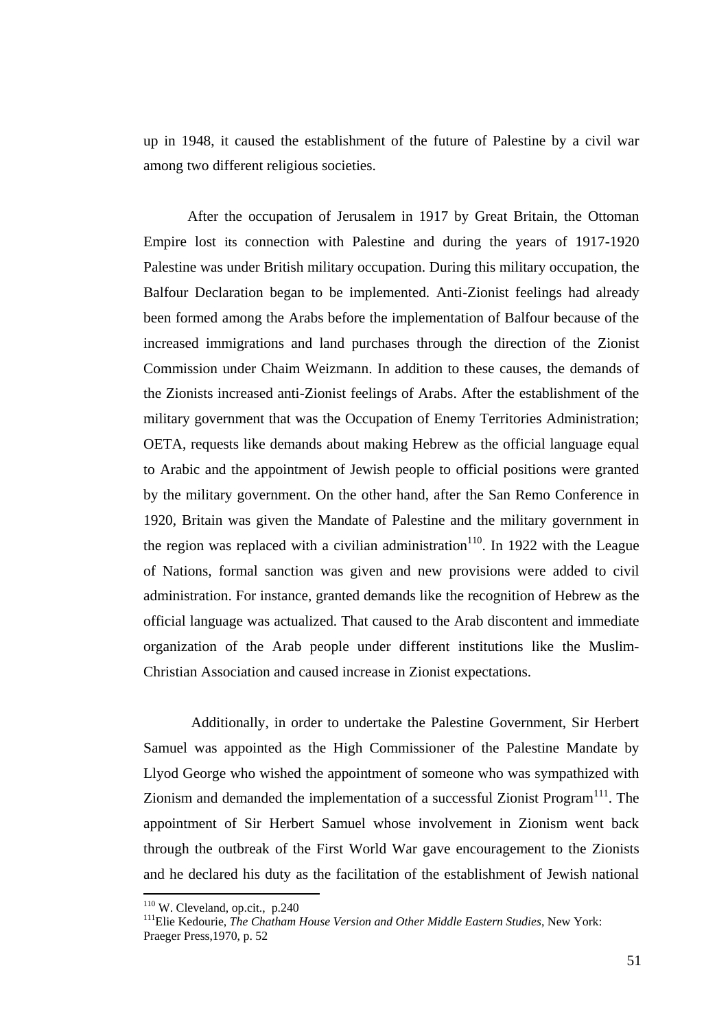up in 1948, it caused the establishment of the future of Palestine by a civil war among two different religious societies.

After the occupation of Jerusalem in 1917 by Great Britain, the Ottoman Empire lost its connection with Palestine and during the years of 1917-1920 Palestine was under British military occupation. During this military occupation, the Balfour Declaration began to be implemented. Anti-Zionist feelings had already been formed among the Arabs before the implementation of Balfour because of the increased immigrations and land purchases through the direction of the Zionist Commission under Chaim Weizmann. In addition to these causes, the demands of the Zionists increased anti-Zionist feelings of Arabs. After the establishment of the military government that was the Occupation of Enemy Territories Administration; OETA, requests like demands about making Hebrew as the official language equal to Arabic and the appointment of Jewish people to official positions were granted by the military government. On the other hand, after the San Remo Conference in 1920, Britain was given the Mandate of Palestine and the military government in the region was replaced with a civilian administration[110]. In 1922 with the League of Nations, formal sanction was given and new provisions were added to civil administration. For instance, granted demands like the recognition of Hebrew as the official language was actualized. That caused to the Arab discontent and immediate organization of the Arab people under different institutions like the Muslim-Christian Association and caused increase in Zionist expectations.

Additionally, in order to undertake the Palestine Government, Sir Herbert Samuel was appointed as the High Commissioner of the Palestine Mandate by Llyod George who wished the appointment of someone who was sympathized with Zionism and demanded the implementation of a successful Zionist Program[111]. The appointment of Sir Herbert Samuel whose involvement in Zionism went back through the outbreak of the First World War gave encouragement to the Zionists and he declared his duty as the facilitation of the establishment of Jewish national

---

[110] W. Cleveland, op.cit., p.240

[111] Elie Kedourie, *The Chatham House Version and Other Middle Eastern Studies*, New York: Praeger Press,1970, p. 52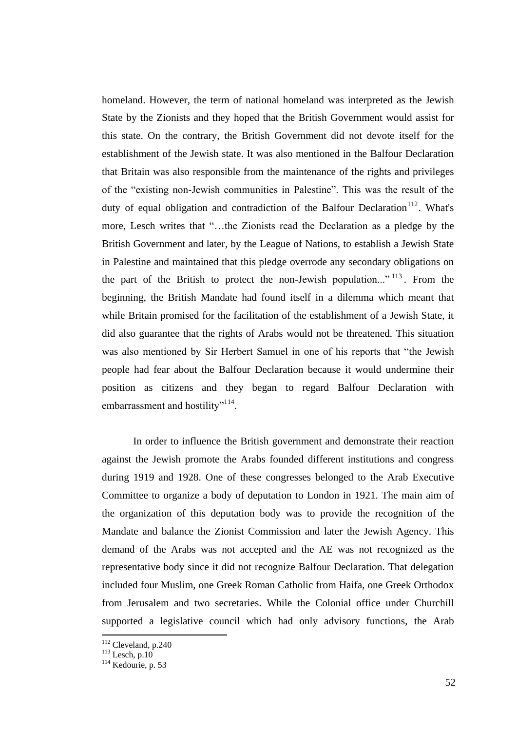homeland. However, the term of national homeland was interpreted as the Jewish State by the Zionists and they hoped that the British Government would assist for this state. On the contrary, the British Government did not devote itself for the establishment of the Jewish state. It was also mentioned in the Balfour Declaration that Britain was also responsible from the maintenance of the rights and privileges of the "existing non-Jewish communities in Palestine". This was the result of the duty of equal obligation and contradiction of the Balfour Declaration[112]. What's more, Lesch writes that "…the Zionists read the Declaration as a pledge by the British Government and later, by the League of Nations, to establish a Jewish State in Palestine and maintained that this pledge overrode any secondary obligations on the part of the British to protect the non-Jewish population..."[113]. From the beginning, the British Mandate had found itself in a dilemma which meant that while Britain promised for the facilitation of the establishment of a Jewish State, it did also guarantee that the rights of Arabs would not be threatened. This situation was also mentioned by Sir Herbert Samuel in one of his reports that "the Jewish people had fear about the Balfour Declaration because it would undermine their position as citizens and they began to regard Balfour Declaration with embarrassment and hostility"[114].

In order to influence the British government and demonstrate their reaction against the Jewish promote the Arabs founded different institutions and congress during 1919 and 1928. One of these congresses belonged to the Arab Executive Committee to organize a body of deputation to London in 1921. The main aim of the organization of this deputation body was to provide the recognition of the Mandate and balance the Zionist Commission and later the Jewish Agency. This demand of the Arabs was not accepted and the AE was not recognized as the representative body since it did not recognize Balfour Declaration. That delegation included four Muslim, one Greek Roman Catholic from Haifa, one Greek Orthodox from Jerusalem and two secretaries. While the Colonial office under Churchill supported a legislative council which had only advisory functions, the Arab

---

[112] Cleveland, p.240
[113] Lesch, p.10
[114] Kedourie, p. 53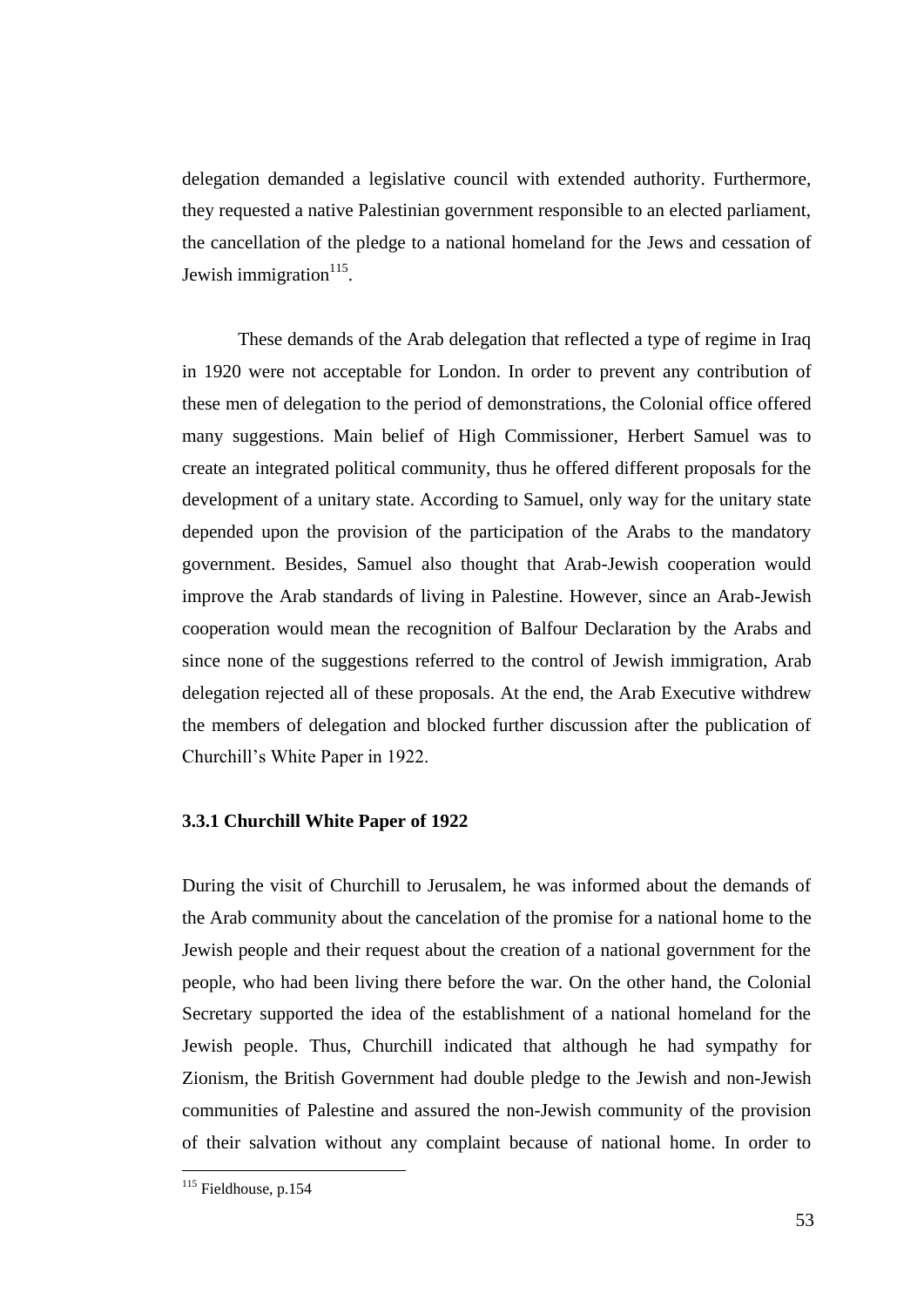delegation demanded a legislative council with extended authority. Furthermore, they requested a native Palestinian government responsible to an elected parliament, the cancellation of the pledge to a national homeland for the Jews and cessation of Jewish immigration[115].

These demands of the Arab delegation that reflected a type of regime in Iraq in 1920 were not acceptable for London. In order to prevent any contribution of these men of delegation to the period of demonstrations, the Colonial office offered many suggestions. Main belief of High Commissioner, Herbert Samuel was to create an integrated political community, thus he offered different proposals for the development of a unitary state. According to Samuel, only way for the unitary state depended upon the provision of the participation of the Arabs to the mandatory government. Besides, Samuel also thought that Arab-Jewish cooperation would improve the Arab standards of living in Palestine. However, since an Arab-Jewish cooperation would mean the recognition of Balfour Declaration by the Arabs and since none of the suggestions referred to the control of Jewish immigration, Arab delegation rejected all of these proposals. At the end, the Arab Executive withdrew the members of delegation and blocked further discussion after the publication of Churchill's White Paper in 1922.

### 3.3.1 Churchill White Paper of 1922

During the visit of Churchill to Jerusalem, he was informed about the demands of the Arab community about the cancelation of the promise for a national home to the Jewish people and their request about the creation of a national government for the people, who had been living there before the war. On the other hand, the Colonial Secretary supported the idea of the establishment of a national homeland for the Jewish people. Thus, Churchill indicated that although he had sympathy for Zionism, the British Government had double pledge to the Jewish and non-Jewish communities of Palestine and assured the non-Jewish community of the provision of their salvation without any complaint because of national home. In order to

[115] Fieldhouse, p.154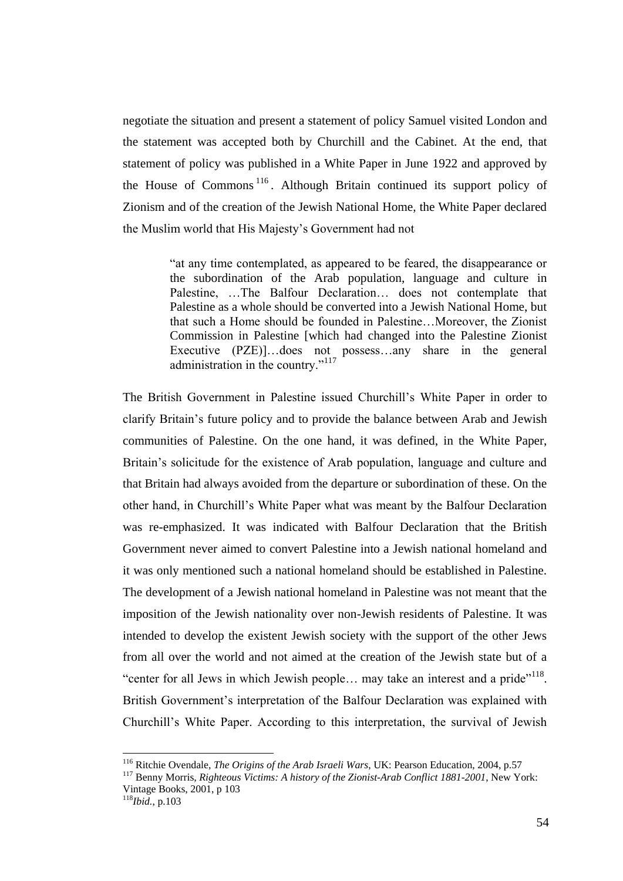negotiate the situation and present a statement of policy Samuel visited London and the statement was accepted both by Churchill and the Cabinet. At the end, that statement of policy was published in a White Paper in June 1922 and approved by the House of Commons [116]. Although Britain continued its support policy of Zionism and of the creation of the Jewish National Home, the White Paper declared the Muslim world that His Majesty's Government had not

> "at any time contemplated, as appeared to be feared, the disappearance or the subordination of the Arab population, language and culture in Palestine, …The Balfour Declaration… does not contemplate that Palestine as a whole should be converted into a Jewish National Home, but that such a Home should be founded in Palestine…Moreover, the Zionist Commission in Palestine [which had changed into the Palestine Zionist Executive (PZE)]…does not possess…any share in the general administration in the country."[117]

The British Government in Palestine issued Churchill's White Paper in order to clarify Britain's future policy and to provide the balance between Arab and Jewish communities of Palestine. On the one hand, it was defined, in the White Paper, Britain's solicitude for the existence of Arab population, language and culture and that Britain had always avoided from the departure or subordination of these. On the other hand, in Churchill's White Paper what was meant by the Balfour Declaration was re-emphasized. It was indicated with Balfour Declaration that the British Government never aimed to convert Palestine into a Jewish national homeland and it was only mentioned such a national homeland should be established in Palestine. The development of a Jewish national homeland in Palestine was not meant that the imposition of the Jewish nationality over non-Jewish residents of Palestine. It was intended to develop the existent Jewish society with the support of the other Jews from all over the world and not aimed at the creation of the Jewish state but of a "center for all Jews in which Jewish people… may take an interest and a pride"[118]. British Government's interpretation of the Balfour Declaration was explained with Churchill's White Paper. According to this interpretation, the survival of Jewish

---

[116] Ritchie Ovendale, *The Origins of the Arab Israeli Wars*, UK: Pearson Education, 2004, p.57

[117] Benny Morris, *Righteous Victims: A history of the Zionist-Arab Conflict 1881-2001*, New York: Vintage Books, 2001, p 103

[118] *Ibid.*, p.103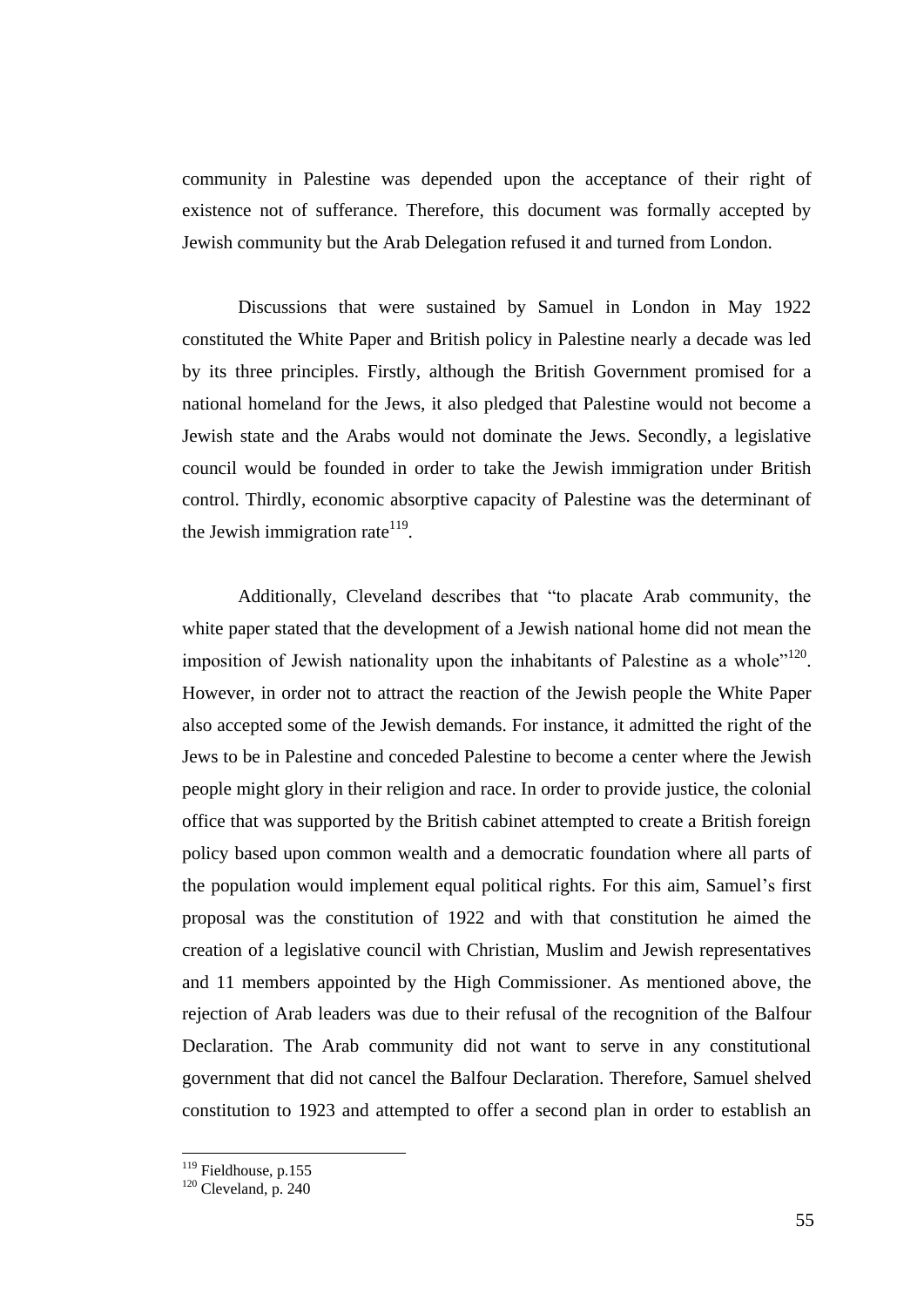community in Palestine was depended upon the acceptance of their right of existence not of sufferance. Therefore, this document was formally accepted by Jewish community but the Arab Delegation refused it and turned from London.

Discussions that were sustained by Samuel in London in May 1922 constituted the White Paper and British policy in Palestine nearly a decade was led by its three principles. Firstly, although the British Government promised for a national homeland for the Jews, it also pledged that Palestine would not become a Jewish state and the Arabs would not dominate the Jews. Secondly, a legislative council would be founded in order to take the Jewish immigration under British control. Thirdly, economic absorptive capacity of Palestine was the determinant of the Jewish immigration rate[119].

Additionally, Cleveland describes that "to placate Arab community, the white paper stated that the development of a Jewish national home did not mean the imposition of Jewish nationality upon the inhabitants of Palestine as a whole"[120]. However, in order not to attract the reaction of the Jewish people the White Paper also accepted some of the Jewish demands. For instance, it admitted the right of the Jews to be in Palestine and conceded Palestine to become a center where the Jewish people might glory in their religion and race. In order to provide justice, the colonial office that was supported by the British cabinet attempted to create a British foreign policy based upon common wealth and a democratic foundation where all parts of the population would implement equal political rights. For this aim, Samuel's first proposal was the constitution of 1922 and with that constitution he aimed the creation of a legislative council with Christian, Muslim and Jewish representatives and 11 members appointed by the High Commissioner. As mentioned above, the rejection of Arab leaders was due to their refusal of the recognition of the Balfour Declaration. The Arab community did not want to serve in any constitutional government that did not cancel the Balfour Declaration. Therefore, Samuel shelved constitution to 1923 and attempted to offer a second plan in order to establish an

---

[119] Fieldhouse, p.155

[120] Cleveland, p. 240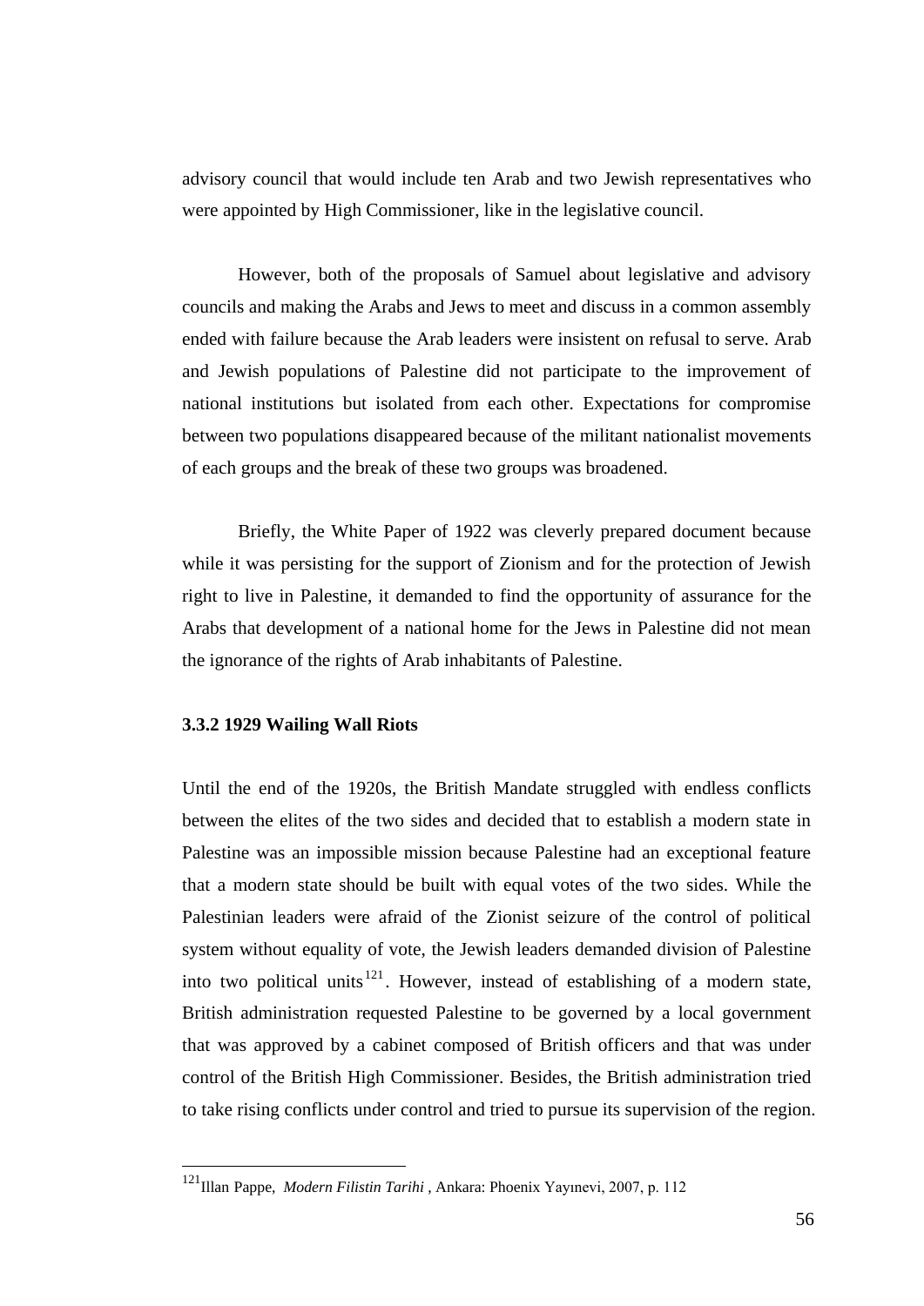advisory council that would include ten Arab and two Jewish representatives who were appointed by High Commissioner, like in the legislative council.

However, both of the proposals of Samuel about legislative and advisory councils and making the Arabs and Jews to meet and discuss in a common assembly ended with failure because the Arab leaders were insistent on refusal to serve. Arab and Jewish populations of Palestine did not participate to the improvement of national institutions but isolated from each other. Expectations for compromise between two populations disappeared because of the militant nationalist movements of each groups and the break of these two groups was broadened.

Briefly, the White Paper of 1922 was cleverly prepared document because while it was persisting for the support of Zionism and for the protection of Jewish right to live in Palestine, it demanded to find the opportunity of assurance for the Arabs that development of a national home for the Jews in Palestine did not mean the ignorance of the rights of Arab inhabitants of Palestine.

### 3.3.2 1929 Wailing Wall Riots

Until the end of the 1920s, the British Mandate struggled with endless conflicts between the elites of the two sides and decided that to establish a modern state in Palestine was an impossible mission because Palestine had an exceptional feature that a modern state should be built with equal votes of the two sides. While the Palestinian leaders were afraid of the Zionist seizure of the control of political system without equality of vote, the Jewish leaders demanded division of Palestine into two political units[121]. However, instead of establishing of a modern state, British administration requested Palestine to be governed by a local government that was approved by a cabinet composed of British officers and that was under control of the British High Commissioner. Besides, the British administration tried to take rising conflicts under control and tried to pursue its supervision of the region.

---

[121] Illan Pappe, *Modern Filistin Tarihi* , Ankara: Phoenix Yayınevi, 2007, p. 112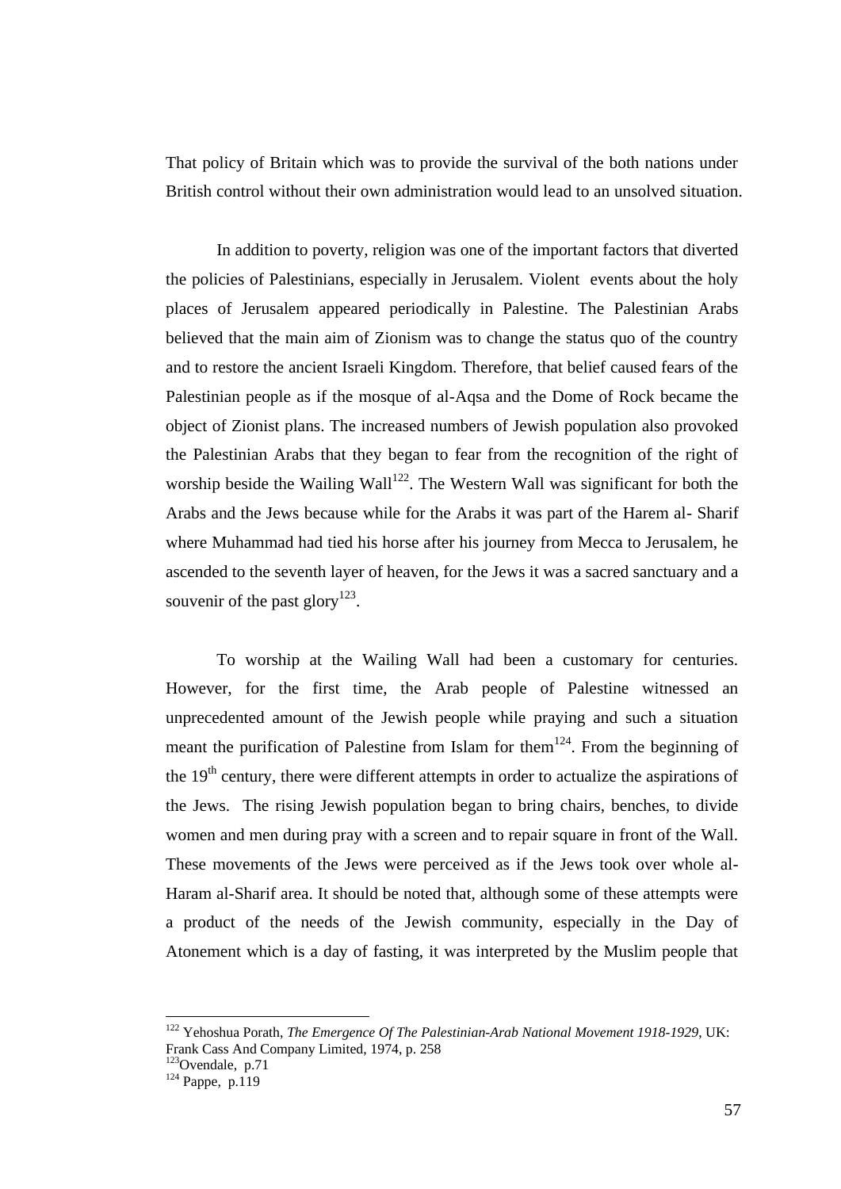That policy of Britain which was to provide the survival of the both nations under British control without their own administration would lead to an unsolved situation.

In addition to poverty, religion was one of the important factors that diverted the policies of Palestinians, especially in Jerusalem. Violent events about the holy places of Jerusalem appeared periodically in Palestine. The Palestinian Arabs believed that the main aim of Zionism was to change the status quo of the country and to restore the ancient Israeli Kingdom. Therefore, that belief caused fears of the Palestinian people as if the mosque of al-Aqsa and the Dome of Rock became the object of Zionist plans. The increased numbers of Jewish population also provoked the Palestinian Arabs that they began to fear from the recognition of the right of worship beside the Wailing Wall[122]. The Western Wall was significant for both the Arabs and the Jews because while for the Arabs it was part of the Harem al- Sharif where Muhammad had tied his horse after his journey from Mecca to Jerusalem, he ascended to the seventh layer of heaven, for the Jews it was a sacred sanctuary and a souvenir of the past glory[123].

To worship at the Wailing Wall had been a customary for centuries. However, for the first time, the Arab people of Palestine witnessed an unprecedented amount of the Jewish people while praying and such a situation meant the purification of Palestine from Islam for them[124]. From the beginning of the 19th century, there were different attempts in order to actualize the aspirations of the Jews. The rising Jewish population began to bring chairs, benches, to divide women and men during pray with a screen and to repair square in front of the Wall. These movements of the Jews were perceived as if the Jews took over whole al-Haram al-Sharif area. It should be noted that, although some of these attempts were a product of the needs of the Jewish community, especially in the Day of Atonement which is a day of fasting, it was interpreted by the Muslim people that

---

[122] Yehoshua Porath, *The Emergence Of The Palestinian-Arab National Movement 1918-1929*, UK: Frank Cass And Company Limited, 1974, p. 258

[123] Ovendale, p.71

[124] Pappe, p.119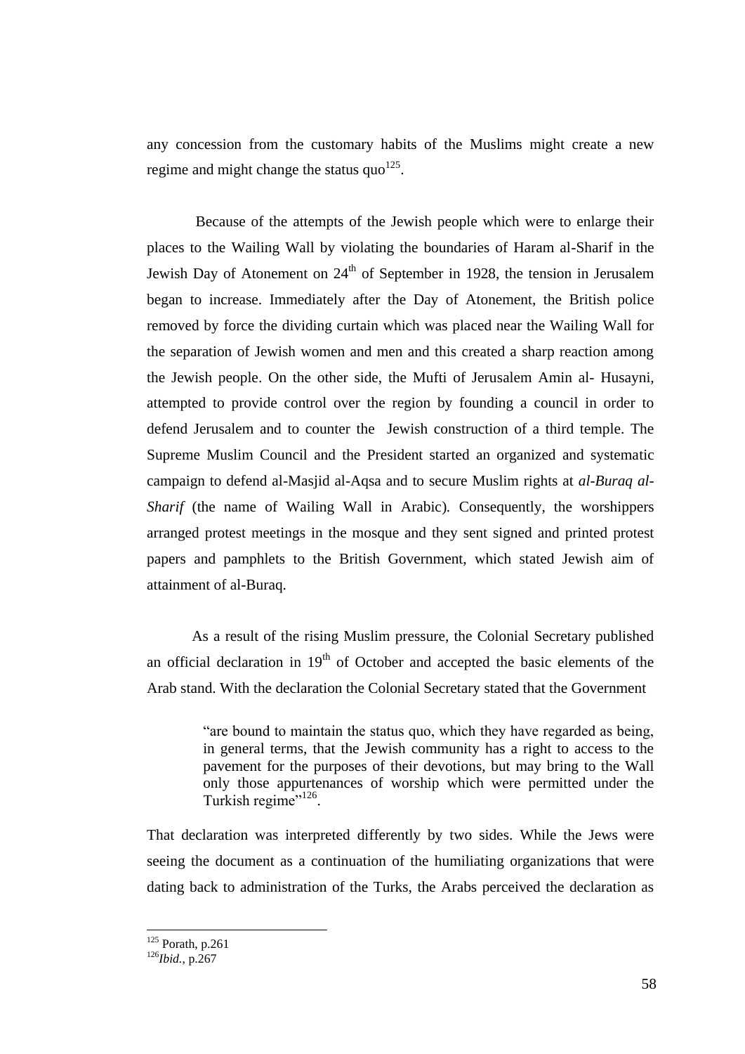any concession from the customary habits of the Muslims might create a new regime and might change the status quo[125].

Because of the attempts of the Jewish people which were to enlarge their places to the Wailing Wall by violating the boundaries of Haram al-Sharif in the Jewish Day of Atonement on 24th of September in 1928, the tension in Jerusalem began to increase. Immediately after the Day of Atonement, the British police removed by force the dividing curtain which was placed near the Wailing Wall for the separation of Jewish women and men and this created a sharp reaction among the Jewish people. On the other side, the Mufti of Jerusalem Amin al- Husayni, attempted to provide control over the region by founding a council in order to defend Jerusalem and to counter the Jewish construction of a third temple. The Supreme Muslim Council and the President started an organized and systematic campaign to defend al-Masjid al-Aqsa and to secure Muslim rights at *al-Buraq al-Sharif* (the name of Wailing Wall in Arabic). Consequently, the worshippers arranged protest meetings in the mosque and they sent signed and printed protest papers and pamphlets to the British Government, which stated Jewish aim of attainment of al-Buraq.

As a result of the rising Muslim pressure, the Colonial Secretary published an official declaration in 19th of October and accepted the basic elements of the Arab stand. With the declaration the Colonial Secretary stated that the Government

> "are bound to maintain the status quo, which they have regarded as being, in general terms, that the Jewish community has a right to access to the pavement for the purposes of their devotions, but may bring to the Wall only those appurtenances of worship which were permitted under the Turkish regime"[126].

That declaration was interpreted differently by two sides. While the Jews were seeing the document as a continuation of the humiliating organizations that were dating back to administration of the Turks, the Arabs perceived the declaration as

---

[125] Porath, p.261

[126] *Ibid.*, p.267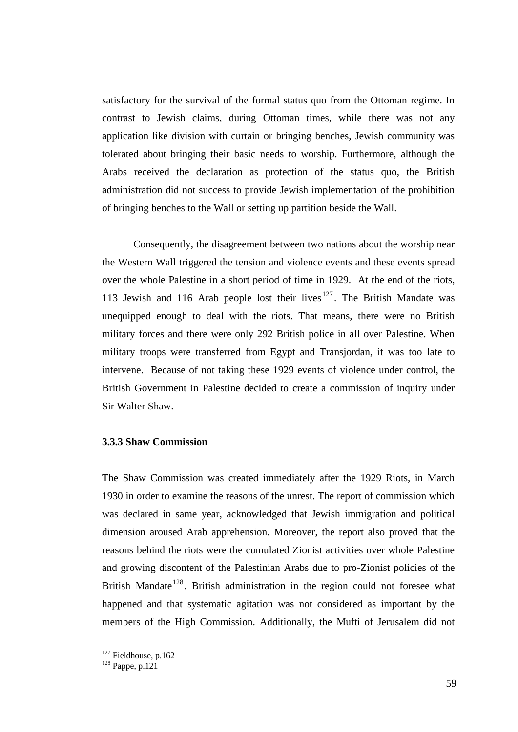satisfactory for the survival of the formal status quo from the Ottoman regime. In contrast to Jewish claims, during Ottoman times, while there was not any application like division with curtain or bringing benches, Jewish community was tolerated about bringing their basic needs to worship. Furthermore, although the Arabs received the declaration as protection of the status quo, the British administration did not success to provide Jewish implementation of the prohibition of bringing benches to the Wall or setting up partition beside the Wall.

Consequently, the disagreement between two nations about the worship near the Western Wall triggered the tension and violence events and these events spread over the whole Palestine in a short period of time in 1929. At the end of the riots, 113 Jewish and 116 Arab people lost their lives[127]. The British Mandate was unequipped enough to deal with the riots. That means, there were no British military forces and there were only 292 British police in all over Palestine. When military troops were transferred from Egypt and Transjordan, it was too late to intervene. Because of not taking these 1929 events of violence under control, the British Government in Palestine decided to create a commission of inquiry under Sir Walter Shaw.

### 3.3.3 Shaw Commission

The Shaw Commission was created immediately after the 1929 Riots, in March 1930 in order to examine the reasons of the unrest. The report of commission which was declared in same year, acknowledged that Jewish immigration and political dimension aroused Arab apprehension. Moreover, the report also proved that the reasons behind the riots were the cumulated Zionist activities over whole Palestine and growing discontent of the Palestinian Arabs due to pro-Zionist policies of the British Mandate[128]. British administration in the region could not foresee what happened and that systematic agitation was not considered as important by the members of the High Commission. Additionally, the Mufti of Jerusalem did not

---

[127] Fieldhouse, p.162

[128] Pappe, p.121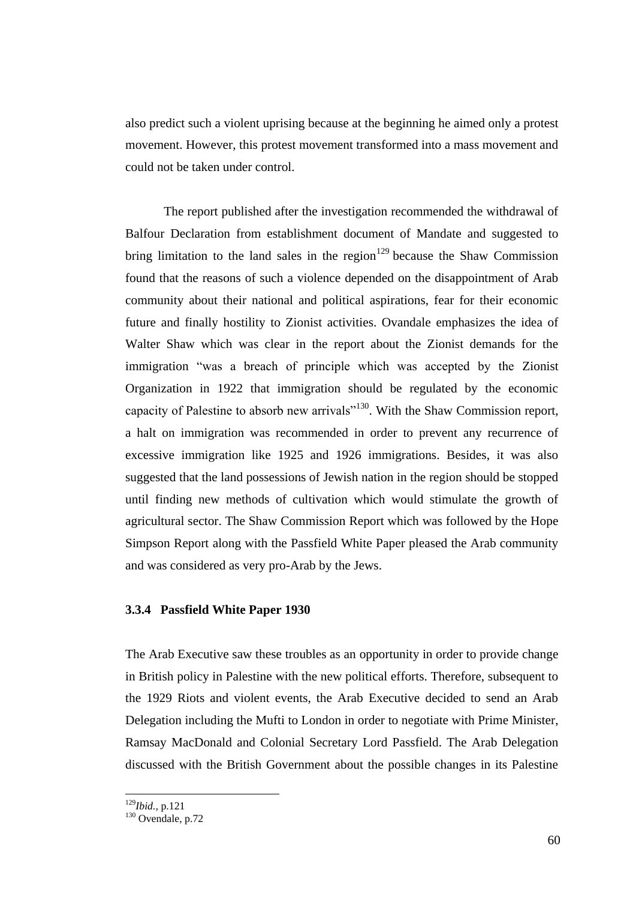also predict such a violent uprising because at the beginning he aimed only a protest movement. However, this protest movement transformed into a mass movement and could not be taken under control.

The report published after the investigation recommended the withdrawal of Balfour Declaration from establishment document of Mandate and suggested to bring limitation to the land sales in the region[129] because the Shaw Commission found that the reasons of such a violence depended on the disappointment of Arab community about their national and political aspirations, fear for their economic future and finally hostility to Zionist activities. Ovandale emphasizes the idea of Walter Shaw which was clear in the report about the Zionist demands for the immigration "was a breach of principle which was accepted by the Zionist Organization in 1922 that immigration should be regulated by the economic capacity of Palestine to absorb new arrivals"[130]. With the Shaw Commission report, a halt on immigration was recommended in order to prevent any recurrence of excessive immigration like 1925 and 1926 immigrations. Besides, it was also suggested that the land possessions of Jewish nation in the region should be stopped until finding new methods of cultivation which would stimulate the growth of agricultural sector. The Shaw Commission Report which was followed by the Hope Simpson Report along with the Passfield White Paper pleased the Arab community and was considered as very pro-Arab by the Jews.

### 3.3.4 Passfield White Paper 1930

The Arab Executive saw these troubles as an opportunity in order to provide change in British policy in Palestine with the new political efforts. Therefore, subsequent to the 1929 Riots and violent events, the Arab Executive decided to send an Arab Delegation including the Mufti to London in order to negotiate with Prime Minister, Ramsay MacDonald and Colonial Secretary Lord Passfield. The Arab Delegation discussed with the British Government about the possible changes in its Palestine

---

[129] *Ibid.*, p.121

[130] Ovendale, p.72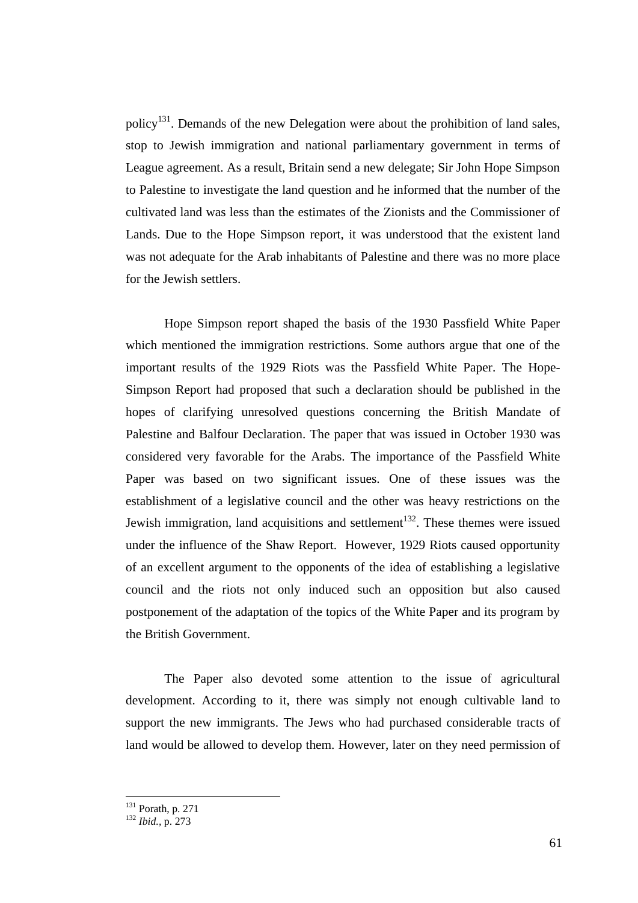policy[131]. Demands of the new Delegation were about the prohibition of land sales, stop to Jewish immigration and national parliamentary government in terms of League agreement. As a result, Britain send a new delegate; Sir John Hope Simpson to Palestine to investigate the land question and he informed that the number of the cultivated land was less than the estimates of the Zionists and the Commissioner of Lands. Due to the Hope Simpson report, it was understood that the existent land was not adequate for the Arab inhabitants of Palestine and there was no more place for the Jewish settlers.

Hope Simpson report shaped the basis of the 1930 Passfield White Paper which mentioned the immigration restrictions. Some authors argue that one of the important results of the 1929 Riots was the Passfield White Paper. The Hope-Simpson Report had proposed that such a declaration should be published in the hopes of clarifying unresolved questions concerning the British Mandate of Palestine and Balfour Declaration. The paper that was issued in October 1930 was considered very favorable for the Arabs. The importance of the Passfield White Paper was based on two significant issues. One of these issues was the establishment of a legislative council and the other was heavy restrictions on the Jewish immigration, land acquisitions and settlement[132]. These themes were issued under the influence of the Shaw Report. However, 1929 Riots caused opportunity of an excellent argument to the opponents of the idea of establishing a legislative council and the riots not only induced such an opposition but also caused postponement of the adaptation of the topics of the White Paper and its program by the British Government.

The Paper also devoted some attention to the issue of agricultural development. According to it, there was simply not enough cultivable land to support the new immigrants. The Jews who had purchased considerable tracts of land would be allowed to develop them. However, later on they need permission of

---

[131] Porath, p. 271
[132] *Ibid.*, p. 273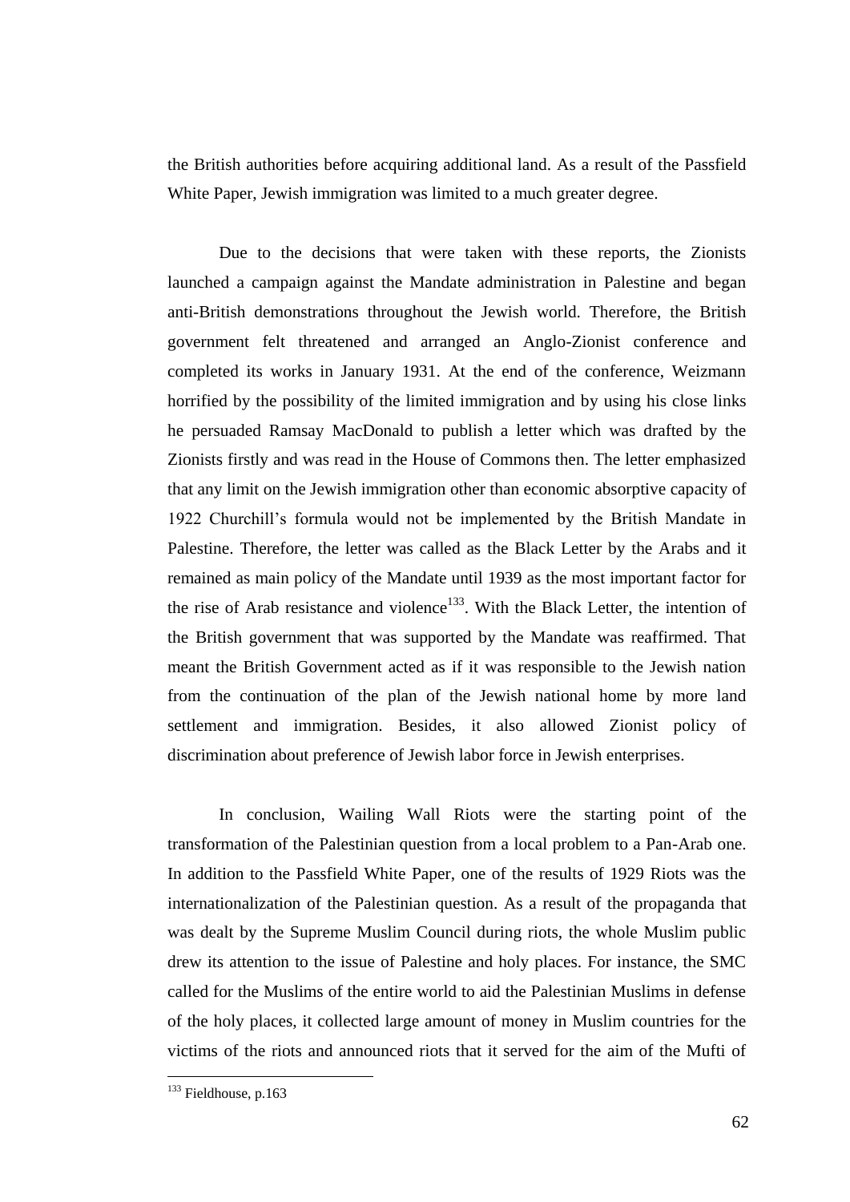the British authorities before acquiring additional land. As a result of the Passfield White Paper, Jewish immigration was limited to a much greater degree.

Due to the decisions that were taken with these reports, the Zionists launched a campaign against the Mandate administration in Palestine and began anti-British demonstrations throughout the Jewish world. Therefore, the British government felt threatened and arranged an Anglo-Zionist conference and completed its works in January 1931. At the end of the conference, Weizmann horrified by the possibility of the limited immigration and by using his close links he persuaded Ramsay MacDonald to publish a letter which was drafted by the Zionists firstly and was read in the House of Commons then. The letter emphasized that any limit on the Jewish immigration other than economic absorptive capacity of 1922 Churchill's formula would not be implemented by the British Mandate in Palestine. Therefore, the letter was called as the Black Letter by the Arabs and it remained as main policy of the Mandate until 1939 as the most important factor for the rise of Arab resistance and violence[133]. With the Black Letter, the intention of the British government that was supported by the Mandate was reaffirmed. That meant the British Government acted as if it was responsible to the Jewish nation from the continuation of the plan of the Jewish national home by more land settlement and immigration. Besides, it also allowed Zionist policy of discrimination about preference of Jewish labor force in Jewish enterprises.

In conclusion, Wailing Wall Riots were the starting point of the transformation of the Palestinian question from a local problem to a Pan-Arab one. In addition to the Passfield White Paper, one of the results of 1929 Riots was the internationalization of the Palestinian question. As a result of the propaganda that was dealt by the Supreme Muslim Council during riots, the whole Muslim public drew its attention to the issue of Palestine and holy places. For instance, the SMC called for the Muslims of the entire world to aid the Palestinian Muslims in defense of the holy places, it collected large amount of money in Muslim countries for the victims of the riots and announced riots that it served for the aim of the Mufti of

[133] Fieldhouse, p.163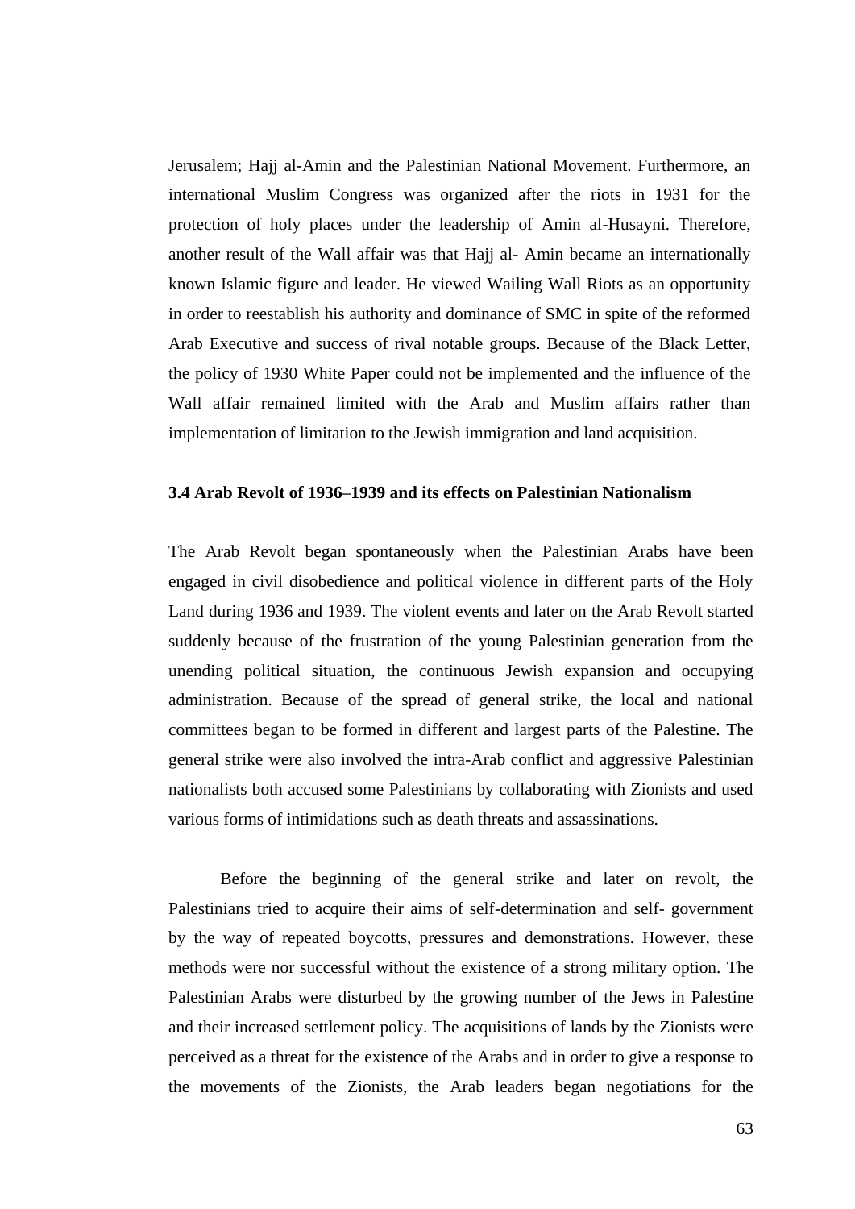Jerusalem; Hajj al-Amin and the Palestinian National Movement. Furthermore, an international Muslim Congress was organized after the riots in 1931 for the protection of holy places under the leadership of Amin al-Husayni. Therefore, another result of the Wall affair was that Hajj al- Amin became an internationally known Islamic figure and leader. He viewed Wailing Wall Riots as an opportunity in order to reestablish his authority and dominance of SMC in spite of the reformed Arab Executive and success of rival notable groups. Because of the Black Letter, the policy of 1930 White Paper could not be implemented and the influence of the Wall affair remained limited with the Arab and Muslim affairs rather than implementation of limitation to the Jewish immigration and land acquisition.

### 3.4 Arab Revolt of 1936–1939 and its effects on Palestinian Nationalism

The Arab Revolt began spontaneously when the Palestinian Arabs have been engaged in civil disobedience and political violence in different parts of the Holy Land during 1936 and 1939. The violent events and later on the Arab Revolt started suddenly because of the frustration of the young Palestinian generation from the unending political situation, the continuous Jewish expansion and occupying administration. Because of the spread of general strike, the local and national committees began to be formed in different and largest parts of the Palestine. The general strike were also involved the intra-Arab conflict and aggressive Palestinian nationalists both accused some Palestinians by collaborating with Zionists and used various forms of intimidations such as death threats and assassinations.

Before the beginning of the general strike and later on revolt, the Palestinians tried to acquire their aims of self-determination and self- government by the way of repeated boycotts, pressures and demonstrations. However, these methods were nor successful without the existence of a strong military option. The Palestinian Arabs were disturbed by the growing number of the Jews in Palestine and their increased settlement policy. The acquisitions of lands by the Zionists were perceived as a threat for the existence of the Arabs and in order to give a response to the movements of the Zionists, the Arab leaders began negotiations for the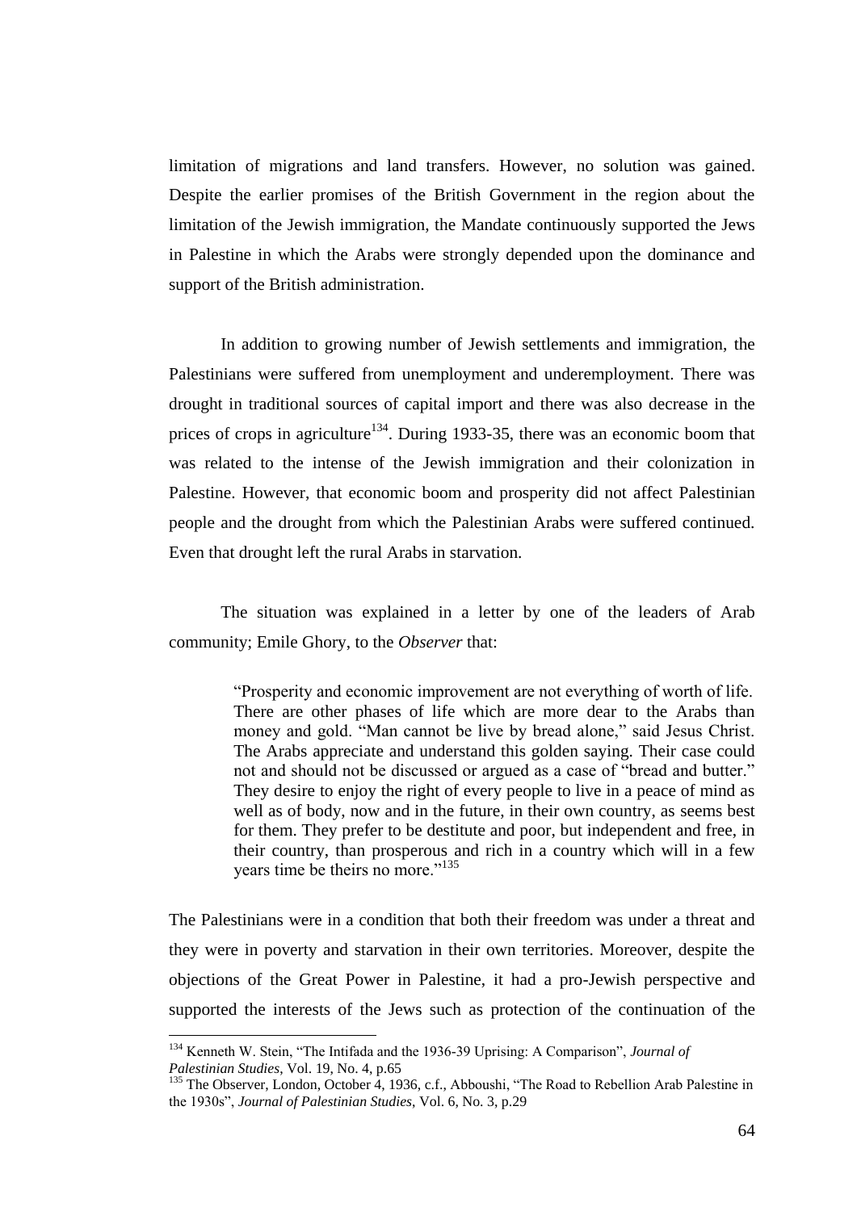limitation of migrations and land transfers. However, no solution was gained. Despite the earlier promises of the British Government in the region about the limitation of the Jewish immigration, the Mandate continuously supported the Jews in Palestine in which the Arabs were strongly depended upon the dominance and support of the British administration.

In addition to growing number of Jewish settlements and immigration, the Palestinians were suffered from unemployment and underemployment. There was drought in traditional sources of capital import and there was also decrease in the prices of crops in agriculture[134]. During 1933-35, there was an economic boom that was related to the intense of the Jewish immigration and their colonization in Palestine. However, that economic boom and prosperity did not affect Palestinian people and the drought from which the Palestinian Arabs were suffered continued. Even that drought left the rural Arabs in starvation.

The situation was explained in a letter by one of the leaders of Arab community; Emile Ghory, to the *Observer* that:

> "Prosperity and economic improvement are not everything of worth of life. There are other phases of life which are more dear to the Arabs than money and gold. "Man cannot be live by bread alone," said Jesus Christ. The Arabs appreciate and understand this golden saying. Their case could not and should not be discussed or argued as a case of "bread and butter." They desire to enjoy the right of every people to live in a peace of mind as well as of body, now and in the future, in their own country, as seems best for them. They prefer to be destitute and poor, but independent and free, in their country, than prosperous and rich in a country which will in a few years time be theirs no more."[135]

The Palestinians were in a condition that both their freedom was under a threat and they were in poverty and starvation in their own territories. Moreover, despite the objections of the Great Power in Palestine, it had a pro-Jewish perspective and supported the interests of the Jews such as protection of the continuation of the

---

[134] Kenneth W. Stein, "The Intifada and the 1936-39 Uprising: A Comparison", *Journal of Palestinian Studies*, Vol. 19, No. 4, p.65

[135] The Observer, London, October 4, 1936, c.f., Abboushi, "The Road to Rebellion Arab Palestine in the 1930s", *Journal of Palestinian Studies*, Vol. 6, No. 3, p.29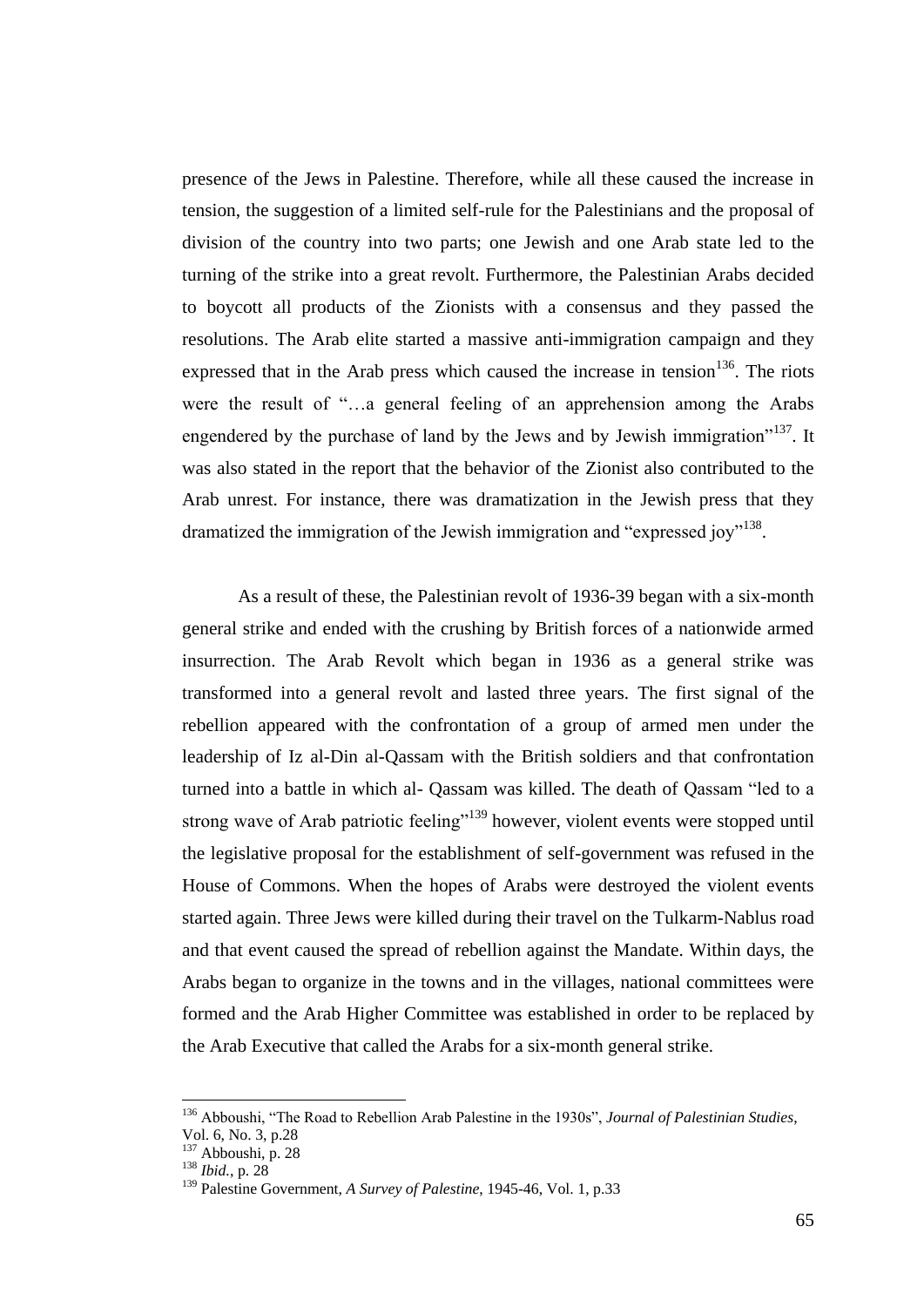presence of the Jews in Palestine. Therefore, while all these caused the increase in tension, the suggestion of a limited self-rule for the Palestinians and the proposal of division of the country into two parts; one Jewish and one Arab state led to the turning of the strike into a great revolt. Furthermore, the Palestinian Arabs decided to boycott all products of the Zionists with a consensus and they passed the resolutions. The Arab elite started a massive anti-immigration campaign and they expressed that in the Arab press which caused the increase in tension[136]. The riots were the result of "…a general feeling of an apprehension among the Arabs engendered by the purchase of land by the Jews and by Jewish immigration"[137]. It was also stated in the report that the behavior of the Zionist also contributed to the Arab unrest. For instance, there was dramatization in the Jewish press that they dramatized the immigration of the Jewish immigration and "expressed joy"[138].

As a result of these, the Palestinian revolt of 1936-39 began with a six-month general strike and ended with the crushing by British forces of a nationwide armed insurrection. The Arab Revolt which began in 1936 as a general strike was transformed into a general revolt and lasted three years. The first signal of the rebellion appeared with the confrontation of a group of armed men under the leadership of Iz al-Din al-Qassam with the British soldiers and that confrontation turned into a battle in which al- Qassam was killed. The death of Qassam "led to a strong wave of Arab patriotic feeling"[139] however, violent events were stopped until the legislative proposal for the establishment of self-government was refused in the House of Commons. When the hopes of Arabs were destroyed the violent events started again. Three Jews were killed during their travel on the Tulkarm-Nablus road and that event caused the spread of rebellion against the Mandate. Within days, the Arabs began to organize in the towns and in the villages, national committees were formed and the Arab Higher Committee was established in order to be replaced by the Arab Executive that called the Arabs for a six-month general strike.

---

[136] Abboushi, "The Road to Rebellion Arab Palestine in the 1930s", *Journal of Palestinian Studies*, Vol. 6, No. 3, p.28

[137] Abboushi, p. 28

[138] *Ibid.*, p. 28

[139] Palestine Government, *A Survey of Palestine*, 1945-46, Vol. 1, p.33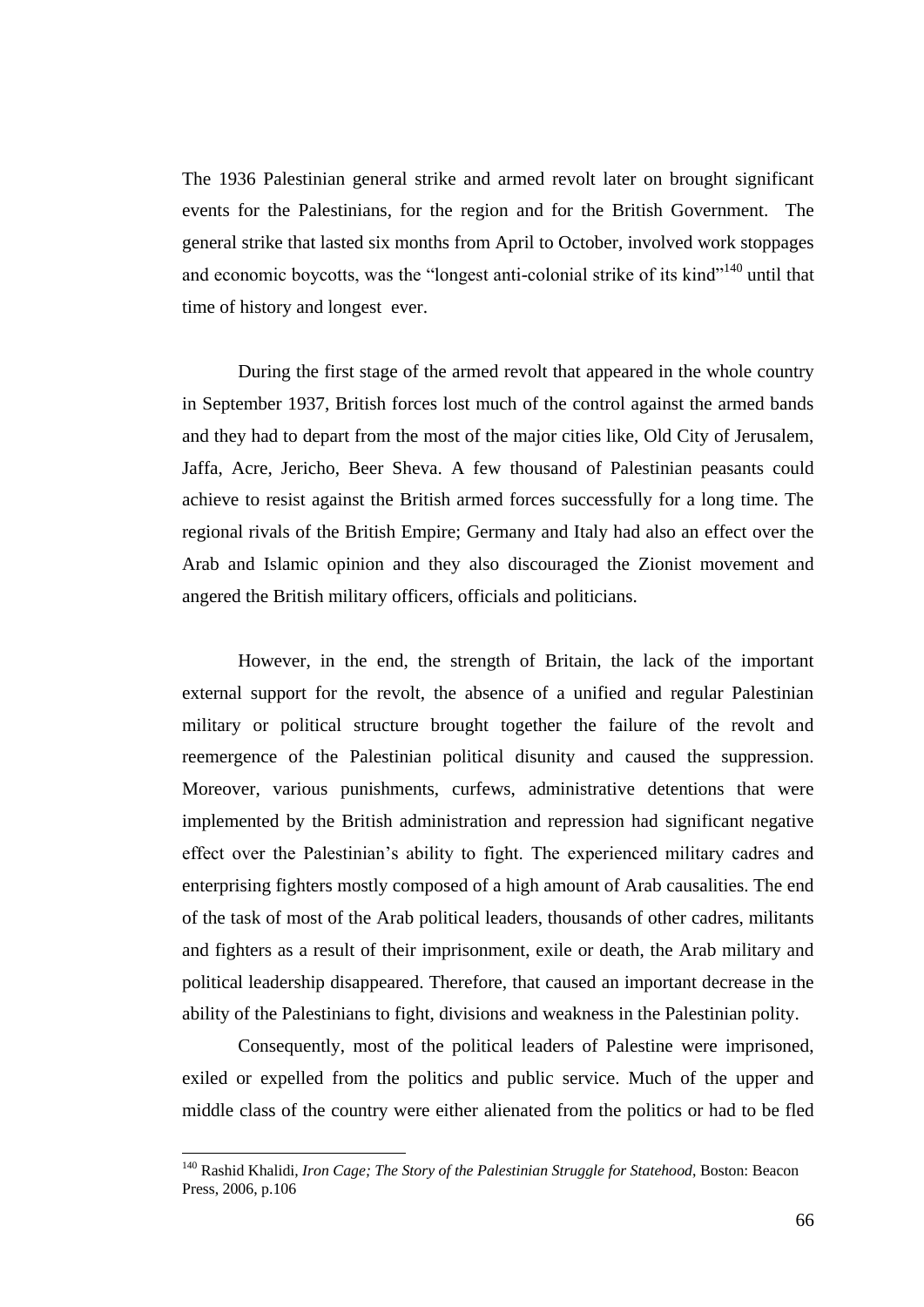The 1936 Palestinian general strike and armed revolt later on brought significant events for the Palestinians, for the region and for the British Government. The general strike that lasted six months from April to October, involved work stoppages and economic boycotts, was the "longest anti-colonial strike of its kind"[140] until that time of history and longest ever.

During the first stage of the armed revolt that appeared in the whole country in September 1937, British forces lost much of the control against the armed bands and they had to depart from the most of the major cities like, Old City of Jerusalem, Jaffa, Acre, Jericho, Beer Sheva. A few thousand of Palestinian peasants could achieve to resist against the British armed forces successfully for a long time. The regional rivals of the British Empire; Germany and Italy had also an effect over the Arab and Islamic opinion and they also discouraged the Zionist movement and angered the British military officers, officials and politicians.

However, in the end, the strength of Britain, the lack of the important external support for the revolt, the absence of a unified and regular Palestinian military or political structure brought together the failure of the revolt and reemergence of the Palestinian political disunity and caused the suppression. Moreover, various punishments, curfews, administrative detentions that were implemented by the British administration and repression had significant negative effect over the Palestinian's ability to fight. The experienced military cadres and enterprising fighters mostly composed of a high amount of Arab causalities. The end of the task of most of the Arab political leaders, thousands of other cadres, militants and fighters as a result of their imprisonment, exile or death, the Arab military and political leadership disappeared. Therefore, that caused an important decrease in the ability of the Palestinians to fight, divisions and weakness in the Palestinian polity.

Consequently, most of the political leaders of Palestine were imprisoned, exiled or expelled from the politics and public service. Much of the upper and middle class of the country were either alienated from the politics or had to be fled

---

[140] Rashid Khalidi, *Iron Cage; The Story of the Palestinian Struggle for Statehood*, Boston: Beacon Press, 2006, p.106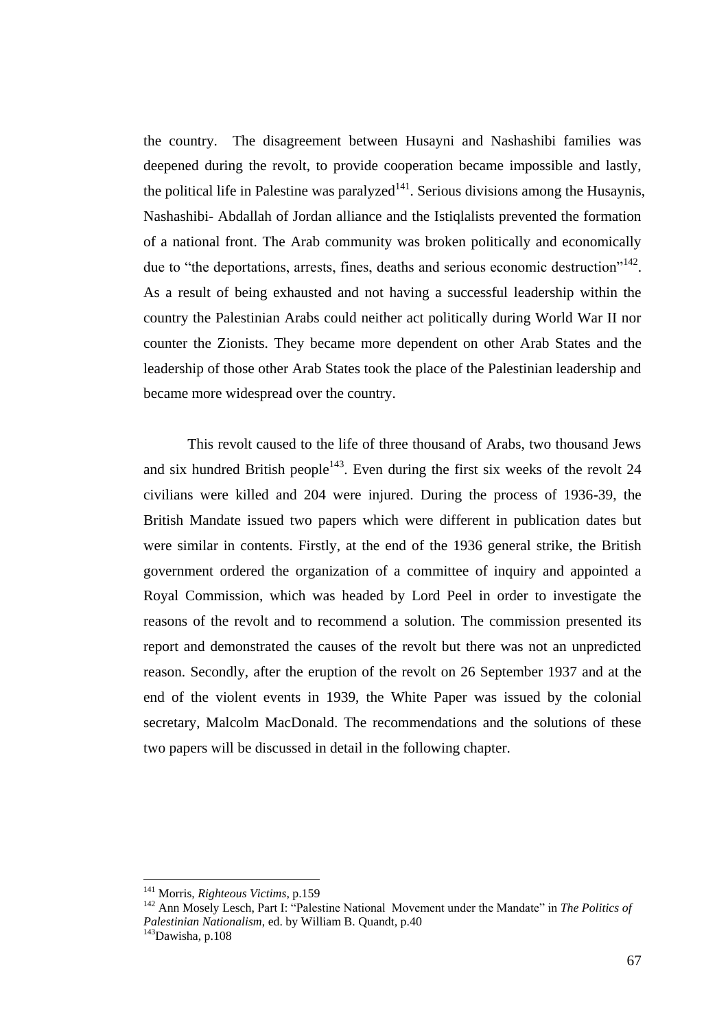the country. The disagreement between Husayni and Nashashibi families was deepened during the revolt, to provide cooperation became impossible and lastly, the political life in Palestine was paralyzed[141]. Serious divisions among the Husaynis, Nashashibi- Abdallah of Jordan alliance and the Istiqlalists prevented the formation of a national front. The Arab community was broken politically and economically due to "the deportations, arrests, fines, deaths and serious economic destruction"[142]. As a result of being exhausted and not having a successful leadership within the country the Palestinian Arabs could neither act politically during World War II nor counter the Zionists. They became more dependent on other Arab States and the leadership of those other Arab States took the place of the Palestinian leadership and became more widespread over the country.

This revolt caused to the life of three thousand of Arabs, two thousand Jews and six hundred British people[143]. Even during the first six weeks of the revolt 24 civilians were killed and 204 were injured. During the process of 1936-39, the British Mandate issued two papers which were different in publication dates but were similar in contents. Firstly, at the end of the 1936 general strike, the British government ordered the organization of a committee of inquiry and appointed a Royal Commission, which was headed by Lord Peel in order to investigate the reasons of the revolt and to recommend a solution. The commission presented its report and demonstrated the causes of the revolt but there was not an unpredicted reason. Secondly, after the eruption of the revolt on 26 September 1937 and at the end of the violent events in 1939, the White Paper was issued by the colonial secretary, Malcolm MacDonald. The recommendations and the solutions of these two papers will be discussed in detail in the following chapter.

---

[141] Morris, *Righteous Victims*, p.159

[142] Ann Mosely Lesch, Part I: "Palestine National Movement under the Mandate" in *The Politics of Palestinian Nationalism*, ed. by William B. Quandt, p.40

[143] Dawisha, p.108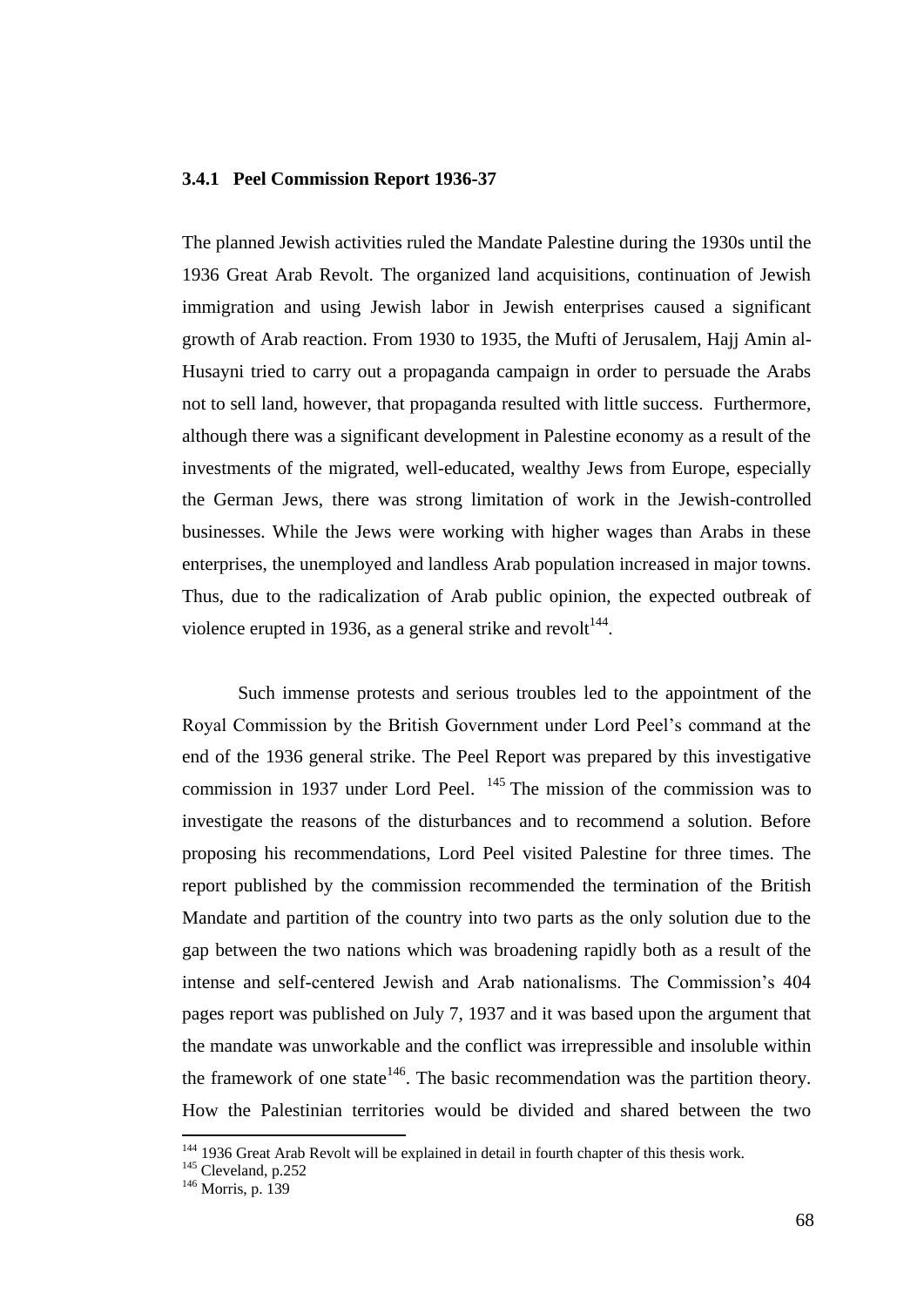### 3.4.1 Peel Commission Report 1936-37

The planned Jewish activities ruled the Mandate Palestine during the 1930s until the 1936 Great Arab Revolt. The organized land acquisitions, continuation of Jewish immigration and using Jewish labor in Jewish enterprises caused a significant growth of Arab reaction. From 1930 to 1935, the Mufti of Jerusalem, Hajj Amin al-Husayni tried to carry out a propaganda campaign in order to persuade the Arabs not to sell land, however, that propaganda resulted with little success. Furthermore, although there was a significant development in Palestine economy as a result of the investments of the migrated, well-educated, wealthy Jews from Europe, especially the German Jews, there was strong limitation of work in the Jewish-controlled businesses. While the Jews were working with higher wages than Arabs in these enterprises, the unemployed and landless Arab population increased in major towns. Thus, due to the radicalization of Arab public opinion, the expected outbreak of violence erupted in 1936, as a general strike and revolt[144].

Such immense protests and serious troubles led to the appointment of the Royal Commission by the British Government under Lord Peel's command at the end of the 1936 general strike. The Peel Report was prepared by this investigative commission in 1937 under Lord Peel. [145] The mission of the commission was to investigate the reasons of the disturbances and to recommend a solution. Before proposing his recommendations, Lord Peel visited Palestine for three times. The report published by the commission recommended the termination of the British Mandate and partition of the country into two parts as the only solution due to the gap between the two nations which was broadening rapidly both as a result of the intense and self-centered Jewish and Arab nationalisms. The Commission's 404 pages report was published on July 7, 1937 and it was based upon the argument that the mandate was unworkable and the conflict was irrepressible and insoluble within the framework of one state[146]. The basic recommendation was the partition theory. How the Palestinian territories would be divided and shared between the two

---

[144] 1936 Great Arab Revolt will be explained in detail in fourth chapter of this thesis work.

[145] Cleveland, p.252

[146] Morris, p. 139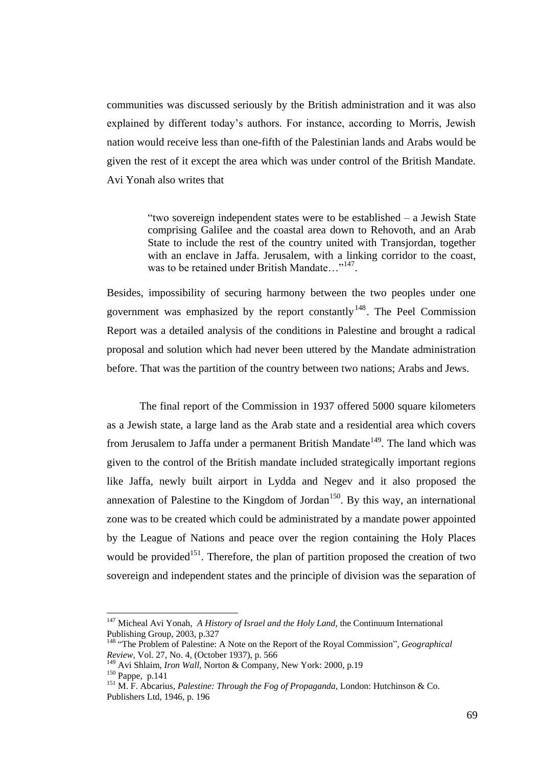communities was discussed seriously by the British administration and it was also explained by different today's authors. For instance, according to Morris, Jewish nation would receive less than one-fifth of the Palestinian lands and Arabs would be given the rest of it except the area which was under control of the British Mandate. Avi Yonah also writes that

> "two sovereign independent states were to be established – a Jewish State comprising Galilee and the coastal area down to Rehovoth, and an Arab State to include the rest of the country united with Transjordan, together with an enclave in Jaffa. Jerusalem, with a linking corridor to the coast, was to be retained under British Mandate…"[147].

Besides, impossibility of securing harmony between the two peoples under one government was emphasized by the report constantly[148]. The Peel Commission Report was a detailed analysis of the conditions in Palestine and brought a radical proposal and solution which had never been uttered by the Mandate administration before. That was the partition of the country between two nations; Arabs and Jews.

The final report of the Commission in 1937 offered 5000 square kilometers as a Jewish state, a large land as the Arab state and a residential area which covers from Jerusalem to Jaffa under a permanent British Mandate[149]. The land which was given to the control of the British mandate included strategically important regions like Jaffa, newly built airport in Lydda and Negev and it also proposed the annexation of Palestine to the Kingdom of Jordan[150]. By this way, an international zone was to be created which could be administrated by a mandate power appointed by the League of Nations and peace over the region containing the Holy Places would be provided[151]. Therefore, the plan of partition proposed the creation of two sovereign and independent states and the principle of division was the separation of

---

[147] Micheal Avi Yonah, *A History of Israel and the Holy Land*, the Continuum International Publishing Group, 2003, p.327

[148] "The Problem of Palestine: A Note on the Report of the Royal Commission", *Geographical Review*, Vol. 27, No. 4, (October 1937), p. 566

[149] Avi Shlaim, *Iron Wall*, Norton & Company, New York: 2000, p.19

[150] Pappe, p.141

[151] M. F. Abcarius, *Palestine: Through the Fog of Propaganda*, London: Hutchinson & Co. Publishers Ltd, 1946, p. 196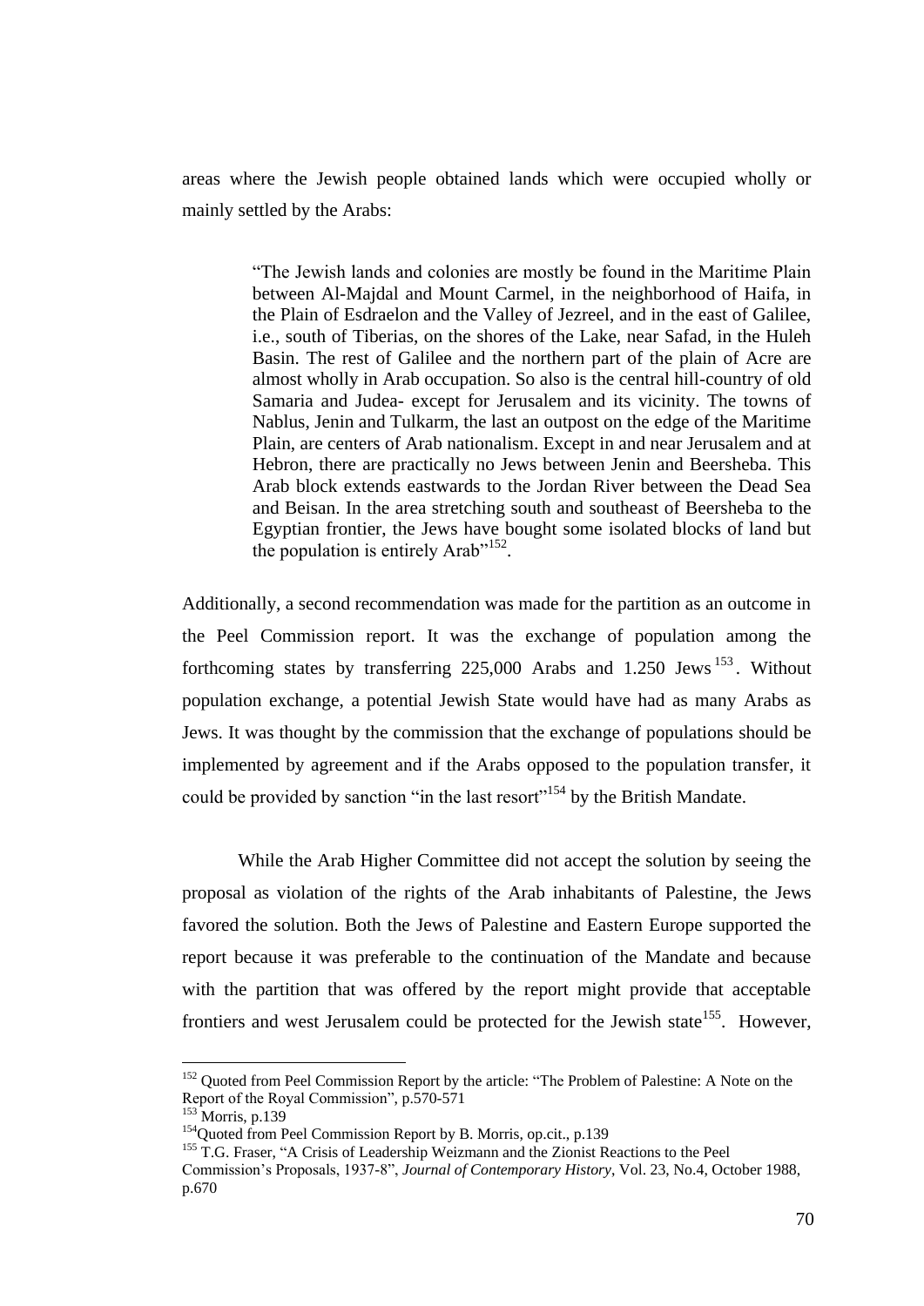areas where the Jewish people obtained lands which were occupied wholly or mainly settled by the Arabs:

> "The Jewish lands and colonies are mostly be found in the Maritime Plain between Al-Majdal and Mount Carmel, in the neighborhood of Haifa, in the Plain of Esdraelon and the Valley of Jezreel, and in the east of Galilee, i.e., south of Tiberias, on the shores of the Lake, near Safad, in the Huleh Basin. The rest of Galilee and the northern part of the plain of Acre are almost wholly in Arab occupation. So also is the central hill-country of old Samaria and Judea- except for Jerusalem and its vicinity. The towns of Nablus, Jenin and Tulkarm, the last an outpost on the edge of the Maritime Plain, are centers of Arab nationalism. Except in and near Jerusalem and at Hebron, there are practically no Jews between Jenin and Beersheba. This Arab block extends eastwards to the Jordan River between the Dead Sea and Beisan. In the area stretching south and southeast of Beersheba to the Egyptian frontier, the Jews have bought some isolated blocks of land but the population is entirely Arab"[152].

Additionally, a second recommendation was made for the partition as an outcome in the Peel Commission report. It was the exchange of population among the forthcoming states by transferring 225,000 Arabs and 1.250 Jews[153]. Without population exchange, a potential Jewish State would have had as many Arabs as Jews. It was thought by the commission that the exchange of populations should be implemented by agreement and if the Arabs opposed to the population transfer, it could be provided by sanction "in the last resort"[154] by the British Mandate.

While the Arab Higher Committee did not accept the solution by seeing the proposal as violation of the rights of the Arab inhabitants of Palestine, the Jews favored the solution. Both the Jews of Palestine and Eastern Europe supported the report because it was preferable to the continuation of the Mandate and because with the partition that was offered by the report might provide that acceptable frontiers and west Jerusalem could be protected for the Jewish state[155]. However,

---

[152] Quoted from Peel Commission Report by the article: "The Problem of Palestine: A Note on the Report of the Royal Commission", p.570-571

[153] Morris, p.139

[154] Quoted from Peel Commission Report by B. Morris, op.cit., p.139

[155] T.G. Fraser, "A Crisis of Leadership Weizmann and the Zionist Reactions to the Peel Commission's Proposals, 1937-8", *Journal of Contemporary History*, Vol. 23, No.4, October 1988, p.670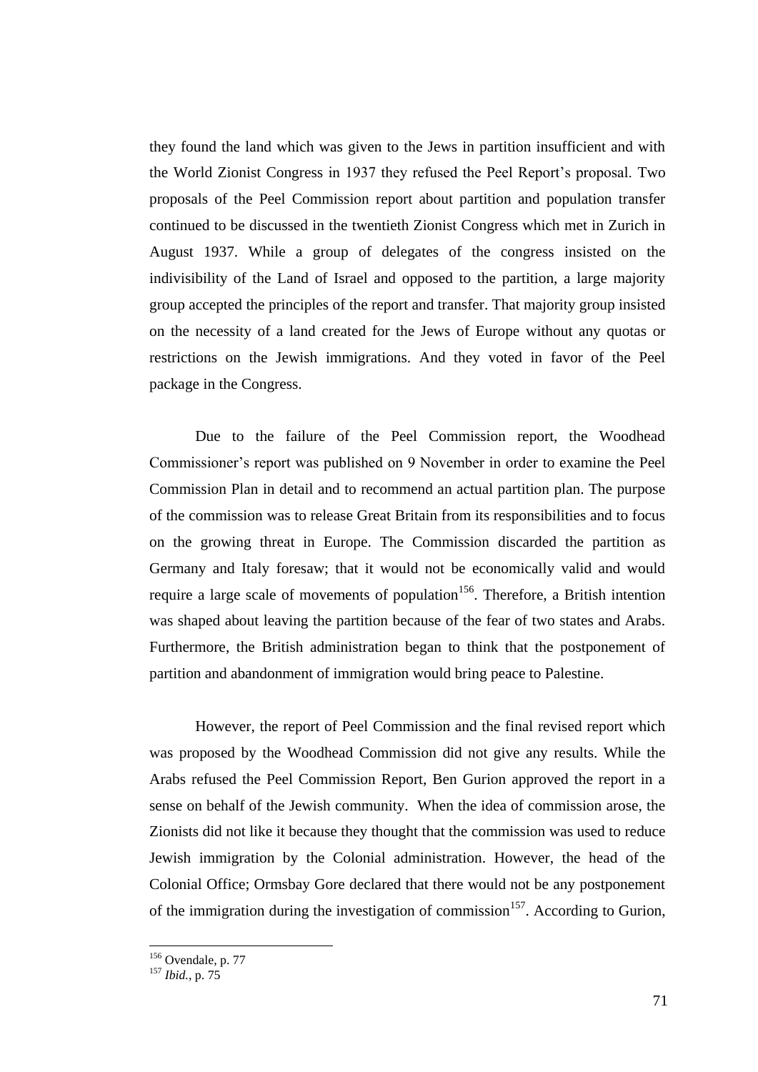they found the land which was given to the Jews in partition insufficient and with the World Zionist Congress in 1937 they refused the Peel Report's proposal. Two proposals of the Peel Commission report about partition and population transfer continued to be discussed in the twentieth Zionist Congress which met in Zurich in August 1937. While a group of delegates of the congress insisted on the indivisibility of the Land of Israel and opposed to the partition, a large majority group accepted the principles of the report and transfer. That majority group insisted on the necessity of a land created for the Jews of Europe without any quotas or restrictions on the Jewish immigrations. And they voted in favor of the Peel package in the Congress.

Due to the failure of the Peel Commission report, the Woodhead Commissioner's report was published on 9 November in order to examine the Peel Commission Plan in detail and to recommend an actual partition plan. The purpose of the commission was to release Great Britain from its responsibilities and to focus on the growing threat in Europe. The Commission discarded the partition as Germany and Italy foresaw; that it would not be economically valid and would require a large scale of movements of population[156]. Therefore, a British intention was shaped about leaving the partition because of the fear of two states and Arabs. Furthermore, the British administration began to think that the postponement of partition and abandonment of immigration would bring peace to Palestine.

However, the report of Peel Commission and the final revised report which was proposed by the Woodhead Commission did not give any results. While the Arabs refused the Peel Commission Report, Ben Gurion approved the report in a sense on behalf of the Jewish community. When the idea of commission arose, the Zionists did not like it because they thought that the commission was used to reduce Jewish immigration by the Colonial administration. However, the head of the Colonial Office; Ormsbay Gore declared that there would not be any postponement of the immigration during the investigation of commission[157]. According to Gurion,

[156] Ovendale, p. 77

[157] *Ibid.*, p. 75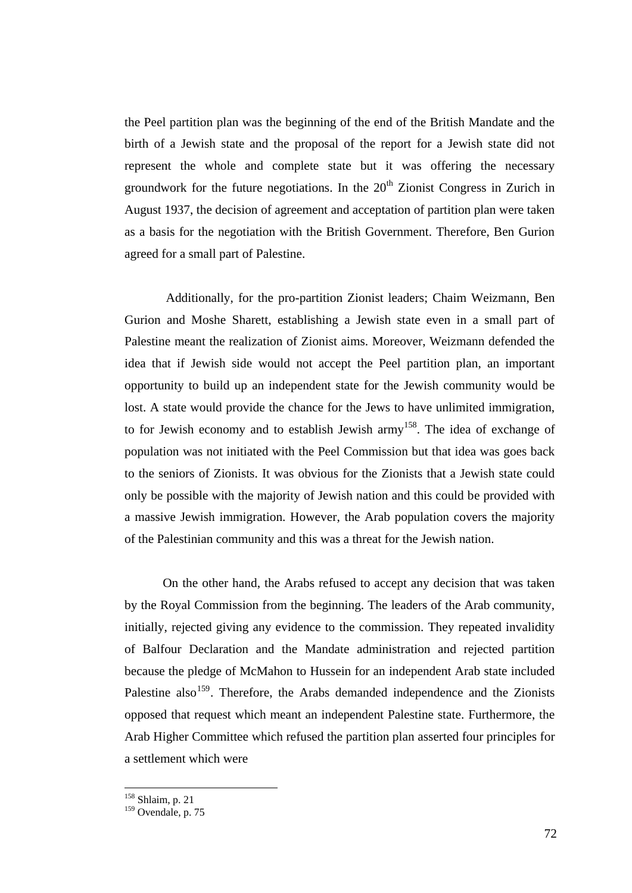the Peel partition plan was the beginning of the end of the British Mandate and the birth of a Jewish state and the proposal of the report for a Jewish state did not represent the whole and complete state but it was offering the necessary groundwork for the future negotiations. In the 20th Zionist Congress in Zurich in August 1937, the decision of agreement and acceptation of partition plan were taken as a basis for the negotiation with the British Government. Therefore, Ben Gurion agreed for a small part of Palestine.

Additionally, for the pro-partition Zionist leaders; Chaim Weizmann, Ben Gurion and Moshe Sharett, establishing a Jewish state even in a small part of Palestine meant the realization of Zionist aims. Moreover, Weizmann defended the idea that if Jewish side would not accept the Peel partition plan, an important opportunity to build up an independent state for the Jewish community would be lost. A state would provide the chance for the Jews to have unlimited immigration, to for Jewish economy and to establish Jewish army[158]. The idea of exchange of population was not initiated with the Peel Commission but that idea was goes back to the seniors of Zionists. It was obvious for the Zionists that a Jewish state could only be possible with the majority of Jewish nation and this could be provided with a massive Jewish immigration. However, the Arab population covers the majority of the Palestinian community and this was a threat for the Jewish nation.

On the other hand, the Arabs refused to accept any decision that was taken by the Royal Commission from the beginning. The leaders of the Arab community, initially, rejected giving any evidence to the commission. They repeated invalidity of Balfour Declaration and the Mandate administration and rejected partition because the pledge of McMahon to Hussein for an independent Arab state included Palestine also[159]. Therefore, the Arabs demanded independence and the Zionists opposed that request which meant an independent Palestine state. Furthermore, the Arab Higher Committee which refused the partition plan asserted four principles for a settlement which were

[158] Shlaim, p. 21

[159] Ovendale, p. 75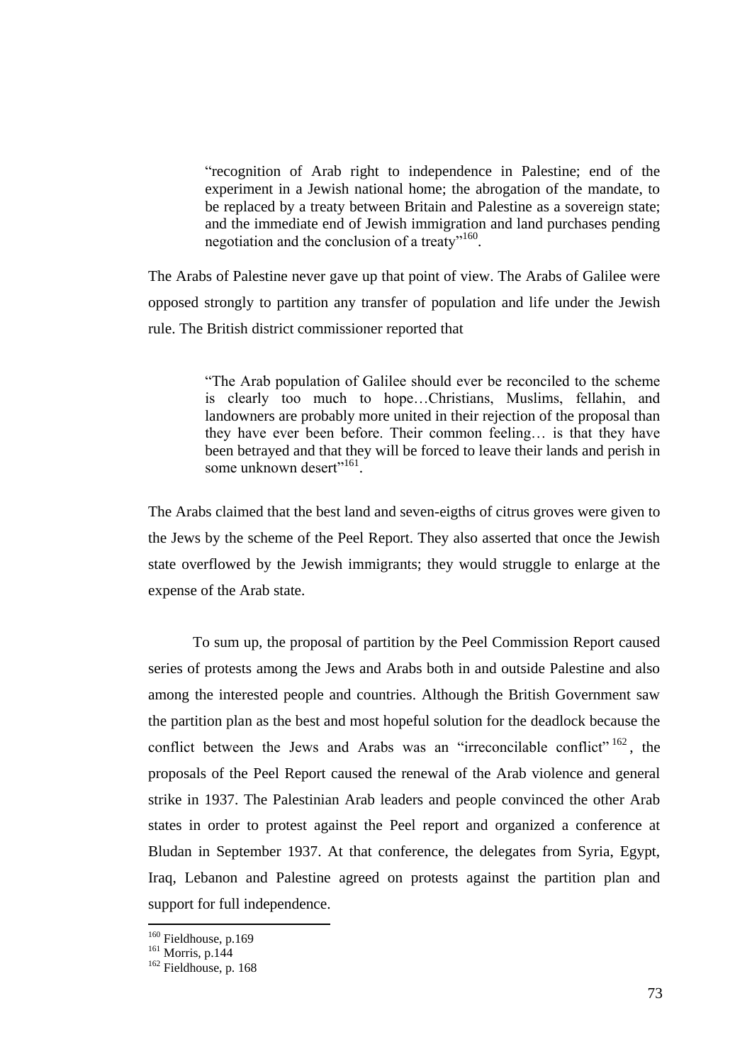> "recognition of Arab right to independence in Palestine; end of the experiment in a Jewish national home; the abrogation of the mandate, to be replaced by a treaty between Britain and Palestine as a sovereign state; and the immediate end of Jewish immigration and land purchases pending negotiation and the conclusion of a treaty"[160].

The Arabs of Palestine never gave up that point of view. The Arabs of Galilee were opposed strongly to partition any transfer of population and life under the Jewish rule. The British district commissioner reported that

> "The Arab population of Galilee should ever be reconciled to the scheme is clearly too much to hope…Christians, Muslims, fellahin, and landowners are probably more united in their rejection of the proposal than they have ever been before. Their common feeling… is that they have been betrayed and that they will be forced to leave their lands and perish in some unknown desert"[161].

The Arabs claimed that the best land and seven-eigths of citrus groves were given to the Jews by the scheme of the Peel Report. They also asserted that once the Jewish state overflowed by the Jewish immigrants; they would struggle to enlarge at the expense of the Arab state.

To sum up, the proposal of partition by the Peel Commission Report caused series of protests among the Jews and Arabs both in and outside Palestine and also among the interested people and countries. Although the British Government saw the partition plan as the best and most hopeful solution for the deadlock because the conflict between the Jews and Arabs was an "irreconcilable conflict"[162], the proposals of the Peel Report caused the renewal of the Arab violence and general strike in 1937. The Palestinian Arab leaders and people convinced the other Arab states in order to protest against the Peel report and organized a conference at Bludan in September 1937. At that conference, the delegates from Syria, Egypt, Iraq, Lebanon and Palestine agreed on protests against the partition plan and support for full independence.

[160] Fieldhouse, p.169
[161] Morris, p.144
[162] Fieldhouse, p. 168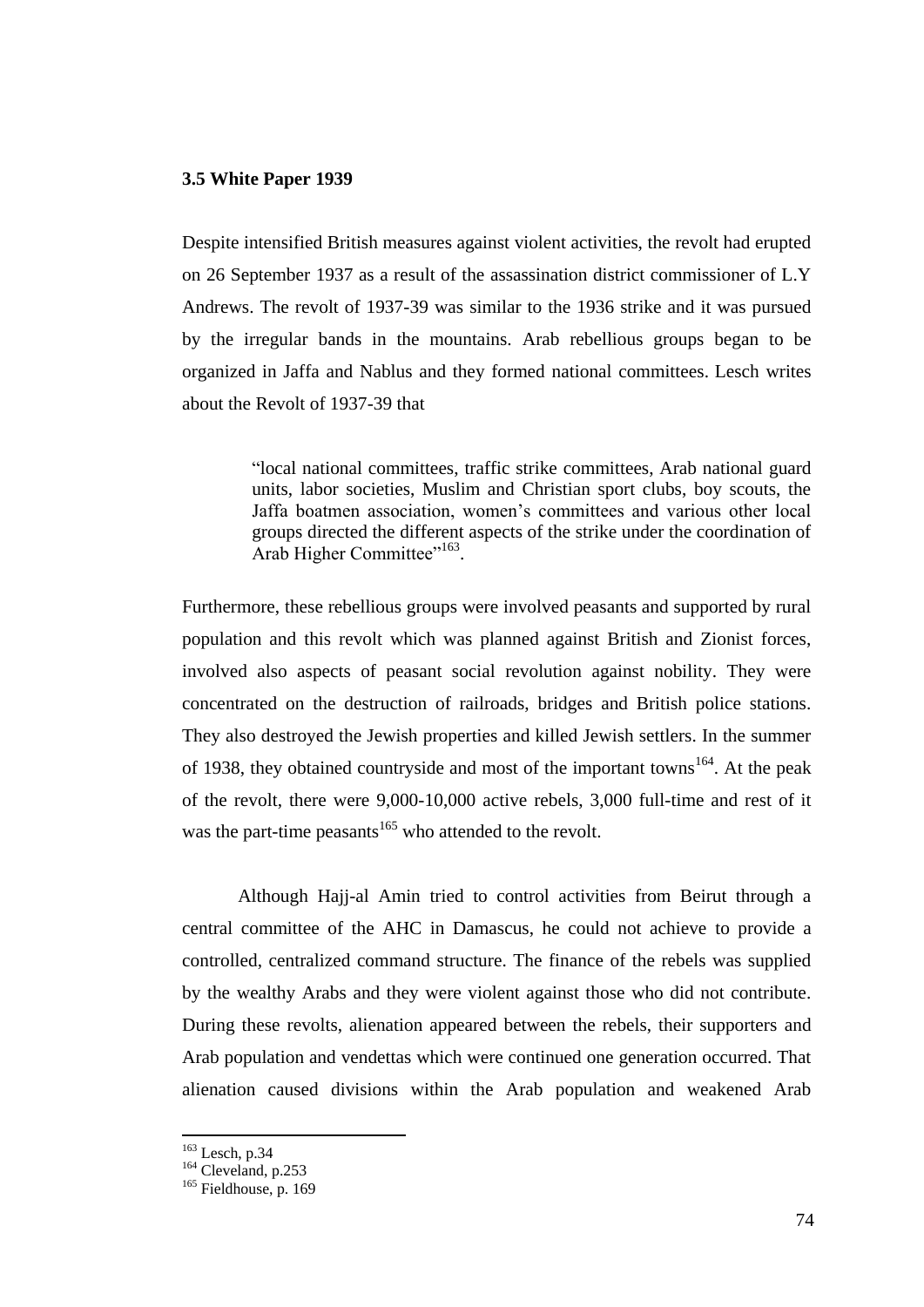### 3.5 White Paper 1939

Despite intensified British measures against violent activities, the revolt had erupted on 26 September 1937 as a result of the assassination district commissioner of L.Y Andrews. The revolt of 1937-39 was similar to the 1936 strike and it was pursued by the irregular bands in the mountains. Arab rebellious groups began to be organized in Jaffa and Nablus and they formed national committees. Lesch writes about the Revolt of 1937-39 that

> "local national committees, traffic strike committees, Arab national guard units, labor societies, Muslim and Christian sport clubs, boy scouts, the Jaffa boatmen association, women's committees and various other local groups directed the different aspects of the strike under the coordination of Arab Higher Committee"[163].

Furthermore, these rebellious groups were involved peasants and supported by rural population and this revolt which was planned against British and Zionist forces, involved also aspects of peasant social revolution against nobility. They were concentrated on the destruction of railroads, bridges and British police stations. They also destroyed the Jewish properties and killed Jewish settlers. In the summer of 1938, they obtained countryside and most of the important towns[164]. At the peak of the revolt, there were 9,000-10,000 active rebels, 3,000 full-time and rest of it was the part-time peasants[165] who attended to the revolt.

Although Hajj-al Amin tried to control activities from Beirut through a central committee of the AHC in Damascus, he could not achieve to provide a controlled, centralized command structure. The finance of the rebels was supplied by the wealthy Arabs and they were violent against those who did not contribute. During these revolts, alienation appeared between the rebels, their supporters and Arab population and vendettas which were continued one generation occurred. That alienation caused divisions within the Arab population and weakened Arab

---

[163] Lesch, p.34
[164] Cleveland, p.253
[165] Fieldhouse, p. 169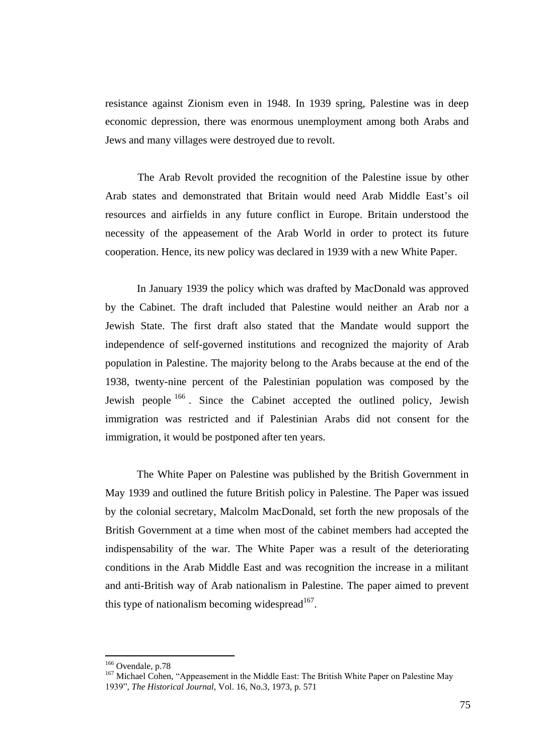resistance against Zionism even in 1948. In 1939 spring, Palestine was in deep economic depression, there was enormous unemployment among both Arabs and Jews and many villages were destroyed due to revolt.

The Arab Revolt provided the recognition of the Palestine issue by other Arab states and demonstrated that Britain would need Arab Middle East's oil resources and airfields in any future conflict in Europe. Britain understood the necessity of the appeasement of the Arab World in order to protect its future cooperation. Hence, its new policy was declared in 1939 with a new White Paper.

In January 1939 the policy which was drafted by MacDonald was approved by the Cabinet. The draft included that Palestine would neither an Arab nor a Jewish State. The first draft also stated that the Mandate would support the independence of self-governed institutions and recognized the majority of Arab population in Palestine. The majority belong to the Arabs because at the end of the 1938, twenty-nine percent of the Palestinian population was composed by the Jewish people [166]. Since the Cabinet accepted the outlined policy, Jewish immigration was restricted and if Palestinian Arabs did not consent for the immigration, it would be postponed after ten years.

The White Paper on Palestine was published by the British Government in May 1939 and outlined the future British policy in Palestine. The Paper was issued by the colonial secretary, Malcolm MacDonald, set forth the new proposals of the British Government at a time when most of the cabinet members had accepted the indispensability of the war. The White Paper was a result of the deteriorating conditions in the Arab Middle East and was recognition the increase in a militant and anti-British way of Arab nationalism in Palestine. The paper aimed to prevent this type of nationalism becoming widespread[167].

---

[166] Ovendale, p.78

[167] Michael Cohen, "Appeasement in the Middle East: The British White Paper on Palestine May 1939", *The Historical Journal*, Vol. 16, No.3, 1973, p. 571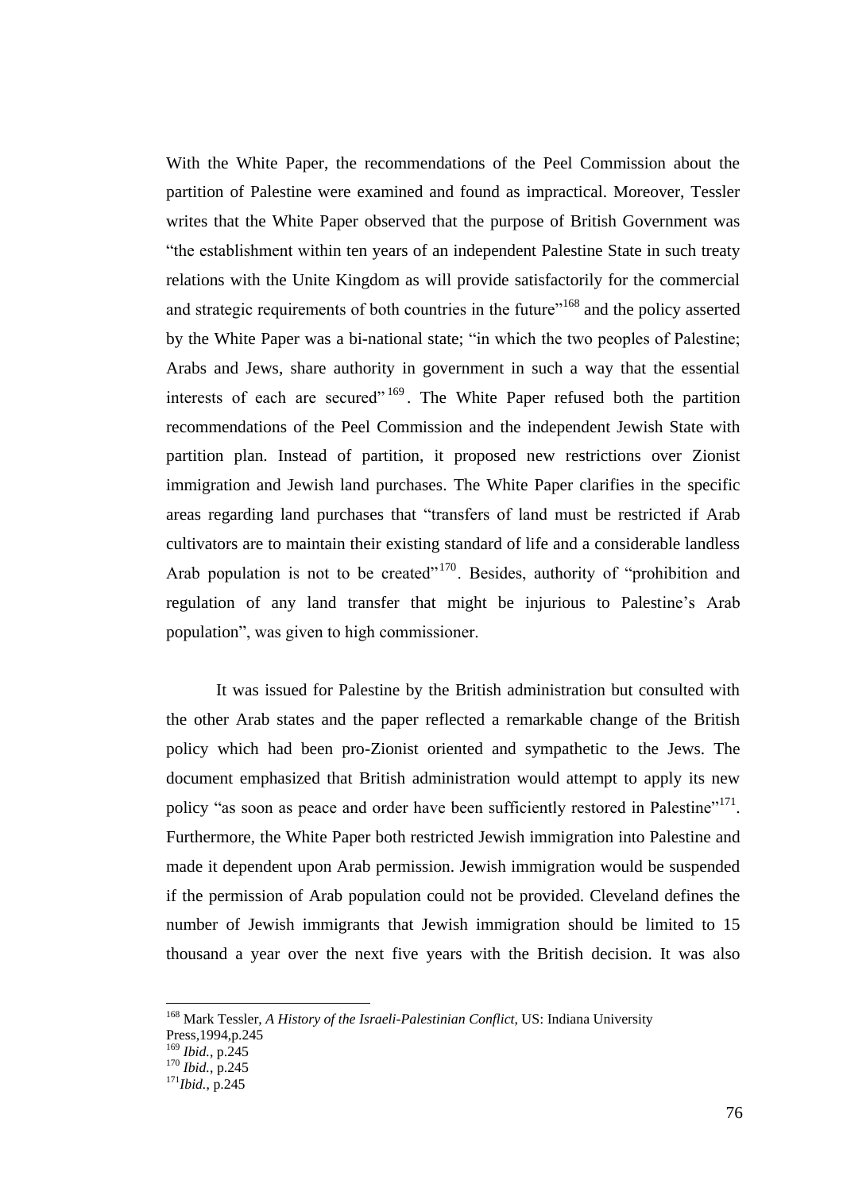With the White Paper, the recommendations of the Peel Commission about the partition of Palestine were examined and found as impractical. Moreover, Tessler writes that the White Paper observed that the purpose of British Government was "the establishment within ten years of an independent Palestine State in such treaty relations with the Unite Kingdom as will provide satisfactorily for the commercial and strategic requirements of both countries in the future"[168] and the policy asserted by the White Paper was a bi-national state; "in which the two peoples of Palestine; Arabs and Jews, share authority in government in such a way that the essential interests of each are secured"[169]. The White Paper refused both the partition recommendations of the Peel Commission and the independent Jewish State with partition plan. Instead of partition, it proposed new restrictions over Zionist immigration and Jewish land purchases. The White Paper clarifies in the specific areas regarding land purchases that "transfers of land must be restricted if Arab cultivators are to maintain their existing standard of life and a considerable landless Arab population is not to be created"[170]. Besides, authority of "prohibition and regulation of any land transfer that might be injurious to Palestine's Arab population", was given to high commissioner.

It was issued for Palestine by the British administration but consulted with the other Arab states and the paper reflected a remarkable change of the British policy which had been pro-Zionist oriented and sympathetic to the Jews. The document emphasized that British administration would attempt to apply its new policy "as soon as peace and order have been sufficiently restored in Palestine"[171]. Furthermore, the White Paper both restricted Jewish immigration into Palestine and made it dependent upon Arab permission. Jewish immigration would be suspended if the permission of Arab population could not be provided. Cleveland defines the number of Jewish immigrants that Jewish immigration should be limited to 15 thousand a year over the next five years with the British decision. It was also

---

[168] Mark Tessler, *A History of the Israeli-Palestinian Conflict*, US: Indiana University Press,1994,p.245

[169] *Ibid.*, p.245

[170] *Ibid.*, p.245

[171] *Ibid.*, p.245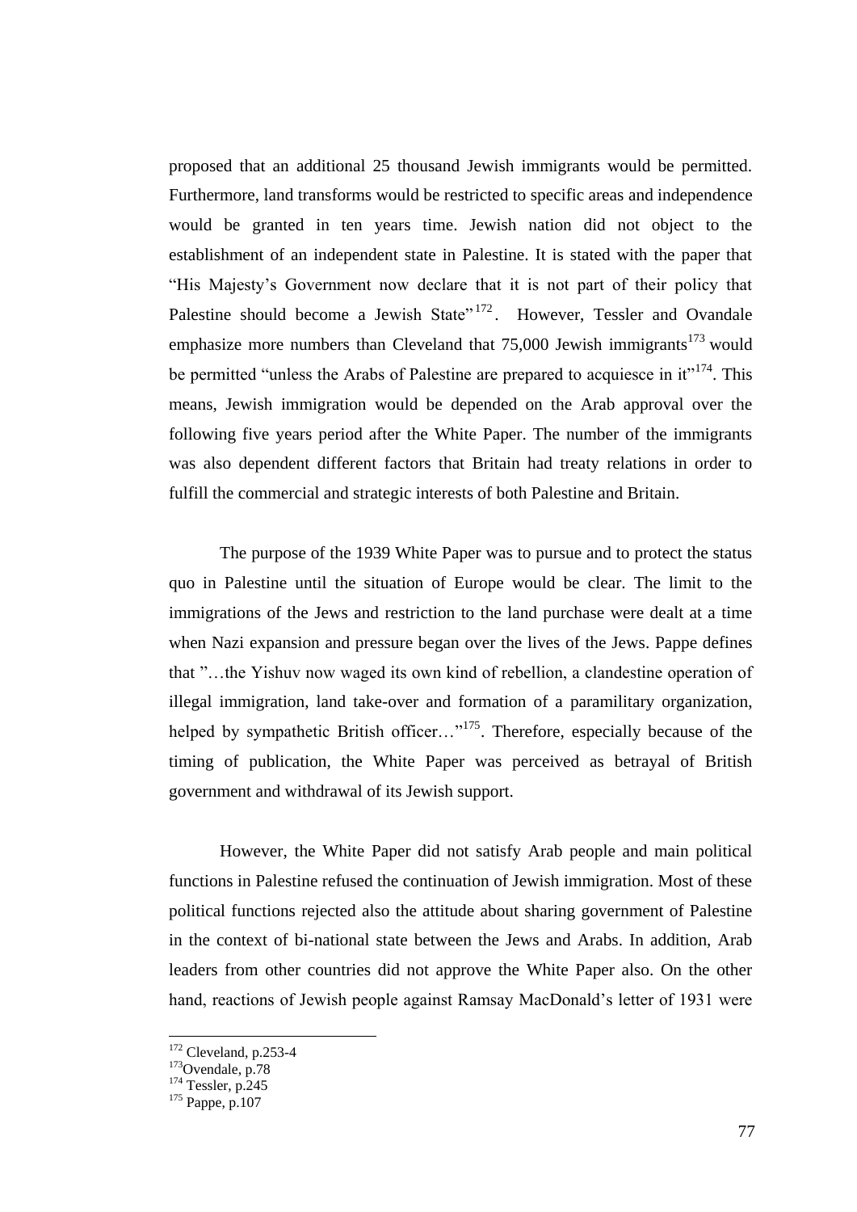proposed that an additional 25 thousand Jewish immigrants would be permitted. Furthermore, land transforms would be restricted to specific areas and independence would be granted in ten years time. Jewish nation did not object to the establishment of an independent state in Palestine. It is stated with the paper that "His Majesty's Government now declare that it is not part of their policy that Palestine should become a Jewish State"[172]. However, Tessler and Ovandale emphasize more numbers than Cleveland that 75,000 Jewish immigrants[173] would be permitted "unless the Arabs of Palestine are prepared to acquiesce in it"[174]. This means, Jewish immigration would be depended on the Arab approval over the following five years period after the White Paper. The number of the immigrants was also dependent different factors that Britain had treaty relations in order to fulfill the commercial and strategic interests of both Palestine and Britain.

The purpose of the 1939 White Paper was to pursue and to protect the status quo in Palestine until the situation of Europe would be clear. The limit to the immigrations of the Jews and restriction to the land purchase were dealt at a time when Nazi expansion and pressure began over the lives of the Jews. Pappe defines that "…the Yishuv now waged its own kind of rebellion, a clandestine operation of illegal immigration, land take-over and formation of a paramilitary organization, helped by sympathetic British officer…"[175]. Therefore, especially because of the timing of publication, the White Paper was perceived as betrayal of British government and withdrawal of its Jewish support.

However, the White Paper did not satisfy Arab people and main political functions in Palestine refused the continuation of Jewish immigration. Most of these political functions rejected also the attitude about sharing government of Palestine in the context of bi-national state between the Jews and Arabs. In addition, Arab leaders from other countries did not approve the White Paper also. On the other hand, reactions of Jewish people against Ramsay MacDonald's letter of 1931 were

---

[172] Cleveland, p.253-4

[173] Ovendale, p.78

[174] Tessler, p.245

[175] Pappe, p.107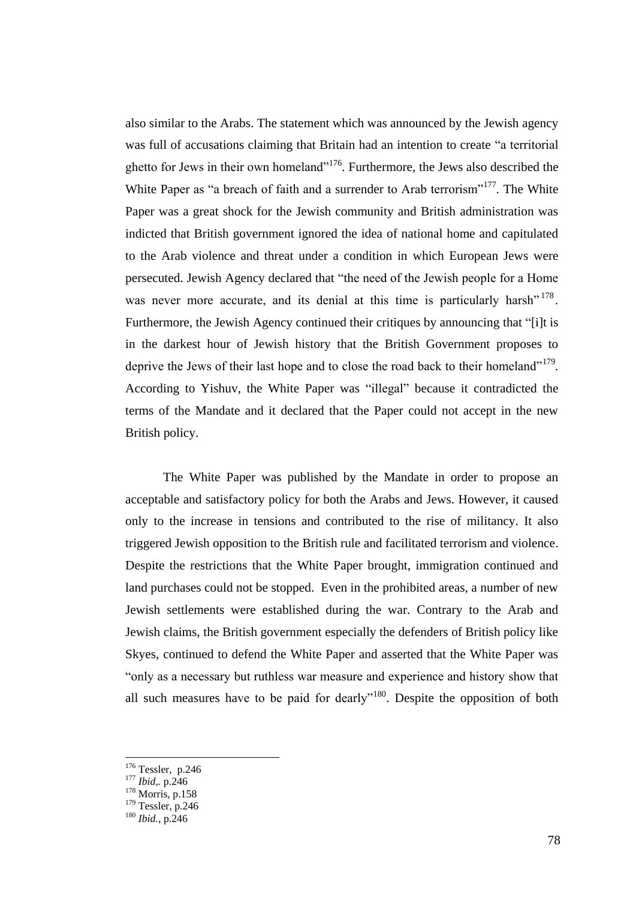also similar to the Arabs. The statement which was announced by the Jewish agency was full of accusations claiming that Britain had an intention to create “a territorial ghetto for Jews in their own homeland”[176]. Furthermore, the Jews also described the White Paper as “a breach of faith and a surrender to Arab terrorism”[177]. The White Paper was a great shock for the Jewish community and British administration was indicted that British government ignored the idea of national home and capitulated to the Arab violence and threat under a condition in which European Jews were persecuted. Jewish Agency declared that “the need of the Jewish people for a Home was never more accurate, and its denial at this time is particularly harsh”[178]. Furthermore, the Jewish Agency continued their critiques by announcing that “[i]t is in the darkest hour of Jewish history that the British Government proposes to deprive the Jews of their last hope and to close the road back to their homeland”[179]. According to Yishuv, the White Paper was “illegal” because it contradicted the terms of the Mandate and it declared that the Paper could not accept in the new British policy.

The White Paper was published by the Mandate in order to propose an acceptable and satisfactory policy for both the Arabs and Jews. However, it caused only to the increase in tensions and contributed to the rise of militancy. It also triggered Jewish opposition to the British rule and facilitated terrorism and violence. Despite the restrictions that the White Paper brought, immigration continued and land purchases could not be stopped. Even in the prohibited areas, a number of new Jewish settlements were established during the war. Contrary to the Arab and Jewish claims, the British government especially the defenders of British policy like Skyes, continued to defend the White Paper and asserted that the White Paper was “only as a necessary but ruthless war measure and experience and history show that all such measures have to be paid for dearly”[180]. Despite the opposition of both

---

[176] Tessler, p.246
[177] *Ibid,.* p.246
[178] Morris, p.158
[179] Tessler, p.246
[180] *Ibid.,* p.246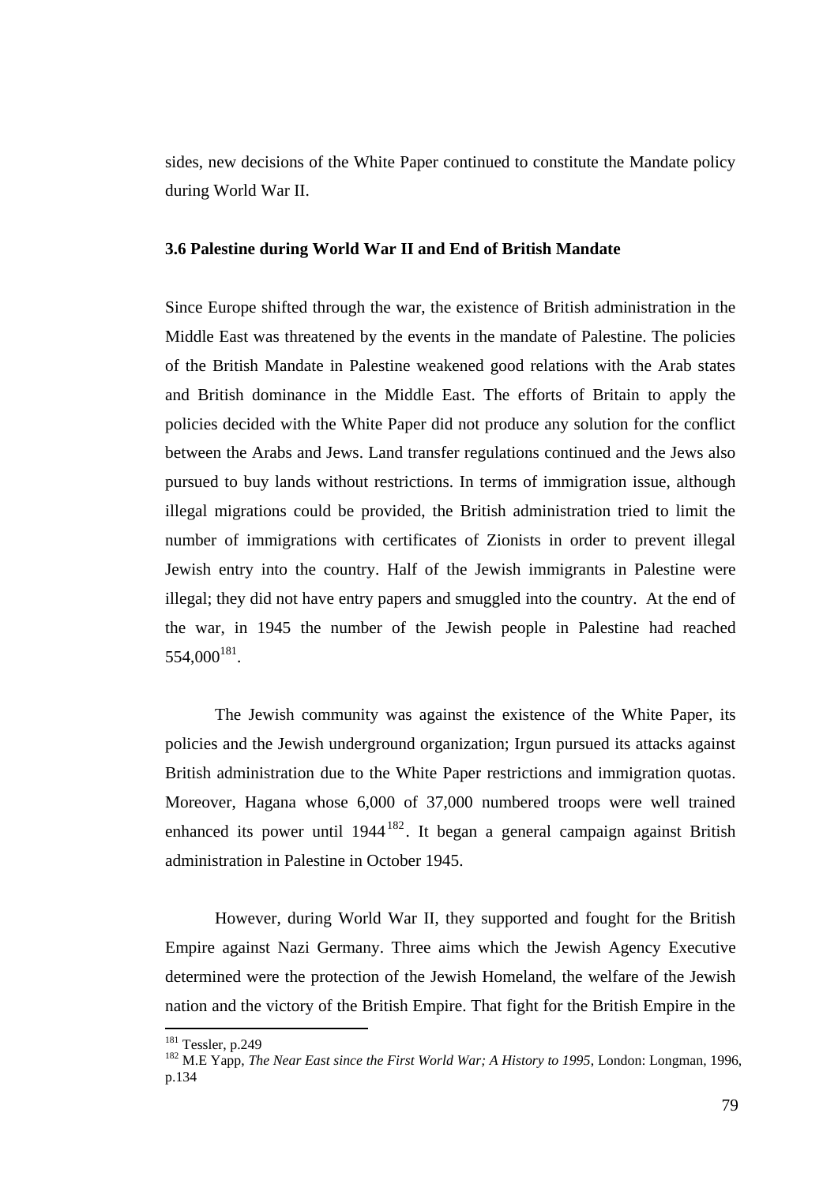sides, new decisions of the White Paper continued to constitute the Mandate policy during World War II.

### 3.6 Palestine during World War II and End of British Mandate

Since Europe shifted through the war, the existence of British administration in the Middle East was threatened by the events in the mandate of Palestine. The policies of the British Mandate in Palestine weakened good relations with the Arab states and British dominance in the Middle East. The efforts of Britain to apply the policies decided with the White Paper did not produce any solution for the conflict between the Arabs and Jews. Land transfer regulations continued and the Jews also pursued to buy lands without restrictions. In terms of immigration issue, although illegal migrations could be provided, the British administration tried to limit the number of immigrations with certificates of Zionists in order to prevent illegal Jewish entry into the country. Half of the Jewish immigrants in Palestine were illegal; they did not have entry papers and smuggled into the country. At the end of the war, in 1945 the number of the Jewish people in Palestine had reached 554,000[181].

The Jewish community was against the existence of the White Paper, its policies and the Jewish underground organization; Irgun pursued its attacks against British administration due to the White Paper restrictions and immigration quotas. Moreover, Hagana whose 6,000 of 37,000 numbered troops were well trained enhanced its power until 1944[182]. It began a general campaign against British administration in Palestine in October 1945.

However, during World War II, they supported and fought for the British Empire against Nazi Germany. Three aims which the Jewish Agency Executive determined were the protection of the Jewish Homeland, the welfare of the Jewish nation and the victory of the British Empire. That fight for the British Empire in the

---

[181] Tessler, p.249

[182] M.E Yapp, *The Near East since the First World War; A History to 1995*, London: Longman, 1996, p.134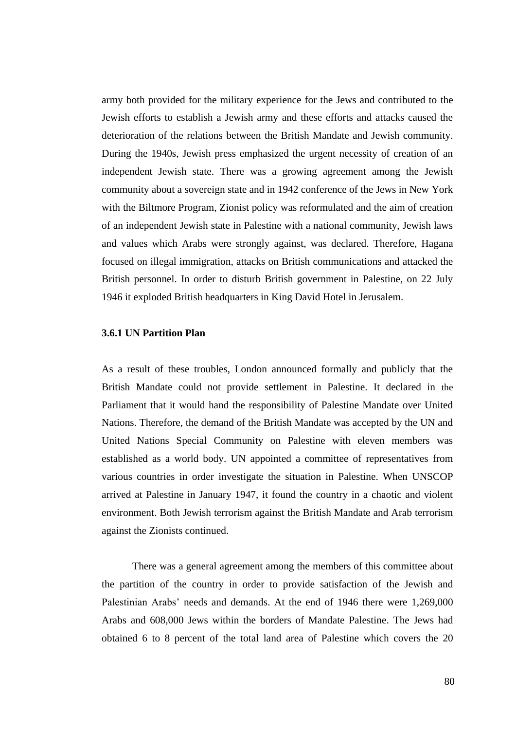army both provided for the military experience for the Jews and contributed to the Jewish efforts to establish a Jewish army and these efforts and attacks caused the deterioration of the relations between the British Mandate and Jewish community. During the 1940s, Jewish press emphasized the urgent necessity of creation of an independent Jewish state. There was a growing agreement among the Jewish community about a sovereign state and in 1942 conference of the Jews in New York with the Biltmore Program, Zionist policy was reformulated and the aim of creation of an independent Jewish state in Palestine with a national community, Jewish laws and values which Arabs were strongly against, was declared. Therefore, Hagana focused on illegal immigration, attacks on British communications and attacked the British personnel. In order to disturb British government in Palestine, on 22 July 1946 it exploded British headquarters in King David Hotel in Jerusalem.

### 3.6.1 UN Partition Plan

As a result of these troubles, London announced formally and publicly that the British Mandate could not provide settlement in Palestine. It declared in the Parliament that it would hand the responsibility of Palestine Mandate over United Nations. Therefore, the demand of the British Mandate was accepted by the UN and United Nations Special Community on Palestine with eleven members was established as a world body. UN appointed a committee of representatives from various countries in order investigate the situation in Palestine. When UNSCOP arrived at Palestine in January 1947, it found the country in a chaotic and violent environment. Both Jewish terrorism against the British Mandate and Arab terrorism against the Zionists continued.

There was a general agreement among the members of this committee about the partition of the country in order to provide satisfaction of the Jewish and Palestinian Arabs' needs and demands. At the end of 1946 there were 1,269,000 Arabs and 608,000 Jews within the borders of Mandate Palestine. The Jews had obtained 6 to 8 percent of the total land area of Palestine which covers the 20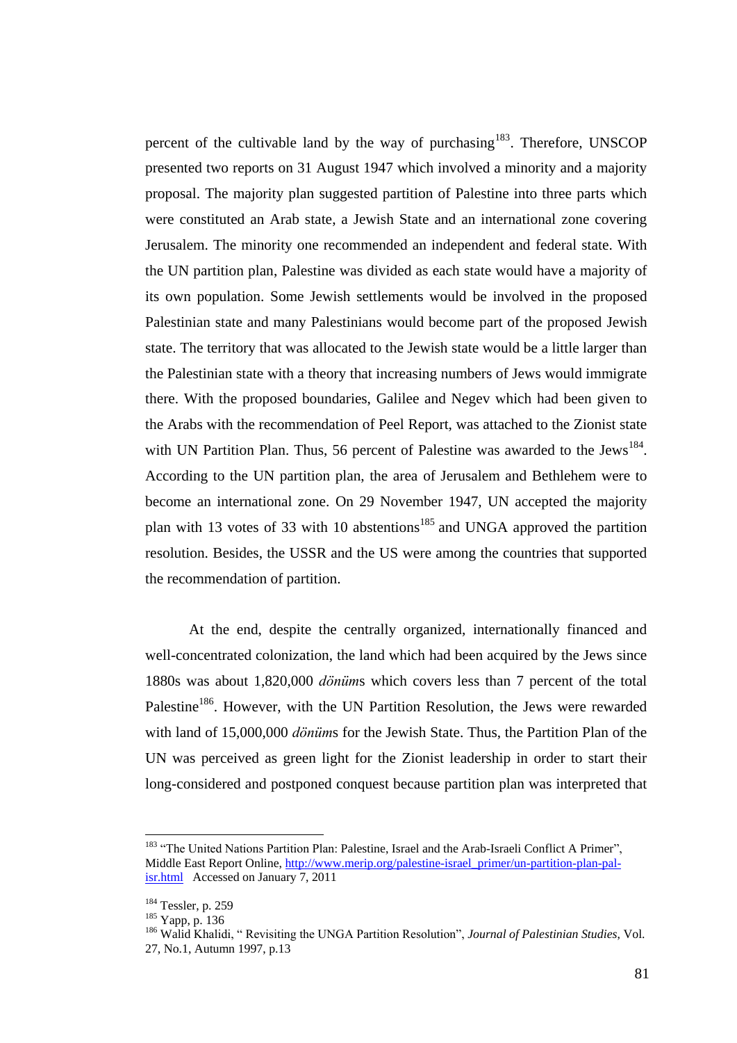percent of the cultivable land by the way of purchasing[183]. Therefore, UNSCOP presented two reports on 31 August 1947 which involved a minority and a majority proposal. The majority plan suggested partition of Palestine into three parts which were constituted an Arab state, a Jewish State and an international zone covering Jerusalem. The minority one recommended an independent and federal state. With the UN partition plan, Palestine was divided as each state would have a majority of its own population. Some Jewish settlements would be involved in the proposed Palestinian state and many Palestinians would become part of the proposed Jewish state. The territory that was allocated to the Jewish state would be a little larger than the Palestinian state with a theory that increasing numbers of Jews would immigrate there. With the proposed boundaries, Galilee and Negev which had been given to the Arabs with the recommendation of Peel Report, was attached to the Zionist state with UN Partition Plan. Thus, 56 percent of Palestine was awarded to the Jews[184]. According to the UN partition plan, the area of Jerusalem and Bethlehem were to become an international zone. On 29 November 1947, UN accepted the majority plan with 13 votes of 33 with 10 abstentions[185] and UNGA approved the partition resolution. Besides, the USSR and the US were among the countries that supported the recommendation of partition.

At the end, despite the centrally organized, internationally financed and well-concentrated colonization, the land which had been acquired by the Jews since 1880s was about 1,820,000 *dönüm*s which covers less than 7 percent of the total Palestine[186]. However, with the UN Partition Resolution, the Jews were rewarded with land of 15,000,000 *dönüm*s for the Jewish State. Thus, the Partition Plan of the UN was perceived as green light for the Zionist leadership in order to start their long-considered and postponed conquest because partition plan was interpreted that

---

[183] "The United Nations Partition Plan: Palestine, Israel and the Arab-Israeli Conflict A Primer", Middle East Report Online, http://www.merip.org/palestine-israel_primer/un-partition-plan-pal-isr.html Accessed on January 7, 2011

[184] Tessler, p. 259

[185] Yapp, p. 136

[186] Walid Khalidi, " Revisiting the UNGA Partition Resolution", *Journal of Palestinian Studies*, Vol. 27, No.1, Autumn 1997, p.13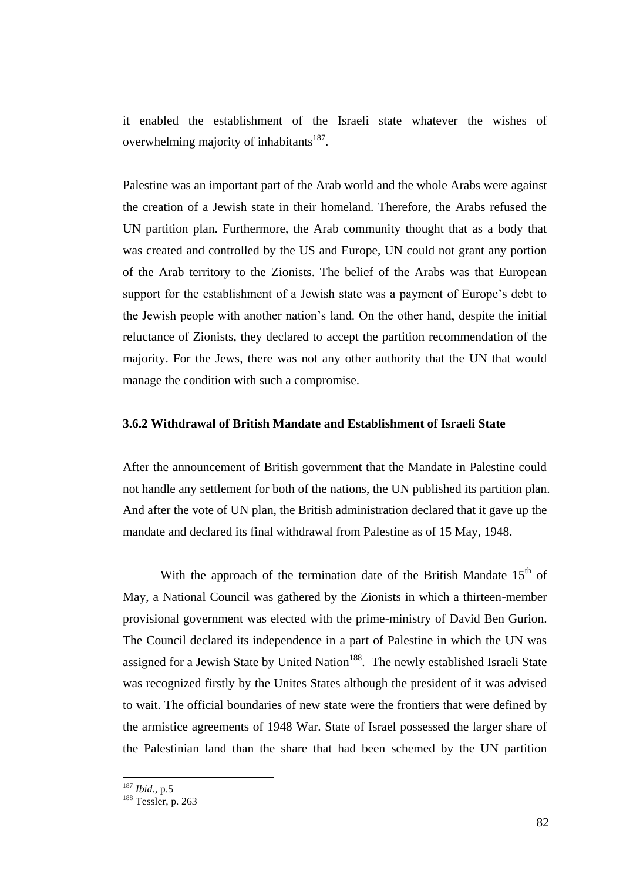it enabled the establishment of the Israeli state whatever the wishes of overwhelming majority of inhabitants[187].

Palestine was an important part of the Arab world and the whole Arabs were against the creation of a Jewish state in their homeland. Therefore, the Arabs refused the UN partition plan. Furthermore, the Arab community thought that as a body that was created and controlled by the US and Europe, UN could not grant any portion of the Arab territory to the Zionists. The belief of the Arabs was that European support for the establishment of a Jewish state was a payment of Europe's debt to the Jewish people with another nation's land. On the other hand, despite the initial reluctance of Zionists, they declared to accept the partition recommendation of the majority. For the Jews, there was not any other authority that the UN that would manage the condition with such a compromise.

### 3.6.2 Withdrawal of British Mandate and Establishment of Israeli State

After the announcement of British government that the Mandate in Palestine could not handle any settlement for both of the nations, the UN published its partition plan. And after the vote of UN plan, the British administration declared that it gave up the mandate and declared its final withdrawal from Palestine as of 15 May, 1948.

With the approach of the termination date of the British Mandate 15th of May, a National Council was gathered by the Zionists in which a thirteen-member provisional government was elected with the prime-ministry of David Ben Gurion. The Council declared its independence in a part of Palestine in which the UN was assigned for a Jewish State by United Nation[188]. The newly established Israeli State was recognized firstly by the Unites States although the president of it was advised to wait. The official boundaries of new state were the frontiers that were defined by the armistice agreements of 1948 War. State of Israel possessed the larger share of the Palestinian land than the share that had been schemed by the UN partition

---

[187] *Ibid.*, p.5

[188] Tessler, p. 263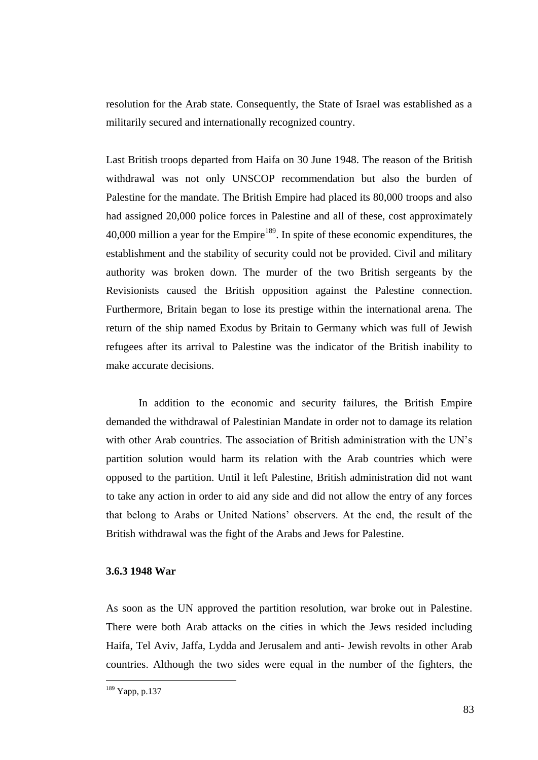resolution for the Arab state. Consequently, the State of Israel was established as a militarily secured and internationally recognized country.

Last British troops departed from Haifa on 30 June 1948. The reason of the British withdrawal was not only UNSCOP recommendation but also the burden of Palestine for the mandate. The British Empire had placed its 80,000 troops and also had assigned 20,000 police forces in Palestine and all of these, cost approximately 40,000 million a year for the Empire[189]. In spite of these economic expenditures, the establishment and the stability of security could not be provided. Civil and military authority was broken down. The murder of the two British sergeants by the Revisionists caused the British opposition against the Palestine connection. Furthermore, Britain began to lose its prestige within the international arena. The return of the ship named Exodus by Britain to Germany which was full of Jewish refugees after its arrival to Palestine was the indicator of the British inability to make accurate decisions.

In addition to the economic and security failures, the British Empire demanded the withdrawal of Palestinian Mandate in order not to damage its relation with other Arab countries. The association of British administration with the UN's partition solution would harm its relation with the Arab countries which were opposed to the partition. Until it left Palestine, British administration did not want to take any action in order to aid any side and did not allow the entry of any forces that belong to Arabs or United Nations' observers. At the end, the result of the British withdrawal was the fight of the Arabs and Jews for Palestine.

### 3.6.3 1948 War

As soon as the UN approved the partition resolution, war broke out in Palestine. There were both Arab attacks on the cities in which the Jews resided including Haifa, Tel Aviv, Jaffa, Lydda and Jerusalem and anti- Jewish revolts in other Arab countries. Although the two sides were equal in the number of the fighters, the

---

[189] Yapp, p.137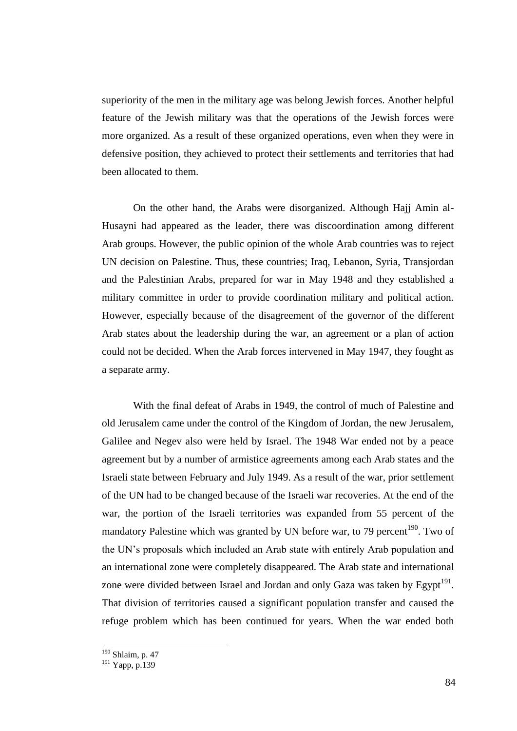superiority of the men in the military age was belong Jewish forces. Another helpful feature of the Jewish military was that the operations of the Jewish forces were more organized. As a result of these organized operations, even when they were in defensive position, they achieved to protect their settlements and territories that had been allocated to them.

On the other hand, the Arabs were disorganized. Although Hajj Amin al-Husayni had appeared as the leader, there was discoordination among different Arab groups. However, the public opinion of the whole Arab countries was to reject UN decision on Palestine. Thus, these countries; Iraq, Lebanon, Syria, Transjordan and the Palestinian Arabs, prepared for war in May 1948 and they established a military committee in order to provide coordination military and political action. However, especially because of the disagreement of the governor of the different Arab states about the leadership during the war, an agreement or a plan of action could not be decided. When the Arab forces intervened in May 1947, they fought as a separate army.

With the final defeat of Arabs in 1949, the control of much of Palestine and old Jerusalem came under the control of the Kingdom of Jordan, the new Jerusalem, Galilee and Negev also were held by Israel. The 1948 War ended not by a peace agreement but by a number of armistice agreements among each Arab states and the Israeli state between February and July 1949. As a result of the war, prior settlement of the UN had to be changed because of the Israeli war recoveries. At the end of the war, the portion of the Israeli territories was expanded from 55 percent of the mandatory Palestine which was granted by UN before war, to 79 percent[190]. Two of the UN's proposals which included an Arab state with entirely Arab population and an international zone were completely disappeared. The Arab state and international zone were divided between Israel and Jordan and only Gaza was taken by Egypt[191]. That division of territories caused a significant population transfer and caused the refuge problem which has been continued for years. When the war ended both

[190] Shlaim, p. 47
[191] Yapp, p.139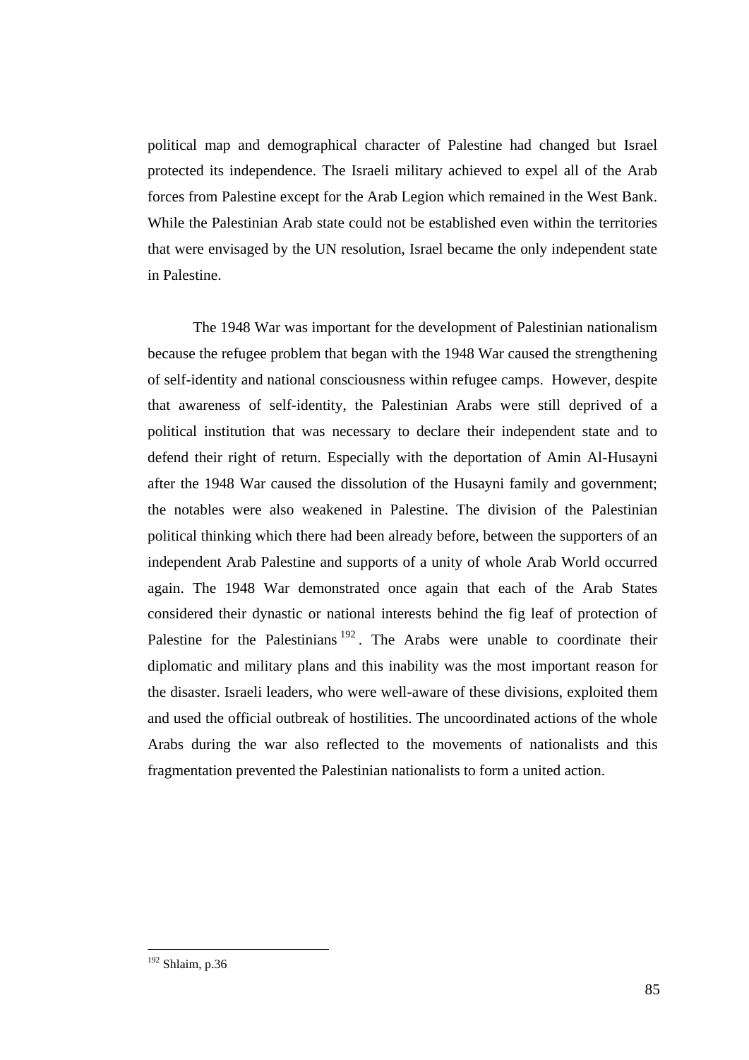political map and demographical character of Palestine had changed but Israel protected its independence. The Israeli military achieved to expel all of the Arab forces from Palestine except for the Arab Legion which remained in the West Bank. While the Palestinian Arab state could not be established even within the territories that were envisaged by the UN resolution, Israel became the only independent state in Palestine.

The 1948 War was important for the development of Palestinian nationalism because the refugee problem that began with the 1948 War caused the strengthening of self-identity and national consciousness within refugee camps. However, despite that awareness of self-identity, the Palestinian Arabs were still deprived of a political institution that was necessary to declare their independent state and to defend their right of return. Especially with the deportation of Amin Al-Husayni after the 1948 War caused the dissolution of the Husayni family and government; the notables were also weakened in Palestine. The division of the Palestinian political thinking which there had been already before, between the supporters of an independent Arab Palestine and supports of a unity of whole Arab World occurred again. The 1948 War demonstrated once again that each of the Arab States considered their dynastic or national interests behind the fig leaf of protection of Palestine for the Palestinians[192]. The Arabs were unable to coordinate their diplomatic and military plans and this inability was the most important reason for the disaster. Israeli leaders, who were well-aware of these divisions, exploited them and used the official outbreak of hostilities. The uncoordinated actions of the whole Arabs during the war also reflected to the movements of nationalists and this fragmentation prevented the Palestinian nationalists to form a united action.

[192] Shlaim, p.36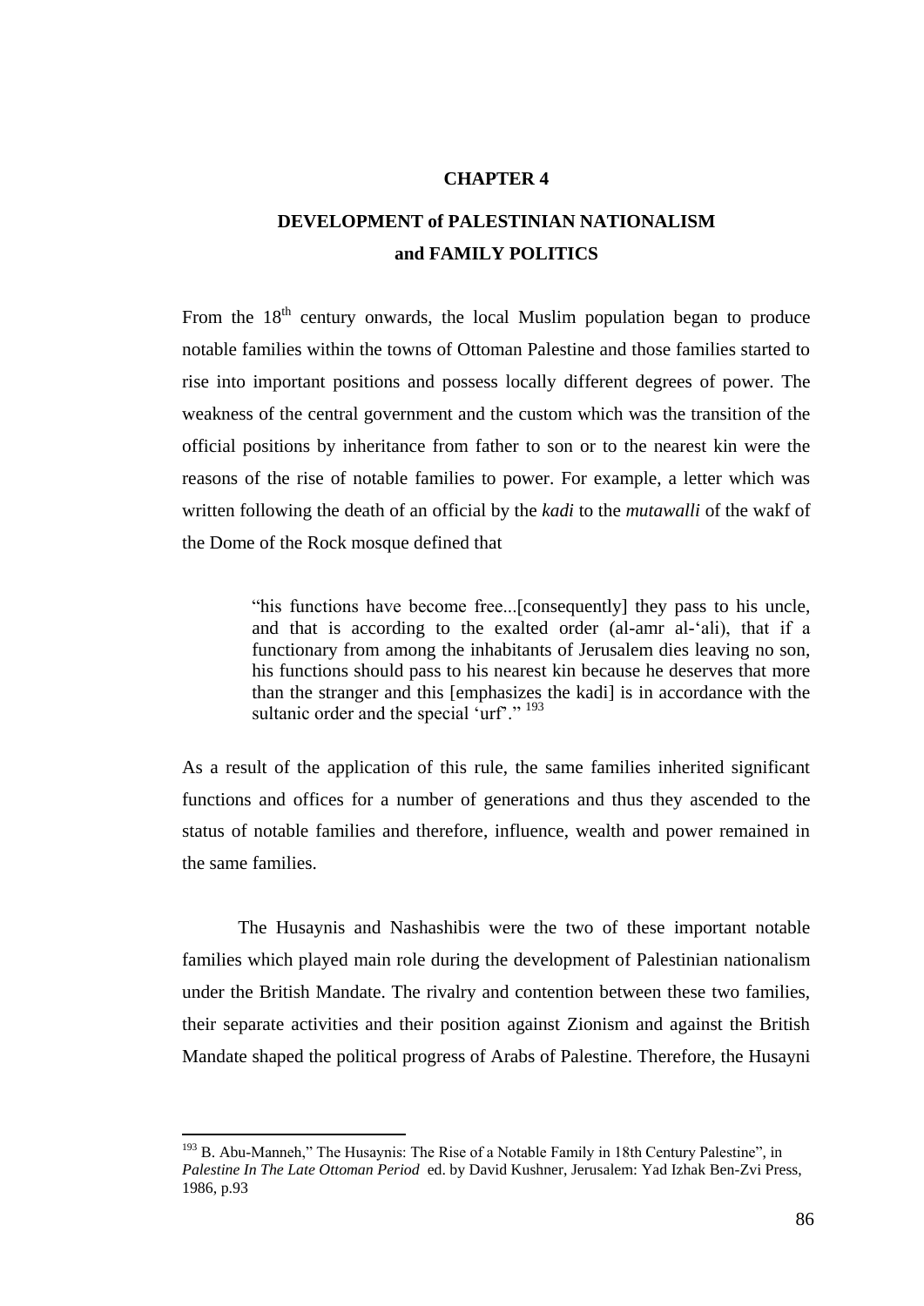# CHAPTER 4

## DEVELOPMENT of PALESTINIAN NATIONALISM and FAMILY POLITICS

From the 18th century onwards, the local Muslim population began to produce notable families within the towns of Ottoman Palestine and those families started to rise into important positions and possess locally different degrees of power. The weakness of the central government and the custom which was the transition of the official positions by inheritance from father to son or to the nearest kin were the reasons of the rise of notable families to power. For example, a letter which was written following the death of an official by the *kadi* to the *mutawalli* of the wakf of the Dome of the Rock mosque defined that

> "his functions have become free...[consequently] they pass to his uncle, and that is according to the exalted order (al-amr al-'ali), that if a functionary from among the inhabitants of Jerusalem dies leaving no son, his functions should pass to his nearest kin because he deserves that more than the stranger and this [emphasizes the kadi] is in accordance with the sultanic order and the special 'urf'." [193]

As a result of the application of this rule, the same families inherited significant functions and offices for a number of generations and thus they ascended to the status of notable families and therefore, influence, wealth and power remained in the same families.

The Husaynis and Nashashibis were the two of these important notable families which played main role during the development of Palestinian nationalism under the British Mandate. The rivalry and contention between these two families, their separate activities and their position against Zionism and against the British Mandate shaped the political progress of Arabs of Palestine. Therefore, the Husayni

---

[193] B. Abu-Manneh," The Husaynis: The Rise of a Notable Family in 18th Century Palestine", in *Palestine In The Late Ottoman Period* ed. by David Kushner, Jerusalem: Yad Izhak Ben-Zvi Press, 1986, p.93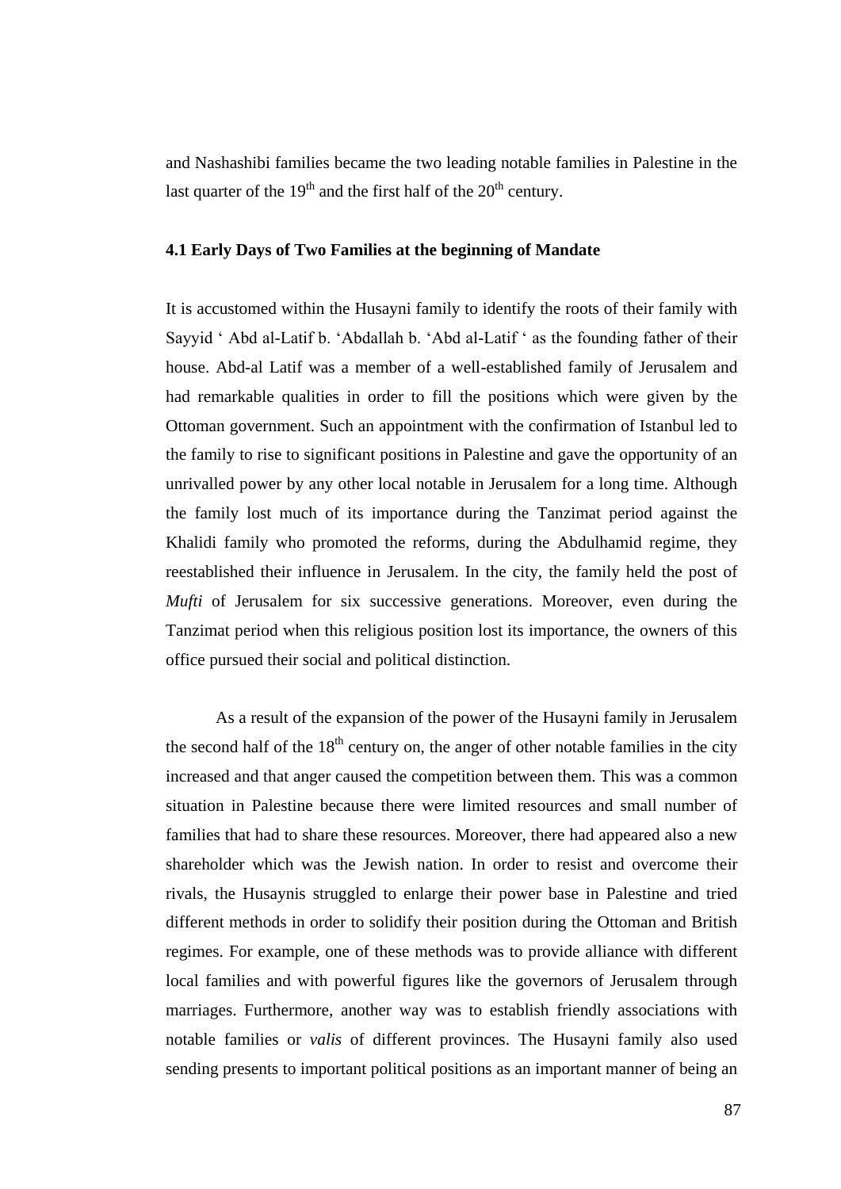and Nashashibi families became the two leading notable families in Palestine in the last quarter of the 19$^{th}$ and the first half of the 20$^{th}$ century.

### 4.1 Early Days of Two Families at the beginning of Mandate

It is accustomed within the Husayni family to identify the roots of their family with Sayyid ' Abd al-Latif b. 'Abdallah b. 'Abd al-Latif ' as the founding father of their house. Abd-al Latif was a member of a well-established family of Jerusalem and had remarkable qualities in order to fill the positions which were given by the Ottoman government. Such an appointment with the confirmation of Istanbul led to the family to rise to significant positions in Palestine and gave the opportunity of an unrivalled power by any other local notable in Jerusalem for a long time. Although the family lost much of its importance during the Tanzimat period against the Khalidi family who promoted the reforms, during the Abdulhamid regime, they reestablished their influence in Jerusalem. In the city, the family held the post of *Mufti* of Jerusalem for six successive generations. Moreover, even during the Tanzimat period when this religious position lost its importance, the owners of this office pursued their social and political distinction.

As a result of the expansion of the power of the Husayni family in Jerusalem the second half of the 18$^{th}$ century on, the anger of other notable families in the city increased and that anger caused the competition between them. This was a common situation in Palestine because there were limited resources and small number of families that had to share these resources. Moreover, there had appeared also a new shareholder which was the Jewish nation. In order to resist and overcome their rivals, the Husaynis struggled to enlarge their power base in Palestine and tried different methods in order to solidify their position during the Ottoman and British regimes. For example, one of these methods was to provide alliance with different local families and with powerful figures like the governors of Jerusalem through marriages. Furthermore, another way was to establish friendly associations with notable families or *valis* of different provinces. The Husayni family also used sending presents to important political positions as an important manner of being an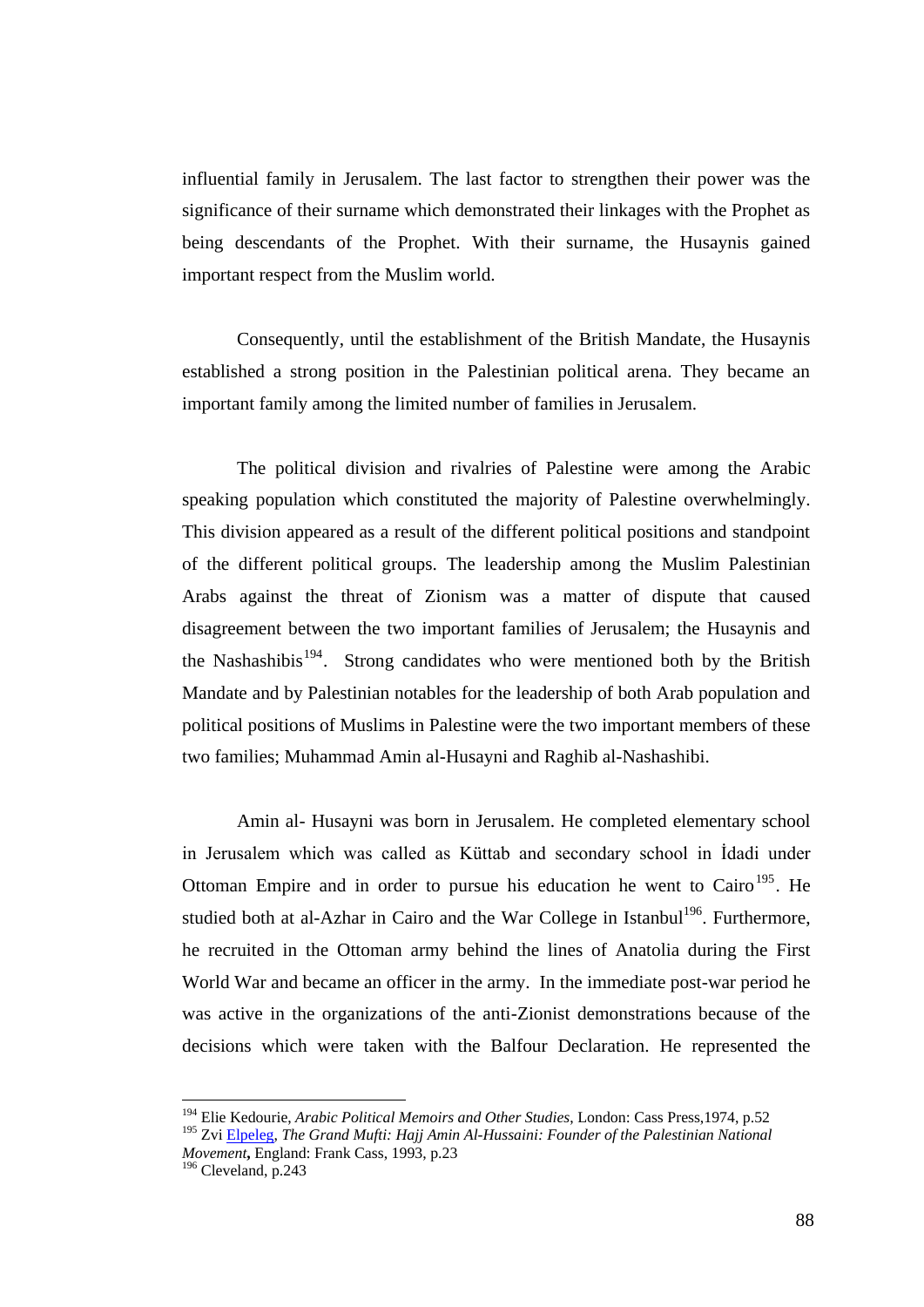influential family in Jerusalem. The last factor to strengthen their power was the significance of their surname which demonstrated their linkages with the Prophet as being descendants of the Prophet. With their surname, the Husaynis gained important respect from the Muslim world.

Consequently, until the establishment of the British Mandate, the Husaynis established a strong position in the Palestinian political arena. They became an important family among the limited number of families in Jerusalem.

The political division and rivalries of Palestine were among the Arabic speaking population which constituted the majority of Palestine overwhelmingly. This division appeared as a result of the different political positions and standpoint of the different political groups. The leadership among the Muslim Palestinian Arabs against the threat of Zionism was a matter of dispute that caused disagreement between the two important families of Jerusalem; the Husaynis and the Nashashibis[194]. Strong candidates who were mentioned both by the British Mandate and by Palestinian notables for the leadership of both Arab population and political positions of Muslims in Palestine were the two important members of these two families; Muhammad Amin al-Husayni and Raghib al-Nashashibi.

Amin al- Husayni was born in Jerusalem. He completed elementary school in Jerusalem which was called as Küttab and secondary school in İdadi under Ottoman Empire and in order to pursue his education he went to Cairo[195]. He studied both at al-Azhar in Cairo and the War College in Istanbul[196]. Furthermore, he recruited in the Ottoman army behind the lines of Anatolia during the First World War and became an officer in the army. In the immediate post-war period he was active in the organizations of the anti-Zionist demonstrations because of the decisions which were taken with the Balfour Declaration. He represented the

---

[194] Elie Kedourie, *Arabic Political Memoirs and Other Studies*, London: Cass Press,1974, p.52

[195] Zvi Elpeleg, *The Grand Mufti: Hajj Amin Al-Hussaini: Founder of the Palestinian National Movement*, England: Frank Cass, 1993, p.23

[196] Cleveland, p.243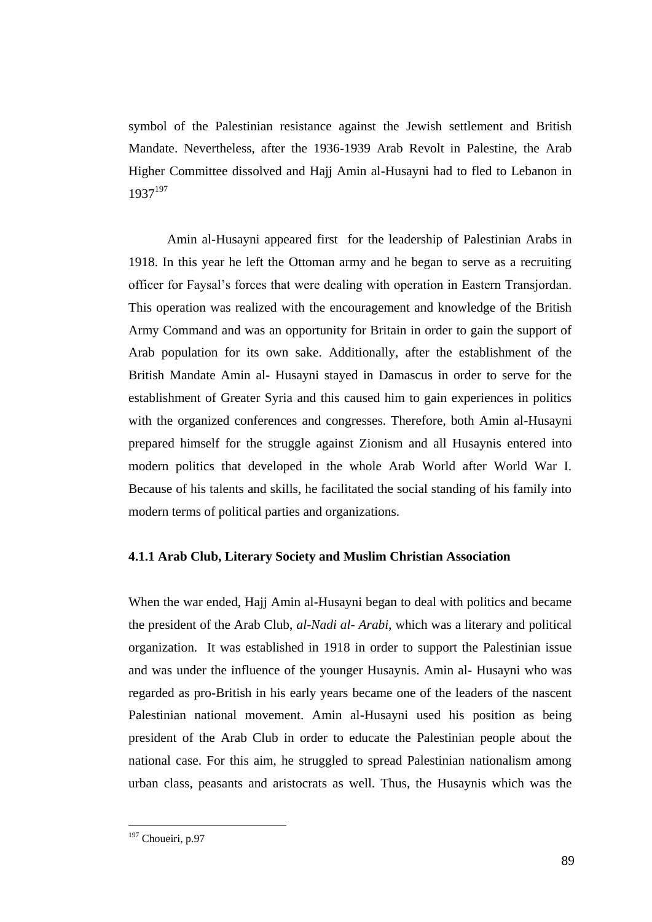symbol of the Palestinian resistance against the Jewish settlement and British Mandate. Nevertheless, after the 1936-1939 Arab Revolt in Palestine, the Arab Higher Committee dissolved and Hajj Amin al-Husayni had to fled to Lebanon in 1937[197]

Amin al-Husayni appeared first for the leadership of Palestinian Arabs in 1918. In this year he left the Ottoman army and he began to serve as a recruiting officer for Faysal's forces that were dealing with operation in Eastern Transjordan. This operation was realized with the encouragement and knowledge of the British Army Command and was an opportunity for Britain in order to gain the support of Arab population for its own sake. Additionally, after the establishment of the British Mandate Amin al- Husayni stayed in Damascus in order to serve for the establishment of Greater Syria and this caused him to gain experiences in politics with the organized conferences and congresses. Therefore, both Amin al-Husayni prepared himself for the struggle against Zionism and all Husaynis entered into modern politics that developed in the whole Arab World after World War I. Because of his talents and skills, he facilitated the social standing of his family into modern terms of political parties and organizations.

### 4.1.1 Arab Club, Literary Society and Muslim Christian Association

When the war ended, Hajj Amin al-Husayni began to deal with politics and became the president of the Arab Club, *al-Nadi al- Arabi*, which was a literary and political organization. It was established in 1918 in order to support the Palestinian issue and was under the influence of the younger Husaynis. Amin al- Husayni who was regarded as pro-British in his early years became one of the leaders of the nascent Palestinian national movement. Amin al-Husayni used his position as being president of the Arab Club in order to educate the Palestinian people about the national case. For this aim, he struggled to spread Palestinian nationalism among urban class, peasants and aristocrats as well. Thus, the Husaynis which was the

---

[197] Choueiri, p.97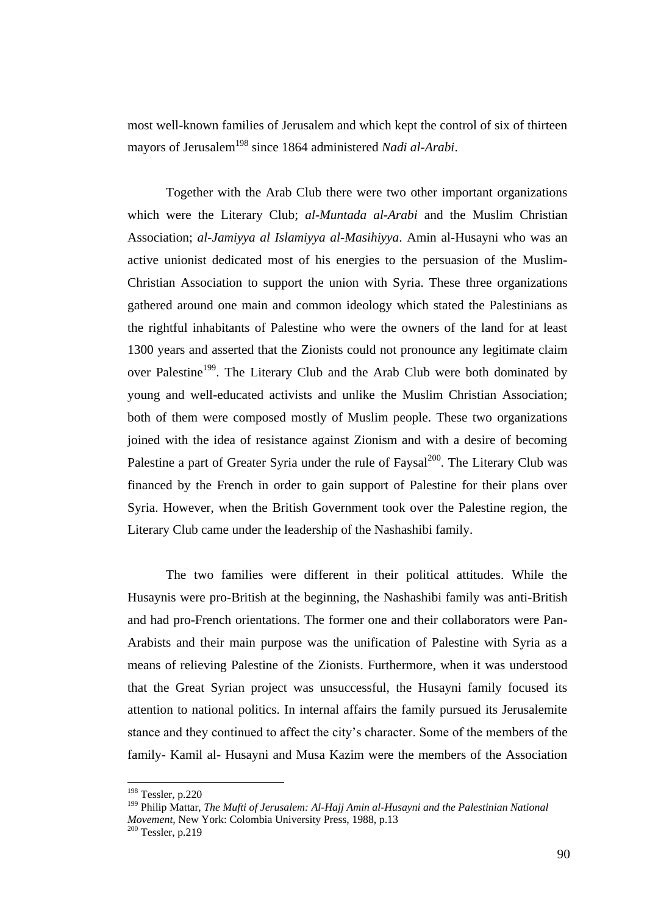most well-known families of Jerusalem and which kept the control of six of thirteen mayors of Jerusalem[198] since 1864 administered *Nadi al-Arabi*.

Together with the Arab Club there were two other important organizations which were the Literary Club; *al-Muntada al-Arabi* and the Muslim Christian Association; *al-Jamiyya al Islamiyya al-Masihiyya*. Amin al-Husayni who was an active unionist dedicated most of his energies to the persuasion of the Muslim-Christian Association to support the union with Syria. These three organizations gathered around one main and common ideology which stated the Palestinians as the rightful inhabitants of Palestine who were the owners of the land for at least 1300 years and asserted that the Zionists could not pronounce any legitimate claim over Palestine[199]. The Literary Club and the Arab Club were both dominated by young and well-educated activists and unlike the Muslim Christian Association; both of them were composed mostly of Muslim people. These two organizations joined with the idea of resistance against Zionism and with a desire of becoming Palestine a part of Greater Syria under the rule of Faysal[200]. The Literary Club was financed by the French in order to gain support of Palestine for their plans over Syria. However, when the British Government took over the Palestine region, the Literary Club came under the leadership of the Nashashibi family.

The two families were different in their political attitudes. While the Husaynis were pro-British at the beginning, the Nashashibi family was anti-British and had pro-French orientations. The former one and their collaborators were Pan-Arabists and their main purpose was the unification of Palestine with Syria as a means of relieving Palestine of the Zionists. Furthermore, when it was understood that the Great Syrian project was unsuccessful, the Husayni family focused its attention to national politics. In internal affairs the family pursued its Jerusalemite stance and they continued to affect the city's character. Some of the members of the family- Kamil al- Husayni and Musa Kazim were the members of the Association

---

[198] Tessler, p.220

[199] Philip Mattar, *The Mufti of Jerusalem: Al-Hajj Amin al-Husayni and the Palestinian National Movement,* New York: Colombia University Press, 1988, p.13

[200] Tessler, p.219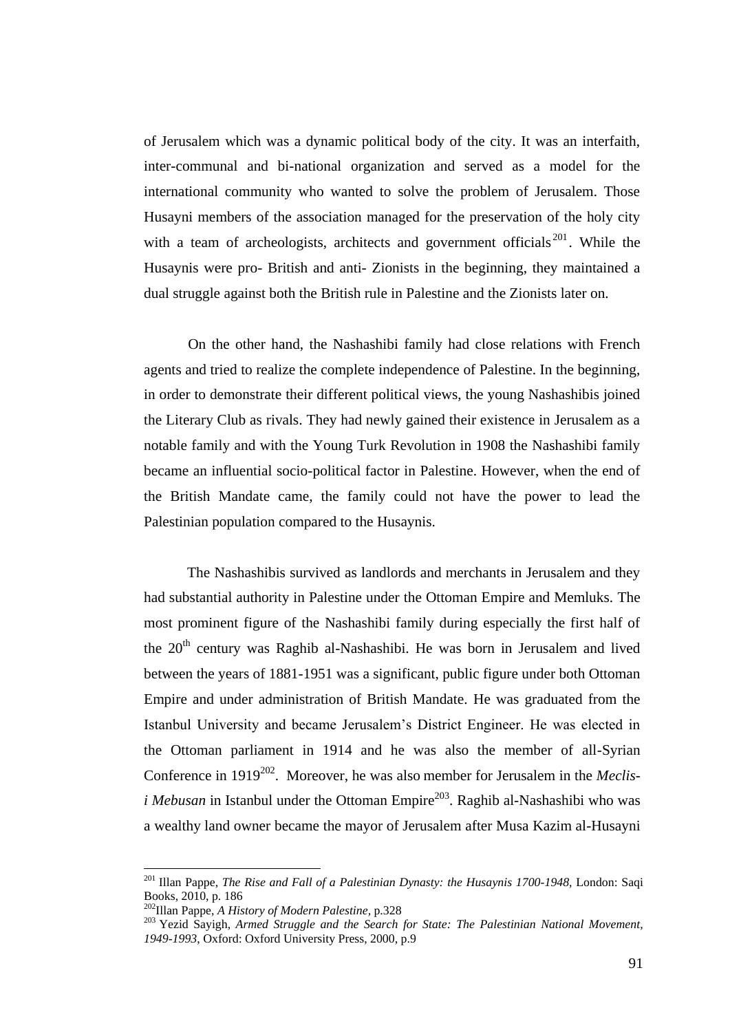of Jerusalem which was a dynamic political body of the city. It was an interfaith, inter-communal and bi-national organization and served as a model for the international community who wanted to solve the problem of Jerusalem. Those Husayni members of the association managed for the preservation of the holy city with a team of archeologists, architects and government officials[201]. While the Husaynis were pro- British and anti- Zionists in the beginning, they maintained a dual struggle against both the British rule in Palestine and the Zionists later on.

On the other hand, the Nashashibi family had close relations with French agents and tried to realize the complete independence of Palestine. In the beginning, in order to demonstrate their different political views, the young Nashashibis joined the Literary Club as rivals. They had newly gained their existence in Jerusalem as a notable family and with the Young Turk Revolution in 1908 the Nashashibi family became an influential socio-political factor in Palestine. However, when the end of the British Mandate came, the family could not have the power to lead the Palestinian population compared to the Husaynis.

The Nashashibis survived as landlords and merchants in Jerusalem and they had substantial authority in Palestine under the Ottoman Empire and Memluks. The most prominent figure of the Nashashibi family during especially the first half of the 20th century was Raghib al-Nashashibi. He was born in Jerusalem and lived between the years of 1881-1951 was a significant, public figure under both Ottoman Empire and under administration of British Mandate. He was graduated from the Istanbul University and became Jerusalem's District Engineer. He was elected in the Ottoman parliament in 1914 and he was also the member of all-Syrian Conference in 1919[202]. Moreover, he was also member for Jerusalem in the *Meclis-i Mebusan* in Istanbul under the Ottoman Empire[203]. Raghib al-Nashashibi who was a wealthy land owner became the mayor of Jerusalem after Musa Kazim al-Husayni

---

[201] Illan Pappe, *The Rise and Fall of a Palestinian Dynasty: the Husaynis 1700-1948*, London: Saqi Books, 2010, p. 186

[202] Illan Pappe, *A History of Modern Palestine*, p.328

[203] Yezid Sayigh, *Armed Struggle and the Search for State: The Palestinian National Movement, 1949-1993*, Oxford: Oxford University Press, 2000, p.9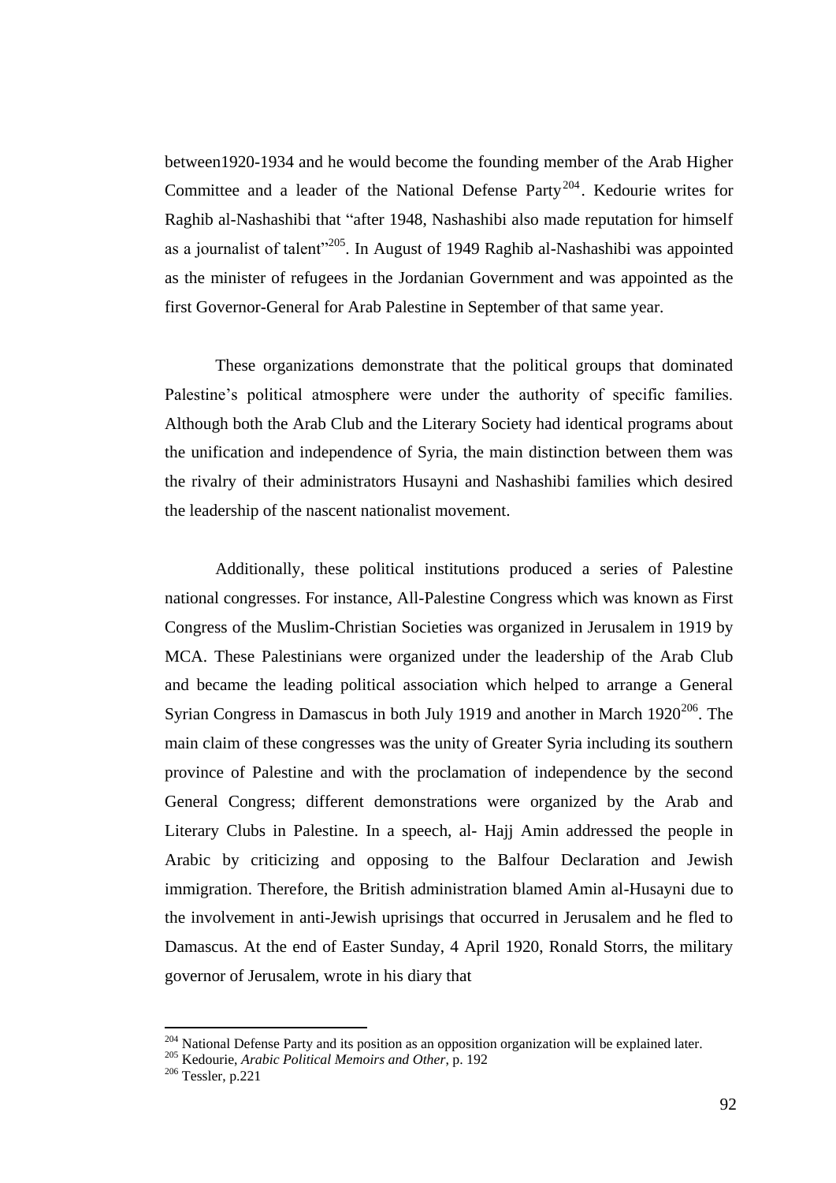between1920-1934 and he would become the founding member of the Arab Higher Committee and a leader of the National Defense Party[204]. Kedourie writes for Raghib al-Nashashibi that "after 1948, Nashashibi also made reputation for himself as a journalist of talent"[205]. In August of 1949 Raghib al-Nashashibi was appointed as the minister of refugees in the Jordanian Government and was appointed as the first Governor-General for Arab Palestine in September of that same year.

These organizations demonstrate that the political groups that dominated Palestine's political atmosphere were under the authority of specific families. Although both the Arab Club and the Literary Society had identical programs about the unification and independence of Syria, the main distinction between them was the rivalry of their administrators Husayni and Nashashibi families which desired the leadership of the nascent nationalist movement.

Additionally, these political institutions produced a series of Palestine national congresses. For instance, All-Palestine Congress which was known as First Congress of the Muslim-Christian Societies was organized in Jerusalem in 1919 by MCA. These Palestinians were organized under the leadership of the Arab Club and became the leading political association which helped to arrange a General Syrian Congress in Damascus in both July 1919 and another in March 1920[206]. The main claim of these congresses was the unity of Greater Syria including its southern province of Palestine and with the proclamation of independence by the second General Congress; different demonstrations were organized by the Arab and Literary Clubs in Palestine. In a speech, al- Hajj Amin addressed the people in Arabic by criticizing and opposing to the Balfour Declaration and Jewish immigration. Therefore, the British administration blamed Amin al-Husayni due to the involvement in anti-Jewish uprisings that occurred in Jerusalem and he fled to Damascus. At the end of Easter Sunday, 4 April 1920, Ronald Storrs, the military governor of Jerusalem, wrote in his diary that

---

[204] National Defense Party and its position as an opposition organization will be explained later.
[205] Kedourie, *Arabic Political Memoirs and Other*, p. 192
[206] Tessler, p.221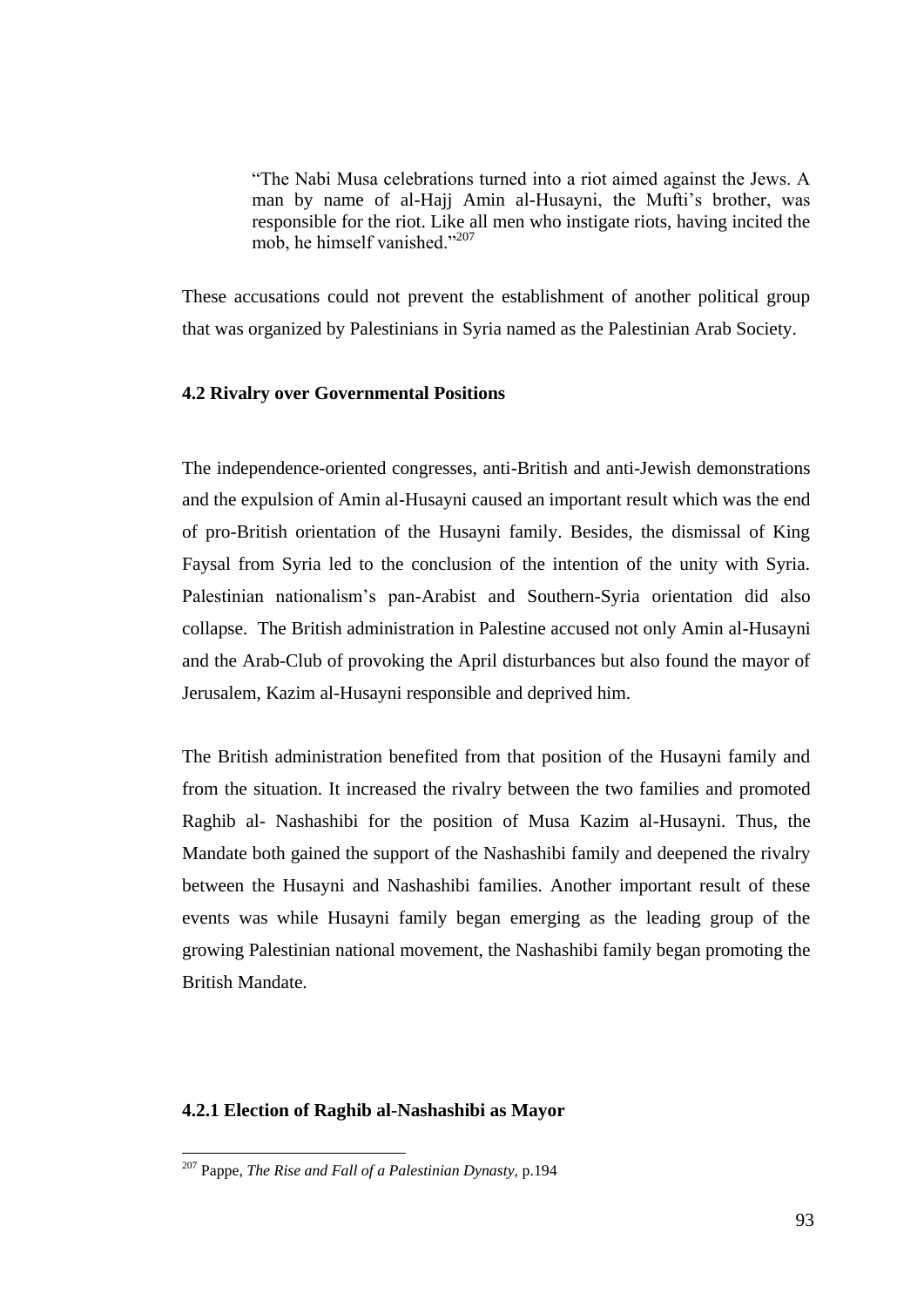> "The Nabi Musa celebrations turned into a riot aimed against the Jews. A man by name of al-Hajj Amin al-Husayni, the Mufti's brother, was responsible for the riot. Like all men who instigate riots, having incited the mob, he himself vanished."[207]

These accusations could not prevent the establishment of another political group that was organized by Palestinians in Syria named as the Palestinian Arab Society.

### 4.2 Rivalry over Governmental Positions

The independence-oriented congresses, anti-British and anti-Jewish demonstrations and the expulsion of Amin al-Husayni caused an important result which was the end of pro-British orientation of the Husayni family. Besides, the dismissal of King Faysal from Syria led to the conclusion of the intention of the unity with Syria. Palestinian nationalism's pan-Arabist and Southern-Syria orientation did also collapse. The British administration in Palestine accused not only Amin al-Husayni and the Arab-Club of provoking the April disturbances but also found the mayor of Jerusalem, Kazim al-Husayni responsible and deprived him.

The British administration benefited from that position of the Husayni family and from the situation. It increased the rivalry between the two families and promoted Raghib al- Nashashibi for the position of Musa Kazim al-Husayni. Thus, the Mandate both gained the support of the Nashashibi family and deepened the rivalry between the Husayni and Nashashibi families. Another important result of these events was while Husayni family began emerging as the leading group of the growing Palestinian national movement, the Nashashibi family began promoting the British Mandate.

#### 4.2.1 Election of Raghib al-Nashashibi as Mayor

---

[207] Pappe, *The Rise and Fall of a Palestinian Dynasty*, p.194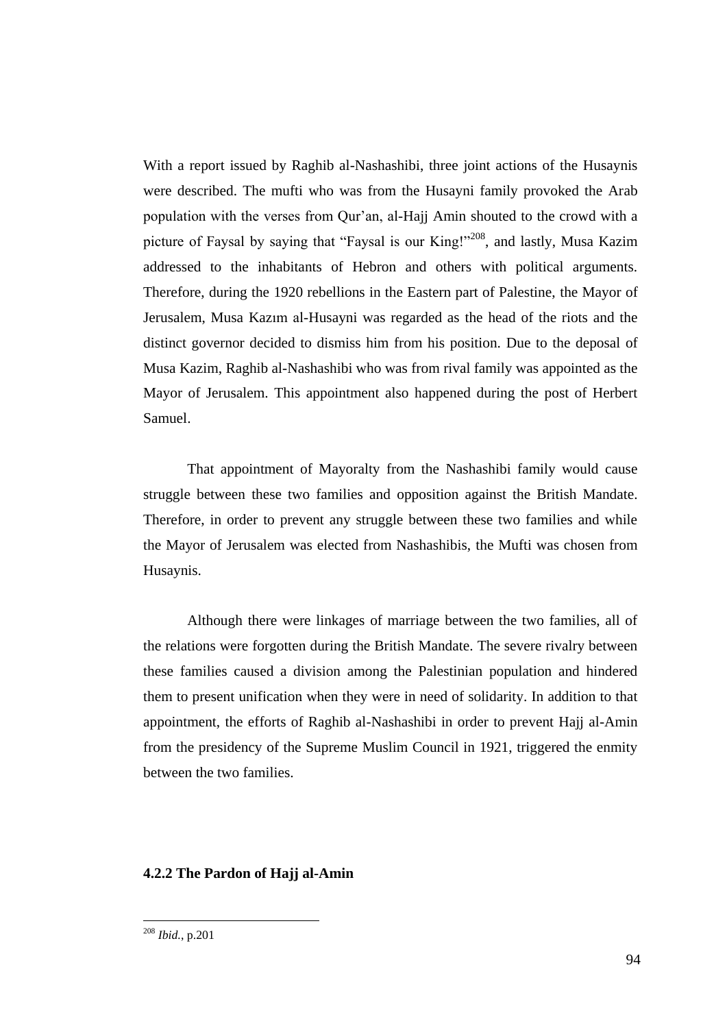With a report issued by Raghib al-Nashashibi, three joint actions of the Husaynis were described. The mufti who was from the Husayni family provoked the Arab population with the verses from Qur'an, al-Hajj Amin shouted to the crowd with a picture of Faysal by saying that "Faysal is our King!"[208], and lastly, Musa Kazim addressed to the inhabitants of Hebron and others with political arguments. Therefore, during the 1920 rebellions in the Eastern part of Palestine, the Mayor of Jerusalem, Musa Kazım al-Husayni was regarded as the head of the riots and the distinct governor decided to dismiss him from his position. Due to the deposal of Musa Kazim, Raghib al-Nashashibi who was from rival family was appointed as the Mayor of Jerusalem. This appointment also happened during the post of Herbert Samuel.

That appointment of Mayoralty from the Nashashibi family would cause struggle between these two families and opposition against the British Mandate. Therefore, in order to prevent any struggle between these two families and while the Mayor of Jerusalem was elected from Nashashibis, the Mufti was chosen from Husaynis.

Although there were linkages of marriage between the two families, all of the relations were forgotten during the British Mandate. The severe rivalry between these families caused a division among the Palestinian population and hindered them to present unification when they were in need of solidarity. In addition to that appointment, the efforts of Raghib al-Nashashibi in order to prevent Hajj al-Amin from the presidency of the Supreme Muslim Council in 1921, triggered the enmity between the two families.

### 4.2.2 The Pardon of Hajj al-Amin

[208] *Ibid.*, p.201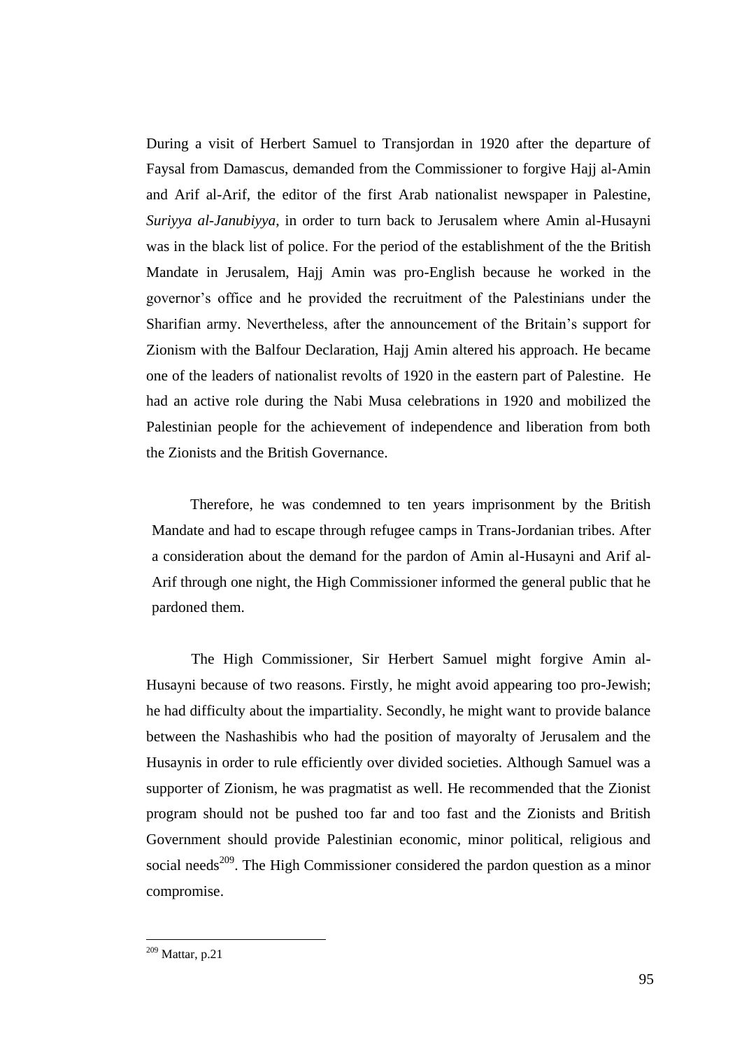During a visit of Herbert Samuel to Transjordan in 1920 after the departure of Faysal from Damascus, demanded from the Commissioner to forgive Hajj al-Amin and Arif al-Arif, the editor of the first Arab nationalist newspaper in Palestine, *Suriyya al-Janubiyya*, in order to turn back to Jerusalem where Amin al-Husayni was in the black list of police. For the period of the establishment of the the British Mandate in Jerusalem, Hajj Amin was pro-English because he worked in the governor's office and he provided the recruitment of the Palestinians under the Sharifian army. Nevertheless, after the announcement of the Britain's support for Zionism with the Balfour Declaration, Hajj Amin altered his approach. He became one of the leaders of nationalist revolts of 1920 in the eastern part of Palestine. He had an active role during the Nabi Musa celebrations in 1920 and mobilized the Palestinian people for the achievement of independence and liberation from both the Zionists and the British Governance.

Therefore, he was condemned to ten years imprisonment by the British Mandate and had to escape through refugee camps in Trans-Jordanian tribes. After a consideration about the demand for the pardon of Amin al-Husayni and Arif al-Arif through one night, the High Commissioner informed the general public that he pardoned them.

The High Commissioner, Sir Herbert Samuel might forgive Amin al-Husayni because of two reasons. Firstly, he might avoid appearing too pro-Jewish; he had difficulty about the impartiality. Secondly, he might want to provide balance between the Nashashibis who had the position of mayoralty of Jerusalem and the Husaynis in order to rule efficiently over divided societies. Although Samuel was a supporter of Zionism, he was pragmatist as well. He recommended that the Zionist program should not be pushed too far and too fast and the Zionists and British Government should provide Palestinian economic, minor political, religious and social needs[209]. The High Commissioner considered the pardon question as a minor compromise.

---

[209] Mattar, p.21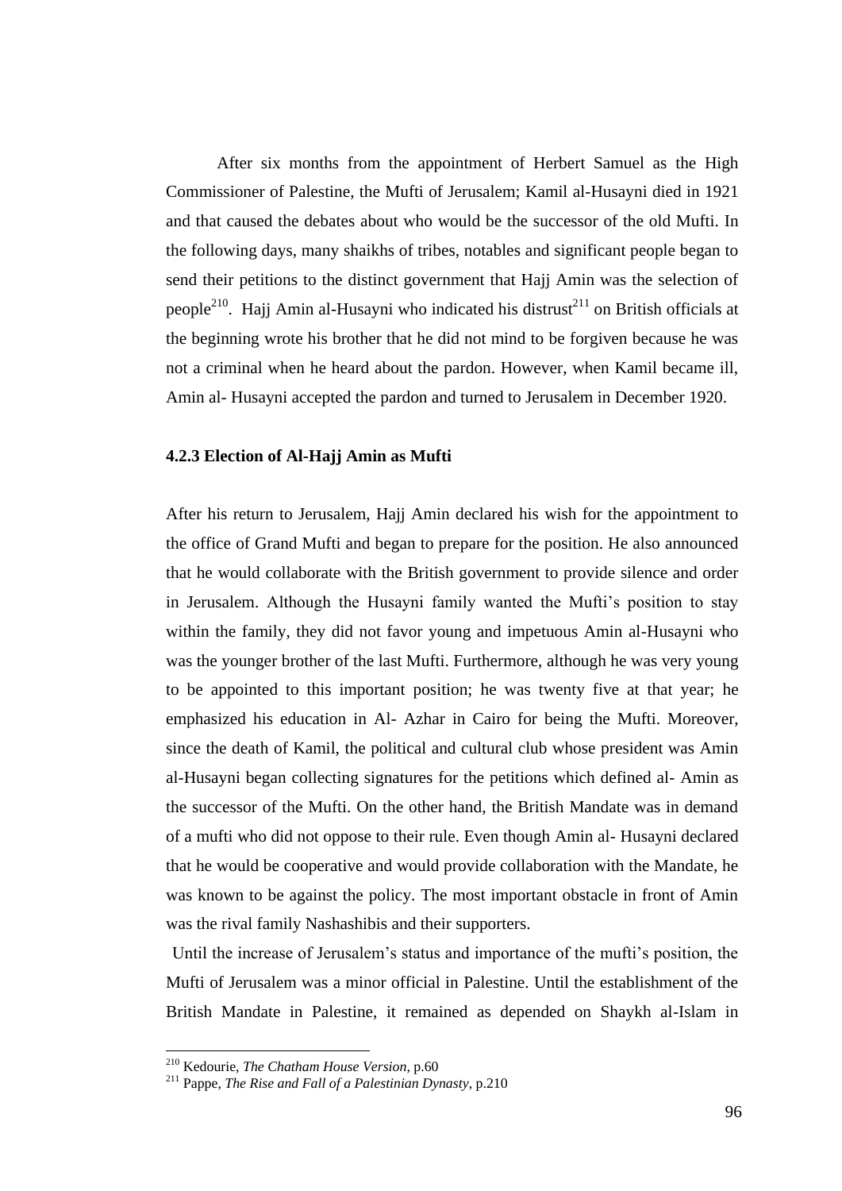After six months from the appointment of Herbert Samuel as the High Commissioner of Palestine, the Mufti of Jerusalem; Kamil al-Husayni died in 1921 and that caused the debates about who would be the successor of the old Mufti. In the following days, many shaikhs of tribes, notables and significant people began to send their petitions to the distinct government that Hajj Amin was the selection of people[210]. Hajj Amin al-Husayni who indicated his distrust[211] on British officials at the beginning wrote his brother that he did not mind to be forgiven because he was not a criminal when he heard about the pardon. However, when Kamil became ill, Amin al- Husayni accepted the pardon and turned to Jerusalem in December 1920.

### 4.2.3 Election of Al-Hajj Amin as Mufti

After his return to Jerusalem, Hajj Amin declared his wish for the appointment to the office of Grand Mufti and began to prepare for the position. He also announced that he would collaborate with the British government to provide silence and order in Jerusalem. Although the Husayni family wanted the Mufti's position to stay within the family, they did not favor young and impetuous Amin al-Husayni who was the younger brother of the last Mufti. Furthermore, although he was very young to be appointed to this important position; he was twenty five at that year; he emphasized his education in Al- Azhar in Cairo for being the Mufti. Moreover, since the death of Kamil, the political and cultural club whose president was Amin al-Husayni began collecting signatures for the petitions which defined al- Amin as the successor of the Mufti. On the other hand, the British Mandate was in demand of a mufti who did not oppose to their rule. Even though Amin al- Husayni declared that he would be cooperative and would provide collaboration with the Mandate, he was known to be against the policy. The most important obstacle in front of Amin was the rival family Nashashibis and their supporters.

Until the increase of Jerusalem's status and importance of the mufti's position, the Mufti of Jerusalem was a minor official in Palestine. Until the establishment of the British Mandate in Palestine, it remained as depended on Shaykh al-Islam in

---

[210] Kedourie, *The Chatham House Version,* p.60

[211] Pappe, *The Rise and Fall of a Palestinian Dynasty,* p.210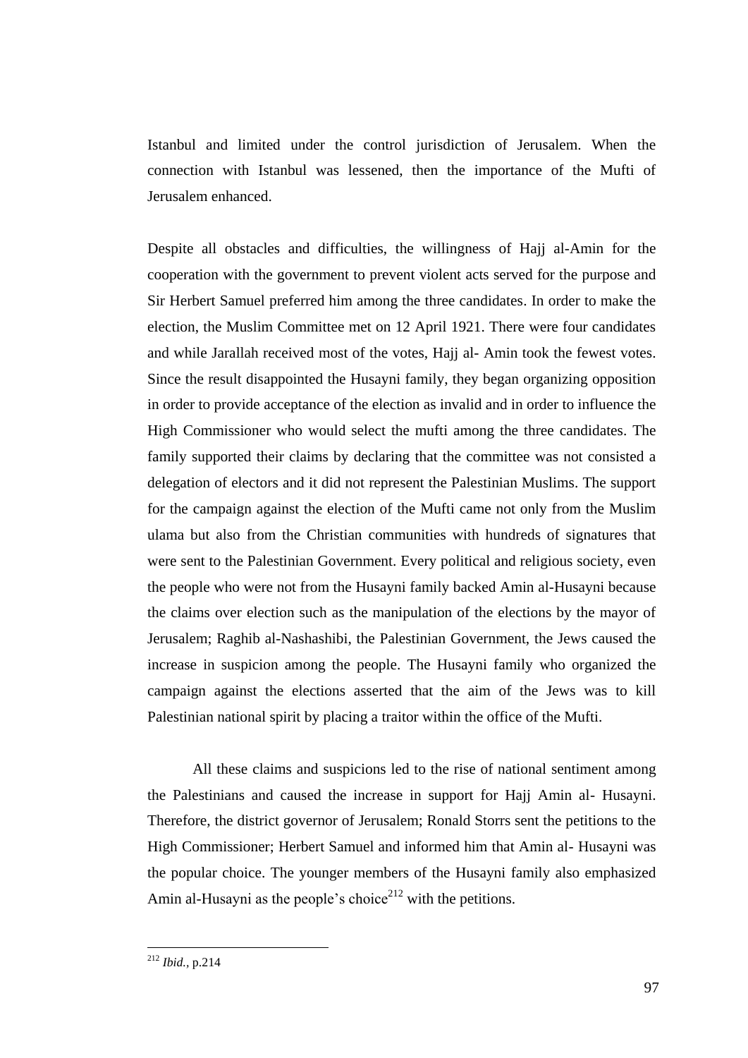Istanbul and limited under the control jurisdiction of Jerusalem. When the connection with Istanbul was lessened, then the importance of the Mufti of Jerusalem enhanced.

Despite all obstacles and difficulties, the willingness of Hajj al-Amin for the cooperation with the government to prevent violent acts served for the purpose and Sir Herbert Samuel preferred him among the three candidates. In order to make the election, the Muslim Committee met on 12 April 1921. There were four candidates and while Jarallah received most of the votes, Hajj al- Amin took the fewest votes. Since the result disappointed the Husayni family, they began organizing opposition in order to provide acceptance of the election as invalid and in order to influence the High Commissioner who would select the mufti among the three candidates. The family supported their claims by declaring that the committee was not consisted a delegation of electors and it did not represent the Palestinian Muslims. The support for the campaign against the election of the Mufti came not only from the Muslim ulama but also from the Christian communities with hundreds of signatures that were sent to the Palestinian Government. Every political and religious society, even the people who were not from the Husayni family backed Amin al-Husayni because the claims over election such as the manipulation of the elections by the mayor of Jerusalem; Raghib al-Nashashibi, the Palestinian Government, the Jews caused the increase in suspicion among the people. The Husayni family who organized the campaign against the elections asserted that the aim of the Jews was to kill Palestinian national spirit by placing a traitor within the office of the Mufti.

All these claims and suspicions led to the rise of national sentiment among the Palestinians and caused the increase in support for Hajj Amin al- Husayni. Therefore, the district governor of Jerusalem; Ronald Storrs sent the petitions to the High Commissioner; Herbert Samuel and informed him that Amin al- Husayni was the popular choice. The younger members of the Husayni family also emphasized Amin al-Husayni as the people's choice[212] with the petitions.

---

[212] *Ibid.*, p.214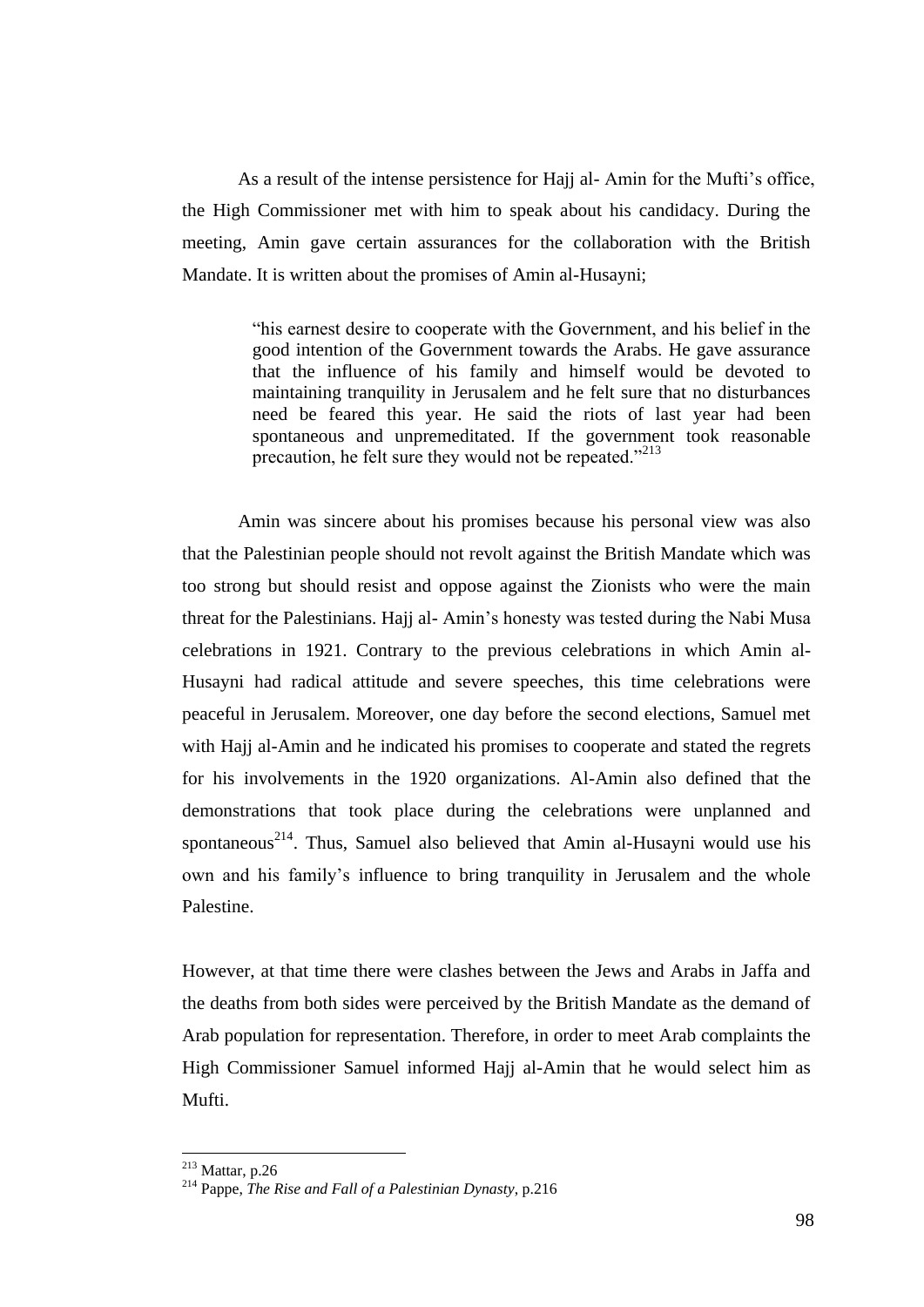As a result of the intense persistence for Hajj al- Amin for the Mufti's office, the High Commissioner met with him to speak about his candidacy. During the meeting, Amin gave certain assurances for the collaboration with the British Mandate. It is written about the promises of Amin al-Husayni;

> "his earnest desire to cooperate with the Government, and his belief in the good intention of the Government towards the Arabs. He gave assurance that the influence of his family and himself would be devoted to maintaining tranquility in Jerusalem and he felt sure that no disturbances need be feared this year. He said the riots of last year had been spontaneous and unpremeditated. If the government took reasonable precaution, he felt sure they would not be repeated."[213]

Amin was sincere about his promises because his personal view was also that the Palestinian people should not revolt against the British Mandate which was too strong but should resist and oppose against the Zionists who were the main threat for the Palestinians. Hajj al- Amin's honesty was tested during the Nabi Musa celebrations in 1921. Contrary to the previous celebrations in which Amin al-Husayni had radical attitude and severe speeches, this time celebrations were peaceful in Jerusalem. Moreover, one day before the second elections, Samuel met with Hajj al-Amin and he indicated his promises to cooperate and stated the regrets for his involvements in the 1920 organizations. Al-Amin also defined that the demonstrations that took place during the celebrations were unplanned and spontaneous[214]. Thus, Samuel also believed that Amin al-Husayni would use his own and his family's influence to bring tranquility in Jerusalem and the whole Palestine.

However, at that time there were clashes between the Jews and Arabs in Jaffa and the deaths from both sides were perceived by the British Mandate as the demand of Arab population for representation. Therefore, in order to meet Arab complaints the High Commissioner Samuel informed Hajj al-Amin that he would select him as Mufti.

---

[213] Mattar, p.26

[214] Pappe, *The Rise and Fall of a Palestinian Dynasty*, p.216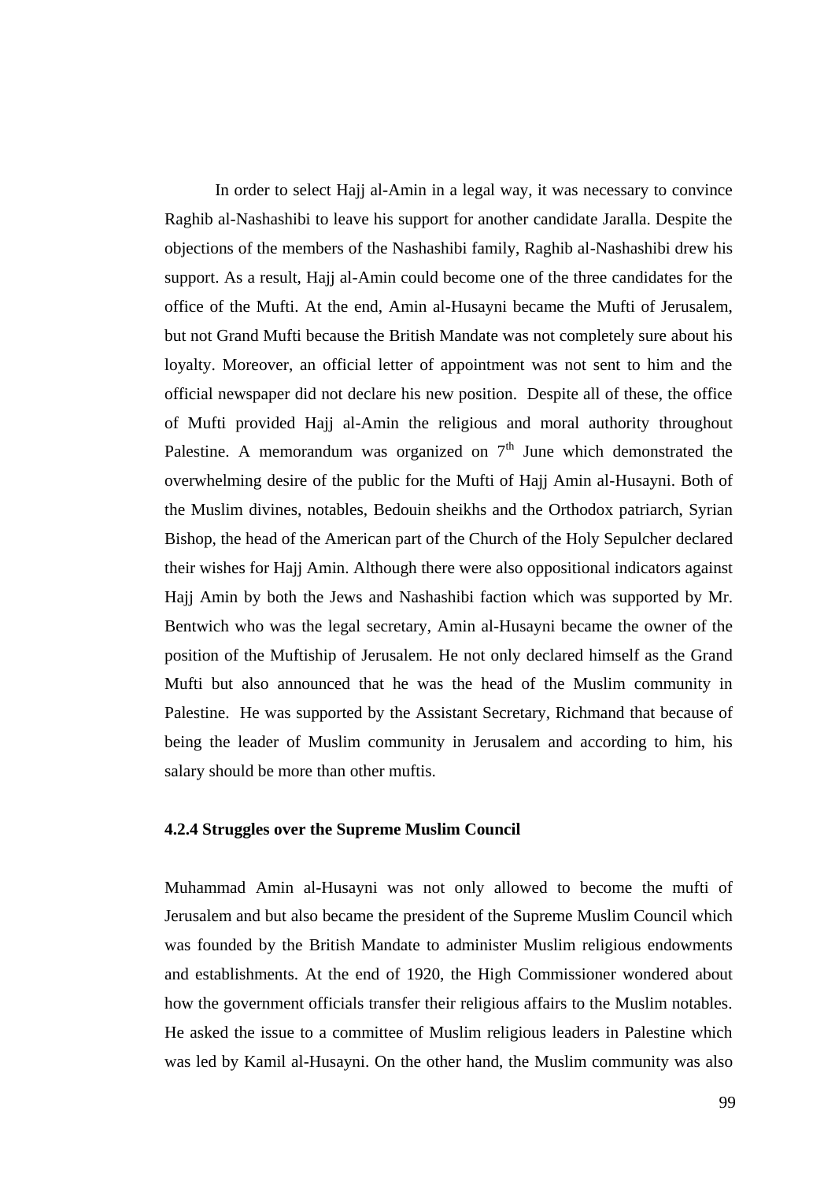In order to select Hajj al-Amin in a legal way, it was necessary to convince Raghib al-Nashashibi to leave his support for another candidate Jaralla. Despite the objections of the members of the Nashashibi family, Raghib al-Nashashibi drew his support. As a result, Hajj al-Amin could become one of the three candidates for the office of the Mufti. At the end, Amin al-Husayni became the Mufti of Jerusalem, but not Grand Mufti because the British Mandate was not completely sure about his loyalty. Moreover, an official letter of appointment was not sent to him and the official newspaper did not declare his new position. Despite all of these, the office of Mufti provided Hajj al-Amin the religious and moral authority throughout Palestine. A memorandum was organized on 7th June which demonstrated the overwhelming desire of the public for the Mufti of Hajj Amin al-Husayni. Both of the Muslim divines, notables, Bedouin sheikhs and the Orthodox patriarch, Syrian Bishop, the head of the American part of the Church of the Holy Sepulcher declared their wishes for Hajj Amin. Although there were also oppositional indicators against Hajj Amin by both the Jews and Nashashibi faction which was supported by Mr. Bentwich who was the legal secretary, Amin al-Husayni became the owner of the position of the Muftiship of Jerusalem. He not only declared himself as the Grand Mufti but also announced that he was the head of the Muslim community in Palestine. He was supported by the Assistant Secretary, Richmand that because of being the leader of Muslim community in Jerusalem and according to him, his salary should be more than other muftis.

#### 4.2.4 Struggles over the Supreme Muslim Council

Muhammad Amin al-Husayni was not only allowed to become the mufti of Jerusalem and but also became the president of the Supreme Muslim Council which was founded by the British Mandate to administer Muslim religious endowments and establishments. At the end of 1920, the High Commissioner wondered about how the government officials transfer their religious affairs to the Muslim notables. He asked the issue to a committee of Muslim religious leaders in Palestine which was led by Kamil al-Husayni. On the other hand, the Muslim community was also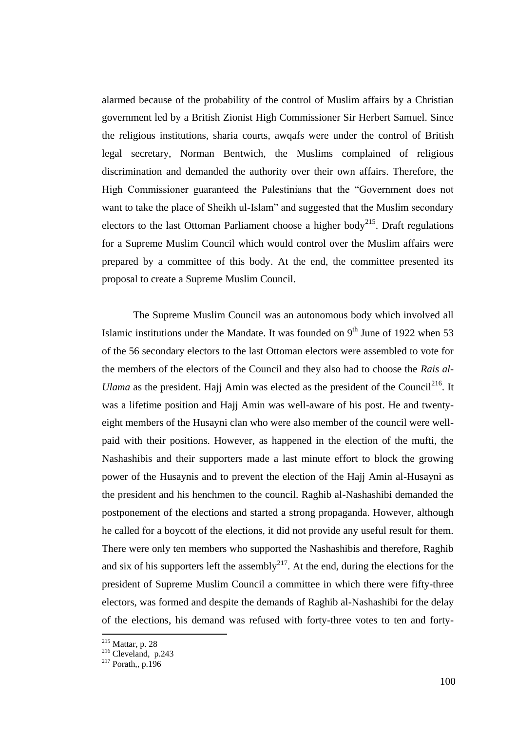alarmed because of the probability of the control of Muslim affairs by a Christian government led by a British Zionist High Commissioner Sir Herbert Samuel. Since the religious institutions, sharia courts, awqafs were under the control of British legal secretary, Norman Bentwich, the Muslims complained of religious discrimination and demanded the authority over their own affairs. Therefore, the High Commissioner guaranteed the Palestinians that the "Government does not want to take the place of Sheikh ul-Islam" and suggested that the Muslim secondary electors to the last Ottoman Parliament choose a higher body[215]. Draft regulations for a Supreme Muslim Council which would control over the Muslim affairs were prepared by a committee of this body. At the end, the committee presented its proposal to create a Supreme Muslim Council.

The Supreme Muslim Council was an autonomous body which involved all Islamic institutions under the Mandate. It was founded on 9th June of 1922 when 53 of the 56 secondary electors to the last Ottoman electors were assembled to vote for the members of the electors of the Council and they also had to choose the *Rais al-Ulama* as the president. Hajj Amin was elected as the president of the Council[216]. It was a lifetime position and Hajj Amin was well-aware of his post. He and twenty-eight members of the Husayni clan who were also member of the council were well-paid with their positions. However, as happened in the election of the mufti, the Nashashibis and their supporters made a last minute effort to block the growing power of the Husaynis and to prevent the election of the Hajj Amin al-Husayni as the president and his henchmen to the council. Raghib al-Nashashibi demanded the postponement of the elections and started a strong propaganda. However, although he called for a boycott of the elections, it did not provide any useful result for them. There were only ten members who supported the Nashashibis and therefore, Raghib and six of his supporters left the assembly[217]. At the end, during the elections for the president of Supreme Muslim Council a committee in which there were fifty-three electors, was formed and despite the demands of Raghib al-Nashashibi for the delay of the elections, his demand was refused with forty-three votes to ten and forty-

[215] Mattar, p. 28
[216] Cleveland, p.243
[217] Porath,, p.196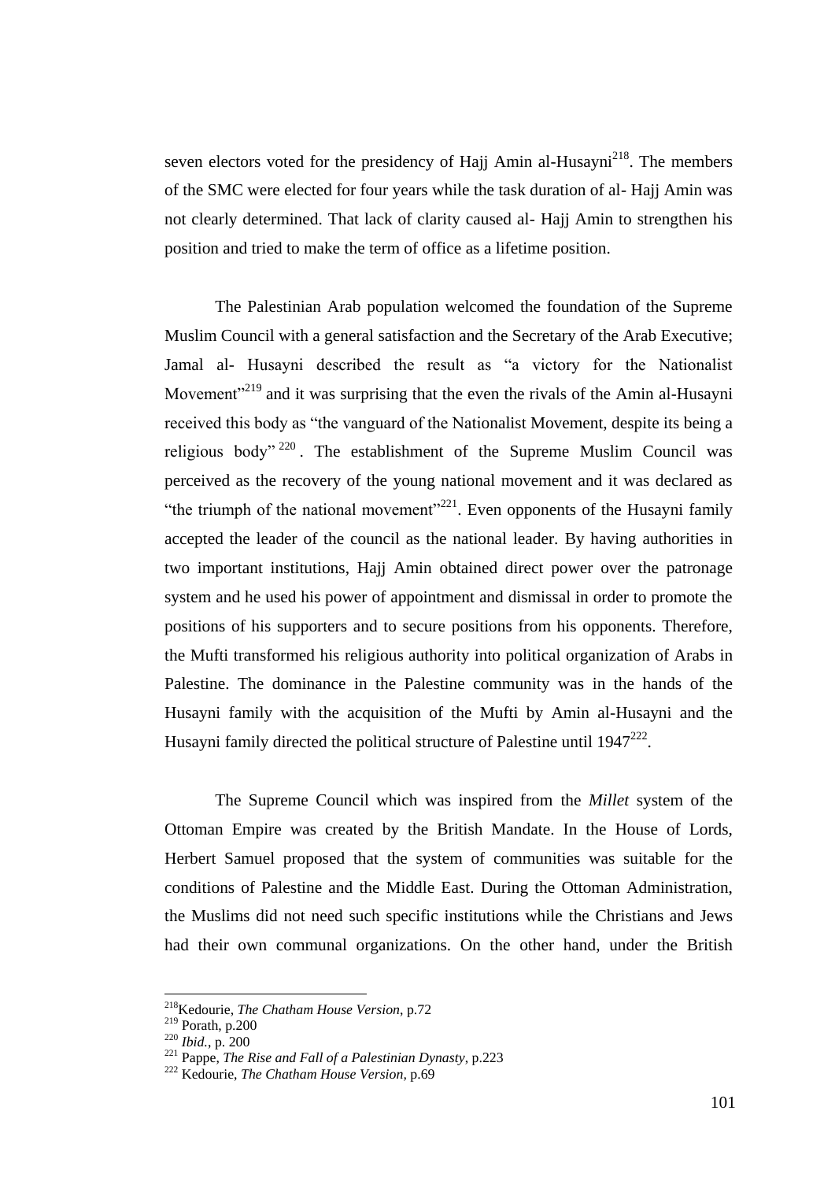seven electors voted for the presidency of Hajj Amin al-Husayni[218]. The members of the SMC were elected for four years while the task duration of al- Hajj Amin was not clearly determined. That lack of clarity caused al- Hajj Amin to strengthen his position and tried to make the term of office as a lifetime position.

The Palestinian Arab population welcomed the foundation of the Supreme Muslim Council with a general satisfaction and the Secretary of the Arab Executive; Jamal al- Husayni described the result as "a victory for the Nationalist Movement"[219] and it was surprising that the even the rivals of the Amin al-Husayni received this body as "the vanguard of the Nationalist Movement, despite its being a religious body"[220]. The establishment of the Supreme Muslim Council was perceived as the recovery of the young national movement and it was declared as "the triumph of the national movement"[221]. Even opponents of the Husayni family accepted the leader of the council as the national leader. By having authorities in two important institutions, Hajj Amin obtained direct power over the patronage system and he used his power of appointment and dismissal in order to promote the positions of his supporters and to secure positions from his opponents. Therefore, the Mufti transformed his religious authority into political organization of Arabs in Palestine. The dominance in the Palestine community was in the hands of the Husayni family with the acquisition of the Mufti by Amin al-Husayni and the Husayni family directed the political structure of Palestine until 1947[222].

The Supreme Council which was inspired from the *Millet* system of the Ottoman Empire was created by the British Mandate. In the House of Lords, Herbert Samuel proposed that the system of communities was suitable for the conditions of Palestine and the Middle East. During the Ottoman Administration, the Muslims did not need such specific institutions while the Christians and Jews had their own communal organizations. On the other hand, under the British

---

[218] Kedourie, *The Chatham House Version*, p.72
[219] Porath, p.200
[220] *Ibid.*, p. 200
[221] Pappe, *The Rise and Fall of a Palestinian Dynasty*, p.223
[222] Kedourie, *The Chatham House Version*, p.69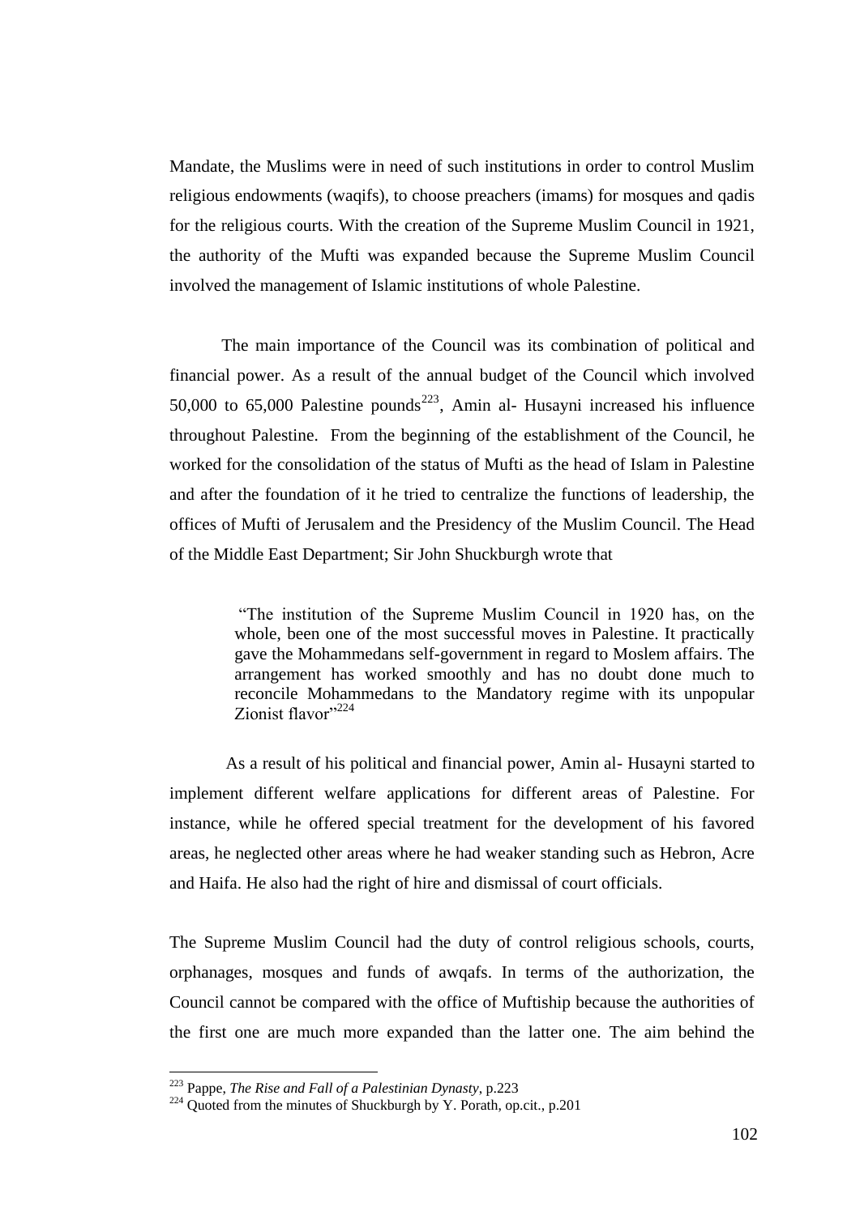Mandate, the Muslims were in need of such institutions in order to control Muslim religious endowments (waqifs), to choose preachers (imams) for mosques and qadis for the religious courts. With the creation of the Supreme Muslim Council in 1921, the authority of the Mufti was expanded because the Supreme Muslim Council involved the management of Islamic institutions of whole Palestine.

The main importance of the Council was its combination of political and financial power. As a result of the annual budget of the Council which involved 50,000 to 65,000 Palestine pounds[223], Amin al- Husayni increased his influence throughout Palestine. From the beginning of the establishment of the Council, he worked for the consolidation of the status of Mufti as the head of Islam in Palestine and after the foundation of it he tried to centralize the functions of leadership, the offices of Mufti of Jerusalem and the Presidency of the Muslim Council. The Head of the Middle East Department; Sir John Shuckburgh wrote that

> "The institution of the Supreme Muslim Council in 1920 has, on the whole, been one of the most successful moves in Palestine. It practically gave the Mohammedans self-government in regard to Moslem affairs. The arrangement has worked smoothly and has no doubt done much to reconcile Mohammedans to the Mandatory regime with its unpopular Zionist flavor"[224]

As a result of his political and financial power, Amin al- Husayni started to implement different welfare applications for different areas of Palestine. For instance, while he offered special treatment for the development of his favored areas, he neglected other areas where he had weaker standing such as Hebron, Acre and Haifa. He also had the right of hire and dismissal of court officials.

The Supreme Muslim Council had the duty of control religious schools, courts, orphanages, mosques and funds of awqafs. In terms of the authorization, the Council cannot be compared with the office of Muftiship because the authorities of the first one are much more expanded than the latter one. The aim behind the

---

[223] Pappe, *The Rise and Fall of a Palestinian Dynasty*, p.223

[224] Quoted from the minutes of Shuckburgh by Y. Porath, op.cit., p.201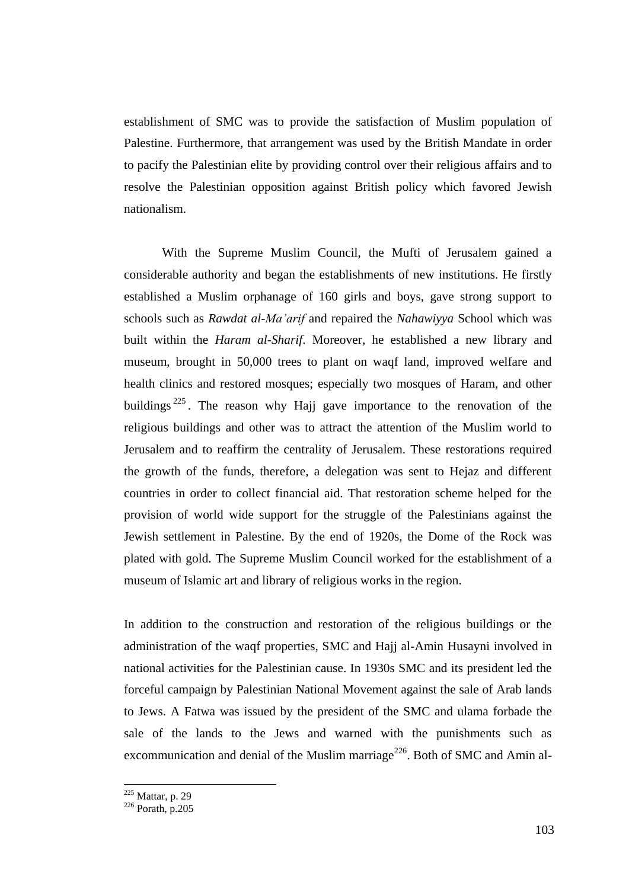establishment of SMC was to provide the satisfaction of Muslim population of Palestine. Furthermore, that arrangement was used by the British Mandate in order to pacify the Palestinian elite by providing control over their religious affairs and to resolve the Palestinian opposition against British policy which favored Jewish nationalism.

With the Supreme Muslim Council, the Mufti of Jerusalem gained a considerable authority and began the establishments of new institutions. He firstly established a Muslim orphanage of 160 girls and boys, gave strong support to schools such as *Rawdat al-Ma'arif* and repaired the *Nahawiyya* School which was built within the *Haram al-Sharif*. Moreover, he established a new library and museum, brought in 50,000 trees to plant on waqf land, improved welfare and health clinics and restored mosques; especially two mosques of Haram, and other buildings[225]. The reason why Hajj gave importance to the renovation of the religious buildings and other was to attract the attention of the Muslim world to Jerusalem and to reaffirm the centrality of Jerusalem. These restorations required the growth of the funds, therefore, a delegation was sent to Hejaz and different countries in order to collect financial aid. That restoration scheme helped for the provision of world wide support for the struggle of the Palestinians against the Jewish settlement in Palestine. By the end of 1920s, the Dome of the Rock was plated with gold. The Supreme Muslim Council worked for the establishment of a museum of Islamic art and library of religious works in the region.

In addition to the construction and restoration of the religious buildings or the administration of the waqf properties, SMC and Hajj al-Amin Husayni involved in national activities for the Palestinian cause. In 1930s SMC and its president led the forceful campaign by Palestinian National Movement against the sale of Arab lands to Jews. A Fatwa was issued by the president of the SMC and ulama forbade the sale of the lands to the Jews and warned with the punishments such as excommunication and denial of the Muslim marriage[226]. Both of SMC and Amin al-

---

[225] Mattar, p. 29

[226] Porath, p.205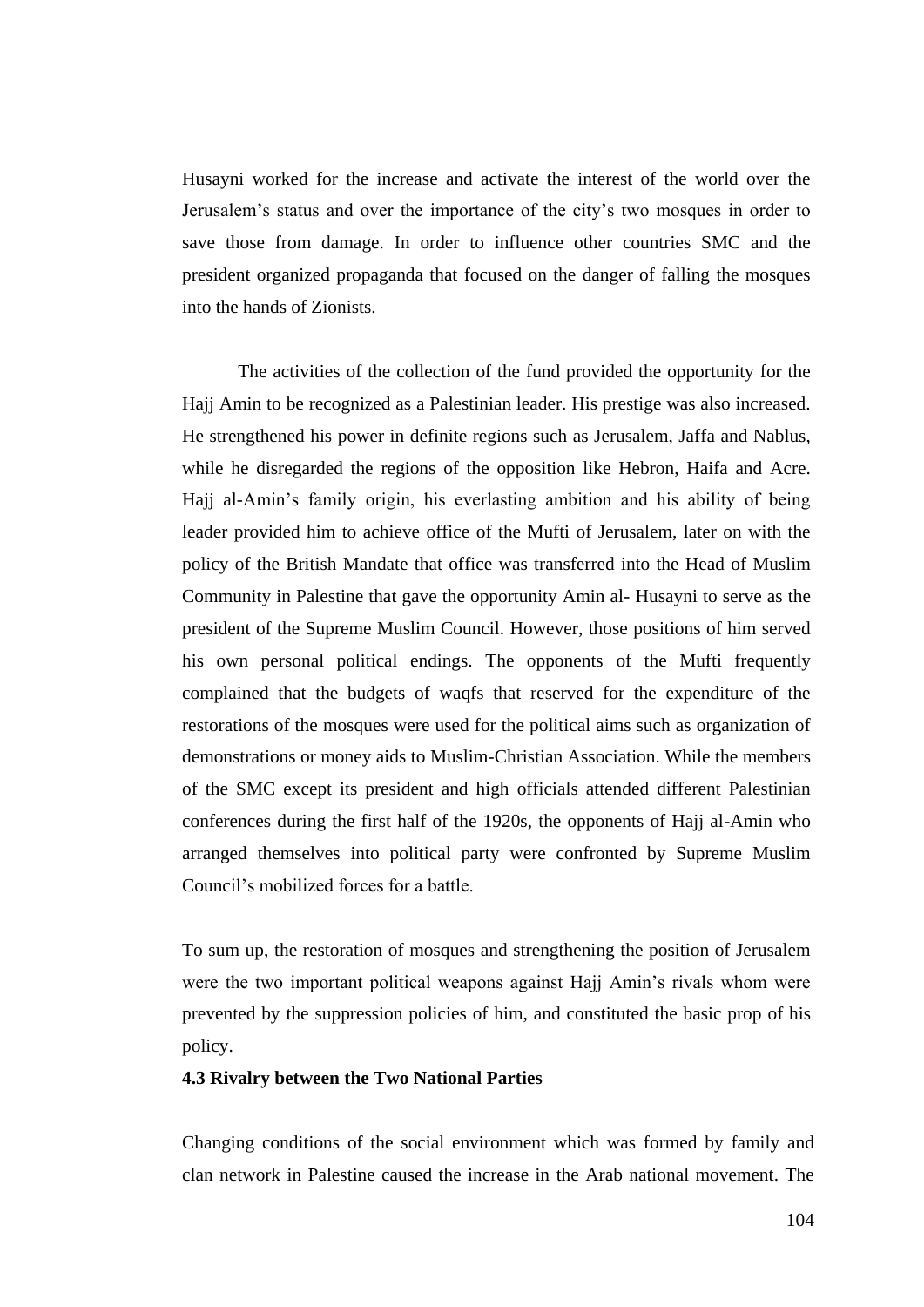Husayni worked for the increase and activate the interest of the world over the Jerusalem's status and over the importance of the city's two mosques in order to save those from damage. In order to influence other countries SMC and the president organized propaganda that focused on the danger of falling the mosques into the hands of Zionists.

The activities of the collection of the fund provided the opportunity for the Hajj Amin to be recognized as a Palestinian leader. His prestige was also increased. He strengthened his power in definite regions such as Jerusalem, Jaffa and Nablus, while he disregarded the regions of the opposition like Hebron, Haifa and Acre. Hajj al-Amin's family origin, his everlasting ambition and his ability of being leader provided him to achieve office of the Mufti of Jerusalem, later on with the policy of the British Mandate that office was transferred into the Head of Muslim Community in Palestine that gave the opportunity Amin al- Husayni to serve as the president of the Supreme Muslim Council. However, those positions of him served his own personal political endings. The opponents of the Mufti frequently complained that the budgets of waqfs that reserved for the expenditure of the restorations of the mosques were used for the political aims such as organization of demonstrations or money aids to Muslim-Christian Association. While the members of the SMC except its president and high officials attended different Palestinian conferences during the first half of the 1920s, the opponents of Hajj al-Amin who arranged themselves into political party were confronted by Supreme Muslim Council's mobilized forces for a battle.

To sum up, the restoration of mosques and strengthening the position of Jerusalem were the two important political weapons against Hajj Amin's rivals whom were prevented by the suppression policies of him, and constituted the basic prop of his policy.

### 4.3 Rivalry between the Two National Parties

Changing conditions of the social environment which was formed by family and clan network in Palestine caused the increase in the Arab national movement. The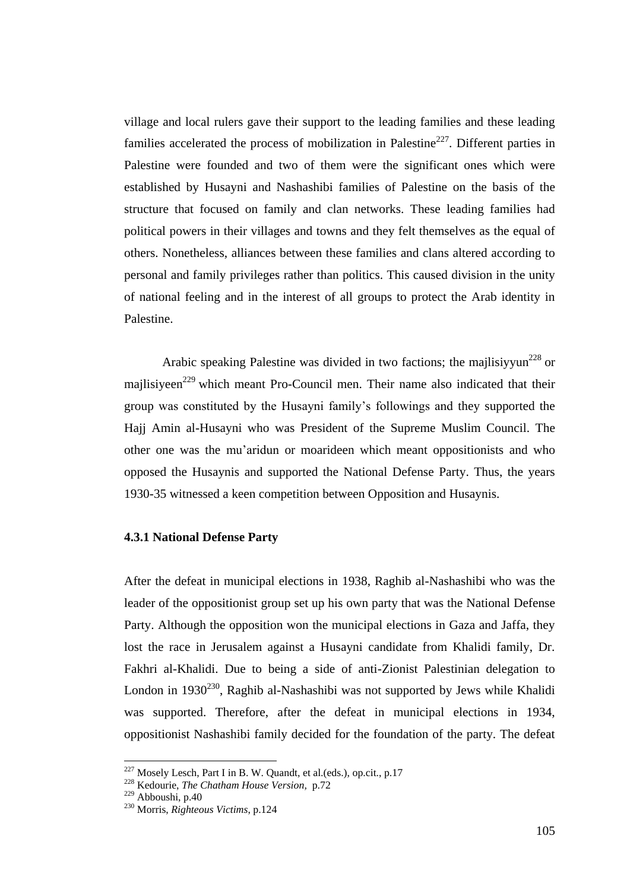village and local rulers gave their support to the leading families and these leading families accelerated the process of mobilization in Palestine[227]. Different parties in Palestine were founded and two of them were the significant ones which were established by Husayni and Nashashibi families of Palestine on the basis of the structure that focused on family and clan networks. These leading families had political powers in their villages and towns and they felt themselves as the equal of others. Nonetheless, alliances between these families and clans altered according to personal and family privileges rather than politics. This caused division in the unity of national feeling and in the interest of all groups to protect the Arab identity in Palestine.

Arabic speaking Palestine was divided in two factions; the majlisiyyun[228] or majlisiyeen[229] which meant Pro-Council men. Their name also indicated that their group was constituted by the Husayni family's followings and they supported the Hajj Amin al-Husayni who was President of the Supreme Muslim Council. The other one was the mu'aridun or moarideen which meant oppositionists and who opposed the Husaynis and supported the National Defense Party. Thus, the years 1930-35 witnessed a keen competition between Opposition and Husaynis.

### 4.3.1 National Defense Party

After the defeat in municipal elections in 1938, Raghib al-Nashashibi who was the leader of the oppositionist group set up his own party that was the National Defense Party. Although the opposition won the municipal elections in Gaza and Jaffa, they lost the race in Jerusalem against a Husayni candidate from Khalidi family, Dr. Fakhri al-Khalidi. Due to being a side of anti-Zionist Palestinian delegation to London in 1930[230], Raghib al-Nashashibi was not supported by Jews while Khalidi was supported. Therefore, after the defeat in municipal elections in 1934, oppositionist Nashashibi family decided for the foundation of the party. The defeat

---

[227] Mosely Lesch, Part I in B. W. Quandt, et al.(eds.), op.cit., p.17

[228] Kedourie, *The Chatham House Version*, p.72

[229] Abboushi, p.40

[230] Morris, *Righteous Victims*, p.124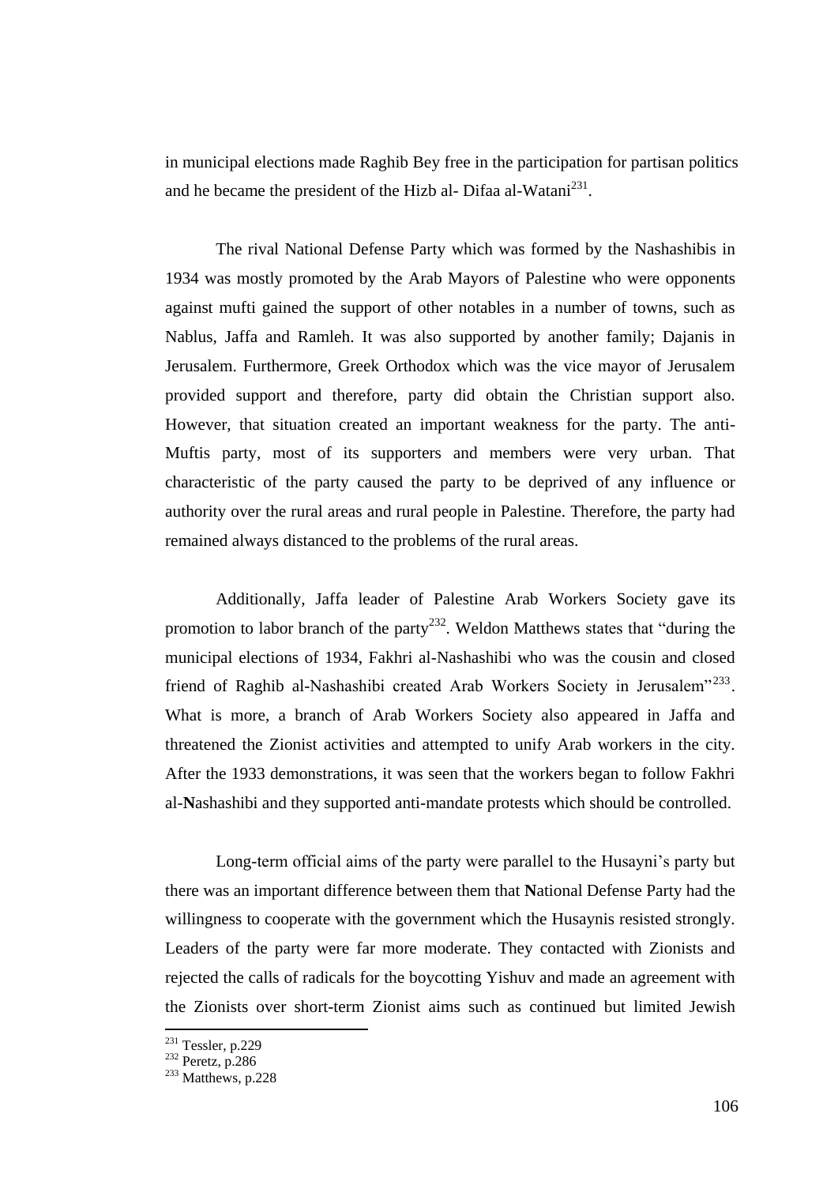in municipal elections made Raghib Bey free in the participation for partisan politics and he became the president of the Hizb al- Difaa al-Watani[231].

The rival National Defense Party which was formed by the Nashashibis in 1934 was mostly promoted by the Arab Mayors of Palestine who were opponents against mufti gained the support of other notables in a number of towns, such as Nablus, Jaffa and Ramleh. It was also supported by another family; Dajanis in Jerusalem. Furthermore, Greek Orthodox which was the vice mayor of Jerusalem provided support and therefore, party did obtain the Christian support also. However, that situation created an important weakness for the party. The anti-Muftis party, most of its supporters and members were very urban. That characteristic of the party caused the party to be deprived of any influence or authority over the rural areas and rural people in Palestine. Therefore, the party had remained always distanced to the problems of the rural areas.

Additionally, Jaffa leader of Palestine Arab Workers Society gave its promotion to labor branch of the party[232]. Weldon Matthews states that "during the municipal elections of 1934, Fakhri al-Nashashibi who was the cousin and closed friend of Raghib al-Nashashibi created Arab Workers Society in Jerusalem"[233]. What is more, a branch of Arab Workers Society also appeared in Jaffa and threatened the Zionist activities and attempted to unify Arab workers in the city. After the 1933 demonstrations, it was seen that the workers began to follow Fakhri al-Nashashibi and they supported anti-mandate protests which should be controlled.

Long-term official aims of the party were parallel to the Husayni's party but there was an important difference between them that National Defense Party had the willingness to cooperate with the government which the Husaynis resisted strongly. Leaders of the party were far more moderate. They contacted with Zionists and rejected the calls of radicals for the boycotting Yishuv and made an agreement with the Zionists over short-term Zionist aims such as continued but limited Jewish

---

[231] Tessler, p.229
[232] Peretz, p.286
[233] Matthews, p.228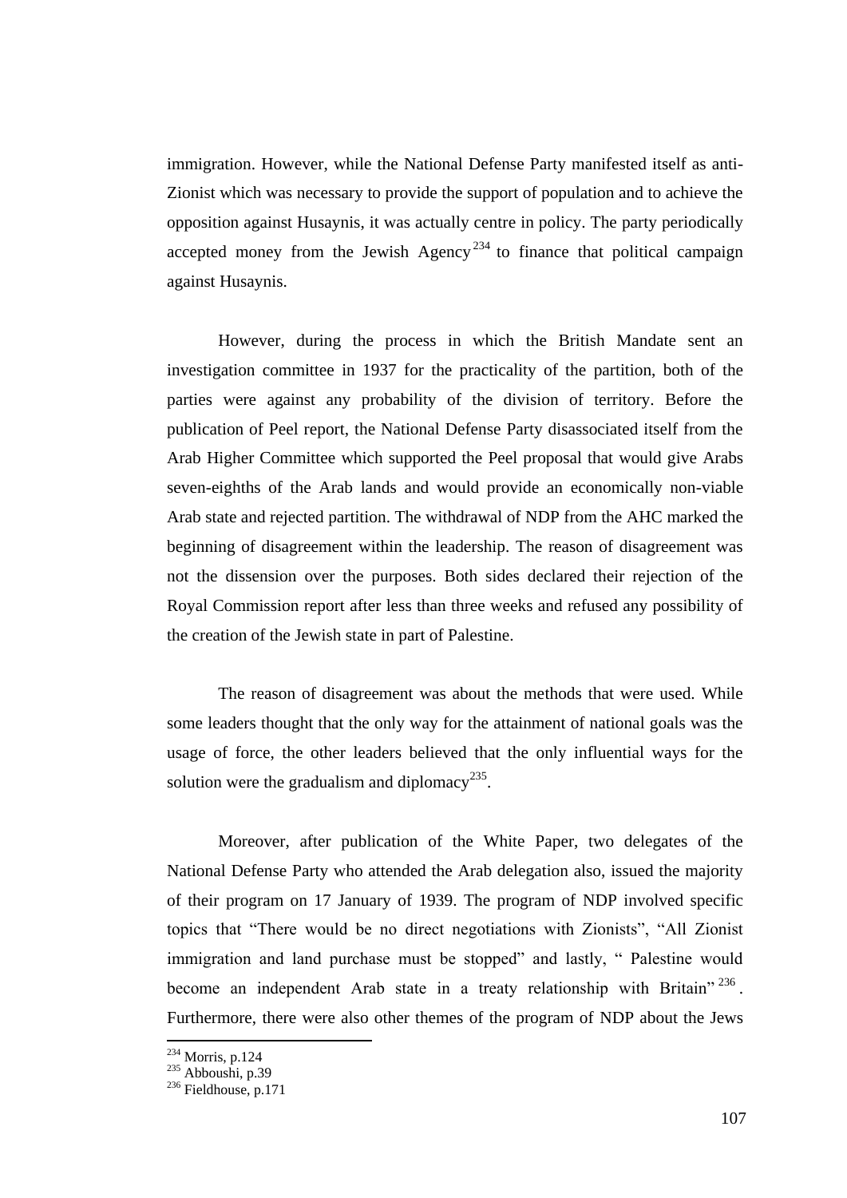immigration. However, while the National Defense Party manifested itself as anti-Zionist which was necessary to provide the support of population and to achieve the opposition against Husaynis, it was actually centre in policy. The party periodically accepted money from the Jewish Agency[234] to finance that political campaign against Husaynis.

However, during the process in which the British Mandate sent an investigation committee in 1937 for the practicality of the partition, both of the parties were against any probability of the division of territory. Before the publication of Peel report, the National Defense Party disassociated itself from the Arab Higher Committee which supported the Peel proposal that would give Arabs seven-eighths of the Arab lands and would provide an economically non-viable Arab state and rejected partition. The withdrawal of NDP from the AHC marked the beginning of disagreement within the leadership. The reason of disagreement was not the dissension over the purposes. Both sides declared their rejection of the Royal Commission report after less than three weeks and refused any possibility of the creation of the Jewish state in part of Palestine.

The reason of disagreement was about the methods that were used. While some leaders thought that the only way for the attainment of national goals was the usage of force, the other leaders believed that the only influential ways for the solution were the gradualism and diplomacy[235].

Moreover, after publication of the White Paper, two delegates of the National Defense Party who attended the Arab delegation also, issued the majority of their program on 17 January of 1939. The program of NDP involved specific topics that "There would be no direct negotiations with Zionists", "All Zionist immigration and land purchase must be stopped" and lastly, " Palestine would become an independent Arab state in a treaty relationship with Britain"[236]. Furthermore, there were also other themes of the program of NDP about the Jews

---

[234] Morris, p.124
[235] Abboushi, p.39
[236] Fieldhouse, p.171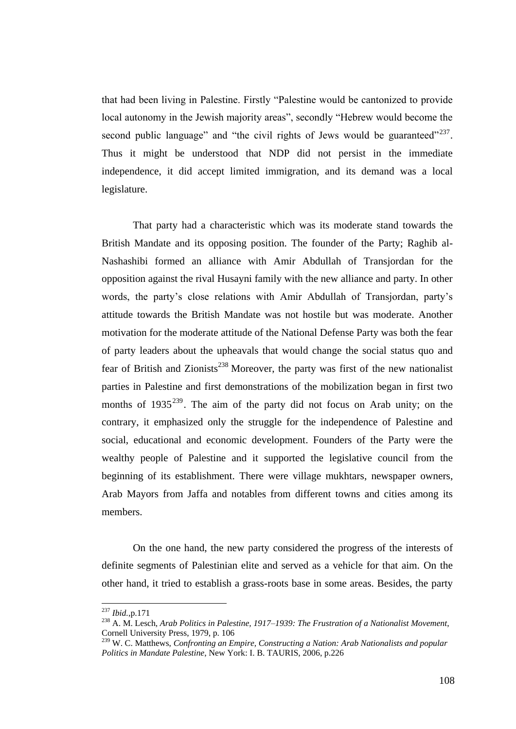that had been living in Palestine. Firstly "Palestine would be cantonized to provide local autonomy in the Jewish majority areas", secondly "Hebrew would become the second public language" and "the civil rights of Jews would be guaranteed"[237]. Thus it might be understood that NDP did not persist in the immediate independence, it did accept limited immigration, and its demand was a local legislature.

That party had a characteristic which was its moderate stand towards the British Mandate and its opposing position. The founder of the Party; Raghib al-Nashashibi formed an alliance with Amir Abdullah of Transjordan for the opposition against the rival Husayni family with the new alliance and party. In other words, the party's close relations with Amir Abdullah of Transjordan, party's attitude towards the British Mandate was not hostile but was moderate. Another motivation for the moderate attitude of the National Defense Party was both the fear of party leaders about the upheavals that would change the social status quo and fear of British and Zionists[238] Moreover, the party was first of the new nationalist parties in Palestine and first demonstrations of the mobilization began in first two months of 1935[239]. The aim of the party did not focus on Arab unity; on the contrary, it emphasized only the struggle for the independence of Palestine and social, educational and economic development. Founders of the Party were the wealthy people of Palestine and it supported the legislative council from the beginning of its establishment. There were village mukhtars, newspaper owners, Arab Mayors from Jaffa and notables from different towns and cities among its members.

On the one hand, the new party considered the progress of the interests of definite segments of Palestinian elite and served as a vehicle for that aim. On the other hand, it tried to establish a grass-roots base in some areas. Besides, the party

---

[237] *Ibid.*,p.171

[238] A. M. Lesch, *Arab Politics in Palestine, 1917–1939: The Frustration of a Nationalist Movement*, Cornell University Press, 1979, p. 106

[239] W. C. Matthews, *Confronting an Empire, Constructing a Nation: Arab Nationalists and popular Politics in Mandate Palestine*, New York: I. B. TAURIS, 2006, p.226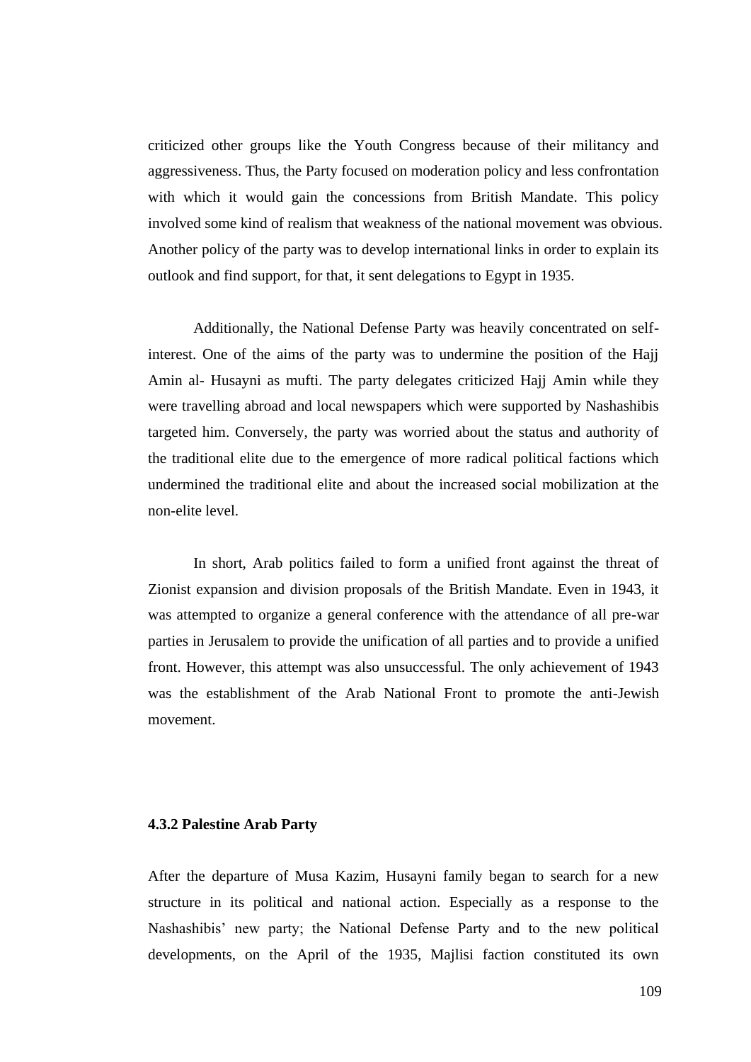criticized other groups like the Youth Congress because of their militancy and aggressiveness. Thus, the Party focused on moderation policy and less confrontation with which it would gain the concessions from British Mandate. This policy involved some kind of realism that weakness of the national movement was obvious. Another policy of the party was to develop international links in order to explain its outlook and find support, for that, it sent delegations to Egypt in 1935.

Additionally, the National Defense Party was heavily concentrated on self-interest. One of the aims of the party was to undermine the position of the Hajj Amin al- Husayni as mufti. The party delegates criticized Hajj Amin while they were travelling abroad and local newspapers which were supported by Nashashibis targeted him. Conversely, the party was worried about the status and authority of the traditional elite due to the emergence of more radical political factions which undermined the traditional elite and about the increased social mobilization at the non-elite level.

In short, Arab politics failed to form a unified front against the threat of Zionist expansion and division proposals of the British Mandate. Even in 1943, it was attempted to organize a general conference with the attendance of all pre-war parties in Jerusalem to provide the unification of all parties and to provide a unified front. However, this attempt was also unsuccessful. The only achievement of 1943 was the establishment of the Arab National Front to promote the anti-Jewish movement.

#### 4.3.2 Palestine Arab Party

After the departure of Musa Kazim, Husayni family began to search for a new structure in its political and national action. Especially as a response to the Nashashibis' new party; the National Defense Party and to the new political developments, on the April of the 1935, Majlisi faction constituted its own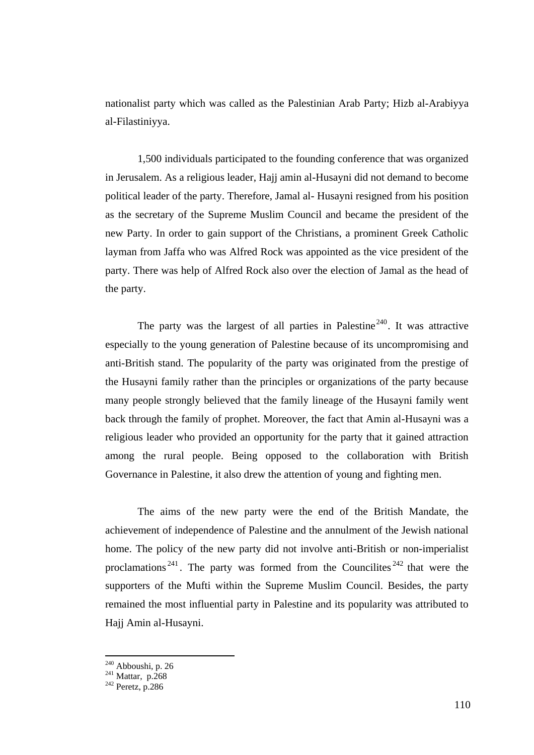nationalist party which was called as the Palestinian Arab Party; Hizb al-Arabiyya al-Filastiniyya.

1,500 individuals participated to the founding conference that was organized in Jerusalem. As a religious leader, Hajj amin al-Husayni did not demand to become political leader of the party. Therefore, Jamal al- Husayni resigned from his position as the secretary of the Supreme Muslim Council and became the president of the new Party. In order to gain support of the Christians, a prominent Greek Catholic layman from Jaffa who was Alfred Rock was appointed as the vice president of the party. There was help of Alfred Rock also over the election of Jamal as the head of the party.

The party was the largest of all parties in Palestine[240]. It was attractive especially to the young generation of Palestine because of its uncompromising and anti-British stand. The popularity of the party was originated from the prestige of the Husayni family rather than the principles or organizations of the party because many people strongly believed that the family lineage of the Husayni family went back through the family of prophet. Moreover, the fact that Amin al-Husayni was a religious leader who provided an opportunity for the party that it gained attraction among the rural people. Being opposed to the collaboration with British Governance in Palestine, it also drew the attention of young and fighting men.

The aims of the new party were the end of the British Mandate, the achievement of independence of Palestine and the annulment of the Jewish national home. The policy of the new party did not involve anti-British or non-imperialist proclamations[241]. The party was formed from the Councilites[242] that were the supporters of the Mufti within the Supreme Muslim Council. Besides, the party remained the most influential party in Palestine and its popularity was attributed to Hajj Amin al-Husayni.

---

[240] Abboushi, p. 26
[241] Mattar, p.268
[242] Peretz, p.286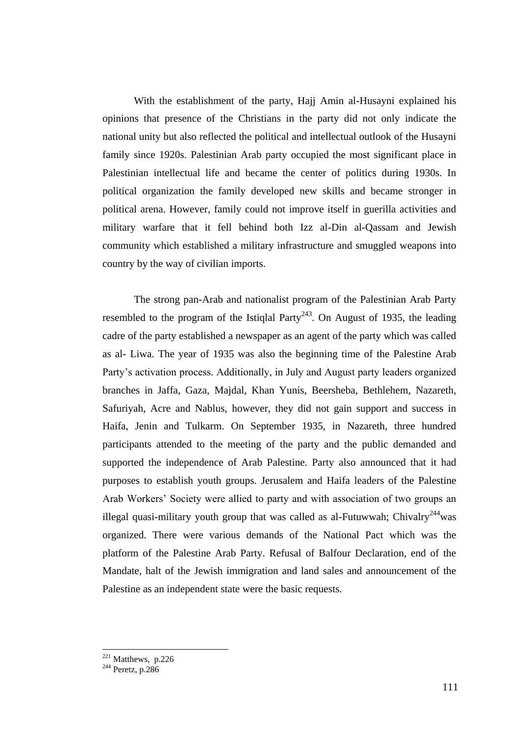With the establishment of the party, Hajj Amin al-Husayni explained his opinions that presence of the Christians in the party did not only indicate the national unity but also reflected the political and intellectual outlook of the Husayni family since 1920s. Palestinian Arab party occupied the most significant place in Palestinian intellectual life and became the center of politics during 1930s. In political organization the family developed new skills and became stronger in political arena. However, family could not improve itself in guerilla activities and military warfare that it fell behind both Izz al-Din al-Qassam and Jewish community which established a military infrastructure and smuggled weapons into country by the way of civilian imports.

The strong pan-Arab and nationalist program of the Palestinian Arab Party resembled to the program of the Istiqlal Party[243]. On August of 1935, the leading cadre of the party established a newspaper as an agent of the party which was called as al- Liwa. The year of 1935 was also the beginning time of the Palestine Arab Party's activation process. Additionally, in July and August party leaders organized branches in Jaffa, Gaza, Majdal, Khan Yunis, Beersheba, Bethlehem, Nazareth, Safuriyah, Acre and Nablus, however, they did not gain support and success in Haifa, Jenin and Tulkarm. On September 1935, in Nazareth, three hundred participants attended to the meeting of the party and the public demanded and supported the independence of Arab Palestine. Party also announced that it had purposes to establish youth groups. Jerusalem and Haifa leaders of the Palestine Arab Workers' Society were allied to party and with association of two groups an illegal quasi-military youth group that was called as al-Futuwwah; Chivalry[244]was organized. There were various demands of the National Pact which was the platform of the Palestine Arab Party. Refusal of Balfour Declaration, end of the Mandate, halt of the Jewish immigration and land sales and announcement of the Palestine as an independent state were the basic requests.

---

[221] Matthews, p.226

[244] Peretz, p.286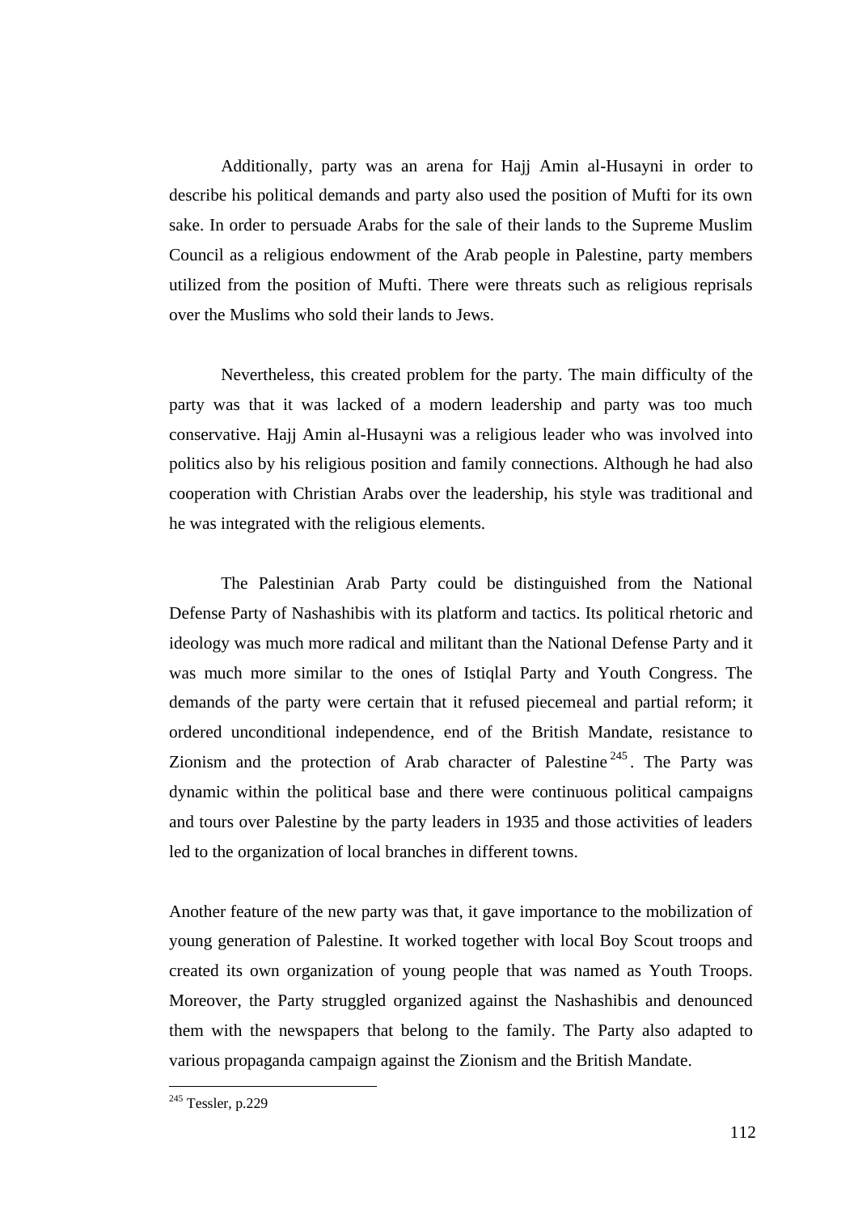Additionally, party was an arena for Hajj Amin al-Husayni in order to describe his political demands and party also used the position of Mufti for its own sake. In order to persuade Arabs for the sale of their lands to the Supreme Muslim Council as a religious endowment of the Arab people in Palestine, party members utilized from the position of Mufti. There were threats such as religious reprisals over the Muslims who sold their lands to Jews.

Nevertheless, this created problem for the party. The main difficulty of the party was that it was lacked of a modern leadership and party was too much conservative. Hajj Amin al-Husayni was a religious leader who was involved into politics also by his religious position and family connections. Although he had also cooperation with Christian Arabs over the leadership, his style was traditional and he was integrated with the religious elements.

The Palestinian Arab Party could be distinguished from the National Defense Party of Nashashibis with its platform and tactics. Its political rhetoric and ideology was much more radical and militant than the National Defense Party and it was much more similar to the ones of Istiqlal Party and Youth Congress. The demands of the party were certain that it refused piecemeal and partial reform; it ordered unconditional independence, end of the British Mandate, resistance to Zionism and the protection of Arab character of Palestine[245]. The Party was dynamic within the political base and there were continuous political campaigns and tours over Palestine by the party leaders in 1935 and those activities of leaders led to the organization of local branches in different towns.

Another feature of the new party was that, it gave importance to the mobilization of young generation of Palestine. It worked together with local Boy Scout troops and created its own organization of young people that was named as Youth Troops. Moreover, the Party struggled organized against the Nashashibis and denounced them with the newspapers that belong to the family. The Party also adapted to various propaganda campaign against the Zionism and the British Mandate.

---

[245] Tessler, p.229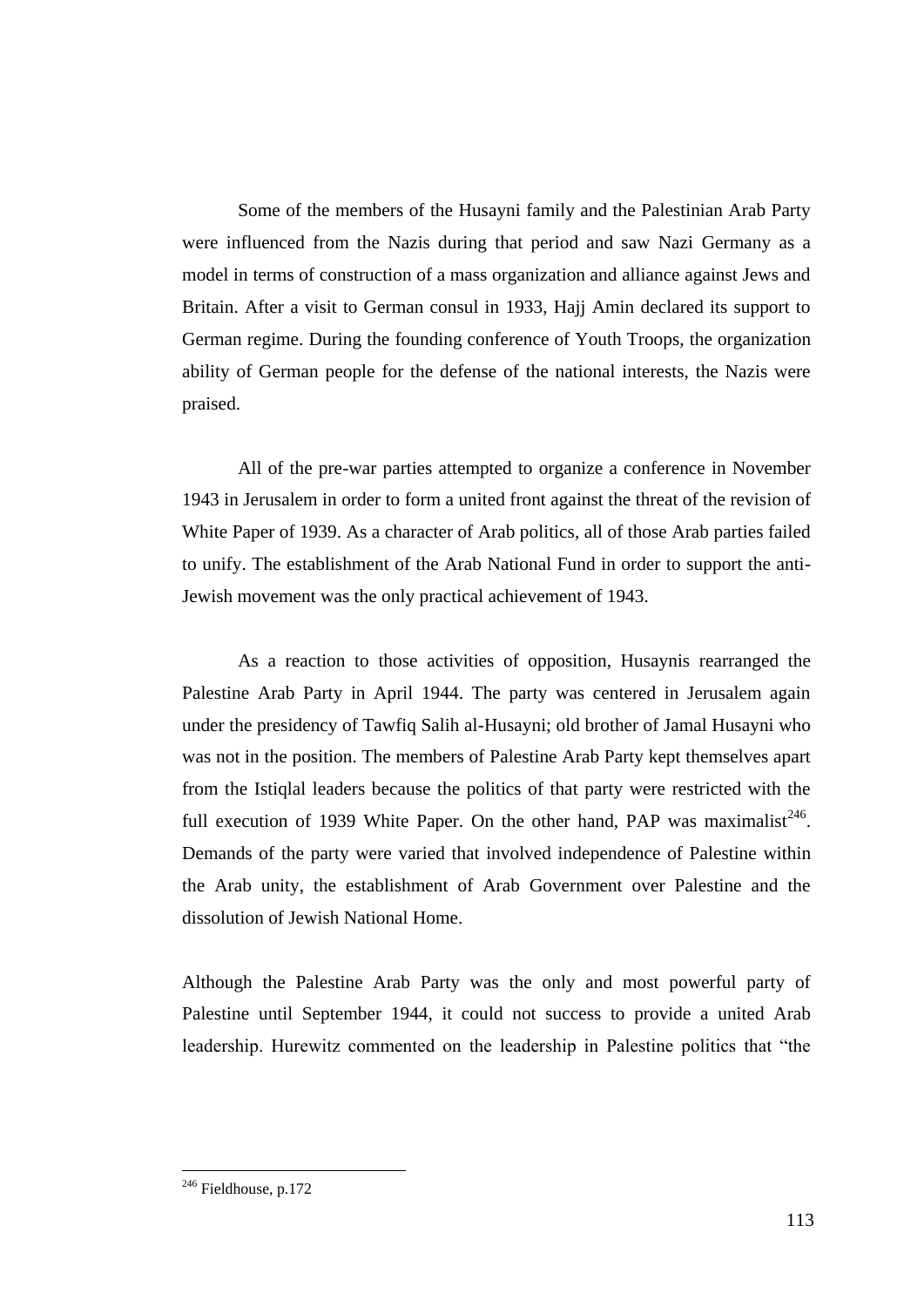Some of the members of the Husayni family and the Palestinian Arab Party were influenced from the Nazis during that period and saw Nazi Germany as a model in terms of construction of a mass organization and alliance against Jews and Britain. After a visit to German consul in 1933, Hajj Amin declared its support to German regime. During the founding conference of Youth Troops, the organization ability of German people for the defense of the national interests, the Nazis were praised.

All of the pre-war parties attempted to organize a conference in November 1943 in Jerusalem in order to form a united front against the threat of the revision of White Paper of 1939. As a character of Arab politics, all of those Arab parties failed to unify. The establishment of the Arab National Fund in order to support the anti-Jewish movement was the only practical achievement of 1943.

As a reaction to those activities of opposition, Husaynis rearranged the Palestine Arab Party in April 1944. The party was centered in Jerusalem again under the presidency of Tawfiq Salih al-Husayni; old brother of Jamal Husayni who was not in the position. The members of Palestine Arab Party kept themselves apart from the Istiqlal leaders because the politics of that party were restricted with the full execution of 1939 White Paper. On the other hand, PAP was maximalist[246]. Demands of the party were varied that involved independence of Palestine within the Arab unity, the establishment of Arab Government over Palestine and the dissolution of Jewish National Home.

Although the Palestine Arab Party was the only and most powerful party of Palestine until September 1944, it could not success to provide a united Arab leadership. Hurewitz commented on the leadership in Palestine politics that "the

---

[246] Fieldhouse, p.172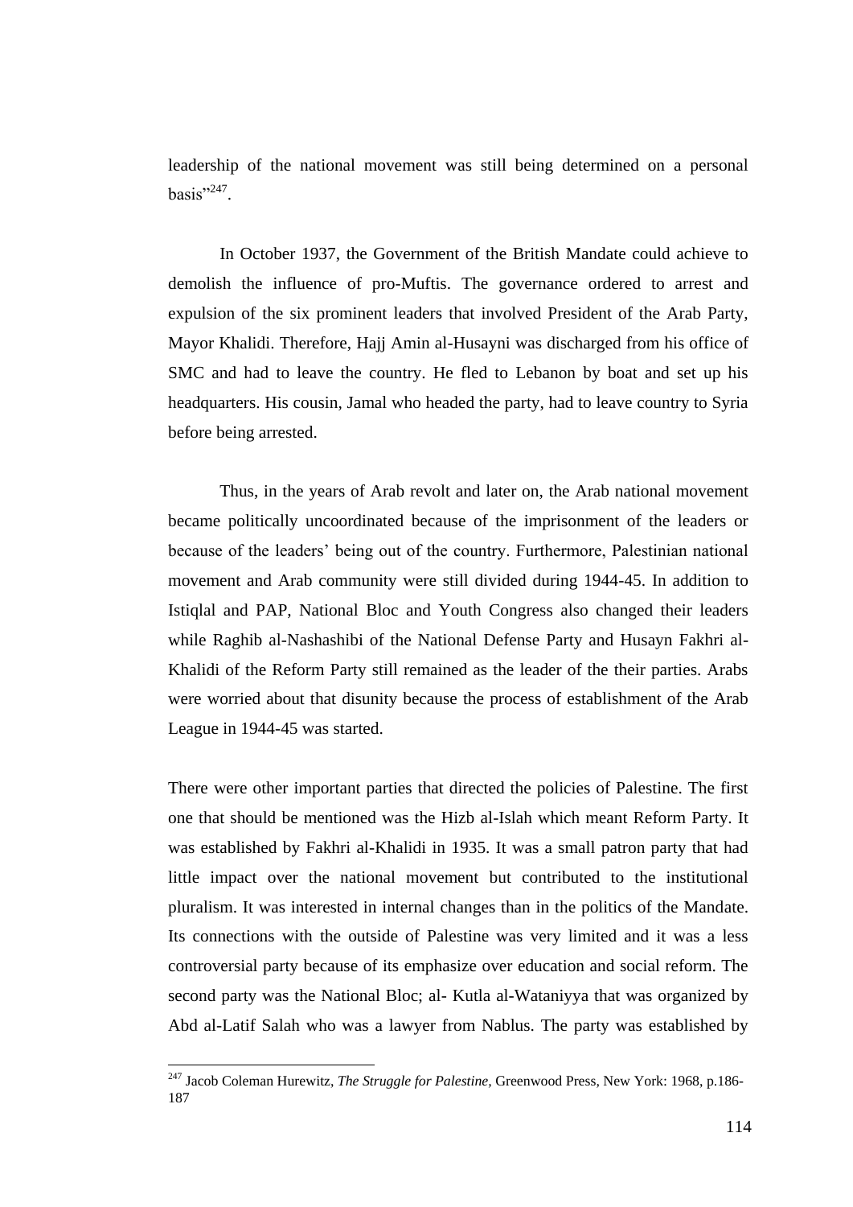leadership of the national movement was still being determined on a personal basis"[247].

In October 1937, the Government of the British Mandate could achieve to demolish the influence of pro-Muftis. The governance ordered to arrest and expulsion of the six prominent leaders that involved President of the Arab Party, Mayor Khalidi. Therefore, Hajj Amin al-Husayni was discharged from his office of SMC and had to leave the country. He fled to Lebanon by boat and set up his headquarters. His cousin, Jamal who headed the party, had to leave country to Syria before being arrested.

Thus, in the years of Arab revolt and later on, the Arab national movement became politically uncoordinated because of the imprisonment of the leaders or because of the leaders' being out of the country. Furthermore, Palestinian national movement and Arab community were still divided during 1944-45. In addition to Istiqlal and PAP, National Bloc and Youth Congress also changed their leaders while Raghib al-Nashashibi of the National Defense Party and Husayn Fakhri al-Khalidi of the Reform Party still remained as the leader of the their parties. Arabs were worried about that disunity because the process of establishment of the Arab League in 1944-45 was started.

There were other important parties that directed the policies of Palestine. The first one that should be mentioned was the Hizb al-Islah which meant Reform Party. It was established by Fakhri al-Khalidi in 1935. It was a small patron party that had little impact over the national movement but contributed to the institutional pluralism. It was interested in internal changes than in the politics of the Mandate. Its connections with the outside of Palestine was very limited and it was a less controversial party because of its emphasize over education and social reform. The second party was the National Bloc; al- Kutla al-Wataniyya that was organized by Abd al-Latif Salah who was a lawyer from Nablus. The party was established by

---

[247] Jacob Coleman Hurewitz, *The Struggle for Palestine,* Greenwood Press, New York: 1968, p.186-187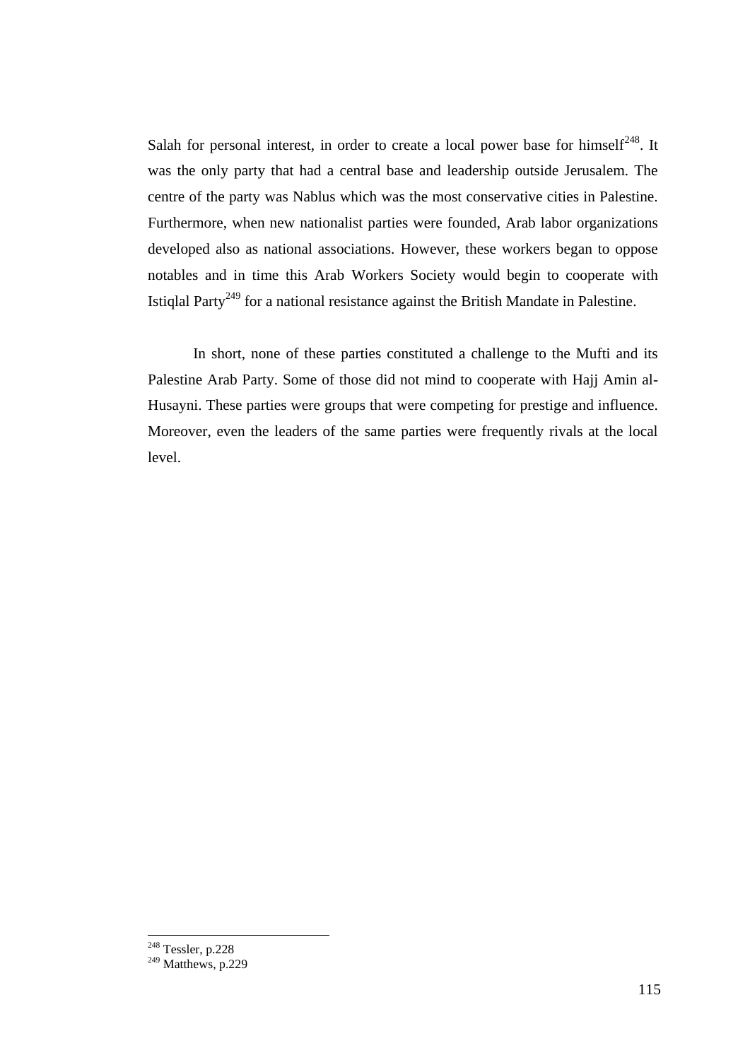Salah for personal interest, in order to create a local power base for himself[248]. It was the only party that had a central base and leadership outside Jerusalem. The centre of the party was Nablus which was the most conservative cities in Palestine. Furthermore, when new nationalist parties were founded, Arab labor organizations developed also as national associations. However, these workers began to oppose notables and in time this Arab Workers Society would begin to cooperate with Istiqlal Party[249] for a national resistance against the British Mandate in Palestine.

In short, none of these parties constituted a challenge to the Mufti and its Palestine Arab Party. Some of those did not mind to cooperate with Hajj Amin al-Husayni. These parties were groups that were competing for prestige and influence. Moreover, even the leaders of the same parties were frequently rivals at the local level.

---

[248] Tessler, p.228
[249] Matthews, p.229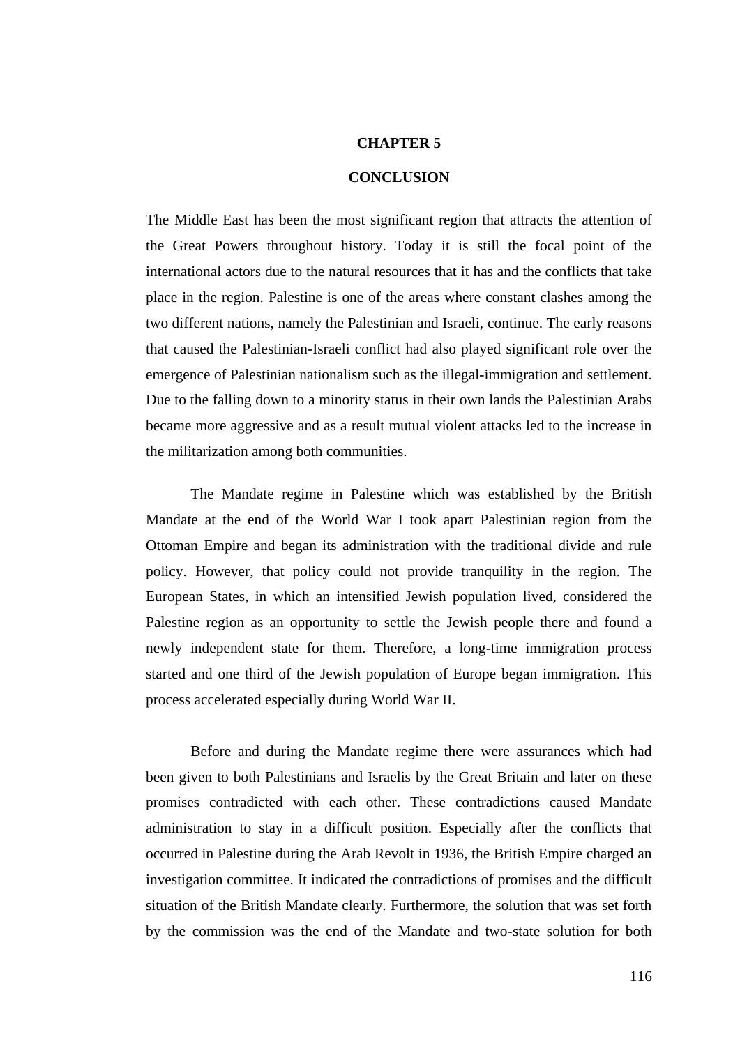# CHAPTER 5

# CONCLUSION

The Middle East has been the most significant region that attracts the attention of the Great Powers throughout history. Today it is still the focal point of the international actors due to the natural resources that it has and the conflicts that take place in the region. Palestine is one of the areas where constant clashes among the two different nations, namely the Palestinian and Israeli, continue. The early reasons that caused the Palestinian-Israeli conflict had also played significant role over the emergence of Palestinian nationalism such as the illegal-immigration and settlement. Due to the falling down to a minority status in their own lands the Palestinian Arabs became more aggressive and as a result mutual violent attacks led to the increase in the militarization among both communities.

The Mandate regime in Palestine which was established by the British Mandate at the end of the World War I took apart Palestinian region from the Ottoman Empire and began its administration with the traditional divide and rule policy. However, that policy could not provide tranquility in the region. The European States, in which an intensified Jewish population lived, considered the Palestine region as an opportunity to settle the Jewish people there and found a newly independent state for them. Therefore, a long-time immigration process started and one third of the Jewish population of Europe began immigration. This process accelerated especially during World War II.

Before and during the Mandate regime there were assurances which had been given to both Palestinians and Israelis by the Great Britain and later on these promises contradicted with each other. These contradictions caused Mandate administration to stay in a difficult position. Especially after the conflicts that occurred in Palestine during the Arab Revolt in 1936, the British Empire charged an investigation committee. It indicated the contradictions of promises and the difficult situation of the British Mandate clearly. Furthermore, the solution that was set forth by the commission was the end of the Mandate and two-state solution for both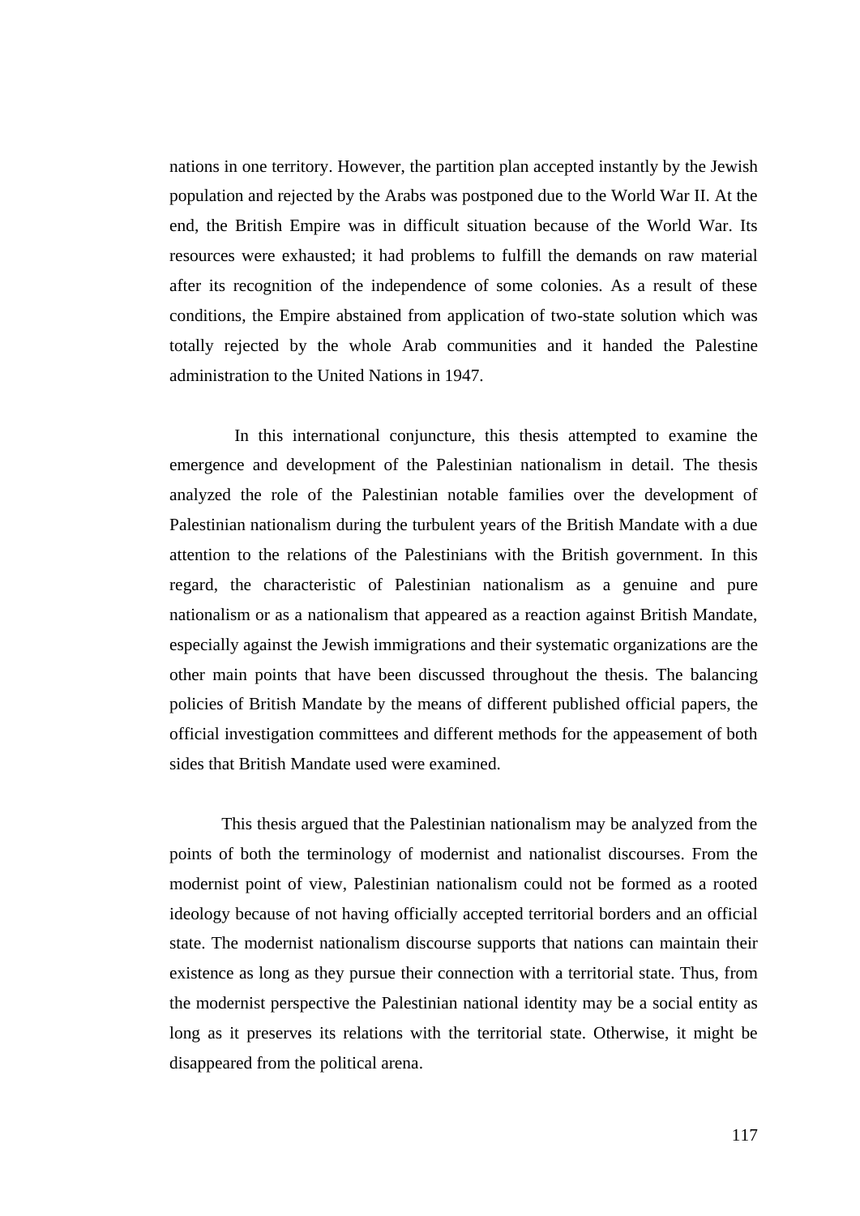nations in one territory. However, the partition plan accepted instantly by the Jewish population and rejected by the Arabs was postponed due to the World War II. At the end, the British Empire was in difficult situation because of the World War. Its resources were exhausted; it had problems to fulfill the demands on raw material after its recognition of the independence of some colonies. As a result of these conditions, the Empire abstained from application of two-state solution which was totally rejected by the whole Arab communities and it handed the Palestine administration to the United Nations in 1947.

In this international conjuncture, this thesis attempted to examine the emergence and development of the Palestinian nationalism in detail. The thesis analyzed the role of the Palestinian notable families over the development of Palestinian nationalism during the turbulent years of the British Mandate with a due attention to the relations of the Palestinians with the British government. In this regard, the characteristic of Palestinian nationalism as a genuine and pure nationalism or as a nationalism that appeared as a reaction against British Mandate, especially against the Jewish immigrations and their systematic organizations are the other main points that have been discussed throughout the thesis. The balancing policies of British Mandate by the means of different published official papers, the official investigation committees and different methods for the appeasement of both sides that British Mandate used were examined.

This thesis argued that the Palestinian nationalism may be analyzed from the points of both the terminology of modernist and nationalist discourses. From the modernist point of view, Palestinian nationalism could not be formed as a rooted ideology because of not having officially accepted territorial borders and an official state. The modernist nationalism discourse supports that nations can maintain their existence as long as they pursue their connection with a territorial state. Thus, from the modernist perspective the Palestinian national identity may be a social entity as long as it preserves its relations with the territorial state. Otherwise, it might be disappeared from the political arena.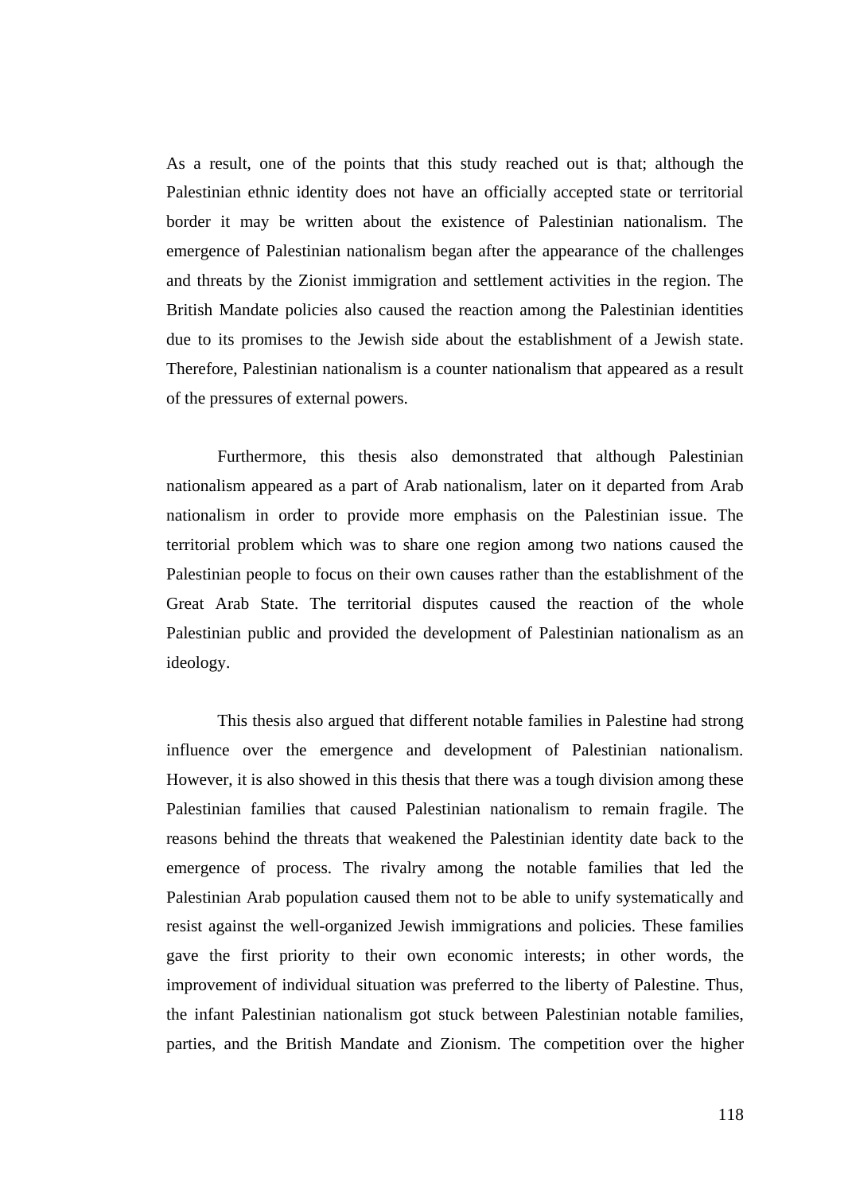As a result, one of the points that this study reached out is that; although the Palestinian ethnic identity does not have an officially accepted state or territorial border it may be written about the existence of Palestinian nationalism. The emergence of Palestinian nationalism began after the appearance of the challenges and threats by the Zionist immigration and settlement activities in the region. The British Mandate policies also caused the reaction among the Palestinian identities due to its promises to the Jewish side about the establishment of a Jewish state. Therefore, Palestinian nationalism is a counter nationalism that appeared as a result of the pressures of external powers.

Furthermore, this thesis also demonstrated that although Palestinian nationalism appeared as a part of Arab nationalism, later on it departed from Arab nationalism in order to provide more emphasis on the Palestinian issue. The territorial problem which was to share one region among two nations caused the Palestinian people to focus on their own causes rather than the establishment of the Great Arab State. The territorial disputes caused the reaction of the whole Palestinian public and provided the development of Palestinian nationalism as an ideology.

This thesis also argued that different notable families in Palestine had strong influence over the emergence and development of Palestinian nationalism. However, it is also showed in this thesis that there was a tough division among these Palestinian families that caused Palestinian nationalism to remain fragile. The reasons behind the threats that weakened the Palestinian identity date back to the emergence of process. The rivalry among the notable families that led the Palestinian Arab population caused them not to be able to unify systematically and resist against the well-organized Jewish immigrations and policies. These families gave the first priority to their own economic interests; in other words, the improvement of individual situation was preferred to the liberty of Palestine. Thus, the infant Palestinian nationalism got stuck between Palestinian notable families, parties, and the British Mandate and Zionism. The competition over the higher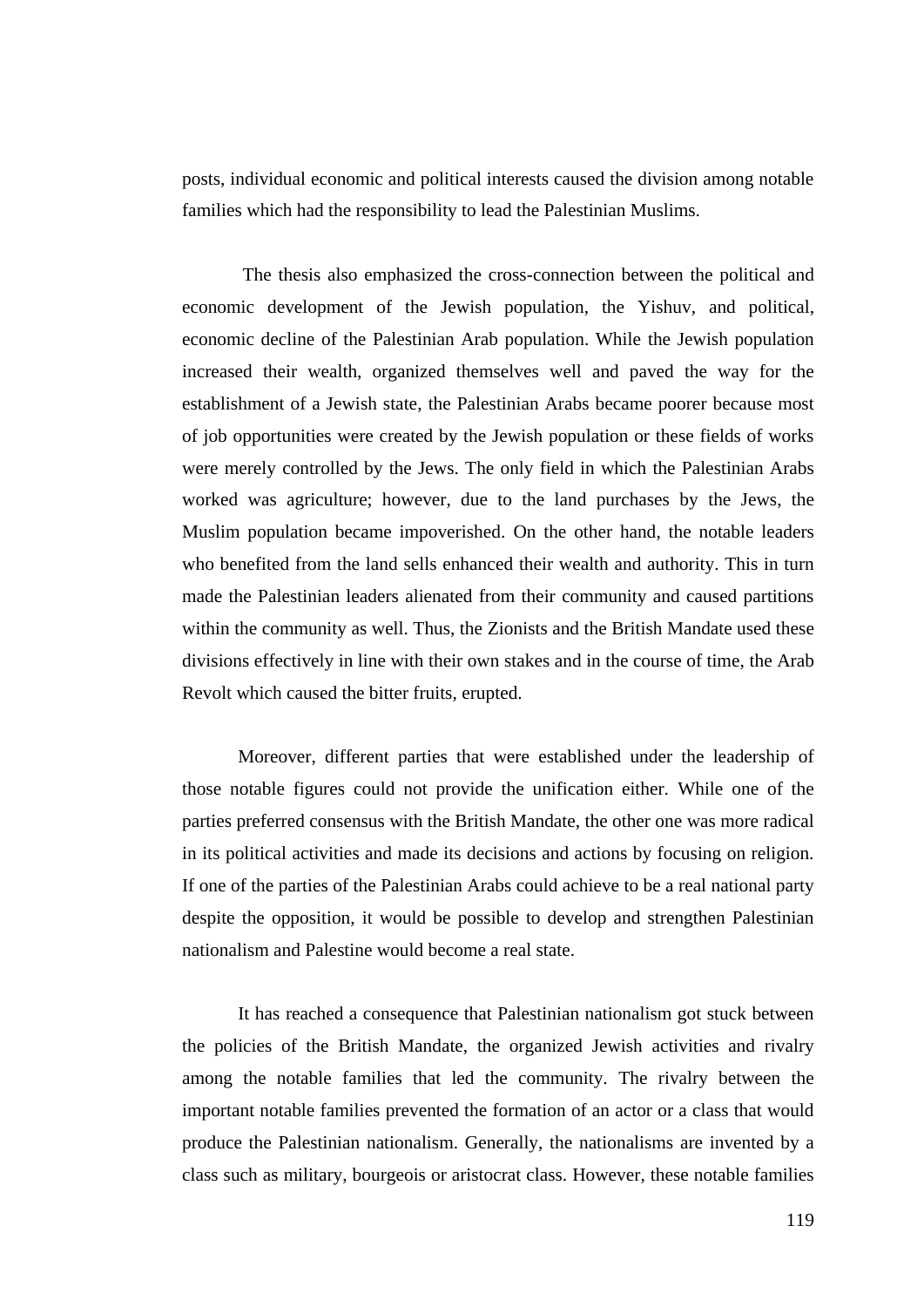posts, individual economic and political interests caused the division among notable families which had the responsibility to lead the Palestinian Muslims.

The thesis also emphasized the cross-connection between the political and economic development of the Jewish population, the Yishuv, and political, economic decline of the Palestinian Arab population. While the Jewish population increased their wealth, organized themselves well and paved the way for the establishment of a Jewish state, the Palestinian Arabs became poorer because most of job opportunities were created by the Jewish population or these fields of works were merely controlled by the Jews. The only field in which the Palestinian Arabs worked was agriculture; however, due to the land purchases by the Jews, the Muslim population became impoverished. On the other hand, the notable leaders who benefited from the land sells enhanced their wealth and authority. This in turn made the Palestinian leaders alienated from their community and caused partitions within the community as well. Thus, the Zionists and the British Mandate used these divisions effectively in line with their own stakes and in the course of time, the Arab Revolt which caused the bitter fruits, erupted.

Moreover, different parties that were established under the leadership of those notable figures could not provide the unification either. While one of the parties preferred consensus with the British Mandate, the other one was more radical in its political activities and made its decisions and actions by focusing on religion. If one of the parties of the Palestinian Arabs could achieve to be a real national party despite the opposition, it would be possible to develop and strengthen Palestinian nationalism and Palestine would become a real state.

It has reached a consequence that Palestinian nationalism got stuck between the policies of the British Mandate, the organized Jewish activities and rivalry among the notable families that led the community. The rivalry between the important notable families prevented the formation of an actor or a class that would produce the Palestinian nationalism. Generally, the nationalisms are invented by a class such as military, bourgeois or aristocrat class. However, these notable families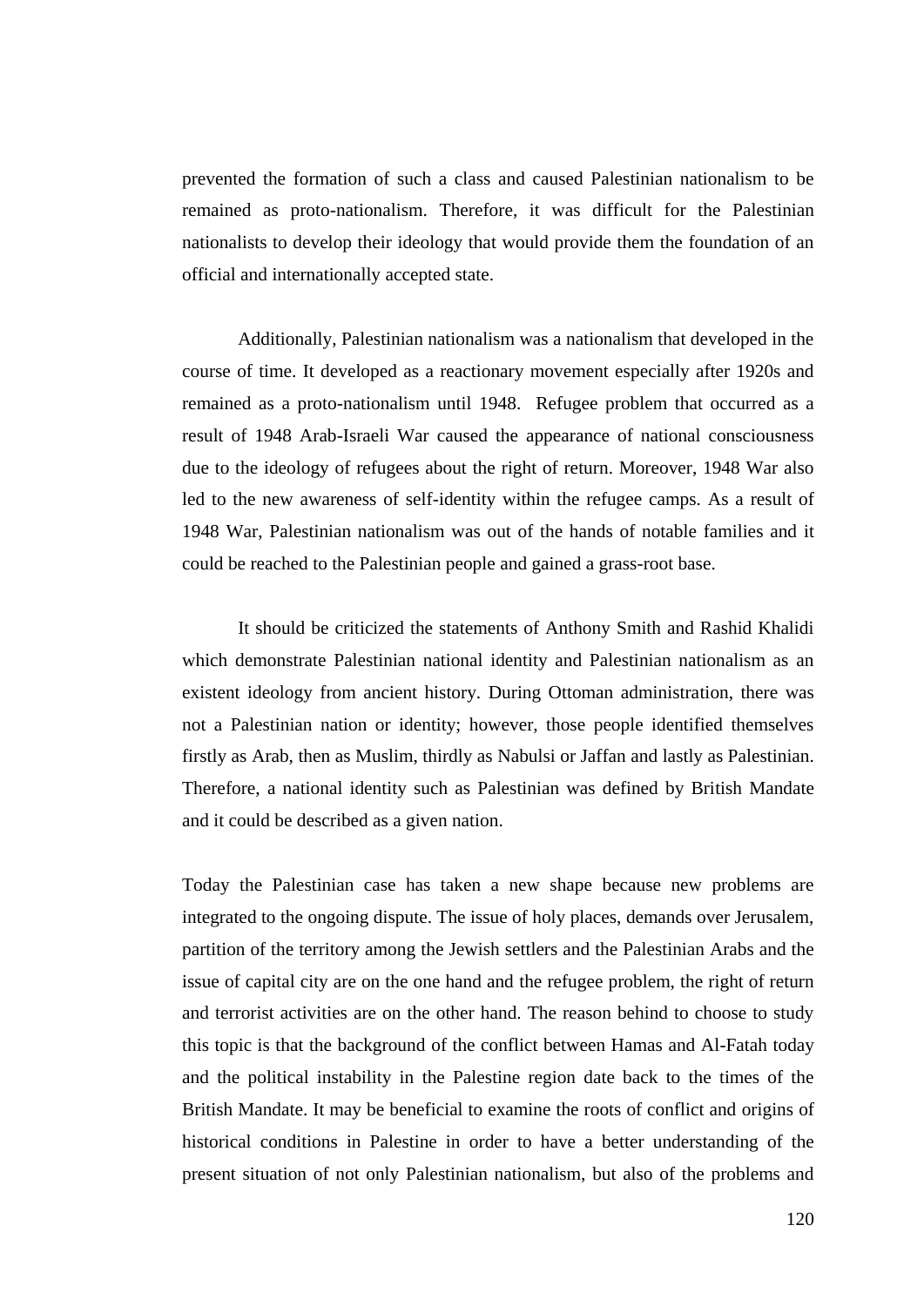prevented the formation of such a class and caused Palestinian nationalism to be remained as proto-nationalism. Therefore, it was difficult for the Palestinian nationalists to develop their ideology that would provide them the foundation of an official and internationally accepted state.

Additionally, Palestinian nationalism was a nationalism that developed in the course of time. It developed as a reactionary movement especially after 1920s and remained as a proto-nationalism until 1948. Refugee problem that occurred as a result of 1948 Arab-Israeli War caused the appearance of national consciousness due to the ideology of refugees about the right of return. Moreover, 1948 War also led to the new awareness of self-identity within the refugee camps. As a result of 1948 War, Palestinian nationalism was out of the hands of notable families and it could be reached to the Palestinian people and gained a grass-root base.

It should be criticized the statements of Anthony Smith and Rashid Khalidi which demonstrate Palestinian national identity and Palestinian nationalism as an existent ideology from ancient history. During Ottoman administration, there was not a Palestinian nation or identity; however, those people identified themselves firstly as Arab, then as Muslim, thirdly as Nabulsi or Jaffan and lastly as Palestinian. Therefore, a national identity such as Palestinian was defined by British Mandate and it could be described as a given nation.

Today the Palestinian case has taken a new shape because new problems are integrated to the ongoing dispute. The issue of holy places, demands over Jerusalem, partition of the territory among the Jewish settlers and the Palestinian Arabs and the issue of capital city are on the one hand and the refugee problem, the right of return and terrorist activities are on the other hand. The reason behind to choose to study this topic is that the background of the conflict between Hamas and Al-Fatah today and the political instability in the Palestine region date back to the times of the British Mandate. It may be beneficial to examine the roots of conflict and origins of historical conditions in Palestine in order to have a better understanding of the present situation of not only Palestinian nationalism, but also of the problems and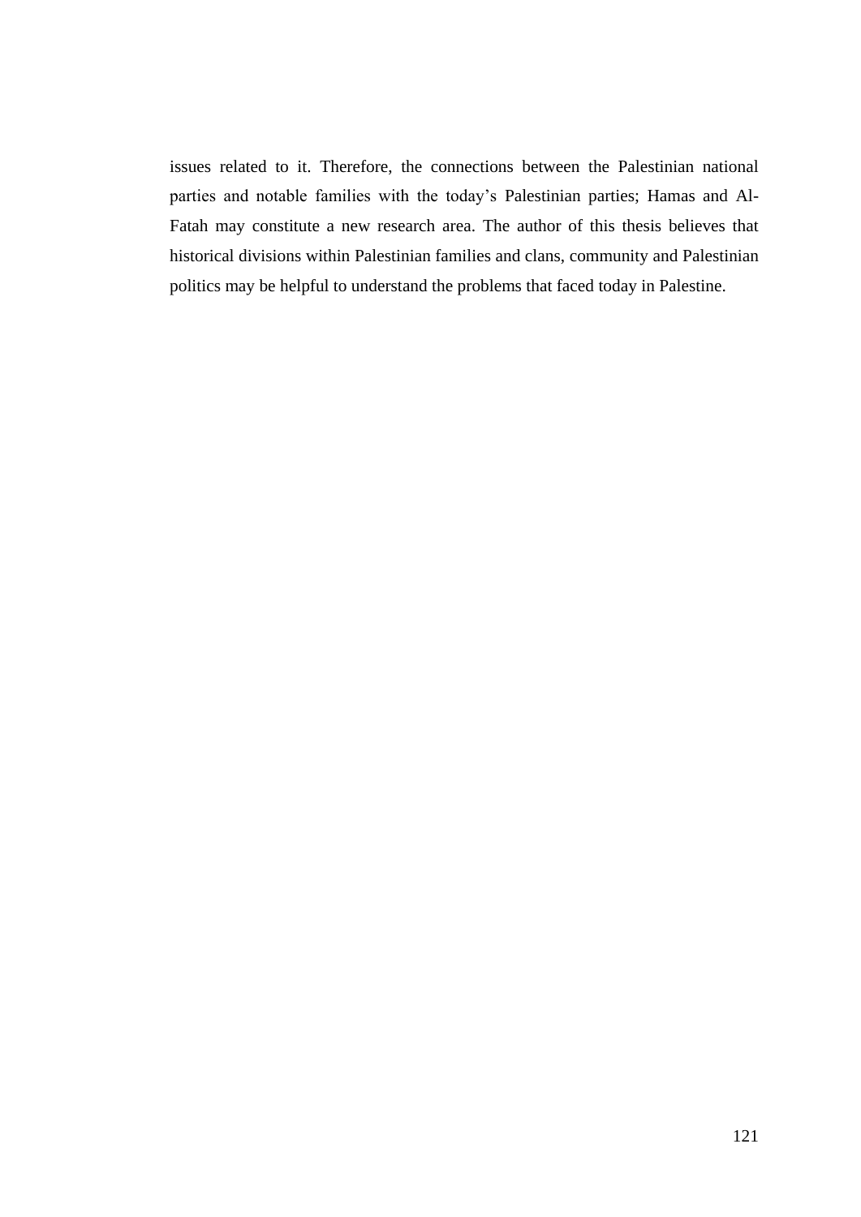issues related to it. Therefore, the connections between the Palestinian national parties and notable families with the today's Palestinian parties; Hamas and Al-Fatah may constitute a new research area. The author of this thesis believes that historical divisions within Palestinian families and clans, community and Palestinian politics may be helpful to understand the problems that faced today in Palestine.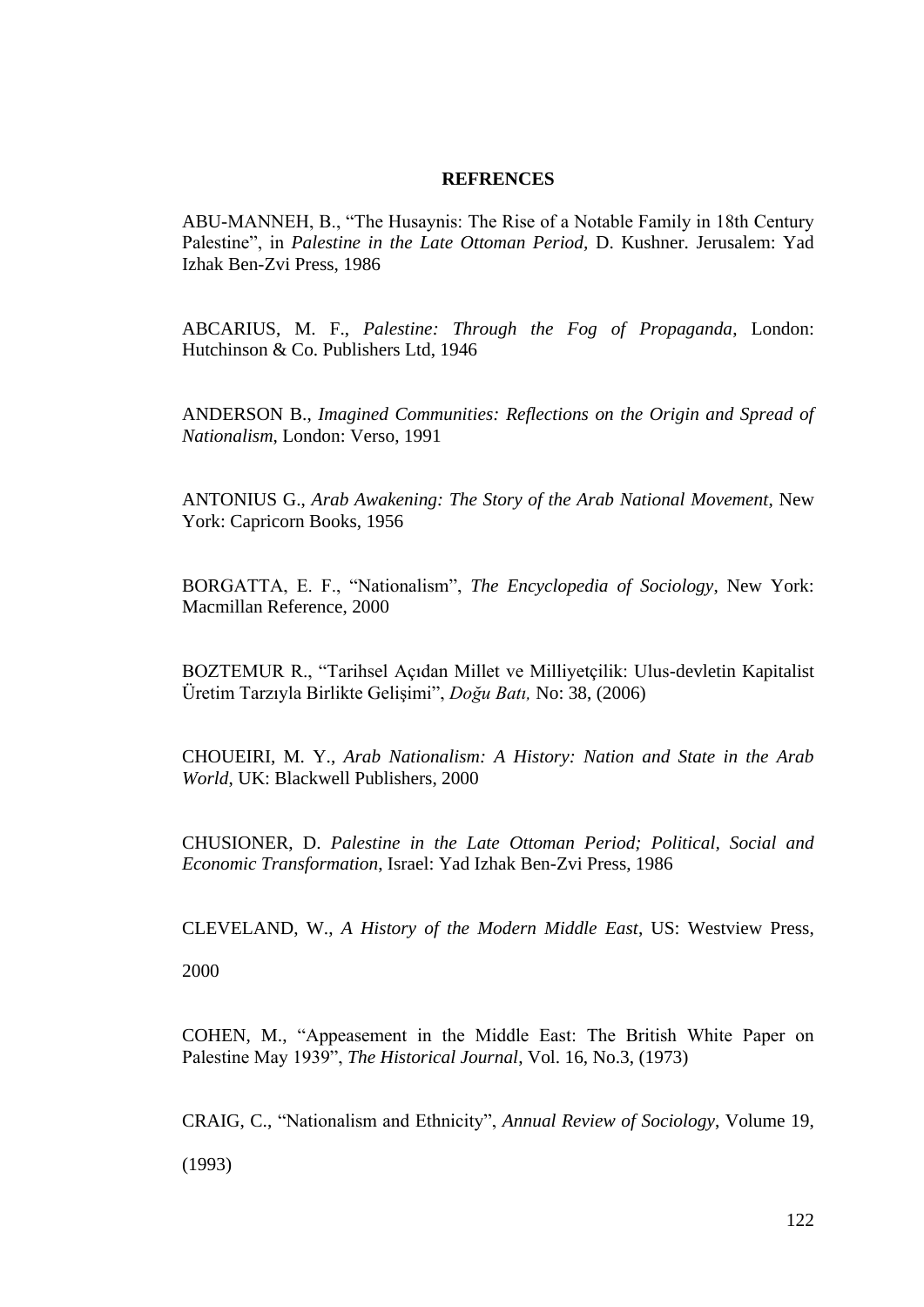**REFRENCES**

ABU-MANNEH, B., "The Husaynis: The Rise of a Notable Family in 18th Century Palestine", in *Palestine in the Late Ottoman Period,* D. Kushner. Jerusalem: Yad Izhak Ben-Zvi Press, 1986

ABCARIUS, M. F., *Palestine: Through the Fog of Propaganda*, London: Hutchinson & Co. Publishers Ltd, 1946

ANDERSON B., *Imagined Communities: Reflections on the Origin and Spread of Nationalism*, London: Verso, 1991

ANTONIUS G., *Arab Awakening: The Story of the Arab National Movement*, New York: Capricorn Books, 1956

BORGATTA, E. F., "Nationalism", *The Encyclopedia of Sociology,* New York: Macmillan Reference, 2000

BOZTEMUR R., "Tarihsel Açıdan Millet ve Milliyetçilik: Ulus-devletin Kapitalist Üretim Tarzıyla Birlikte Gelişimi", *Doğu Batı,* No: 38, (2006)

CHOUEIRI, M. Y., *Arab Nationalism: A History: Nation and State in the Arab World*, UK: Blackwell Publishers, 2000

CHUSIONER, D. *Palestine in the Late Ottoman Period; Political, Social and Economic Transformation*, Israel: Yad Izhak Ben-Zvi Press, 1986

CLEVELAND, W., *A History of the Modern Middle East*, US: Westview Press, 2000

COHEN, M., "Appeasement in the Middle East: The British White Paper on Palestine May 1939", *The Historical Journal*, Vol. 16, No.3, (1973)

CRAIG, C., "Nationalism and Ethnicity", *Annual Review of Sociology*, Volume 19, (1993)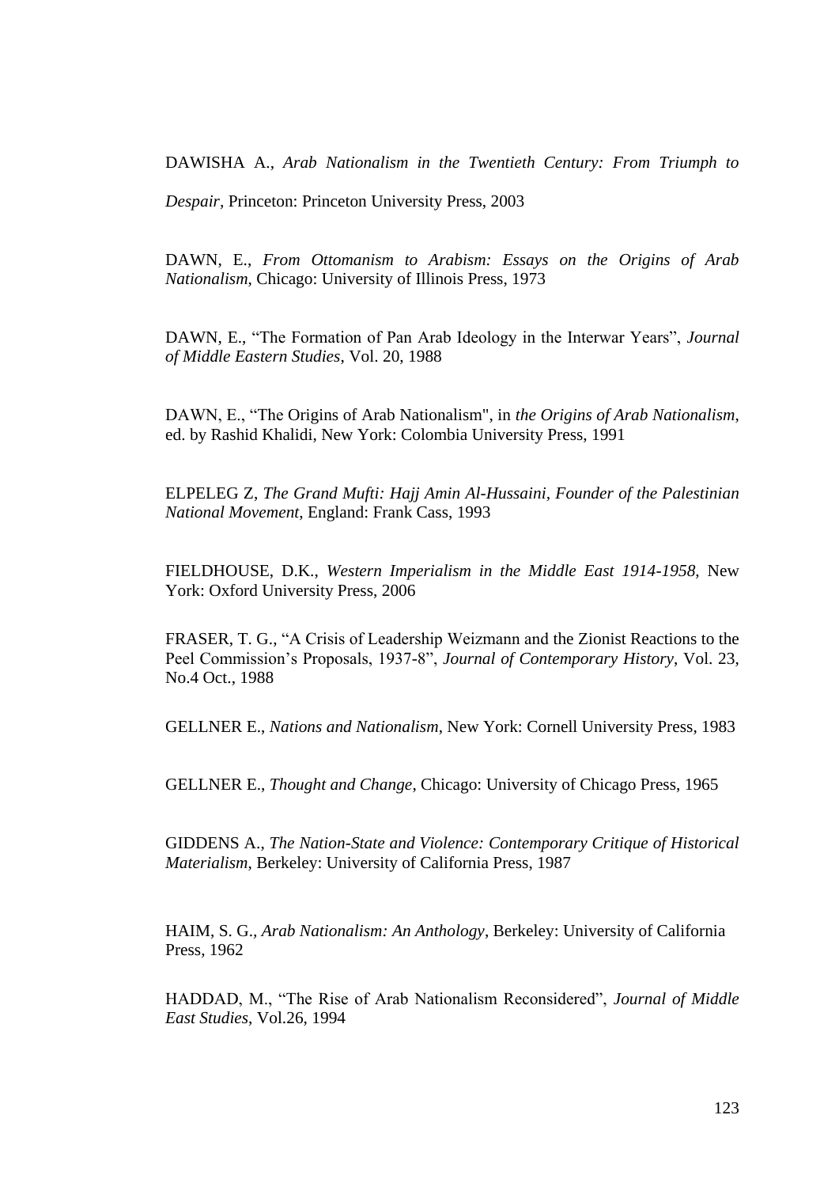DAWISHA A., *Arab Nationalism in the Twentieth Century: From Triumph to Despair*, Princeton: Princeton University Press, 2003

DAWN, E., *From Ottomanism to Arabism: Essays on the Origins of Arab Nationalism*, Chicago: University of Illinois Press, 1973

DAWN, E., "The Formation of Pan Arab Ideology in the Interwar Years", *Journal of Middle Eastern Studies*, Vol. 20, 1988

DAWN, E., "The Origins of Arab Nationalism", in *the Origins of Arab Nationalism*, ed. by Rashid Khalidi, New York: Colombia University Press, 1991

ELPELEG Z, *The Grand Mufti: Hajj Amin Al-Hussaini, Founder of the Palestinian National Movement*, England: Frank Cass, 1993

FIELDHOUSE, D.K., *Western Imperialism in the Middle East 1914-1958*, New York: Oxford University Press, 2006

FRASER, T. G., "A Crisis of Leadership Weizmann and the Zionist Reactions to the Peel Commission's Proposals, 1937-8", *Journal of Contemporary History*, Vol. 23, No.4 Oct., 1988

GELLNER E., *Nations and Nationalism*, New York: Cornell University Press, 1983

GELLNER E., *Thought and Change*, Chicago: University of Chicago Press, 1965

GIDDENS A., *The Nation-State and Violence: Contemporary Critique of Historical Materialism*, Berkeley: University of California Press, 1987

HAIM, S. G., *Arab Nationalism: An Anthology*, Berkeley: University of California Press, 1962

HADDAD, M., "The Rise of Arab Nationalism Reconsidered", *Journal of Middle East Studies*, Vol.26, 1994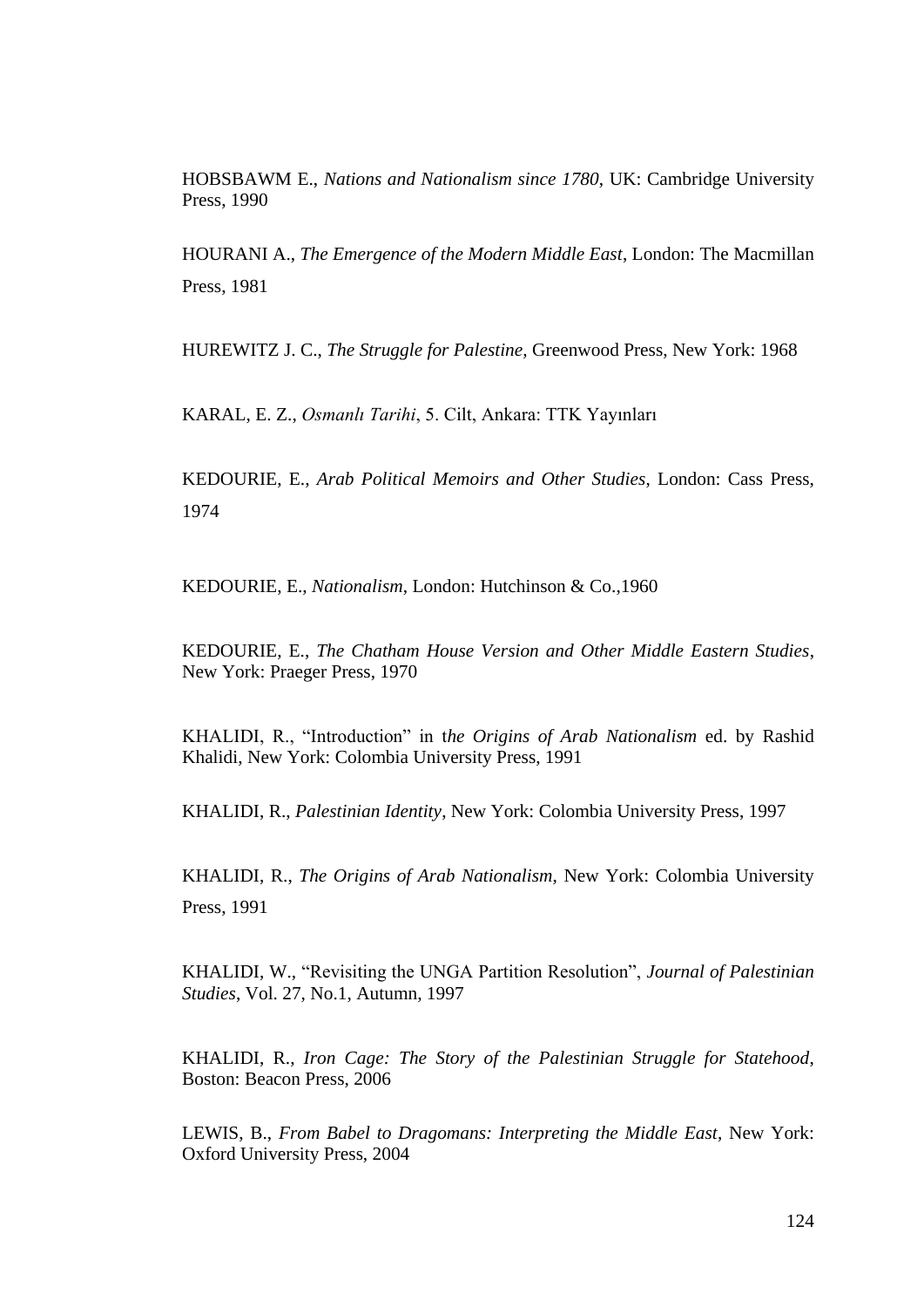HOBSBAWM E., *Nations and Nationalism since 1780*, UK: Cambridge University Press, 1990

HOURANI A., *The Emergence of the Modern Middle East*, London: The Macmillan Press, 1981

HUREWITZ J. C., *The Struggle for Palestine*, Greenwood Press, New York: 1968

KARAL, E. Z., *Osmanlı Tarihi*, 5. Cilt, Ankara: TTK Yayınları

KEDOURIE, E., *Arab Political Memoirs and Other Studies*, London: Cass Press, 1974

KEDOURIE, E., *Nationalism*, London: Hutchinson & Co.,1960

KEDOURIE, E., *The Chatham House Version and Other Middle Eastern Studies*, New York: Praeger Press, 1970

KHALIDI, R., "Introduction" in t*he Origins of Arab Nationalism* ed. by Rashid Khalidi, New York: Colombia University Press, 1991

KHALIDI, R., *Palestinian Identity*, New York: Colombia University Press, 1997

KHALIDI, R., *The Origins of Arab Nationalism*, New York: Colombia University Press, 1991

KHALIDI, W., "Revisiting the UNGA Partition Resolution", *Journal of Palestinian Studies*, Vol. 27, No.1, Autumn, 1997

KHALIDI, R., *Iron Cage: The Story of the Palestinian Struggle for Statehood*, Boston: Beacon Press, 2006

LEWIS, B., *From Babel to Dragomans: Interpreting the Middle East*, New York: Oxford University Press, 2004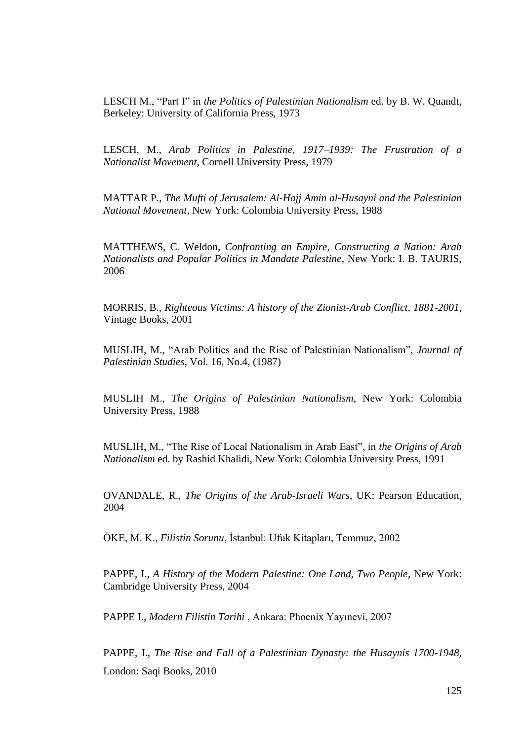LESCH M., "Part I" in *the Politics of Palestinian Nationalism* ed. by B. W. Quandt, Berkeley: University of California Press, 1973

LESCH, M., *Arab Politics in Palestine, 1917–1939: The Frustration of a Nationalist Movement*, Cornell University Press, 1979

MATTAR P., *The Mufti of Jerusalem: Al-Hajj Amin al-Husayni and the Palestinian National Movement*, New York: Colombia University Press, 1988

MATTHEWS, C. Weldon, *Confronting an Empire, Constructing a Nation: Arab Nationalists and Popular Politics in Mandate Palestine*, New York: I. B. TAURIS, 2006

MORRIS, B., *Righteous Victims: A history of the Zionist-Arab Conflict, 1881-2001*, Vintage Books, 2001

MUSLIH, M., "Arab Politics and the Rise of Palestinian Nationalism", *Journal of Palestinian Studies*, Vol. 16, No.4, (1987)

MUSLIH M., *The Origins of Palestinian Nationalism*, New York: Colombia University Press, 1988

MUSLIH, M., "The Rise of Local Nationalism in Arab East", in *the Origins of Arab Nationalism* ed. by Rashid Khalidi, New York: Colombia University Press, 1991

OVANDALE, R., *The Origins of the Arab-Israeli Wars*, UK: Pearson Education, 2004

ÖKE, M. K., *Filistin Sorunu*, İstanbul: Ufuk Kitapları, Temmuz, 2002

PAPPE, I., *A History of the Modern Palestine: One Land, Two People*, New York: Cambridge University Press, 2004

PAPPE I., *Modern Filistin Tarihi* , Ankara: Phoenix Yayınevi, 2007

PAPPE, I., *The Rise and Fall of a Palestinian Dynasty: the Husaynis 1700-1948,* London: Saqi Books, 2010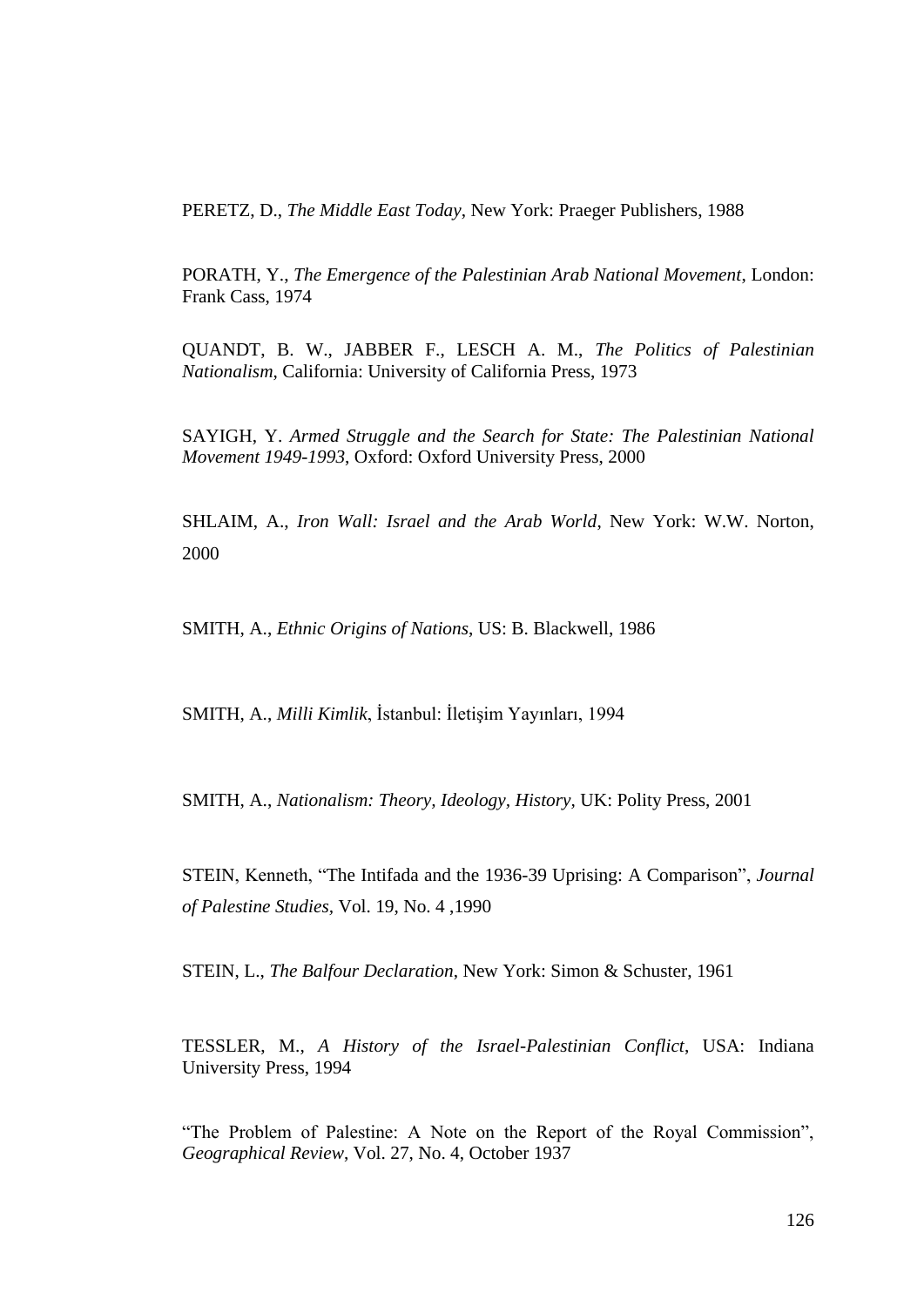PERETZ, D., *The Middle East Today*, New York: Praeger Publishers, 1988

PORATH, Y., *The Emergence of the Palestinian Arab National Movement*, London: Frank Cass, 1974

QUANDT, B. W., JABBER F., LESCH A. M., *The Politics of Palestinian Nationalism*, California: University of California Press, 1973

SAYIGH, Y. *Armed Struggle and the Search for State: The Palestinian National Movement 1949-1993,* Oxford: Oxford University Press, 2000

SHLAIM, A., *Iron Wall: Israel and the Arab World*, New York: W.W. Norton, 2000

SMITH, A., *Ethnic Origins of Nations,* US: B. Blackwell, 1986

SMITH, A., *Milli Kimlik*, İstanbul: İletişim Yayınları, 1994

SMITH, A., *Nationalism: Theory, Ideology, History,* UK: Polity Press, 2001

STEIN, Kenneth, "The Intifada and the 1936-39 Uprising: A Comparison", *Journal of Palestine Studies*, Vol. 19, No. 4 ,1990

STEIN, L., *The Balfour Declaration*, New York: Simon & Schuster, 1961

TESSLER, M., *A History of the Israel-Palestinian Conflict*, USA: Indiana University Press, 1994

"The Problem of Palestine: A Note on the Report of the Royal Commission", *Geographical Review*, Vol. 27, No. 4, October 1937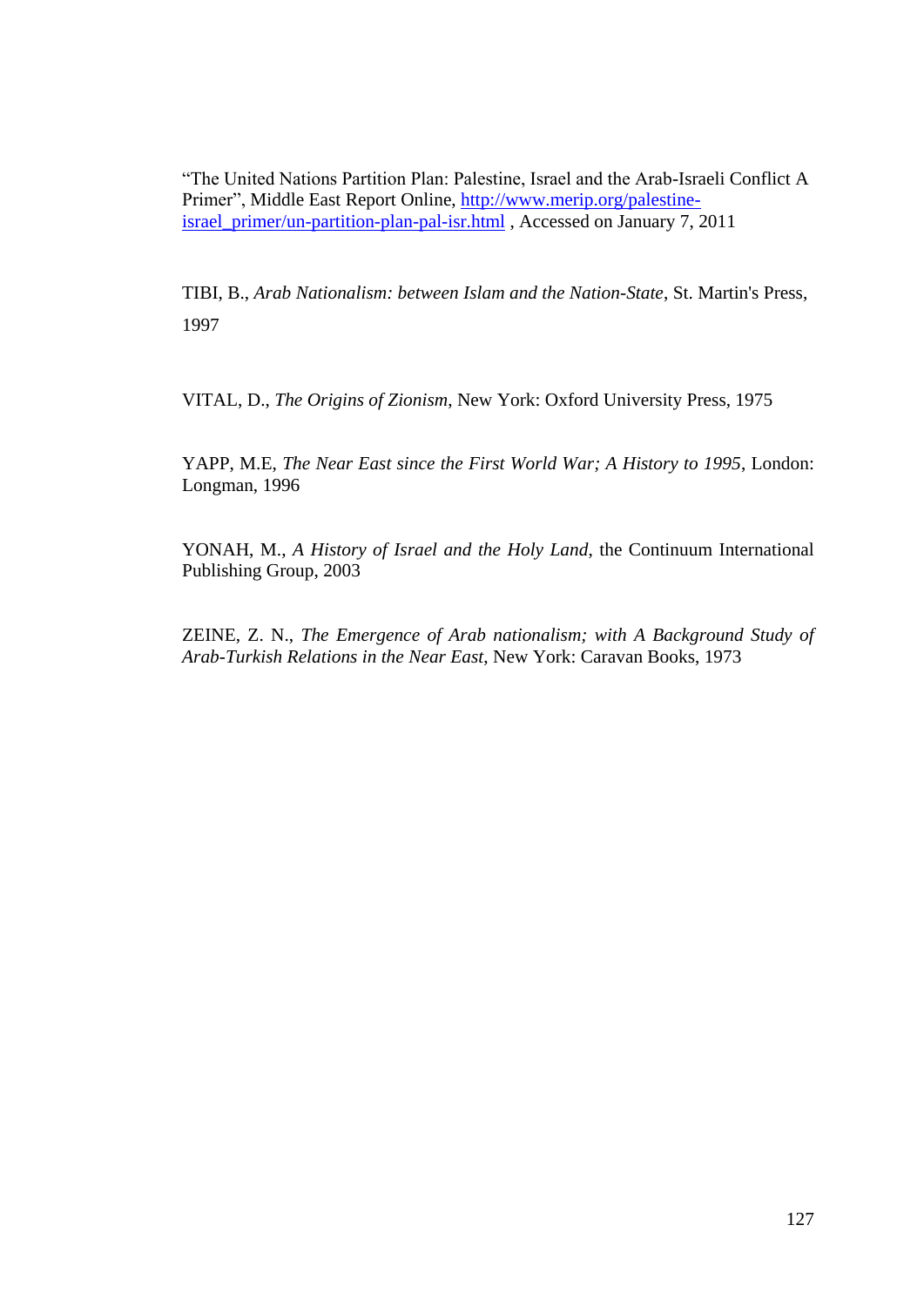"The United Nations Partition Plan: Palestine, Israel and the Arab-Israeli Conflict A Primer", Middle East Report Online, http://www.merip.org/palestine-israel_primer/un-partition-plan-pal-isr.html , Accessed on January 7, 2011

TIBI, B., *Arab Nationalism: between Islam and the Nation-State*, St. Martin's Press, 1997

VITAL, D., *The Origins of Zionism*, New York: Oxford University Press, 1975

YAPP, M.E, *The Near East since the First World War; A History to 1995*, London: Longman, 1996

YONAH, M., *A History of Israel and the Holy Land*, the Continuum International Publishing Group, 2003

ZEINE, Z. N., *The Emergence of Arab nationalism; with A Background Study of Arab-Turkish Relations in the Near East*, New York: Caravan Books, 1973